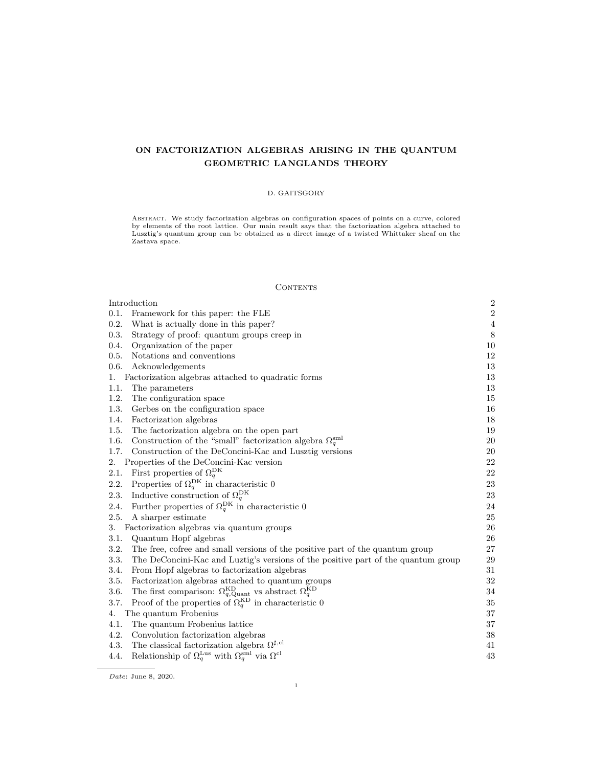# ON FACTORIZATION ALGEBRAS ARISING IN THE QUANTUM GEOMETRIC LANGLANDS THEORY

D. GAITSGORY

ABSTRACT. We study factorization algebras on configuration spaces of points on a curve, colored by elements of the root lattice. Our main result says that the factorization algebra attached to Lusztig's quantum group can be obtained as a direct image of a twisted Whittaker sheaf on the Zastava space.

## CONTENTS

| | |
|---|---|
| Introduction | 2 |
| 0.1. Framework for this paper: the FLE | 2 |
| 0.2. What is actually done in this paper? | 4 |
| 0.3. Strategy of proof: quantum groups creep in | 8 |
| 0.4. Organization of the paper | 10 |
| 0.5. Notations and conventions | 12 |
| 0.6. Acknowledgements | 13 |
| 1. Factorization algebras attached to quadratic forms | 13 |
| 1.1. The parameters | 13 |
| 1.2. The configuration space | 15 |
| 1.3. Gerbes on the configuration space | 16 |
| 1.4. Factorization algebras | 18 |
| 1.5. The factorization algebra on the open part | 19 |
| 1.6. Construction of the "small" factorization algebra $\Omega_q^{\mathrm{sml}}$ | 20 |
| 1.7. Construction of the DeConcini-Kac and Lusztig versions | 20 |
| 2. Properties of the DeConcini-Kac version | 22 |
| 2.1. First properties of $\Omega_q^{\mathrm{DK}}$ | 22 |
| 2.2. Properties of $\Omega_q^{\mathrm{DK}}$ in characteristic 0 | 23 |
| 2.3. Inductive construction of $\Omega_q^{\mathrm{DK}}$ | 23 |
| 2.4. Further properties of $\Omega_q^{\mathrm{DK}}$ in characteristic 0 | 24 |
| 2.5. A sharper estimate | 25 |
| 3. Factorization algebras via quantum groups | 26 |
| 3.1. Quantum Hopf algebras | 26 |
| 3.2. The free, cofree and small versions of the positive part of the quantum group | 27 |
| 3.3. The DeConcini-Kac and Luztig's versions of the positive part of the quantum group | 29 |
| 3.4. From Hopf algebras to factorization algebras | 31 |
| 3.5. Factorization algebras attached to quantum groups | 32 |
| 3.6. The first comparison: $\Omega_{q,\mathrm{Quant}}^{\mathrm{KD}}$ vs abstract $\Omega_q^{\mathrm{KD}}$ | 34 |
| 3.7. Proof of the properties of $\Omega_q^{\mathrm{KD}}$ in characteristic 0 | 35 |
| 4. The quantum Frobenius | 37 |
| 4.1. The quantum Frobenius lattice | 37 |
| 4.2. Convolution factorization algebras | 38 |
| 4.3. The classical factorization algebra $\Omega^{\sharp,\mathrm{cl}}$ | 41 |
| 4.4. Relationship of $\Omega_q^{\mathrm{Lus}}$ with $\Omega_q^{\mathrm{sml}}$ via $\Omega^{\mathrm{cl}}$ | 43 |

*Date*: June 8, 2020.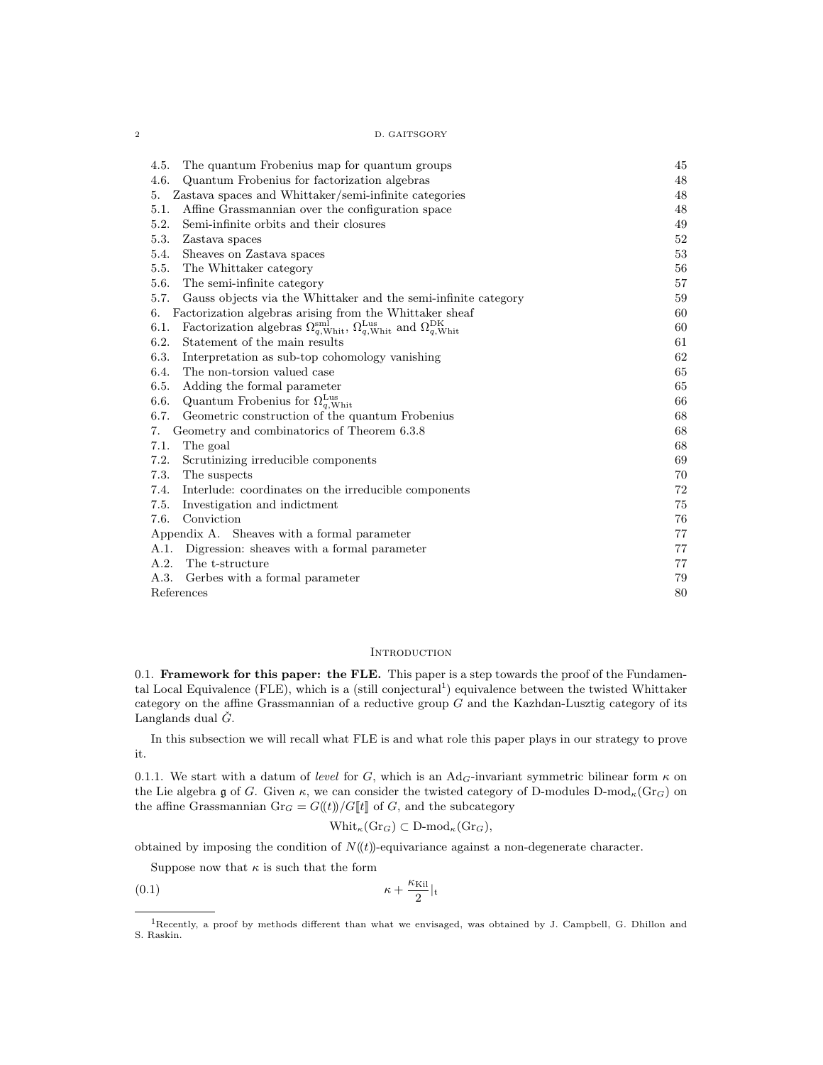4.5. The quantum Frobenius map for quantum groups 45
4.6. Quantum Frobenius for factorization algebras 48
5. Zastava spaces and Whittaker/semi-infinite categories 48
5.1. Affine Grassmannian over the configuration space 48
5.2. Semi-infinite orbits and their closures 49
5.3. Zastava spaces 52
5.4. Sheaves on Zastava spaces 53
5.5. The Whittaker category 56
5.6. The semi-infinite category 57
5.7. Gauss objects via the Whittaker and the semi-infinite category 59
6. Factorization algebras arising from the Whittaker sheaf 60
6.1. Factorization algebras $\Omega^{\rm sml}_{q,\rm Whit}$, $\Omega^{\rm Lus}_{q,\rm Whit}$ and $\Omega^{\rm DK}_{q,\rm Whit}$ 60
6.2. Statement of the main results 61
6.3. Interpretation as sub-top cohomology vanishing 62
6.4. The non-torsion valued case 65
6.5. Adding the formal parameter 65
6.6. Quantum Frobenius for $\Omega^{\rm Lus}_{q,\rm Whit}$ 66
6.7. Geometric construction of the quantum Frobenius 68
7. Geometry and combinatorics of Theorem 6.3.8 68
7.1. The goal 68
7.2. Scrutinizing irreducible components 69
7.3. The suspects 70
7.4. Interlude: coordinates on the irreducible components 72
7.5. Investigation and indictment 75
7.6. Conviction 76
Appendix A. Sheaves with a formal parameter 77
A.1. Digression: sheaves with a formal parameter 77
A.2. The t-structure 77
A.3. Gerbes with a formal parameter 79
References 80

## Introduction

0.1. **Framework for this paper: the FLE.** This paper is a step towards the proof of the Fundamental Local Equivalence (FLE), which is a (still conjectural[1]) equivalence between the twisted Whittaker category on the affine Grassmannian of a reductive group $G$ and the Kazhdan-Lusztig category of its Langlands dual $\check{G}$.

In this subsection we will recall what FLE is and what role this paper plays in our strategy to prove it.

0.1.1. We start with a datum of *level* for $G$, which is an $\mathrm{Ad}_G$-invariant symmetric bilinear form $\kappa$ on the Lie algebra $\mathfrak{g}$ of $G$. Given $\kappa$, we can consider the twisted category of D-modules $\text{D-mod}_\kappa(\mathrm{Gr}_G)$ on the affine Grassmannian $\mathrm{Gr}_G = G(\!(t)\!)/G[\![t]\!]$ of $G$, and the subcategory

$$\mathrm{Whit}_\kappa(\mathrm{Gr}_G) \subset \text{D-mod}_\kappa(\mathrm{Gr}_G),$$

obtained by imposing the condition of $N(\!(t)\!)$-equivariance against a non-degenerate character.

Suppose now that $\kappa$ is such that the form

$$\kappa + \frac{\kappa_{\rm Kil}}{2}|_{\mathfrak{t}} \tag{0.1}$$

[1] Recently, a proof by methods different than what we envisaged, was obtained by J. Campbell, G. Dhillon and S. Raskin.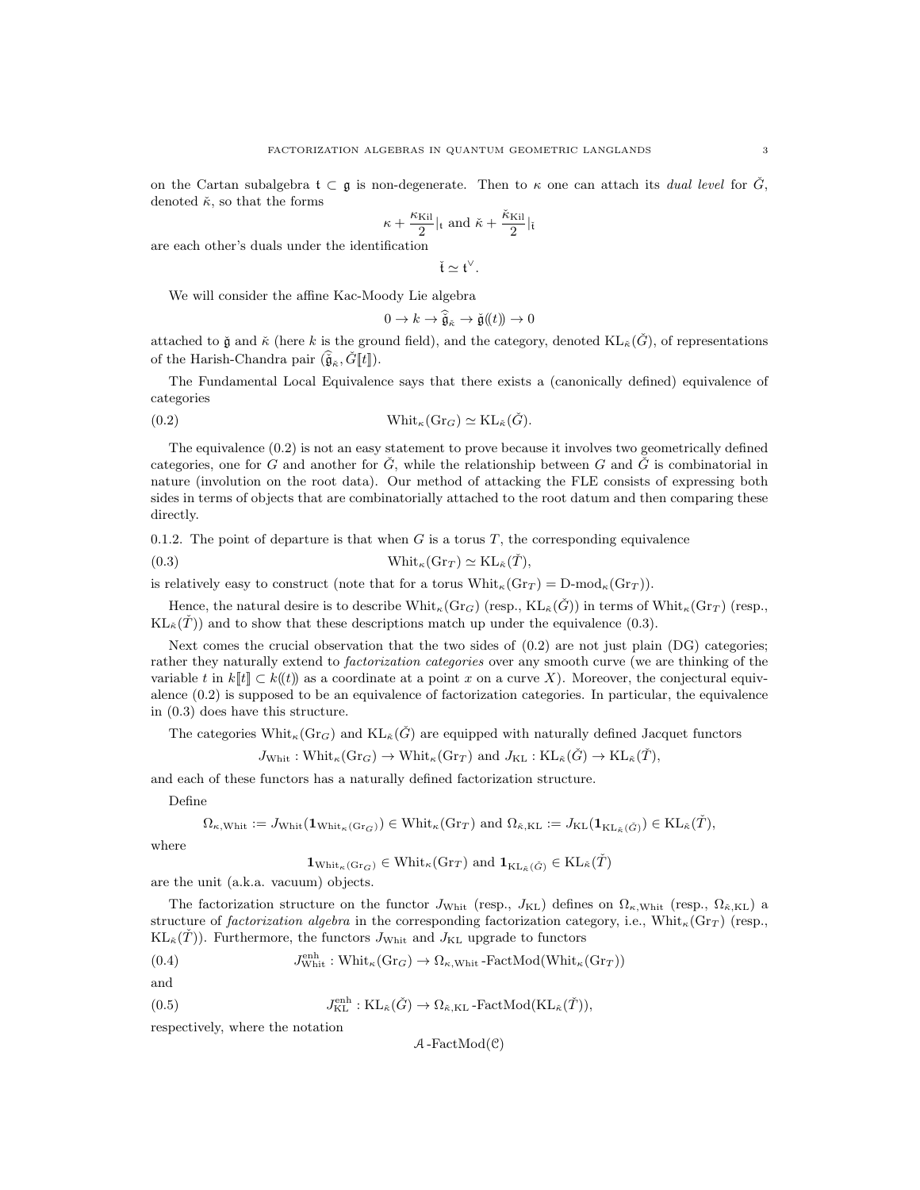on the Cartan subalgebra $\mathfrak{t} \subset \mathfrak{g}$ is non-degenerate. Then to $\kappa$ one can attach its *dual level* for $\check{G}$, denoted $\check{\kappa}$, so that the forms

$$\kappa + \frac{\kappa_{\mathrm{Kil}}}{2}|_{\mathfrak{t}} \text{ and } \check{\kappa} + \frac{\check{\kappa}_{\mathrm{Kil}}}{2}|_{\check{\mathfrak{t}}}$$

are each other's duals under the identification

$$\check{\mathfrak{t}} \simeq \mathfrak{t}^{\vee}.$$

We will consider the affine Kac-Moody Lie algebra

$$0 \to k \to \widehat{\check{\mathfrak{g}}}_{\check{\kappa}} \to \check{\mathfrak{g}}(\!(t)\!) \to 0$$

attached to $\check{\mathfrak{g}}$ and $\check{\kappa}$ (here $k$ is the ground field), and the category, denoted $\mathrm{KL}_{\check{\kappa}}(\check{G})$, of representations of the Harish-Chandra pair $(\widehat{\check{\mathfrak{g}}}_{\check{\kappa}}, \check{G}[\![t]\!])$.

The Fundamental Local Equivalence says that there exists a (canonically defined) equivalence of categories

$$\mathrm{Whit}_{\kappa}(\mathrm{Gr}_G) \simeq \mathrm{KL}_{\check{\kappa}}(\check{G}). \tag{0.2}$$

The equivalence (0.2) is not an easy statement to prove because it involves two geometrically defined categories, one for $G$ and another for $\check{G}$, while the relationship between $G$ and $\check{G}$ is combinatorial in nature (involution on the root data). Our method of attacking the FLE consists of expressing both sides in terms of objects that are combinatorially attached to the root datum and then comparing these directly.

0.1.2. The point of departure is that when $G$ is a torus $T$, the corresponding equivalence

$$\mathrm{Whit}_{\kappa}(\mathrm{Gr}_T) \simeq \mathrm{KL}_{\check{\kappa}}(\check{T}), \tag{0.3}$$

is relatively easy to construct (note that for a torus $\mathrm{Whit}_{\kappa}(\mathrm{Gr}_T) = \text{D-mod}_{\kappa}(\mathrm{Gr}_T)$).

Hence, the natural desire is to describe $\mathrm{Whit}_{\kappa}(\mathrm{Gr}_G)$ (resp., $\mathrm{KL}_{\check{\kappa}}(\check{G})$) in terms of $\mathrm{Whit}_{\kappa}(\mathrm{Gr}_T)$ (resp., $\mathrm{KL}_{\check{\kappa}}(\check{T})$) and to show that these descriptions match up under the equivalence (0.3).

Next comes the crucial observation that the two sides of (0.2) are not just plain (DG) categories; rather they naturally extend to *factorization categories* over any smooth curve (we are thinking of the variable $t$ in $k[\![t]\!] \subset k(\!(t)\!)$ as a coordinate at a point $x$ on a curve $X$). Moreover, the conjectural equivalence (0.2) is supposed to be an equivalence of factorization categories. In particular, the equivalence in (0.3) does have this structure.

The categories $\mathrm{Whit}_{\kappa}(\mathrm{Gr}_G)$ and $\mathrm{KL}_{\check{\kappa}}(\check{G})$ are equipped with naturally defined Jacquet functors

$$J_{\mathrm{Whit}} : \mathrm{Whit}_{\kappa}(\mathrm{Gr}_G) \to \mathrm{Whit}_{\kappa}(\mathrm{Gr}_T) \text{ and } J_{\mathrm{KL}} : \mathrm{KL}_{\check{\kappa}}(\check{G}) \to \mathrm{KL}_{\check{\kappa}}(\check{T}),$$

and each of these functors has a naturally defined factorization structure.

Define

$$\Omega_{\kappa,\mathrm{Whit}} := J_{\mathrm{Whit}}(\mathbf{1}_{\mathrm{Whit}_{\kappa}(\mathrm{Gr}_G)}) \in \mathrm{Whit}_{\kappa}(\mathrm{Gr}_T) \text{ and } \Omega_{\check{\kappa},\mathrm{KL}} := J_{\mathrm{KL}}(\mathbf{1}_{\mathrm{KL}_{\check{\kappa}}(\check{G})}) \in \mathrm{KL}_{\check{\kappa}}(\check{T}),$$

where

$$\mathbf{1}_{\mathrm{Whit}_{\kappa}(\mathrm{Gr}_G)} \in \mathrm{Whit}_{\kappa}(\mathrm{Gr}_T) \text{ and } \mathbf{1}_{\mathrm{KL}_{\check{\kappa}}(\check{G})} \in \mathrm{KL}_{\check{\kappa}}(\check{T})$$

are the unit (a.k.a. vacuum) objects.

The factorization structure on the functor $J_{\mathrm{Whit}}$ (resp., $J_{\mathrm{KL}}$) defines on $\Omega_{\kappa,\mathrm{Whit}}$ (resp., $\Omega_{\check{\kappa},\mathrm{KL}}$) a structure of *factorization algebra* in the corresponding factorization category, i.e., $\mathrm{Whit}_{\kappa}(\mathrm{Gr}_T)$ (resp., $\mathrm{KL}_{\check{\kappa}}(\check{T})$). Furthermore, the functors $J_{\mathrm{Whit}}$ and $J_{\mathrm{KL}}$ upgrade to functors

$$J^{\mathrm{enh}}_{\mathrm{Whit}} : \mathrm{Whit}_{\kappa}(\mathrm{Gr}_G) \to \Omega_{\kappa,\mathrm{Whit}}\text{-FactMod}(\mathrm{Whit}_{\kappa}(\mathrm{Gr}_T)) \tag{0.4}$$

and

$$J^{\mathrm{enh}}_{\mathrm{KL}} : \mathrm{KL}_{\check{\kappa}}(\check{G}) \to \Omega_{\check{\kappa},\mathrm{KL}}\text{-FactMod}(\mathrm{KL}_{\check{\kappa}}(\check{T})), \tag{0.5}$$

respectively, where the notation

$$\mathcal{A}\text{-FactMod}(\mathcal{C})$$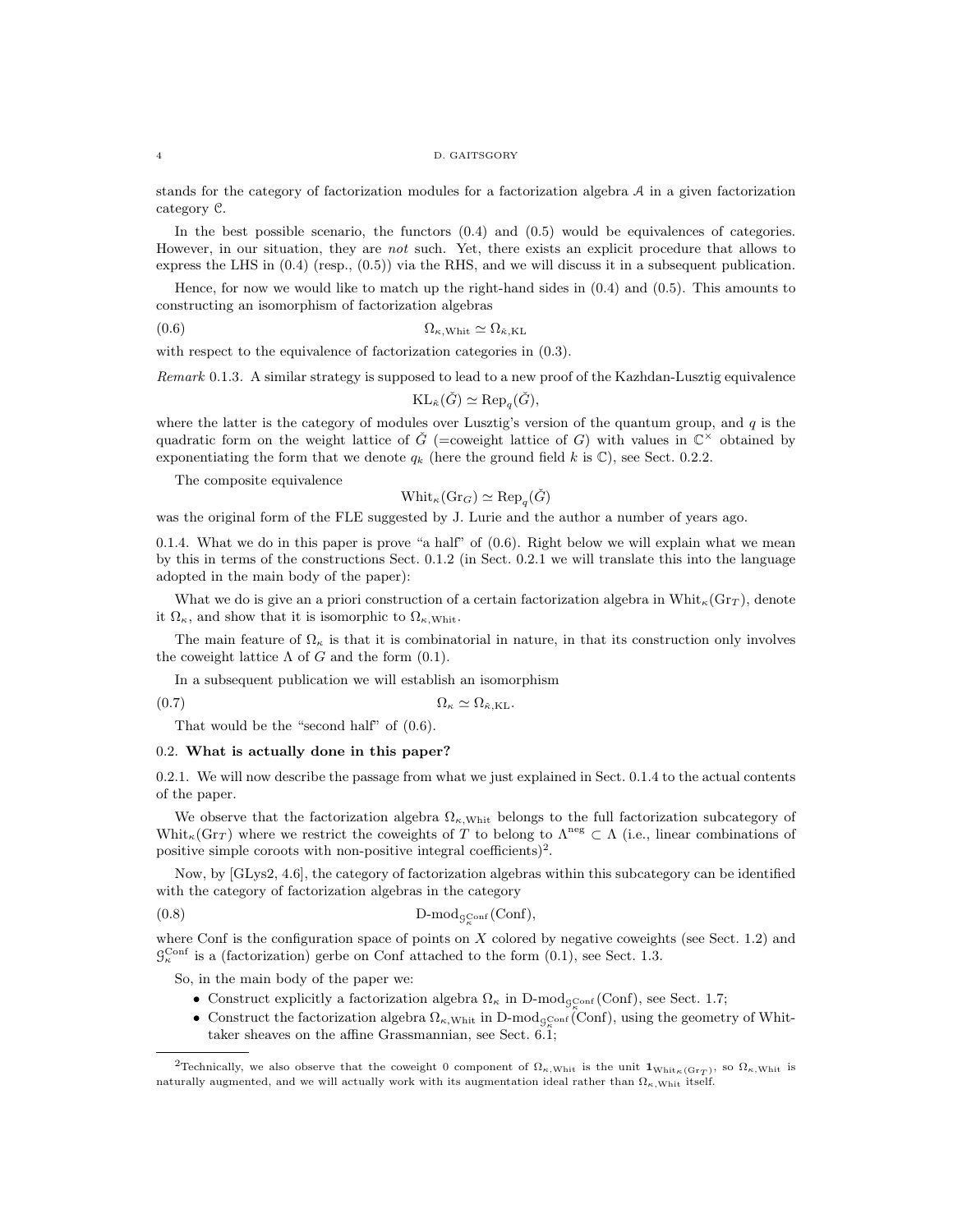stands for the category of factorization modules for a factorization algebra $\mathcal{A}$ in a given factorization category $\mathcal{C}$.

In the best possible scenario, the functors (0.4) and (0.5) would be equivalences of categories. However, in our situation, they are *not* such. Yet, there exists an explicit procedure that allows to express the LHS in (0.4) (resp., (0.5)) via the RHS, and we will discuss it in a subsequent publication.

Hence, for now we would like to match up the right-hand sides in (0.4) and (0.5). This amounts to constructing an isomorphism of factorization algebras

$$\Omega_{\kappa,\mathrm{Whit}} \simeq \Omega_{\check{\kappa},\mathrm{KL}} \tag{0.6}$$

with respect to the equivalence of factorization categories in (0.3).

*Remark* 0.1.3. A similar strategy is supposed to lead to a new proof of the Kazhdan-Lusztig equivalence

$$\mathrm{KL}_{\check{\kappa}}(\check{G}) \simeq \mathrm{Rep}_q(\check{G}),$$

where the latter is the category of modules over Lusztig's version of the quantum group, and $q$ is the quadratic form on the weight lattice of $\check{G}$ (=coweight lattice of $G$) with values in $\mathbb{C}^\times$ obtained by exponentiating the form that we denote $q_k$ (here the ground field $k$ is $\mathbb{C}$), see Sect. 0.2.2.

The composite equivalence

$$\mathrm{Whit}_\kappa(\mathrm{Gr}_G) \simeq \mathrm{Rep}_q(\check{G})$$

was the original form of the FLE suggested by J. Lurie and the author a number of years ago.

0.1.4. What we do in this paper is prove "a half" of (0.6). Right below we will explain what we mean by this in terms of the constructions Sect. 0.1.2 (in Sect. 0.2.1 we will translate this into the language adopted in the main body of the paper):

What we do is give an a priori construction of a certain factorization algebra in $\mathrm{Whit}_\kappa(\mathrm{Gr}_T)$, denote it $\Omega_\kappa$, and show that it is isomorphic to $\Omega_{\kappa,\mathrm{Whit}}$.

The main feature of $\Omega_\kappa$ is that it is combinatorial in nature, in that its construction only involves the coweight lattice $\Lambda$ of $G$ and the form (0.1).

In a subsequent publication we will establish an isomorphism

$$\Omega_\kappa \simeq \Omega_{\check{\kappa},\mathrm{KL}}. \tag{0.7}$$

That would be the "second half" of (0.6).

## 0.2. What is actually done in this paper?

0.2.1. We will now describe the passage from what we just explained in Sect. 0.1.4 to the actual contents of the paper.

We observe that the factorization algebra $\Omega_{\kappa,\mathrm{Whit}}$ belongs to the full factorization subcategory of $\mathrm{Whit}_\kappa(\mathrm{Gr}_T)$ where we restrict the coweights of $T$ to belong to $\Lambda^{\mathrm{neg}} \subset \Lambda$ (i.e., linear combinations of positive simple coroots with non-positive integral coefficients)[2].

Now, by [GLys2, 4.6], the category of factorization algebras within this subcategory can be identified with the category of factorization algebras in the category

$$\text{D-mod}_{\mathcal{G}^{\mathrm{Conf}}_\kappa}(\mathrm{Conf}), \tag{0.8}$$

where Conf is the configuration space of points on $X$ colored by negative coweights (see Sect. 1.2) and $\mathcal{G}^{\mathrm{Conf}}_\kappa$ is a (factorization) gerbe on Conf attached to the form (0.1), see Sect. 1.3.

So, in the main body of the paper we:

- Construct explicitly a factorization algebra $\Omega_\kappa$ in $\text{D-mod}_{\mathcal{G}^{\mathrm{Conf}}_\kappa}(\mathrm{Conf})$, see Sect. 1.7;
- Construct the factorization algebra $\Omega_{\kappa,\mathrm{Whit}}$ in $\text{D-mod}_{\mathcal{G}^{\mathrm{Conf}}_\kappa}(\mathrm{Conf})$, using the geometry of Whittaker sheaves on the affine Grassmannian, see Sect. 6.1;

[2] Technically, we also observe that the coweight 0 component of $\Omega_{\kappa,\mathrm{Whit}}$ is the unit $\mathbf{1}_{\mathrm{Whit}_\kappa(\mathrm{Gr}_T)}$, so $\Omega_{\kappa,\mathrm{Whit}}$ is naturally augmented, and we will actually work with its augmentation ideal rather than $\Omega_{\kappa,\mathrm{Whit}}$ itself.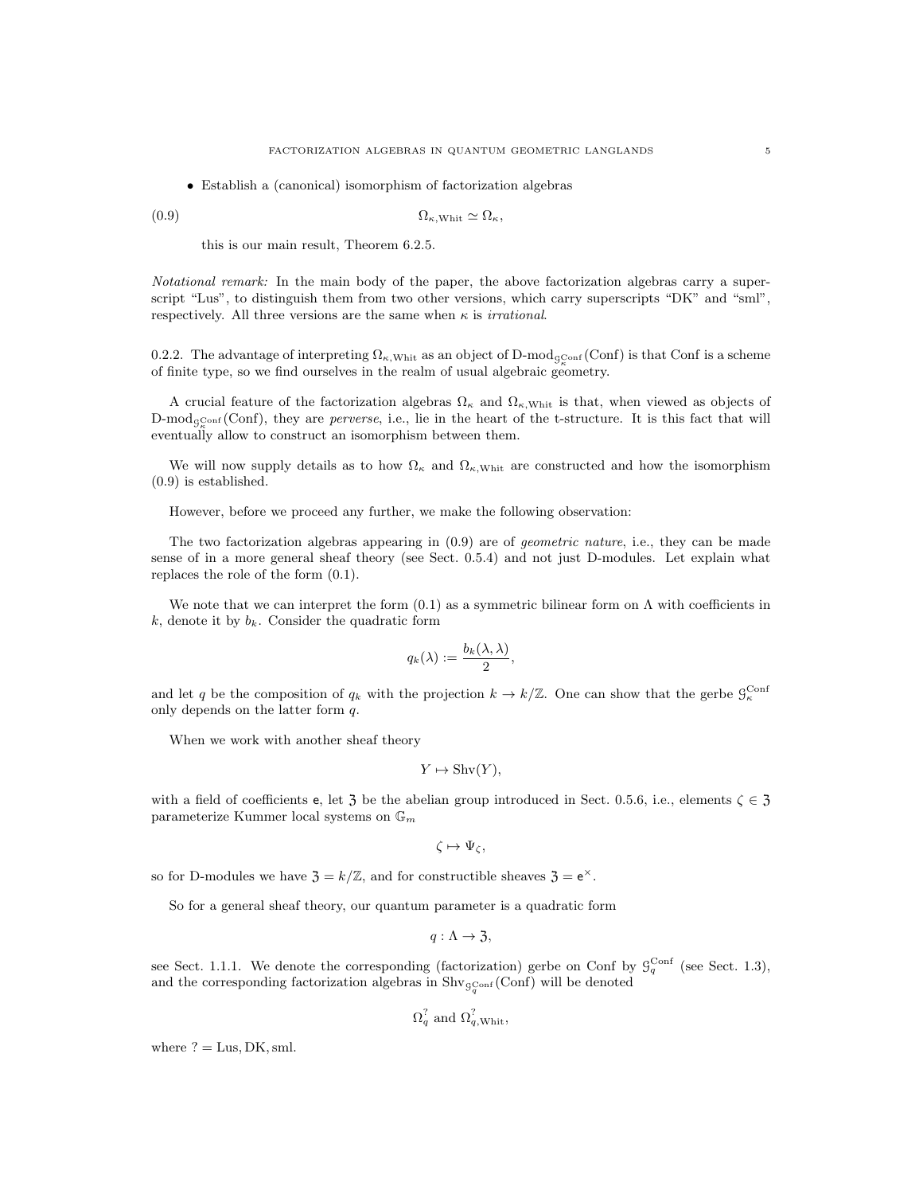- Establish a (canonical) isomorphism of factorization algebras

$$\Omega_{\kappa,\mathrm{Whit}} \simeq \Omega_\kappa, \tag{0.9}$$

this is our main result, Theorem 6.2.5.

*Notational remark:* In the main body of the paper, the above factorization algebras carry a superscript "Lus", to distinguish them from two other versions, which carry superscripts "DK" and "sml", respectively. All three versions are the same when $\kappa$ is *irrational*.

0.2.2. The advantage of interpreting $\Omega_{\kappa,\mathrm{Whit}}$ as an object of $\mathrm{D\text{-}mod}_{\mathcal{G}_\kappa^{\mathrm{Conf}}}(\mathrm{Conf})$ is that Conf is a scheme of finite type, so we find ourselves in the realm of usual algebraic geometry.

A crucial feature of the factorization algebras $\Omega_\kappa$ and $\Omega_{\kappa,\mathrm{Whit}}$ is that, when viewed as objects of $\mathrm{D\text{-}mod}_{\mathcal{G}_\kappa^{\mathrm{Conf}}}(\mathrm{Conf})$, they are *perverse*, i.e., lie in the heart of the t-structure. It is this fact that will eventually allow to construct an isomorphism between them.

We will now supply details as to how $\Omega_\kappa$ and $\Omega_{\kappa,\mathrm{Whit}}$ are constructed and how the isomorphism (0.9) is established.

However, before we proceed any further, we make the following observation:

The two factorization algebras appearing in (0.9) are of *geometric nature*, i.e., they can be made sense of in a more general sheaf theory (see Sect. 0.5.4) and not just D-modules. Let explain what replaces the role of the form (0.1).

We note that we can interpret the form (0.1) as a symmetric bilinear form on $\Lambda$ with coefficients in $k$, denote it by $b_k$. Consider the quadratic form

$$q_k(\lambda) := \frac{b_k(\lambda,\lambda)}{2},$$

and let $q$ be the composition of $q_k$ with the projection $k \to k/\mathbb{Z}$. One can show that the gerbe $\mathcal{G}_\kappa^{\mathrm{Conf}}$ only depends on the latter form $q$.

When we work with another sheaf theory

$$Y \mapsto \mathrm{Shv}(Y),$$

with a field of coefficients $\mathsf{e}$, let $\mathfrak{Z}$ be the abelian group introduced in Sect. 0.5.6, i.e., elements $\zeta \in \mathfrak{Z}$ parameterize Kummer local systems on $\mathbb{G}_m$

$$\zeta \mapsto \Psi_\zeta,$$

so for D-modules we have $\mathfrak{Z} = k/\mathbb{Z}$, and for constructible sheaves $\mathfrak{Z} = \mathsf{e}^\times$.

So for a general sheaf theory, our quantum parameter is a quadratic form

$$q : \Lambda \to \mathfrak{Z},$$

see Sect. 1.1.1. We denote the corresponding (factorization) gerbe on Conf by $\mathcal{G}_q^{\mathrm{Conf}}$ (see Sect. 1.3), and the corresponding factorization algebras in $\mathrm{Shv}_{\mathcal{G}_q^{\mathrm{Conf}}}(\mathrm{Conf})$ will be denoted

$$\Omega_q^? \text{ and } \Omega_{q,\mathrm{Whit}}^?,$$

where $? = \mathrm{Lus}, \mathrm{DK}, \mathrm{sml}$.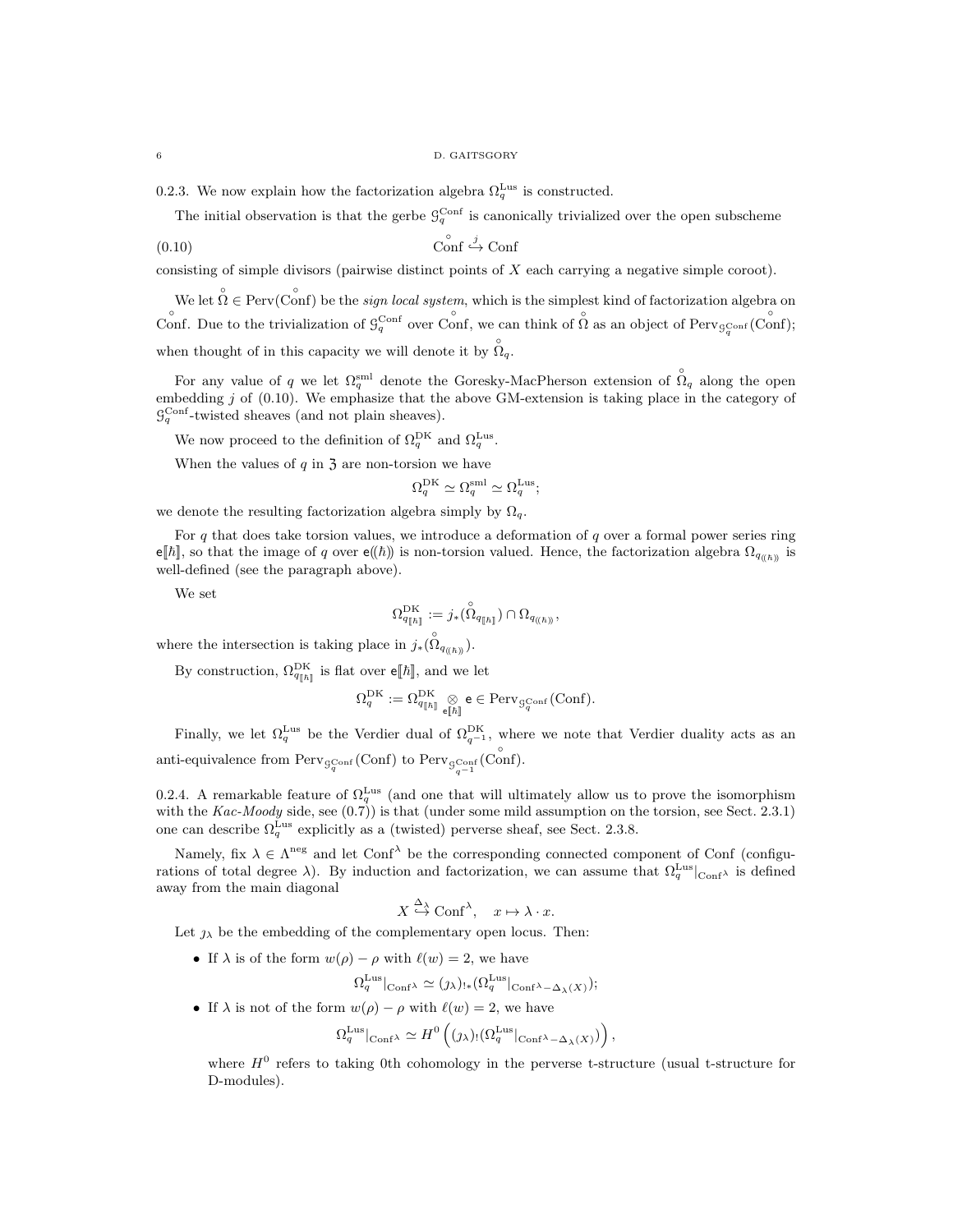0.2.3. We now explain how the factorization algebra $\Omega_q^{\text{Lus}}$ is constructed.

The initial observation is that the gerbe $\mathcal{G}_q^{\text{Conf}}$ is canonically trivialized over the open subscheme

$$\overset{\circ}{\text{Conf}} \overset{j}{\hookrightarrow} \text{Conf} \tag{0.10}$$

consisting of simple divisors (pairwise distinct points of $X$ each carrying a negative simple coroot).

We let $\overset{\circ}{\Omega} \in \text{Perv}(\overset{\circ}{\text{Conf}})$ be the *sign local system*, which is the simplest kind of factorization algebra on $\overset{\circ}{\text{Conf}}$. Due to the trivialization of $\mathcal{G}_q^{\text{Conf}}$ over $\overset{\circ}{\text{Conf}}$, we can think of $\overset{\circ}{\Omega}$ as an object of $\text{Perv}_{\mathcal{G}_q^{\text{Conf}}}(\overset{\circ}{\text{Conf}})$; when thought of in this capacity we will denote it by $\overset{\circ}{\Omega}_q$.

For any value of $q$ we let $\Omega_q^{\text{sml}}$ denote the Goresky-MacPherson extension of $\overset{\circ}{\Omega}_q$ along the open embedding $j$ of (0.10). We emphasize that the above GM-extension is taking place in the category of $\mathcal{G}_q^{\text{Conf}}$-twisted sheaves (and not plain sheaves).

We now proceed to the definition of $\Omega_q^{\text{DK}}$ and $\Omega_q^{\text{Lus}}$.

When the values of $q$ in $\mathfrak{Z}$ are non-torsion we have

$$\Omega_q^{\text{DK}} \simeq \Omega_q^{\text{sml}} \simeq \Omega_q^{\text{Lus}};$$

we denote the resulting factorization algebra simply by $\Omega_q$.

For $q$ that does take torsion values, we introduce a deformation of $q$ over a formal power series ring $\mathsf{e}[\![\hbar]\!]$, so that the image of $q$ over $\mathsf{e}(\!(\hbar)\!)$ is non-torsion valued. Hence, the factorization algebra $\Omega_{q_{(\!(\hbar)\!)}}$ is well-defined (see the paragraph above).

We set

$$\Omega_{q_{[\![\hbar]\!]}}^{\text{DK}} := j_*(\overset{\circ}{\Omega}_{q_{[\![\hbar]\!]}}) \cap \Omega_{q_{(\!(\hbar)\!)}},$$

where the intersection is taking place in $j_*(\overset{\circ}{\Omega}_{q_{(\!(\hbar)\!)}})$.

By construction, $\Omega_{q_{[\![\hbar]\!]}}^{\text{DK}}$ is flat over $\mathsf{e}[\![\hbar]\!]$, and we let

$$\Omega_q^{\text{DK}} := \Omega_{q_{[\![\hbar]\!]}}^{\text{DK}} \underset{\mathsf{e}[\![\hbar]\!]}{\otimes} \mathsf{e} \in \text{Perv}_{\mathcal{G}_q^{\text{Conf}}}(\text{Conf}).$$

Finally, we let $\Omega_q^{\text{Lus}}$ be the Verdier dual of $\Omega_{q^{-1}}^{\text{DK}}$, where we note that Verdier duality acts as an anti-equivalence from $\text{Perv}_{\mathcal{G}_q^{\text{Conf}}}(\text{Conf})$ to $\text{Perv}_{\mathcal{G}_{q^{-1}}^{\text{Conf}}}(\overset{\circ}{\text{Conf}})$.

0.2.4. A remarkable feature of $\Omega_q^{\text{Lus}}$ (and one that will ultimately allow us to prove the isomorphism with the *Kac-Moody* side, see (0.7)) is that (under some mild assumption on the torsion, see Sect. 2.3.1) one can describe $\Omega_q^{\text{Lus}}$ explicitly as a (twisted) perverse sheaf, see Sect. 2.3.8.

Namely, fix $\lambda \in \Lambda^{\text{neg}}$ and let $\text{Conf}^\lambda$ be the corresponding connected component of Conf (configurations of total degree $\lambda$). By induction and factorization, we can assume that $\Omega_q^{\text{Lus}}|_{\text{Conf}^\lambda}$ is defined away from the main diagonal

$$X \overset{\Delta_\lambda}{\hookrightarrow} \text{Conf}^\lambda, \quad x \mapsto \lambda \cdot x.$$

Let $\jmath_\lambda$ be the embedding of the complementary open locus. Then:

- If $\lambda$ is of the form $w(\rho) - \rho$ with $\ell(w) = 2$, we have
$$\Omega_q^{\text{Lus}}|_{\text{Conf}^\lambda} \simeq (\jmath_\lambda)_{!*}(\Omega_q^{\text{Lus}}|_{\text{Conf}^\lambda - \Delta_\lambda(X)});$$
- If $\lambda$ is not of the form $w(\rho) - \rho$ with $\ell(w) = 2$, we have
$$\Omega_q^{\text{Lus}}|_{\text{Conf}^\lambda} \simeq H^0\left((\jmath_\lambda)_!(\Omega_q^{\text{Lus}}|_{\text{Conf}^\lambda - \Delta_\lambda(X)})\right),$$
where $H^0$ refers to taking 0th cohomology in the perverse t-structure (usual t-structure for D-modules).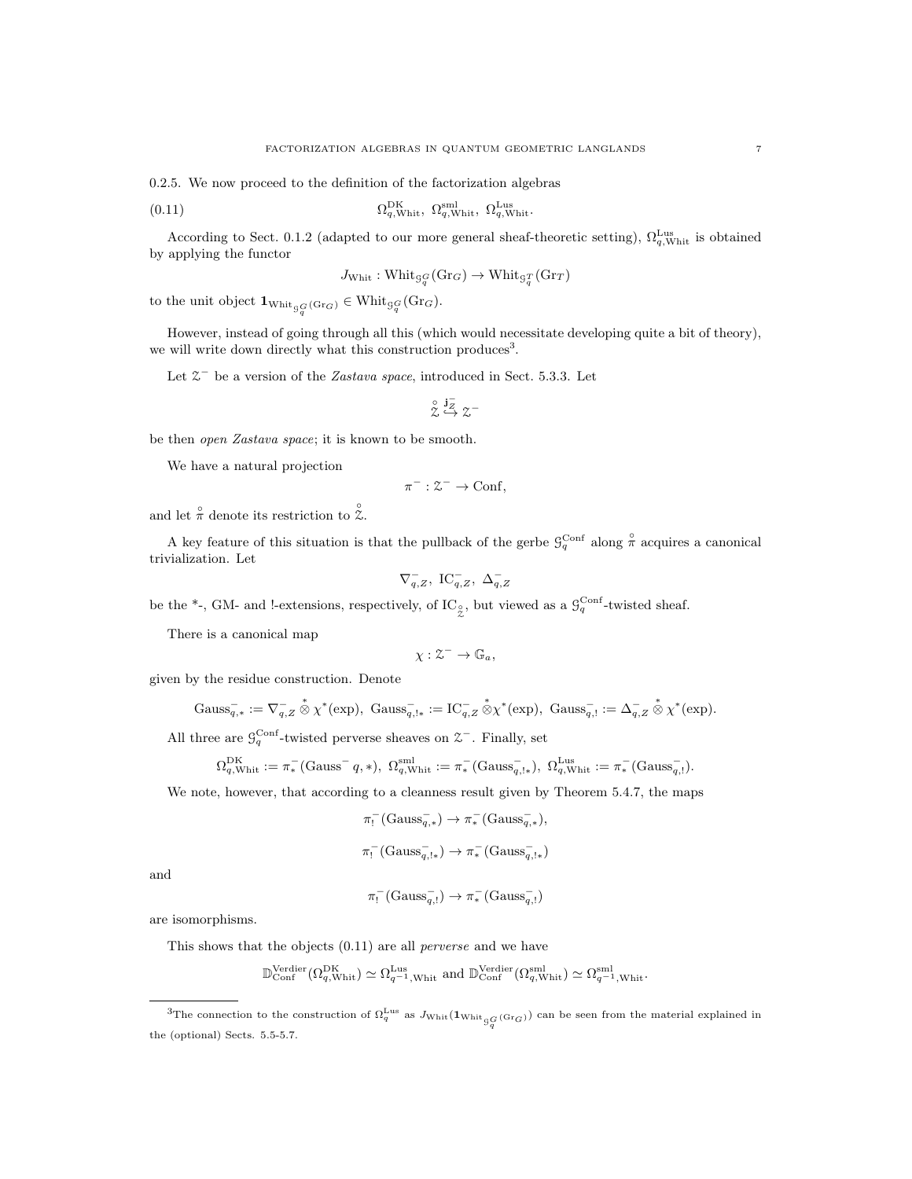0.2.5. We now proceed to the definition of the factorization algebras

$$\Omega^{\mathrm{DK}}_{q,\mathrm{Whit}},\ \Omega^{\mathrm{sml}}_{q,\mathrm{Whit}},\ \Omega^{\mathrm{Lus}}_{q,\mathrm{Whit}}. \tag{0.11}$$

According to Sect. 0.1.2 (adapted to our more general sheaf-theoretic setting), $\Omega^{\mathrm{Lus}}_{q,\mathrm{Whit}}$ is obtained by applying the functor

$$J_{\mathrm{Whit}} : \mathrm{Whit}_{\mathcal{G}^G_q}(\mathrm{Gr}_G) \to \mathrm{Whit}_{\mathcal{G}^T_q}(\mathrm{Gr}_T)$$

to the unit object $\mathbf{1}_{\mathrm{Whit}_{\mathcal{G}^G_q}(\mathrm{Gr}_G)} \in \mathrm{Whit}_{\mathcal{G}^G_q}(\mathrm{Gr}_G)$.

However, instead of going through all this (which would necessitate developing quite a bit of theory), we will write down directly what this construction produces[3].

Let $\mathcal{Z}^-$ be a version of the *Zastava space*, introduced in Sect. 5.3.3. Let

$$\overset{\circ}{\mathcal{Z}} \overset{\mathbf{j}^-_{\mathcal{Z}}}{\hookrightarrow} \mathcal{Z}^-$$

be then *open Zastava space*; it is known to be smooth.

We have a natural projection

$$\pi^- : \mathcal{Z}^- \to \mathrm{Conf},$$

and let $\overset{\circ}{\pi}$ denote its restriction to $\overset{\circ}{\mathcal{Z}}$.

A key feature of this situation is that the pullback of the gerbe $\mathcal{G}^{\mathrm{Conf}}_q$ along $\overset{\circ}{\pi}$ acquires a canonical trivialization. Let

$$\nabla^-_{q,Z},\ \mathrm{IC}^-_{q,Z},\ \Delta^-_{q,Z}$$

be the *-, GM- and !-extensions, respectively, of $\mathrm{IC}_{\overset{\circ}{\mathcal{Z}}}$, but viewed as a $\mathcal{G}^{\mathrm{Conf}}_q$-twisted sheaf.

There is a canonical map

$$\chi : \mathcal{Z}^- \to \mathbb{G}_a,$$

given by the residue construction. Denote

$$\mathrm{Gauss}^-_{q,*} := \nabla^-_{q,Z} \overset{*}{\otimes} \chi^*(\exp),\ \mathrm{Gauss}^-_{q,!*} := \mathrm{IC}^-_{q,Z} \overset{*}{\otimes} \chi^*(\exp),\ \mathrm{Gauss}^-_{q,!} := \Delta^-_{q,Z} \overset{*}{\otimes} \chi^*(\exp).$$

All three are $\mathcal{G}^{\mathrm{Conf}}_q$-twisted perverse sheaves on $\mathcal{Z}^-$. Finally, set

$$\Omega^{\mathrm{DK}}_{q,\mathrm{Whit}} := \pi^-_*(\mathrm{Gauss}^-\ q,*),\ \Omega^{\mathrm{sml}}_{q,\mathrm{Whit}} := \pi^-_*(\mathrm{Gauss}^-_{q,!*}),\ \Omega^{\mathrm{Lus}}_{q,\mathrm{Whit}} := \pi^-_*(\mathrm{Gauss}^-_{q,!}).$$

We note, however, that according to a cleanness result given by Theorem 5.4.7, the maps

$$\pi^-_!(\mathrm{Gauss}^-_{q,*}) \to \pi^-_*(\mathrm{Gauss}^-_{q,*}),$$

$$\pi^-_!(\mathrm{Gauss}^-_{q,!*}) \to \pi^-_*(\mathrm{Gauss}^-_{q,!*})$$

and

$$\pi^-_!(\mathrm{Gauss}^-_{q,!}) \to \pi^-_*(\mathrm{Gauss}^-_{q,!})$$

are isomorphisms.

This shows that the objects (0.11) are all *perverse* and we have

$$\mathbb{D}^{\mathrm{Verdier}}_{\mathrm{Conf}}(\Omega^{\mathrm{DK}}_{q,\mathrm{Whit}}) \simeq \Omega^{\mathrm{Lus}}_{q^{-1},\mathrm{Whit}} \text{ and } \mathbb{D}^{\mathrm{Verdier}}_{\mathrm{Conf}}(\Omega^{\mathrm{sml}}_{q,\mathrm{Whit}}) \simeq \Omega^{\mathrm{sml}}_{q^{-1},\mathrm{Whit}}.$$

---

[3]The connection to the construction of $\Omega^{\mathrm{Lus}}_q$ as $J_{\mathrm{Whit}}(\mathbf{1}_{\mathrm{Whit}_{\mathcal{G}^G_q}(\mathrm{Gr}_G)})$ can be seen from the material explained in the (optional) Sects. 5.5-5.7.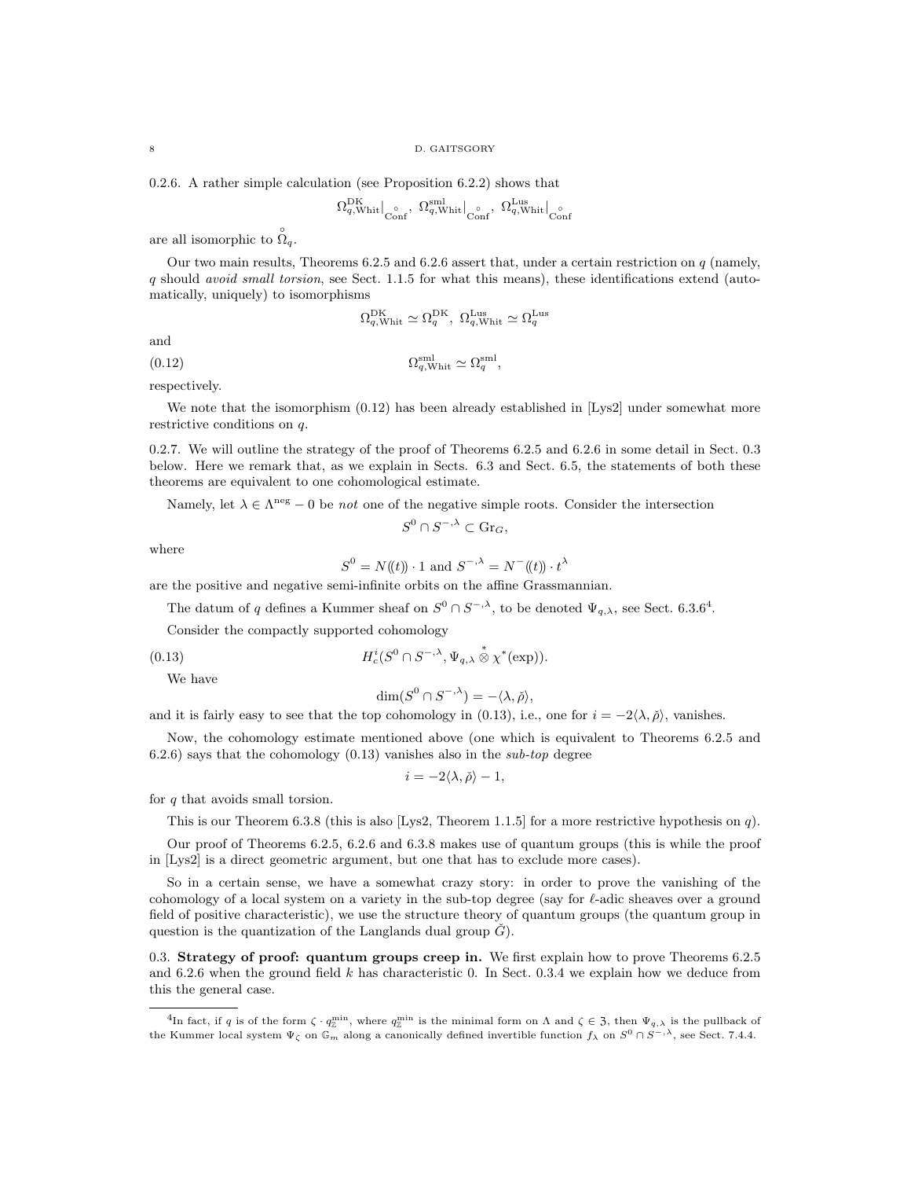0.2.6. A rather simple calculation (see Proposition 6.2.2) shows that

$$\Omega^{\rm DK}_{q,{\rm Whit}}|_{\overset{\circ}{\rm Conf}},\ \Omega^{\rm sml}_{q,{\rm Whit}}|_{\overset{\circ}{\rm Conf}},\ \Omega^{\rm Lus}_{q,{\rm Whit}}|_{\overset{\circ}{\rm Conf}}$$

are all isomorphic to $\overset{\circ}{\Omega}_q$.

Our two main results, Theorems 6.2.5 and 6.2.6 assert that, under a certain restriction on $q$ (namely, $q$ should *avoid small torsion*, see Sect. 1.1.5 for what this means), these identifications extend (automatically, uniquely) to isomorphisms

$$\Omega^{\rm DK}_{q,{\rm Whit}} \simeq \Omega^{\rm DK}_q,\ \Omega^{\rm Lus}_{q,{\rm Whit}} \simeq \Omega^{\rm Lus}_q$$

and

$$\Omega^{\rm sml}_{q,{\rm Whit}} \simeq \Omega^{\rm sml}_q, \tag{0.12}$$

respectively.

We note that the isomorphism (0.12) has been already established in [Lys2] under somewhat more restrictive conditions on $q$.

0.2.7. We will outline the strategy of the proof of Theorems 6.2.5 and 6.2.6 in some detail in Sect. 0.3 below. Here we remark that, as we explain in Sects. 6.3 and Sect. 6.5, the statements of both these theorems are equivalent to one cohomological estimate.

Namely, let $\lambda \in \Lambda^{\rm neg} - 0$ be *not* one of the negative simple roots. Consider the intersection

$$S^0 \cap S^{-,\lambda} \subset {\rm Gr}_G,$$

where

$$S^0 = N(\!(t)\!) \cdot 1 \text{ and } S^{-,\lambda} = N^-(\!(t)\!) \cdot t^\lambda$$

are the positive and negative semi-infinite orbits on the affine Grassmannian.

The datum of $q$ defines a Kummer sheaf on $S^0 \cap S^{-,\lambda}$, to be denoted $\Psi_{q,\lambda}$, see Sect. 6.3.6[4].

Consider the compactly supported cohomology

$$H^i_c(S^0 \cap S^{-,\lambda}, \Psi_{q,\lambda} \overset{*}{\otimes} \chi^*(\exp)). \tag{0.13}$$

We have

$$\dim(S^0 \cap S^{-,\lambda}) = -\langle \lambda, \check{\rho} \rangle,$$

and it is fairly easy to see that the top cohomology in (0.13), i.e., one for $i = -2\langle \lambda, \check{\rho} \rangle$, vanishes.

Now, the cohomology estimate mentioned above (one which is equivalent to Theorems 6.2.5 and 6.2.6) says that the cohomology (0.13) vanishes also in the *sub-top* degree

$$i = -2\langle \lambda, \check{\rho} \rangle - 1,$$

for $q$ that avoids small torsion.

This is our Theorem 6.3.8 (this is also [Lys2, Theorem 1.1.5] for a more restrictive hypothesis on $q$).

Our proof of Theorems 6.2.5, 6.2.6 and 6.3.8 makes use of quantum groups (this is while the proof in [Lys2] is a direct geometric argument, but one that has to exclude more cases).

So in a certain sense, we have a somewhat crazy story: in order to prove the vanishing of the cohomology of a local system on a variety in the sub-top degree (say for $\ell$-adic sheaves over a ground field of positive characteristic), we use the structure theory of quantum groups (the quantum group in question is the quantization of the Langlands dual group $\check{G}$).

**0.3. Strategy of proof: quantum groups creep in.** We first explain how to prove Theorems 6.2.5 and 6.2.6 when the ground field $k$ has characteristic 0. In Sect. 0.3.4 we explain how we deduce from this the general case.

[4] In fact, if $q$ is of the form $\zeta \cdot q^{\rm min}_{\mathbb{Z}}$, where $q^{\rm min}_{\mathbb{Z}}$ is the minimal form on $\Lambda$ and $\zeta \in \mathfrak{Z}$, then $\Psi_{q,\lambda}$ is the pullback of the Kummer local system $\Psi_\zeta$ on $\mathbb{G}_m$ along a canonically defined invertible function $f_\lambda$ on $S^0 \cap S^{-,\lambda}$, see Sect. 7.4.4.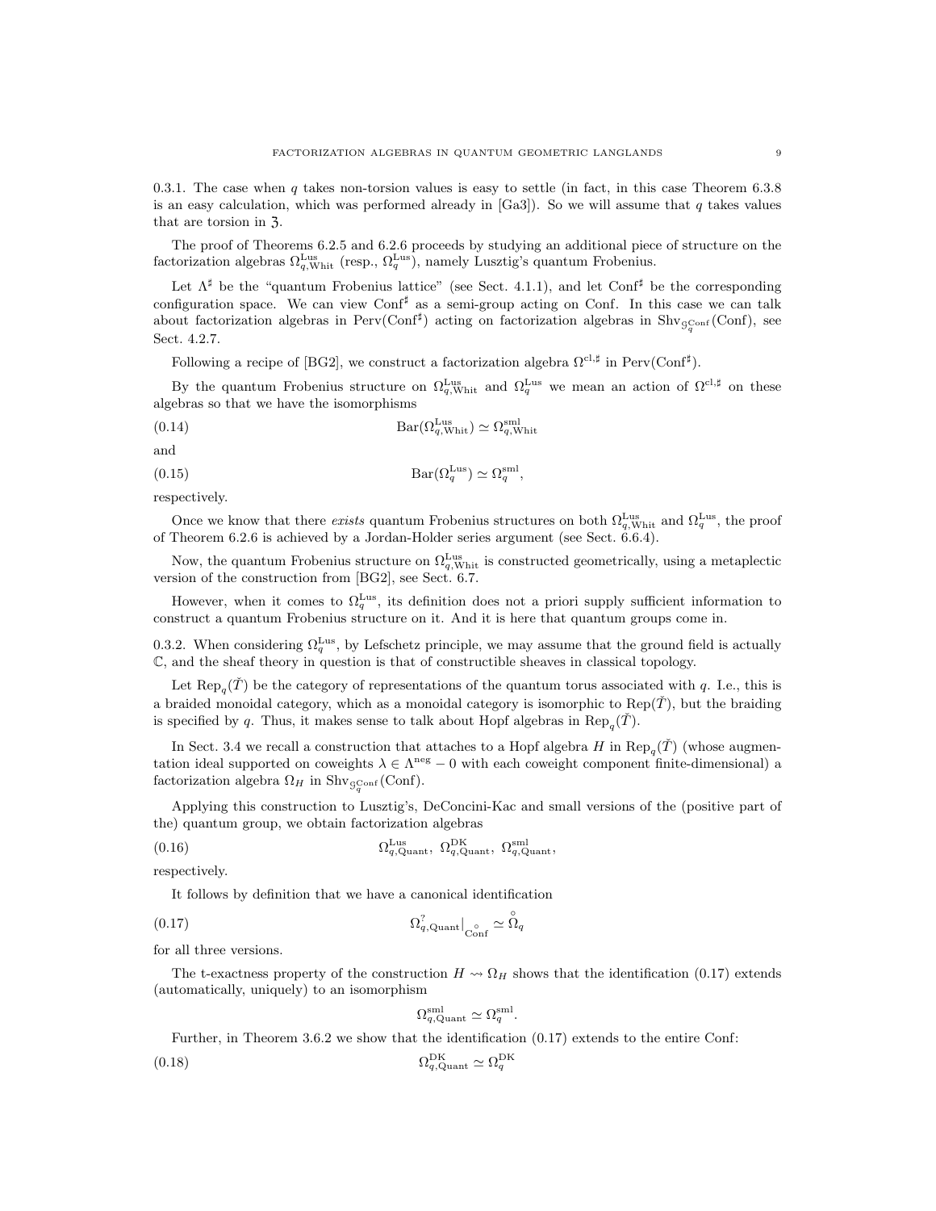0.3.1. The case when $q$ takes non-torsion values is easy to settle (in fact, in this case Theorem 6.3.8 is an easy calculation, which was performed already in [Ga3]). So we will assume that $q$ takes values that are torsion in $\mathfrak{Z}$.

The proof of Theorems 6.2.5 and 6.2.6 proceeds by studying an additional piece of structure on the factorization algebras $\Omega^{\mathrm{Lus}}_{q,\mathrm{Whit}}$ (resp., $\Omega^{\mathrm{Lus}}_q$), namely Lusztig's quantum Frobenius.

Let $\Lambda^\sharp$ be the "quantum Frobenius lattice" (see Sect. 4.1.1), and let $\mathrm{Conf}^\sharp$ be the corresponding configuration space. We can view $\mathrm{Conf}^\sharp$ as a semi-group acting on Conf. In this case we can talk about factorization algebras in $\mathrm{Perv}(\mathrm{Conf}^\sharp)$ acting on factorization algebras in $\mathrm{Shv}_{\mathcal{G}^{\mathrm{Conf}}_q}(\mathrm{Conf})$, see Sect. 4.2.7.

Following a recipe of [BG2], we construct a factorization algebra $\Omega^{\mathrm{cl},\sharp}$ in $\mathrm{Perv}(\mathrm{Conf}^\sharp)$.

By the quantum Frobenius structure on $\Omega^{\mathrm{Lus}}_{q,\mathrm{Whit}}$ and $\Omega^{\mathrm{Lus}}_q$ we mean an action of $\Omega^{\mathrm{cl},\sharp}$ on these algebras so that we have the isomorphisms

$$\mathrm{Bar}(\Omega^{\mathrm{Lus}}_{q,\mathrm{Whit}}) \simeq \Omega^{\mathrm{sml}}_{q,\mathrm{Whit}} \tag{0.14}$$

and

$$\mathrm{Bar}(\Omega^{\mathrm{Lus}}_q) \simeq \Omega^{\mathrm{sml}}_q, \tag{0.15}$$

respectively.

Once we know that there *exists* quantum Frobenius structures on both $\Omega^{\mathrm{Lus}}_{q,\mathrm{Whit}}$ and $\Omega^{\mathrm{Lus}}_q$, the proof of Theorem 6.2.6 is achieved by a Jordan-Holder series argument (see Sect. 6.6.4).

Now, the quantum Frobenius structure on $\Omega^{\mathrm{Lus}}_{q,\mathrm{Whit}}$ is constructed geometrically, using a metaplectic version of the construction from [BG2], see Sect. 6.7.

However, when it comes to $\Omega^{\mathrm{Lus}}_q$, its definition does not a priori supply sufficient information to construct a quantum Frobenius structure on it. And it is here that quantum groups come in.

0.3.2. When considering $\Omega^{\mathrm{Lus}}_q$, by Lefschetz principle, we may assume that the ground field is actually $\mathbb{C}$, and the sheaf theory in question is that of constructible sheaves in classical topology.

Let $\mathrm{Rep}_q(\check{T})$ be the category of representations of the quantum torus associated with $q$. I.e., this is a braided monoidal category, which as a monoidal category is isomorphic to $\mathrm{Rep}(\check{T})$, but the braiding is specified by $q$. Thus, it makes sense to talk about Hopf algebras in $\mathrm{Rep}_q(\check{T})$.

In Sect. 3.4 we recall a construction that attaches to a Hopf algebra $H$ in $\mathrm{Rep}_q(\check{T})$ (whose augmentation ideal supported on coweights $\lambda \in \Lambda^{\mathrm{neg}} - 0$ with each coweight component finite-dimensional) a factorization algebra $\Omega_H$ in $\mathrm{Shv}_{\mathcal{G}^{\mathrm{Conf}}_q}(\mathrm{Conf})$.

Applying this construction to Lusztig's, DeConcini-Kac and small versions of the (positive part of the) quantum group, we obtain factorization algebras

$$\Omega^{\mathrm{Lus}}_{q,\mathrm{Quant}},\ \Omega^{\mathrm{DK}}_{q,\mathrm{Quant}},\ \Omega^{\mathrm{sml}}_{q,\mathrm{Quant}}, \tag{0.16}$$

respectively.

It follows by definition that we have a canonical identification

$$\Omega^{?}_{q,\mathrm{Quant}}|_{\overset{\circ}{\mathrm{Conf}}} \simeq \overset{\circ}{\Omega}_q \tag{0.17}$$

for all three versions.

The t-exactness property of the construction $H \rightsquigarrow \Omega_H$ shows that the identification (0.17) extends (automatically, uniquely) to an isomorphism

$$\Omega^{\mathrm{sml}}_{q,\mathrm{Quant}} \simeq \Omega^{\mathrm{sml}}_q.$$

Further, in Theorem 3.6.2 we show that the identification (0.17) extends to the entire Conf:

$$\Omega^{\mathrm{DK}}_{q,\mathrm{Quant}} \simeq \Omega^{\mathrm{DK}}_q \tag{0.18}$$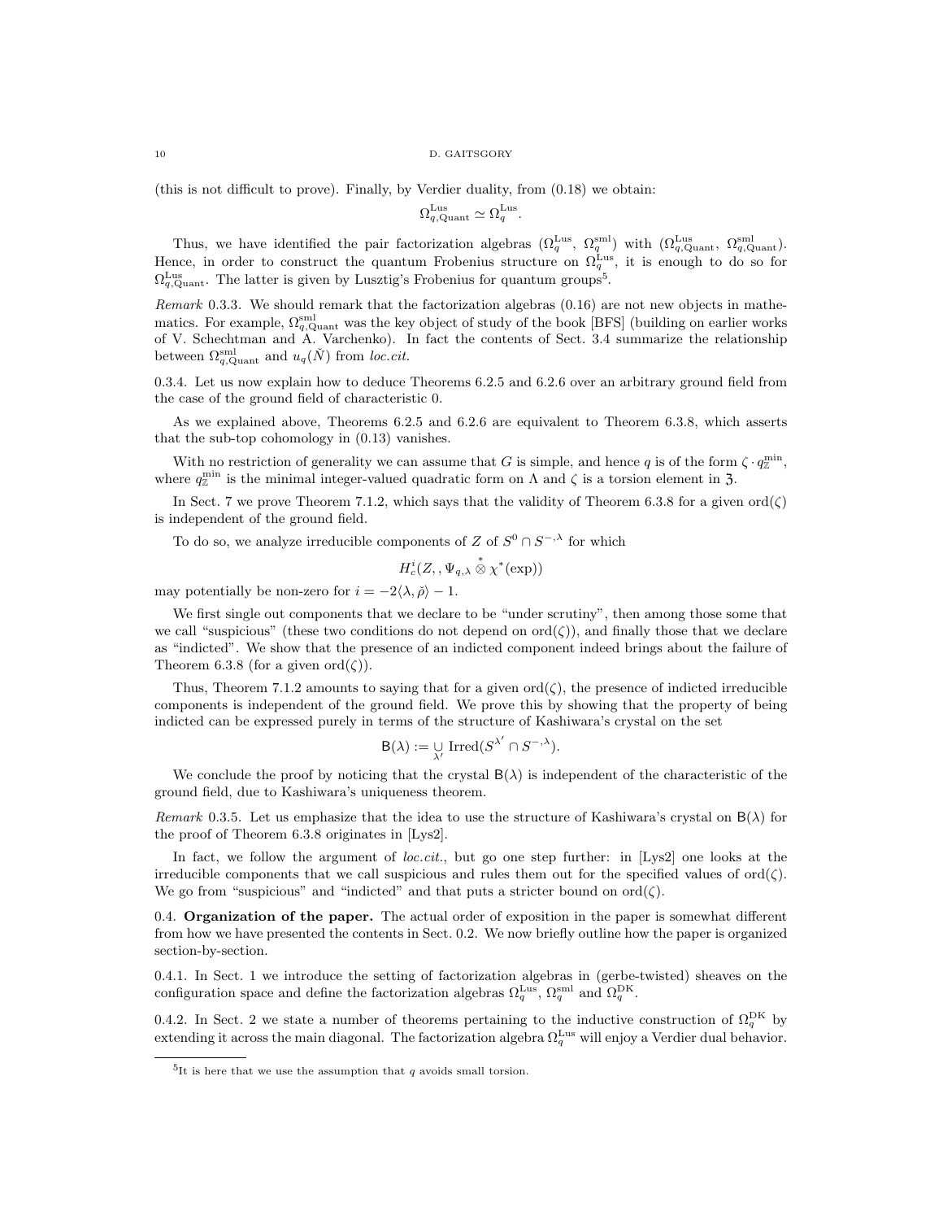(this is not difficult to prove). Finally, by Verdier duality, from (0.18) we obtain:

$$\Omega^{\mathrm{Lus}}_{q,\mathrm{Quant}} \simeq \Omega^{\mathrm{Lus}}_q.$$

Thus, we have identified the pair factorization algebras $(\Omega^{\mathrm{Lus}}_q,\ \Omega^{\mathrm{sml}}_q)$ with $(\Omega^{\mathrm{Lus}}_{q,\mathrm{Quant}},\ \Omega^{\mathrm{sml}}_{q,\mathrm{Quant}})$. Hence, in order to construct the quantum Frobenius structure on $\Omega^{\mathrm{Lus}}_q$, it is enough to do so for $\Omega^{\mathrm{Lus}}_{q,\mathrm{Quant}}$. The latter is given by Lusztig's Frobenius for quantum groups[5].

*Remark* 0.3.3. We should remark that the factorization algebras (0.16) are not new objects in mathematics. For example, $\Omega^{\mathrm{sml}}_{q,\mathrm{Quant}}$ was the key object of study of the book [BFS] (building on earlier works of V. Schechtman and A. Varchenko). In fact the contents of Sect. 3.4 summarize the relationship between $\Omega^{\mathrm{sml}}_{q,\mathrm{Quant}}$ and $u_q(\check{N})$ from *loc.cit.*

0.3.4. Let us now explain how to deduce Theorems 6.2.5 and 6.2.6 over an arbitrary ground field from the case of the ground field of characteristic 0.

As we explained above, Theorems 6.2.5 and 6.2.6 are equivalent to Theorem 6.3.8, which asserts that the sub-top cohomology in (0.13) vanishes.

With no restriction of generality we can assume that $G$ is simple, and hence $q$ is of the form $\zeta \cdot q^{\min}_{\mathbb{Z}}$, where $q^{\min}_{\mathbb{Z}}$ is the minimal integer-valued quadratic form on $\Lambda$ and $\zeta$ is a torsion element in $\mathfrak{Z}$.

In Sect. 7 we prove Theorem 7.1.2, which says that the validity of Theorem 6.3.8 for a given $\mathrm{ord}(\zeta)$ is independent of the ground field.

To do so, we analyze irreducible components of $Z$ of $S^0 \cap S^{-,\lambda}$ for which

$$H^i_c(Z, , \Psi_{q,\lambda} \overset{*}{\otimes} \chi^*(\exp))$$

may potentially be non-zero for $i = -2\langle \lambda, \check{\rho}\rangle - 1$.

We first single out components that we declare to be "under scrutiny", then among those some that we call "suspicious" (these two conditions do not depend on $\mathrm{ord}(\zeta)$), and finally those that we declare as "indicted". We show that the presence of an indicted component indeed brings about the failure of Theorem 6.3.8 (for a given $\mathrm{ord}(\zeta)$).

Thus, Theorem 7.1.2 amounts to saying that for a given $\mathrm{ord}(\zeta)$, the presence of indicted irreducible components is independent of the ground field. We prove this by showing that the property of being indicted can be expressed purely in terms of the structure of Kashiwara's crystal on the set

$$\mathsf{B}(\lambda) := \underset{\lambda'}{\cup}\ \mathrm{Irred}(S^{\lambda'} \cap S^{-,\lambda}).$$

We conclude the proof by noticing that the crystal $\mathsf{B}(\lambda)$ is independent of the characteristic of the ground field, due to Kashiwara's uniqueness theorem.

*Remark* 0.3.5. Let us emphasize that the idea to use the structure of Kashiwara's crystal on $\mathsf{B}(\lambda)$ for the proof of Theorem 6.3.8 originates in [Lys2].

In fact, we follow the argument of *loc.cit.*, but go one step further: in [Lys2] one looks at the irreducible components that we call suspicious and rules them out for the specified values of $\mathrm{ord}(\zeta)$. We go from "suspicious" and "indicted" and that puts a stricter bound on $\mathrm{ord}(\zeta)$.

## 0.4. Organization of the paper.

The actual order of exposition in the paper is somewhat different from how we have presented the contents in Sect. 0.2. We now briefly outline how the paper is organized section-by-section.

0.4.1. In Sect. 1 we introduce the setting of factorization algebras in (gerbe-twisted) sheaves on the configuration space and define the factorization algebras $\Omega^{\mathrm{Lus}}_q$, $\Omega^{\mathrm{sml}}_q$ and $\Omega^{\mathrm{DK}}_q$.

0.4.2. In Sect. 2 we state a number of theorems pertaining to the inductive construction of $\Omega^{\mathrm{DK}}_q$ by extending it across the main diagonal. The factorization algebra $\Omega^{\mathrm{Lus}}_q$ will enjoy a Verdier dual behavior.

[5] It is here that we use the assumption that $q$ avoids small torsion.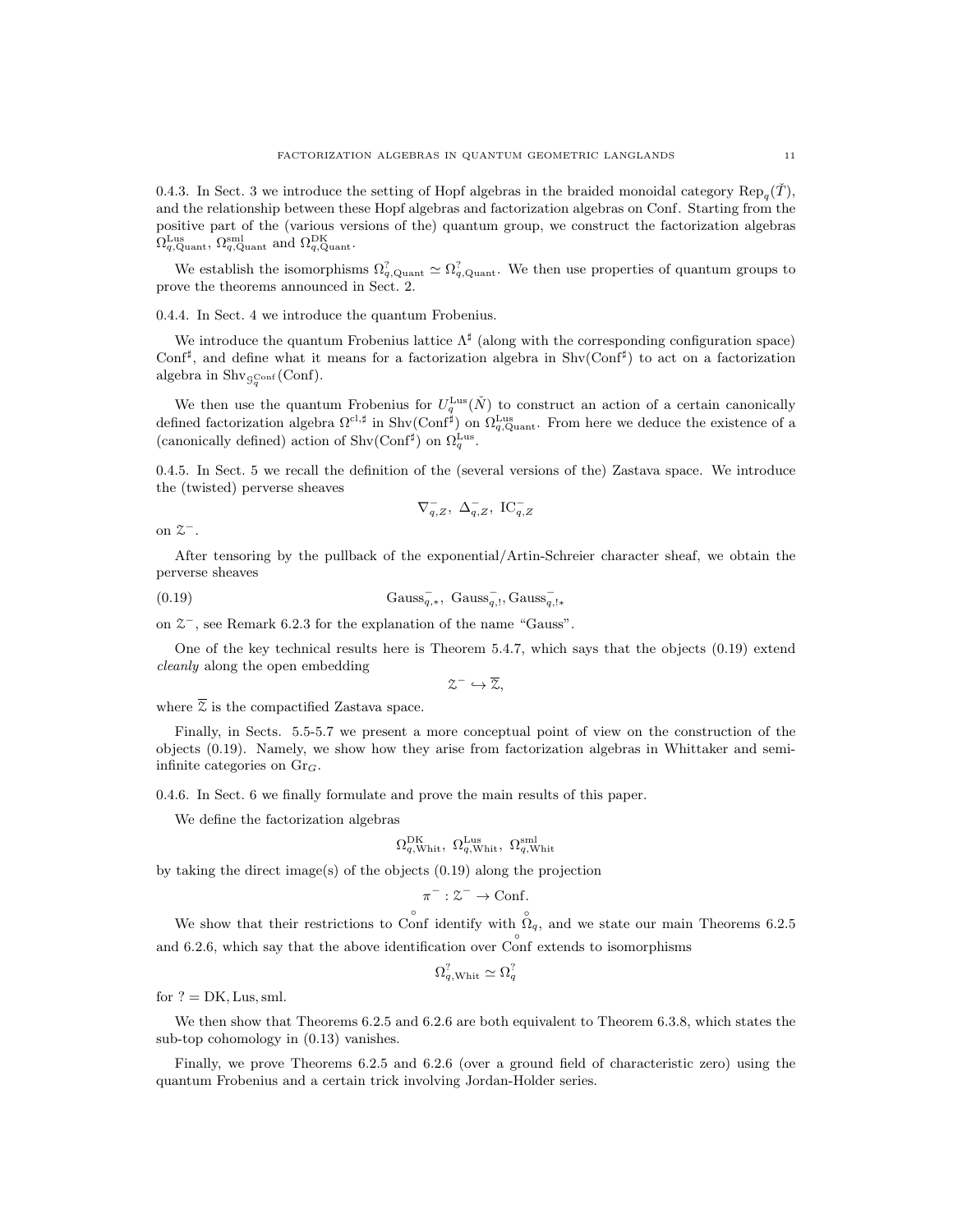0.4.3. In Sect. 3 we introduce the setting of Hopf algebras in the braided monoidal category $\mathrm{Rep}_q(\check{T})$, and the relationship between these Hopf algebras and factorization algebras on Conf. Starting from the positive part of the (various versions of the) quantum group, we construct the factorization algebras $\Omega^{\mathrm{Lus}}_{q,\mathrm{Quant}}$, $\Omega^{\mathrm{sml}}_{q,\mathrm{Quant}}$ and $\Omega^{\mathrm{DK}}_{q,\mathrm{Quant}}$.

We establish the isomorphisms $\Omega^{?}_{q,\mathrm{Quant}} \simeq \Omega^{?}_{q,\mathrm{Quant}}$. We then use properties of quantum groups to prove the theorems announced in Sect. 2.

0.4.4. In Sect. 4 we introduce the quantum Frobenius.

We introduce the quantum Frobenius lattice $\Lambda^\sharp$ (along with the corresponding configuration space) $\mathrm{Conf}^\sharp$, and define what it means for a factorization algebra in $\mathrm{Shv}(\mathrm{Conf}^\sharp)$ to act on a factorization algebra in $\mathrm{Shv}_{\mathcal{G}_q^{\mathrm{Conf}}}(\mathrm{Conf})$.

We then use the quantum Frobenius for $U_q^{\mathrm{Lus}}(\check{N})$ to construct an action of a certain canonically defined factorization algebra $\Omega^{\mathrm{cl},\sharp}$ in $\mathrm{Shv}(\mathrm{Conf}^\sharp)$ on $\Omega^{\mathrm{Lus}}_{q,\mathrm{Quant}}$. From here we deduce the existence of a (canonically defined) action of $\mathrm{Shv}(\mathrm{Conf}^\sharp)$ on $\Omega^{\mathrm{Lus}}_q$.

0.4.5. In Sect. 5 we recall the definition of the (several versions of the) Zastava space. We introduce the (twisted) perverse sheaves

$$\nabla^-_{q,Z},\ \Delta^-_{q,Z},\ \mathrm{IC}^-_{q,Z}$$

on $\mathcal{Z}^-$.

After tensoring by the pullback of the exponential/Artin-Schreier character sheaf, we obtain the perverse sheaves

$$\mathrm{Gauss}^-_{q,*},\ \mathrm{Gauss}^-_{q,!}, \mathrm{Gauss}^-_{q,!*} \tag{0.19}$$

on $\mathcal{Z}^-$, see Remark 6.2.3 for the explanation of the name "Gauss".

One of the key technical results here is Theorem 5.4.7, which says that the objects (0.19) extend *cleanly* along the open embedding

$$\mathcal{Z}^- \hookrightarrow \overline{\mathcal{Z}},$$

where $\overline{\mathcal{Z}}$ is the compactified Zastava space.

Finally, in Sects. 5.5-5.7 we present a more conceptual point of view on the construction of the objects (0.19). Namely, we show how they arise from factorization algebras in Whittaker and semi-infinite categories on $\mathrm{Gr}_G$.

0.4.6. In Sect. 6 we finally formulate and prove the main results of this paper.

We define the factorization algebras

$$\Omega^{\mathrm{DK}}_{q,\mathrm{Whit}},\ \Omega^{\mathrm{Lus}}_{q,\mathrm{Whit}},\ \Omega^{\mathrm{sml}}_{q,\mathrm{Whit}}$$

by taking the direct image(s) of the objects (0.19) along the projection

$$\pi^- : \mathcal{Z}^- \to \mathrm{Conf}.$$

We show that their restrictions to $\overset{\circ}{\mathrm{Conf}}$ identify with $\overset{\circ}{\Omega}_q$, and we state our main Theorems 6.2.5 and 6.2.6, which say that the above identification over $\overset{\circ}{\mathrm{Conf}}$ extends to isomorphisms

$$\Omega^{?}_{q,\mathrm{Whit}} \simeq \Omega^{?}_q$$

for ? = DK, Lus, sml.

We then show that Theorems 6.2.5 and 6.2.6 are both equivalent to Theorem 6.3.8, which states the sub-top cohomology in (0.13) vanishes.

Finally, we prove Theorems 6.2.5 and 6.2.6 (over a ground field of characteristic zero) using the quantum Frobenius and a certain trick involving Jordan-Holder series.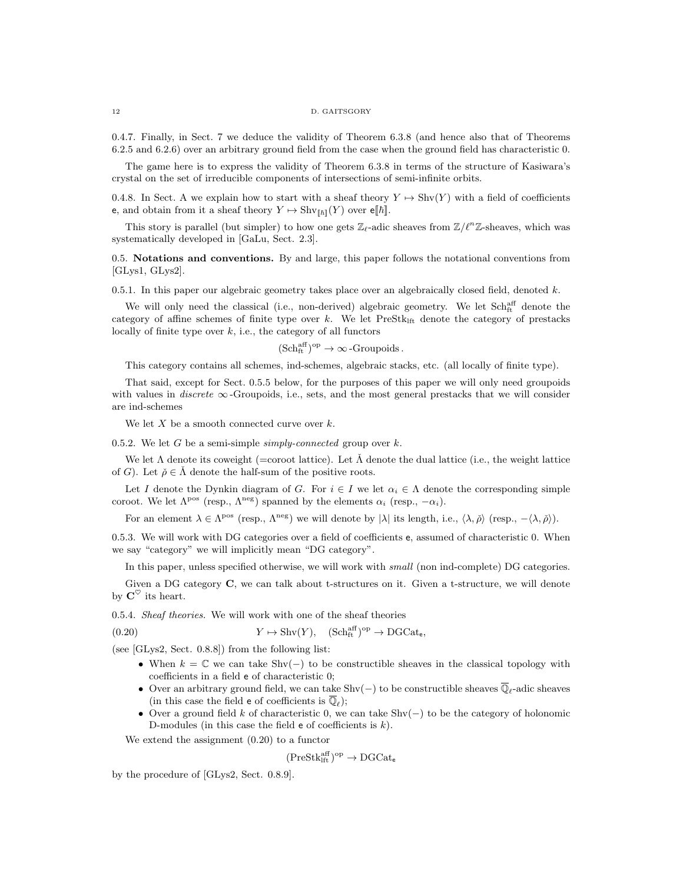0.4.7. Finally, in Sect. 7 we deduce the validity of Theorem 6.3.8 (and hence also that of Theorems 6.2.5 and 6.2.6) over an arbitrary ground field from the case when the ground field has characteristic 0.

The game here is to express the validity of Theorem 6.3.8 in terms of the structure of Kasiwara's crystal on the set of irreducible components of intersections of semi-infinite orbits.

0.4.8. In Sect. A we explain how to start with a sheaf theory $Y \mapsto \mathrm{Shv}(Y)$ with a field of coefficients $\mathsf{e}$, and obtain from it a sheaf theory $Y \mapsto \mathrm{Shv}_{[\![\hbar]\!]}(Y)$ over $\mathsf{e}[\![\hbar]\!]$.

This story is parallel (but simpler) to how one gets $\mathbb{Z}_\ell$-adic sheaves from $\mathbb{Z}/\ell^n\mathbb{Z}$-sheaves, which was systematically developed in [GaLu, Sect. 2.3].

## 0.5. Notations and conventions.

By and large, this paper follows the notational conventions from [GLys1, GLys2].

0.5.1. In this paper our algebraic geometry takes place over an algebraically closed field, denoted $k$.

We will only need the classical (i.e., non-derived) algebraic geometry. We let $\mathrm{Sch}^{\mathrm{aff}}_{\mathrm{ft}}$ denote the category of affine schemes of finite type over $k$. We let $\mathrm{PreStk}_{\mathrm{lft}}$ denote the category of prestacks locally of finite type over $k$, i.e., the category of all functors

$$(\mathrm{Sch}^{\mathrm{aff}}_{\mathrm{ft}})^{\mathrm{op}} \to \infty\text{-Groupoids}\,.$$

This category contains all schemes, ind-schemes, algebraic stacks, etc. (all locally of finite type).

That said, except for Sect. 0.5.5 below, for the purposes of this paper we will only need groupoids with values in *discrete* $\infty$-Groupoids, i.e., sets, and the most general prestacks that we will consider are ind-schemes

We let $X$ be a smooth connected curve over $k$.

0.5.2. We let $G$ be a semi-simple *simply-connected* group over $k$.

We let $\Lambda$ denote its coweight (=coroot lattice). Let $\check{\Lambda}$ denote the dual lattice (i.e., the weight lattice of $G$). Let $\check{\rho} \in \check{\Lambda}$ denote the half-sum of the positive roots.

Let $I$ denote the Dynkin diagram of $G$. For $i \in I$ we let $\alpha_i \in \Lambda$ denote the corresponding simple coroot. We let $\Lambda^{\mathrm{pos}}$ (resp., $\Lambda^{\mathrm{neg}}$) spanned by the elements $\alpha_i$ (resp., $-\alpha_i$).

For an element $\lambda \in \Lambda^{\mathrm{pos}}$ (resp., $\Lambda^{\mathrm{neg}}$) we will denote by $|\lambda|$ its length, i.e., $\langle \lambda, \check{\rho} \rangle$ (resp., $-\langle \lambda, \check{\rho} \rangle$).

0.5.3. We will work with DG categories over a field of coefficients $\mathsf{e}$, assumed of characteristic 0. When we say "category" we will implicitly mean "DG category".

In this paper, unless specified otherwise, we will work with *small* (non ind-complete) DG categories.

Given a DG category $\mathbf{C}$, we can talk about t-structures on it. Given a t-structure, we will denote by $\mathbf{C}^\heartsuit$ its heart.

0.5.4. *Sheaf theories.* We will work with one of the sheaf theories

$$Y \mapsto \mathrm{Shv}(Y), \quad (\mathrm{Sch}^{\mathrm{aff}}_{\mathrm{ft}})^{\mathrm{op}} \to \mathrm{DGCat}_{\mathsf{e}}, \tag{0.20}$$

(see [GLys2, Sect. 0.8.8]) from the following list:

- When $k = \mathbb{C}$ we can take $\mathrm{Shv}(-)$ to be constructible sheaves in the classical topology with coefficients in a field $\mathsf{e}$ of characteristic 0;
- Over an arbitrary ground field, we can take $\mathrm{Shv}(-)$ to be constructible sheaves $\overline{\mathbb{Q}}_\ell$-adic sheaves (in this case the field $\mathsf{e}$ of coefficients is $\overline{\mathbb{Q}}_\ell$);
- Over a ground field $k$ of characteristic 0, we can take $\mathrm{Shv}(-)$ to be the category of holonomic D-modules (in this case the field $\mathsf{e}$ of coefficients is $k$).

We extend the assignment (0.20) to a functor

$$(\mathrm{PreStk}^{\mathrm{aff}}_{\mathrm{lft}})^{\mathrm{op}} \to \mathrm{DGCat}_{\mathsf{e}}$$

by the procedure of [GLys2, Sect. 0.8.9].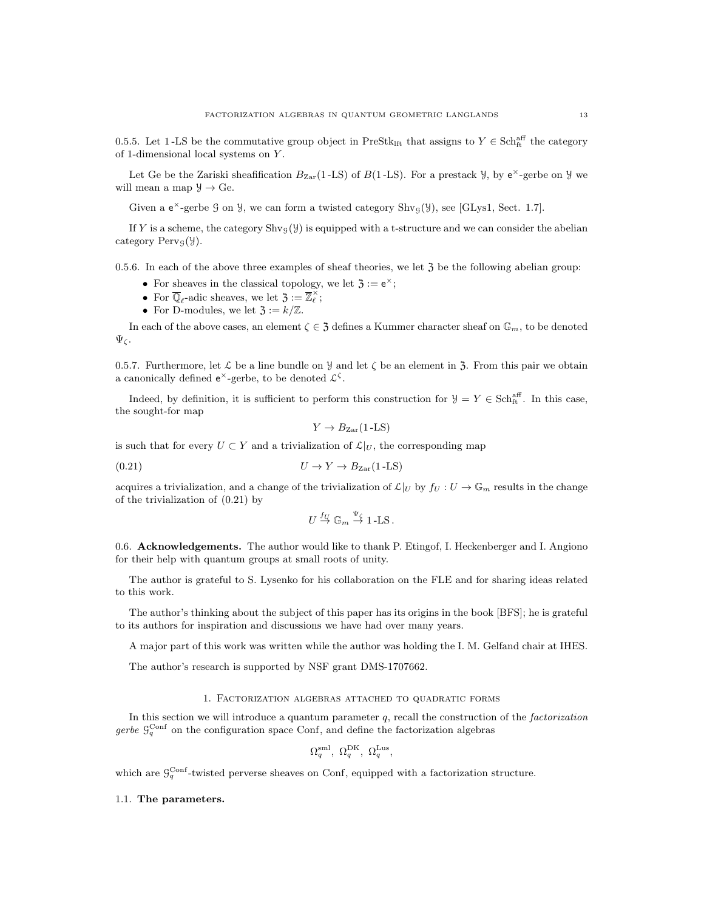0.5.5. Let 1-LS be the commutative group object in $\mathrm{PreStk}_{\mathrm{lft}}$ that assigns to $Y \in \mathrm{Sch}^{\mathrm{aff}}_{\mathrm{ft}}$ the category of 1-dimensional local systems on $Y$.

Let Ge be the Zariski sheafification $B_{\mathrm{Zar}}(1\text{-LS})$ of $B(1\text{-LS})$. For a prestack $\mathcal{Y}$, by $\mathsf{e}^\times$-gerbe on $\mathcal{Y}$ we will mean a map $\mathcal{Y} \to \mathrm{Ge}$.

Given a $\mathsf{e}^\times$-gerbe $\mathcal{G}$ on $\mathcal{Y}$, we can form a twisted category $\mathrm{Shv}_{\mathcal{G}}(\mathcal{Y})$, see [GLys1, Sect. 1.7].

If $Y$ is a scheme, the category $\mathrm{Shv}_{\mathcal{G}}(\mathcal{Y})$ is equipped with a t-structure and we can consider the abelian category $\mathrm{Perv}_{\mathcal{G}}(\mathcal{Y})$.

0.5.6. In each of the above three examples of sheaf theories, we let $\mathfrak{Z}$ be the following abelian group:

- For sheaves in the classical topology, we let $\mathfrak{Z} := \mathsf{e}^\times$;
- For $\overline{\mathbb{Q}}_\ell$-adic sheaves, we let $\mathfrak{Z} := \overline{\mathbb{Z}}_\ell^\times$;
- For D-modules, we let $\mathfrak{Z} := k/\mathbb{Z}$.

In each of the above cases, an element $\zeta \in \mathfrak{Z}$ defines a Kummer character sheaf on $\mathbb{G}_m$, to be denoted $\Psi_\zeta$.

0.5.7. Furthermore, let $\mathcal{L}$ be a line bundle on $\mathcal{Y}$ and let $\zeta$ be an element in $\mathfrak{Z}$. From this pair we obtain a canonically defined $\mathsf{e}^\times$-gerbe, to be denoted $\mathcal{L}^\zeta$.

Indeed, by definition, it is sufficient to perform this construction for $\mathcal{Y} = Y \in \mathrm{Sch}^{\mathrm{aff}}_{\mathrm{ft}}$. In this case, the sought-for map

$$Y \to B_{\mathrm{Zar}}(1\text{-LS})$$

is such that for every $U \subset Y$ and a trivialization of $\mathcal{L}|_U$, the corresponding map

$$U \to Y \to B_{\mathrm{Zar}}(1\text{-LS}) \tag{0.21}$$

acquires a trivialization, and a change of the trivialization of $\mathcal{L}|_U$ by $f_U : U \to \mathbb{G}_m$ results in the change of the trivialization of (0.21) by

$$U \overset{f_U}{\to} \mathbb{G}_m \overset{\Psi_\zeta}{\to} 1\text{-LS}\,.$$

0.6. **Acknowledgements.** The author would like to thank P. Etingof, I. Heckenberger and I. Angiono for their help with quantum groups at small roots of unity.

The author is grateful to S. Lysenko for his collaboration on the FLE and for sharing ideas related to this work.

The author's thinking about the subject of this paper has its origins in the book [BFS]; he is grateful to its authors for inspiration and discussions we have had over many years.

A major part of this work was written while the author was holding the I. M. Gelfand chair at IHES.

The author's research is supported by NSF grant DMS-1707662.

## 1. Factorization algebras attached to quadratic forms

In this section we will introduce a quantum parameter $q$, recall the construction of the *factorization gerbe* $\mathcal{G}^{\mathrm{Conf}}_q$ on the configuration space Conf, and define the factorization algebras

$$\Omega^{\mathrm{sml}}_q,\ \Omega^{\mathrm{DK}}_q,\ \Omega^{\mathrm{Lus}}_q,$$

which are $\mathcal{G}^{\mathrm{Conf}}_q$-twisted perverse sheaves on Conf, equipped with a factorization structure.

### 1.1. **The parameters.**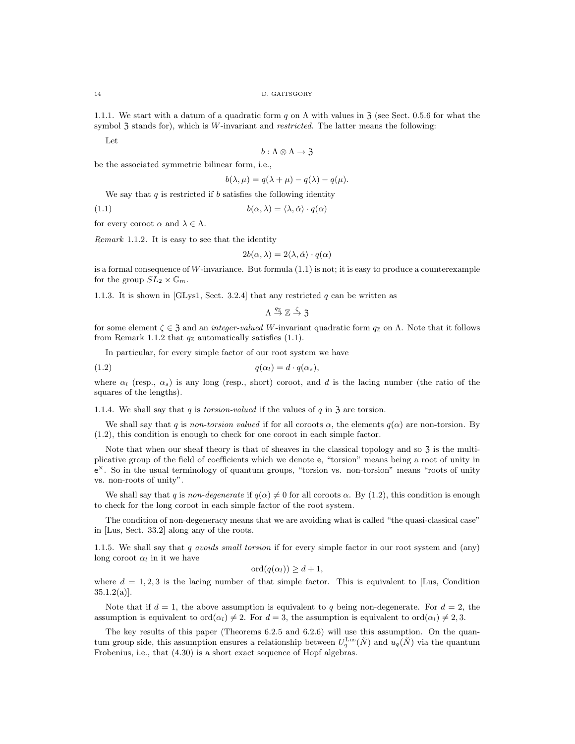1.1.1. We start with a datum of a quadratic form $q$ on $\Lambda$ with values in $\mathfrak{Z}$ (see Sect. 0.5.6 for what the symbol $\mathfrak{Z}$ stands for), which is $W$-invariant and *restricted*. The latter means the following:

Let

$$b : \Lambda \otimes \Lambda \to \mathfrak{Z}$$

be the associated symmetric bilinear form, i.e.,

$$b(\lambda, \mu) = q(\lambda + \mu) - q(\lambda) - q(\mu).$$

We say that $q$ is restricted if $b$ satisfies the following identity

$$b(\alpha, \lambda) = \langle \lambda, \check{\alpha} \rangle \cdot q(\alpha) \tag{1.1}$$

for every coroot $\alpha$ and $\lambda \in \Lambda$.

*Remark* 1.1.2. It is easy to see that the identity

$$2b(\alpha, \lambda) = 2\langle \lambda, \check{\alpha} \rangle \cdot q(\alpha)$$

is a formal consequence of $W$-invariance. But formula (1.1) is not; it is easy to produce a counterexample for the group $SL_2 \times \mathbb{G}_m$.

1.1.3. It is shown in [GLys1, Sect. 3.2.4] that any restricted $q$ can be written as

$$\Lambda \overset{q_{\mathbb{Z}}}{\to} \mathbb{Z} \overset{\zeta}{\to} \mathfrak{Z}$$

for some element $\zeta \in \mathfrak{Z}$ and an *integer-valued* $W$-invariant quadratic form $q_{\mathbb{Z}}$ on $\Lambda$. Note that it follows from Remark 1.1.2 that $q_{\mathbb{Z}}$ automatically satisfies (1.1).

In particular, for every simple factor of our root system we have

$$q(\alpha_l) = d \cdot q(\alpha_s), \tag{1.2}$$

where $\alpha_l$ (resp., $\alpha_s$) is any long (resp., short) coroot, and $d$ is the lacing number (the ratio of the squares of the lengths).

1.1.4. We shall say that $q$ is *torsion-valued* if the values of $q$ in $\mathfrak{Z}$ are torsion.

We shall say that $q$ is *non-torsion valued* if for all coroots $\alpha$, the elements $q(\alpha)$ are non-torsion. By (1.2), this condition is enough to check for one coroot in each simple factor.

Note that when our sheaf theory is that of sheaves in the classical topology and so $\mathfrak{Z}$ is the multiplicative group of the field of coefficients which we denote $\mathsf{e}$, "torsion" means being a root of unity in $\mathsf{e}^{\times}$. So in the usual terminology of quantum groups, "torsion vs. non-torsion" means "roots of unity vs. non-roots of unity".

We shall say that $q$ is *non-degenerate* if $q(\alpha) \neq 0$ for all coroots $\alpha$. By (1.2), this condition is enough to check for the long coroot in each simple factor of the root system.

The condition of non-degeneracy means that we are avoiding what is called "the quasi-classical case" in [Lus, Sect. 33.2] along any of the roots.

1.1.5. We shall say that $q$ *avoids small torsion* if for every simple factor in our root system and (any) long coroot $\alpha_l$ in it we have

$$\mathrm{ord}(q(\alpha_l)) \geq d + 1,$$

where $d = 1, 2, 3$ is the lacing number of that simple factor. This is equivalent to [Lus, Condition 35.1.2(a)].

Note that if $d = 1$, the above assumption is equivalent to $q$ being non-degenerate. For $d = 2$, the assumption is equivalent to $\mathrm{ord}(\alpha_l) \neq 2$. For $d = 3$, the assumption is equivalent to $\mathrm{ord}(\alpha_l) \neq 2, 3$.

The key results of this paper (Theorems 6.2.5 and 6.2.6) will use this assumption. On the quantum group side, this assumption ensures a relationship between $U_q^{\mathrm{Lus}}(\check{N})$ and $u_q(\check{N})$ via the quantum Frobenius, i.e., that (4.30) is a short exact sequence of Hopf algebras.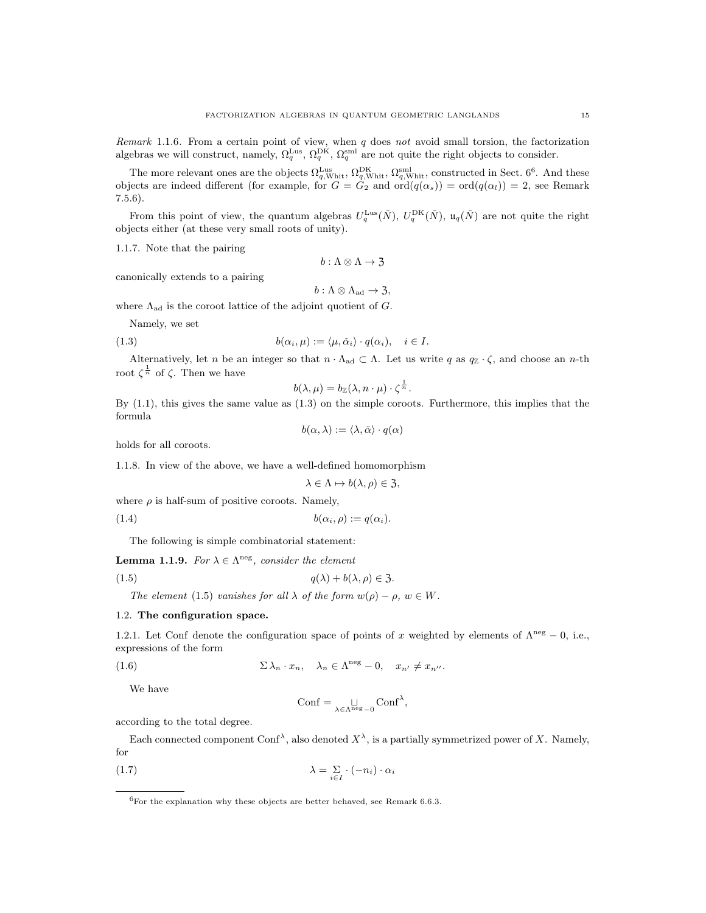*Remark* 1.1.6. From a certain point of view, when $q$ does *not* avoid small torsion, the factorization algebras we will construct, namely, $\Omega_q^{\mathrm{Lus}}$, $\Omega_q^{\mathrm{DK}}$, $\Omega_q^{\mathrm{sml}}$ are not quite the right objects to consider.

The more relevant ones are the objects $\Omega_{q,\mathrm{Whit}}^{\mathrm{Lus}}$, $\Omega_{q,\mathrm{Whit}}^{\mathrm{DK}}$, $\Omega_{q,\mathrm{Whit}}^{\mathrm{sml}}$, constructed in Sect. 6[6]. And these objects are indeed different (for example, for $G = G_2$ and $\mathrm{ord}(q(\alpha_s)) = \mathrm{ord}(q(\alpha_l)) = 2$, see Remark 7.5.6).

From this point of view, the quantum algebras $U_q^{\mathrm{Lus}}(\check{N})$, $U_q^{\mathrm{DK}}(\check{N})$, $\mathfrak{u}_q(\check{N})$ are not quite the right objects either (at these very small roots of unity).

1.1.7. Note that the pairing

$$b : \Lambda \otimes \Lambda \to \mathfrak{Z}$$

canonically extends to a pairing

$$b : \Lambda \otimes \Lambda_{\mathrm{ad}} \to \mathfrak{Z},$$

where $\Lambda_{\mathrm{ad}}$ is the coroot lattice of the adjoint quotient of $G$.

Namely, we set

$$b(\alpha_i, \mu) := \langle \mu, \check{\alpha}_i \rangle \cdot q(\alpha_i), \quad i \in I. \tag{1.3}$$

Alternatively, let $n$ be an integer so that $n \cdot \Lambda_{\mathrm{ad}} \subset \Lambda$. Let us write $q$ as $q_{\mathbb{Z}} \cdot \zeta$, and choose an $n$-th root $\zeta^{\frac{1}{n}}$ of $\zeta$. Then we have

$$b(\lambda, \mu) = b_{\mathbb{Z}}(\lambda, n \cdot \mu) \cdot \zeta^{\frac{1}{n}}.$$

By (1.1), this gives the same value as (1.3) on the simple coroots. Furthermore, this implies that the formula

$$b(\alpha, \lambda) := \langle \lambda, \check{\alpha} \rangle \cdot q(\alpha)$$

holds for all coroots.

1.1.8. In view of the above, we have a well-defined homomorphism

$$\lambda \in \Lambda \mapsto b(\lambda, \rho) \in \mathfrak{Z},$$

where $\rho$ is half-sum of positive coroots. Namely,

$$b(\alpha_i, \rho) := q(\alpha_i). \tag{1.4}$$

The following is simple combinatorial statement:

**Lemma 1.1.9.** *For $\lambda \in \Lambda^{\mathrm{neg}}$, consider the element*

$$q(\lambda) + b(\lambda, \rho) \in \mathfrak{Z}. \tag{1.5}$$

*The element* (1.5) *vanishes for all $\lambda$ of the form $w(\rho) - \rho$, $w \in W$.*

## 1.2. The configuration space.

1.2.1. Let Conf denote the configuration space of points of $x$ weighted by elements of $\Lambda^{\mathrm{neg}} - 0$, i.e., expressions of the form

$$\Sigma\, \lambda_n \cdot x_n, \quad \lambda_n \in \Lambda^{\mathrm{neg}} - 0, \quad x_{n'} \neq x_{n''}. \tag{1.6}$$

We have

$$\mathrm{Conf} = \underset{\lambda \in \Lambda^{\mathrm{neg}} - 0}{\sqcup} \mathrm{Conf}^{\lambda},$$

according to the total degree.

Each connected component $\mathrm{Conf}^{\lambda}$, also denoted $X^{\lambda}$, is a partially symmetrized power of $X$. Namely, for

$$\lambda = \underset{i \in I}{\Sigma} \cdot (-n_i) \cdot \alpha_i \tag{1.7}$$

---

[6]For the explanation why these objects are better behaved, see Remark 6.6.3.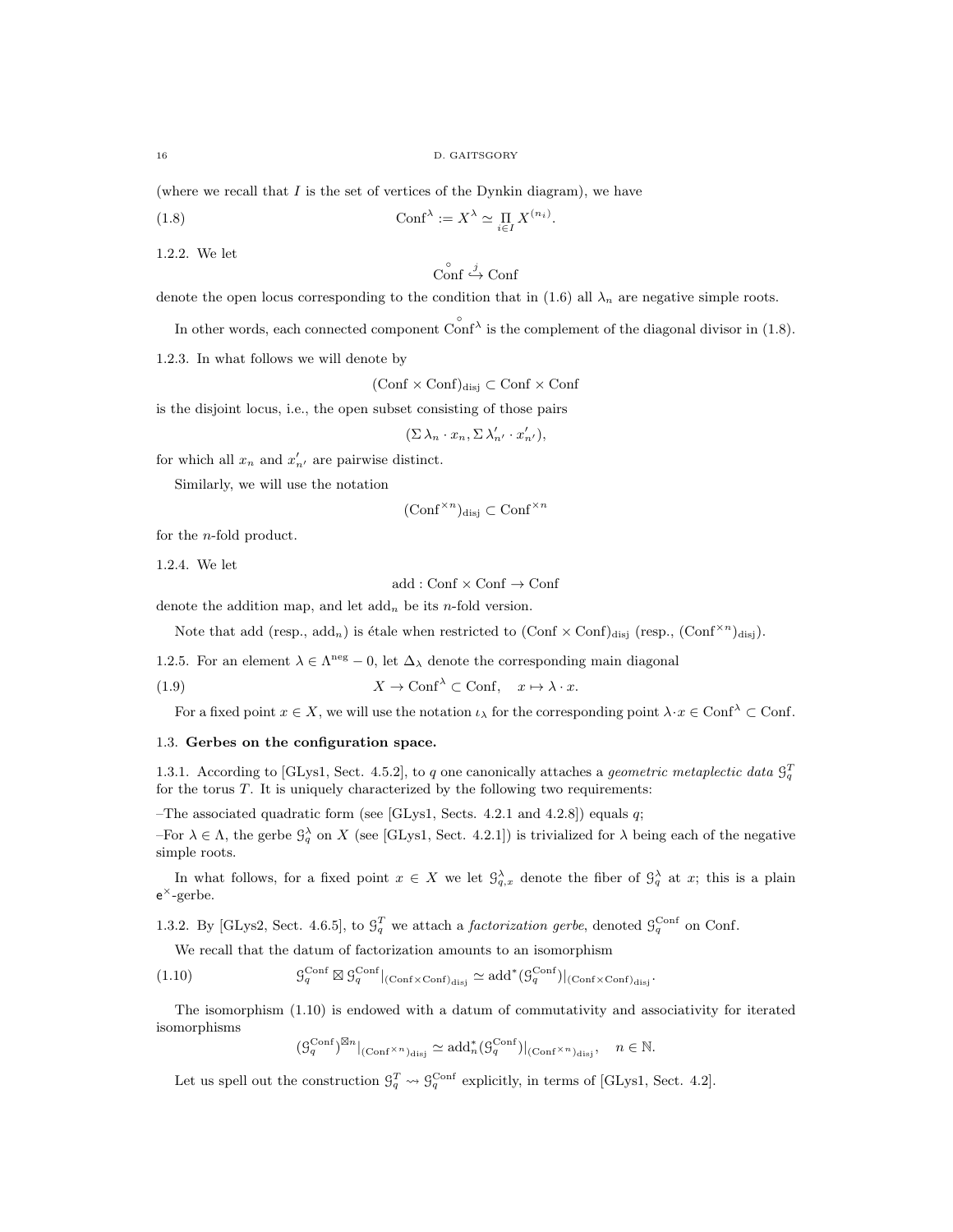(where we recall that $I$ is the set of vertices of the Dynkin diagram), we have

$$\text{Conf}^\lambda := X^\lambda \simeq \prod_{i\in I} X^{(n_i)}. \tag{1.8}$$

1.2.2. We let

$$\overset{\circ}{\text{Conf}} \overset{j}{\hookrightarrow} \text{Conf}$$

denote the open locus corresponding to the condition that in (1.6) all $\lambda_n$ are negative simple roots.

In other words, each connected component $\overset{\circ}{\text{Conf}}{}^\lambda$ is the complement of the diagonal divisor in (1.8).

1.2.3. In what follows we will denote by

$$(\text{Conf} \times \text{Conf})_{\text{disj}} \subset \text{Conf} \times \text{Conf}$$

is the disjoint locus, i.e., the open subset consisting of those pairs

$$(\Sigma\, \lambda_n \cdot x_n, \Sigma\, \lambda'_{n'} \cdot x'_{n'}),$$

for which all $x_n$ and $x'_{n'}$ are pairwise distinct.

Similarly, we will use the notation

$$(\text{Conf}^{\times n})_{\text{disj}} \subset \text{Conf}^{\times n}$$

for the $n$-fold product.

1.2.4. We let

$$\text{add} : \text{Conf} \times \text{Conf} \to \text{Conf}$$

denote the addition map, and let $\text{add}_n$ be its $n$-fold version.

Note that add (resp., $\text{add}_n$) is étale when restricted to $(\text{Conf} \times \text{Conf})_{\text{disj}}$ (resp., $(\text{Conf}^{\times n})_{\text{disj}}$).

1.2.5. For an element $\lambda \in \Lambda^{\text{neg}} - 0$, let $\Delta_\lambda$ denote the corresponding main diagonal

$$X \to \text{Conf}^\lambda \subset \text{Conf}, \quad x \mapsto \lambda \cdot x. \tag{1.9}$$

For a fixed point $x \in X$, we will use the notation $\iota_\lambda$ for the corresponding point $\lambda \cdot x \in \text{Conf}^\lambda \subset \text{Conf}$.

### 1.3. Gerbes on the configuration space.

1.3.1. According to [GLys1, Sect. 4.5.2], to $q$ one canonically attaches a *geometric metaplectic data* $\mathcal{G}^T_q$ for the torus $T$. It is uniquely characterized by the following two requirements:

–The associated quadratic form (see [GLys1, Sects. 4.2.1 and 4.2.8]) equals $q$;

–For $\lambda \in \Lambda$, the gerbe $\mathcal{G}^\lambda_q$ on $X$ (see [GLys1, Sect. 4.2.1]) is trivialized for $\lambda$ being each of the negative simple roots.

In what follows, for a fixed point $x \in X$ we let $\mathcal{G}^\lambda_{q,x}$ denote the fiber of $\mathcal{G}^\lambda_q$ at $x$; this is a plain $\mathsf{e}^\times$-gerbe.

1.3.2. By [GLys2, Sect. 4.6.5], to $\mathcal{G}^T_q$ we attach a *factorization gerbe*, denoted $\mathcal{G}^{\text{Conf}}_q$ on Conf.

We recall that the datum of factorization amounts to an isomorphism

$$\mathcal{G}^{\text{Conf}}_q \boxtimes \mathcal{G}^{\text{Conf}}_q|_{(\text{Conf}\times\text{Conf})_{\text{disj}}} \simeq \text{add}^*(\mathcal{G}^{\text{Conf}}_q)|_{(\text{Conf}\times\text{Conf})_{\text{disj}}}. \tag{1.10}$$

The isomorphism (1.10) is endowed with a datum of commutativity and associativity for iterated isomorphisms

$$(\mathcal{G}^{\text{Conf}}_q)^{\boxtimes n}|_{(\text{Conf}^{\times n})_{\text{disj}}} \simeq \text{add}^*_n(\mathcal{G}^{\text{Conf}}_q)|_{(\text{Conf}^{\times n})_{\text{disj}}}, \quad n \in \mathbb{N}.$$

Let us spell out the construction $\mathcal{G}^T_q \rightsquigarrow \mathcal{G}^{\text{Conf}}_q$ explicitly, in terms of [GLys1, Sect. 4.2].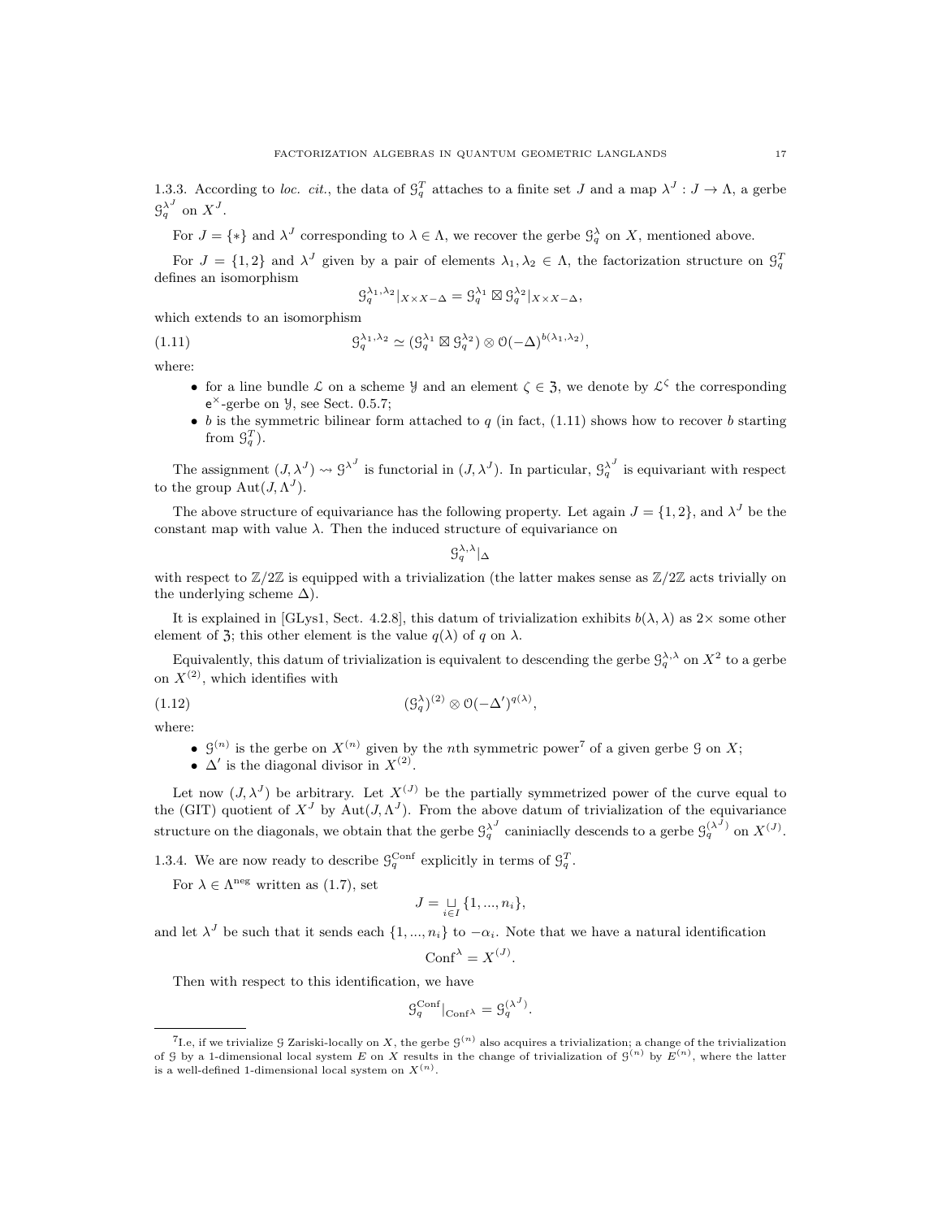1.3.3. According to *loc. cit.*, the data of $\mathcal{G}^T_q$ attaches to a finite set $J$ and a map $\lambda^J : J \to \Lambda$, a gerbe $\mathcal{G}^{\lambda^J}_q$ on $X^J$.

For $J = \{*\}$ and $\lambda^J$ corresponding to $\lambda \in \Lambda$, we recover the gerbe $\mathcal{G}^\lambda_q$ on $X$, mentioned above.

For $J = \{1, 2\}$ and $\lambda^J$ given by a pair of elements $\lambda_1, \lambda_2 \in \Lambda$, the factorization structure on $\mathcal{G}^T_q$ defines an isomorphism

$$\mathcal{G}^{\lambda_1,\lambda_2}_q|_{X\times X-\Delta} = \mathcal{G}^{\lambda_1}_q \boxtimes \mathcal{G}^{\lambda_2}_q|_{X\times X-\Delta},$$

which extends to an isomorphism

$$\mathcal{G}^{\lambda_1,\lambda_2}_q \simeq (\mathcal{G}^{\lambda_1}_q \boxtimes \mathcal{G}^{\lambda_2}_q) \otimes \mathcal{O}(-\Delta)^{b(\lambda_1,\lambda_2)}, \tag{1.11}$$

where:

- for a line bundle $\mathcal{L}$ on a scheme $\mathcal{Y}$ and an element $\zeta \in \mathfrak{Z}$, we denote by $\mathcal{L}^\zeta$ the corresponding $\mathsf{e}^\times$-gerbe on $\mathcal{Y}$, see Sect. 0.5.7;
- $b$ is the symmetric bilinear form attached to $q$ (in fact, (1.11) shows how to recover $b$ starting from $\mathcal{G}^T_q$).

The assignment $(J, \lambda^J) \rightsquigarrow \mathcal{G}^{\lambda^J}$ is functorial in $(J, \lambda^J)$. In particular, $\mathcal{G}^{\lambda^J}_q$ is equivariant with respect to the group $\operatorname{Aut}(J, \Lambda^J)$.

The above structure of equivariance has the following property. Let again $J = \{1, 2\}$, and $\lambda^J$ be the constant map with value $\lambda$. Then the induced structure of equivariance on

$$\mathcal{G}^{\lambda,\lambda}_q|_\Delta$$

with respect to $\mathbb{Z}/2\mathbb{Z}$ is equipped with a trivialization (the latter makes sense as $\mathbb{Z}/2\mathbb{Z}$ acts trivially on the underlying scheme $\Delta$).

It is explained in [GLys1, Sect. 4.2.8], this datum of trivialization exhibits $b(\lambda, \lambda)$ as $2\times$ some other element of $\mathfrak{Z}$; this other element is the value $q(\lambda)$ of $q$ on $\lambda$.

Equivalently, this datum of trivialization is equivalent to descending the gerbe $\mathcal{G}^{\lambda,\lambda}_q$ on $X^2$ to a gerbe on $X^{(2)}$, which identifies with

$$(\mathcal{G}^\lambda_q)^{(2)} \otimes \mathcal{O}(-\Delta')^{q(\lambda)}, \tag{1.12}$$

where:

- $\mathcal{G}^{(n)}$ is the gerbe on $X^{(n)}$ given by the $n$th symmetric power[7] of a given gerbe $\mathcal{G}$ on $X$;
- $\Delta'$ is the diagonal divisor in $X^{(2)}$.

Let now $(J, \lambda^J)$ be arbitrary. Let $X^{(J)}$ be the partially symmetrized power of the curve equal to the (GIT) quotient of $X^J$ by $\operatorname{Aut}(J, \Lambda^J)$. From the above datum of trivialization of the equivariance structure on the diagonals, we obtain that the gerbe $\mathcal{G}^{\lambda^J}_q$ caniniaclly descends to a gerbe $\mathcal{G}^{(\lambda^J)}_q$ on $X^{(J)}$.

1.3.4. We are now ready to describe $\mathcal{G}^{\mathrm{Conf}}_q$ explicitly in terms of $\mathcal{G}^T_q$.

For $\lambda \in \Lambda^{\mathrm{neg}}$ written as (1.7), set

$$J = \underset{i\in I}{\sqcup} \{1, ..., n_i\},$$

and let $\lambda^J$ be such that it sends each $\{1, ..., n_i\}$ to $-\alpha_i$. Note that we have a natural identification

$$\mathrm{Conf}^\lambda = X^{(J)}.$$

Then with respect to this identification, we have

$$\mathcal{G}^{\mathrm{Conf}}_q|_{\mathrm{Conf}^\lambda} = \mathcal{G}^{(\lambda^J)}_q.$$

---

[7] I.e, if we trivialize $\mathcal{G}$ Zariski-locally on $X$, the gerbe $\mathcal{G}^{(n)}$ also acquires a trivialization; a change of the trivialization of $\mathcal{G}$ by a 1-dimensional local system $E$ on $X$ results in the change of trivialization of $\mathcal{G}^{(n)}$ by $E^{(n)}$, where the latter is a well-defined 1-dimensional local system on $X^{(n)}$.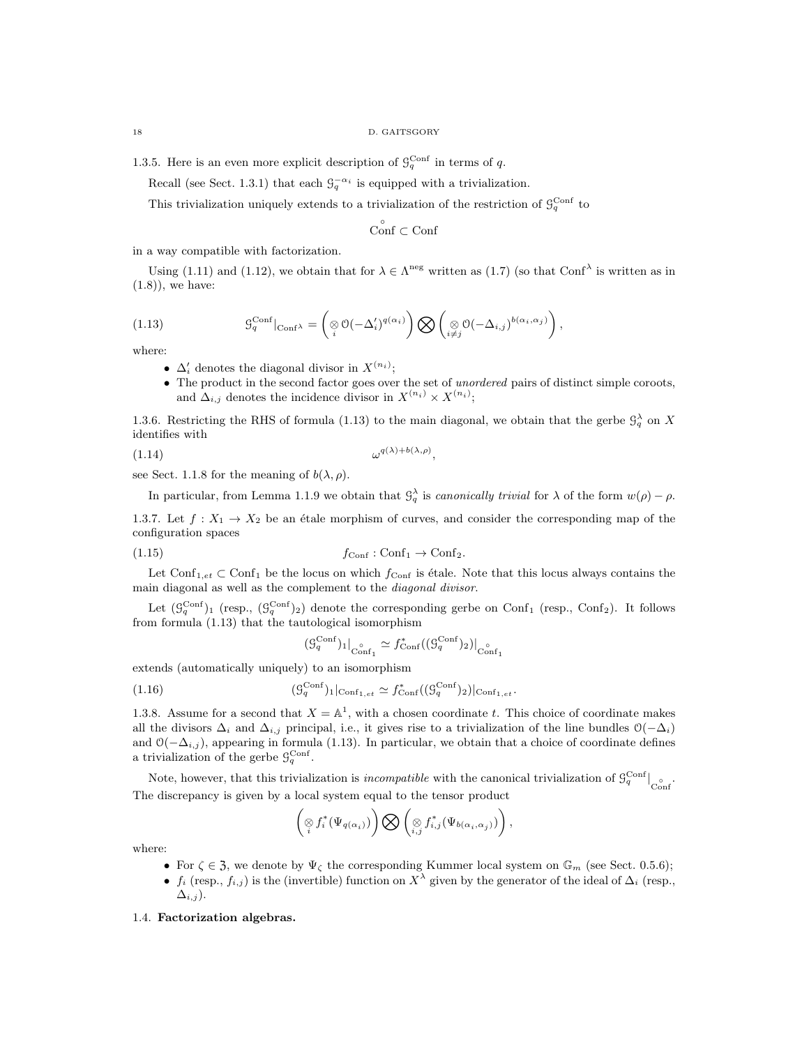1.3.5. Here is an even more explicit description of $\mathcal{G}_q^{\mathrm{Conf}}$ in terms of $q$.

Recall (see Sect. 1.3.1) that each $\mathcal{G}_q^{-\alpha_i}$ is equipped with a trivialization.

This trivialization uniquely extends to a trivialization of the restriction of $\mathcal{G}_q^{\mathrm{Conf}}$ to

$$\overset{\circ}{\mathrm{Conf}} \subset \mathrm{Conf}$$

in a way compatible with factorization.

Using (1.11) and (1.12), we obtain that for $\lambda \in \Lambda^{\mathrm{neg}}$ written as (1.7) (so that $\mathrm{Conf}^\lambda$ is written as in (1.8)), we have:

$$\mathcal{G}_q^{\mathrm{Conf}}|_{\mathrm{Conf}^\lambda} = \left( \underset{i}{\otimes} \mathcal{O}(-\Delta_i')^{q(\alpha_i)} \right) \bigotimes \left( \underset{i \neq j}{\otimes} \mathcal{O}(-\Delta_{i,j})^{b(\alpha_i, \alpha_j)} \right), \tag{1.13}$$

where:

- $\Delta_i'$ denotes the diagonal divisor in $X^{(n_i)}$;
- The product in the second factor goes over the set of *unordered* pairs of distinct simple coroots, and $\Delta_{i,j}$ denotes the incidence divisor in $X^{(n_i)} \times X^{(n_j)}$;

1.3.6. Restricting the RHS of formula (1.13) to the main diagonal, we obtain that the gerbe $\mathcal{G}_q^\lambda$ on $X$ identifies with

$$\omega^{q(\lambda) + b(\lambda, \rho)}, \tag{1.14}$$

see Sect. 1.1.8 for the meaning of $b(\lambda, \rho)$.

In particular, from Lemma 1.1.9 we obtain that $\mathcal{G}_q^\lambda$ is *canonically trivial* for $\lambda$ of the form $w(\rho) - \rho$.

1.3.7. Let $f : X_1 \to X_2$ be an étale morphism of curves, and consider the corresponding map of the configuration spaces

$$f_{\mathrm{Conf}} : \mathrm{Conf}_1 \to \mathrm{Conf}_2. \tag{1.15}$$

Let $\mathrm{Conf}_{1,et} \subset \mathrm{Conf}_1$ be the locus on which $f_{\mathrm{Conf}}$ is étale. Note that this locus always contains the main diagonal as well as the complement to the *diagonal divisor*.

Let $(\mathcal{G}_q^{\mathrm{Conf}})_1$ (resp., $(\mathcal{G}_q^{\mathrm{Conf}})_2$) denote the corresponding gerbe on $\mathrm{Conf}_1$ (resp., $\mathrm{Conf}_2$). It follows from formula (1.13) that the tautological isomorphism

$$(\mathcal{G}_q^{\mathrm{Conf}})_1|_{\overset{\circ}{\mathrm{Conf}}_1} \simeq f_{\mathrm{Conf}}^*((\mathcal{G}_q^{\mathrm{Conf}})_2)|_{\overset{\circ}{\mathrm{Conf}}_1}$$

extends (automatically uniquely) to an isomorphism

$$(\mathcal{G}_q^{\mathrm{Conf}})_1|_{\mathrm{Conf}_{1,et}} \simeq f_{\mathrm{Conf}}^*((\mathcal{G}_q^{\mathrm{Conf}})_2)|_{\mathrm{Conf}_{1,et}}. \tag{1.16}$$

1.3.8. Assume for a second that $X = \mathbb{A}^1$, with a chosen coordinate $t$. This choice of coordinate makes all the divisors $\Delta_i$ and $\Delta_{i,j}$ principal, i.e., it gives rise to a trivialization of the line bundles $\mathcal{O}(-\Delta_i)$ and $\mathcal{O}(-\Delta_{i,j})$, appearing in formula (1.13). In particular, we obtain that a choice of coordinate defines a trivialization of the gerbe $\mathcal{G}_q^{\mathrm{Conf}}$.

Note, however, that this trivialization is *incompatible* with the canonical trivialization of $\mathcal{G}_q^{\mathrm{Conf}}|_{\overset{\circ}{\mathrm{Conf}}}$. The discrepancy is given by a local system equal to the tensor product

$$\left( \underset{i}{\otimes} f_i^*(\Psi_{q(\alpha_i)}) \right) \bigotimes \left( \underset{i,j}{\otimes} f_{i,j}^*(\Psi_{b(\alpha_i, \alpha_j)}) \right),$$

where:

- For $\zeta \in \mathfrak{Z}$, we denote by $\Psi_\zeta$ the corresponding Kummer local system on $\mathbb{G}_m$ (see Sect. 0.5.6);
- $f_i$ (resp., $f_{i,j}$) is the (invertible) function on $X^\lambda$ given by the generator of the ideal of $\Delta_i$ (resp., $\Delta_{i,j}$).

### 1.4. **Factorization algebras.**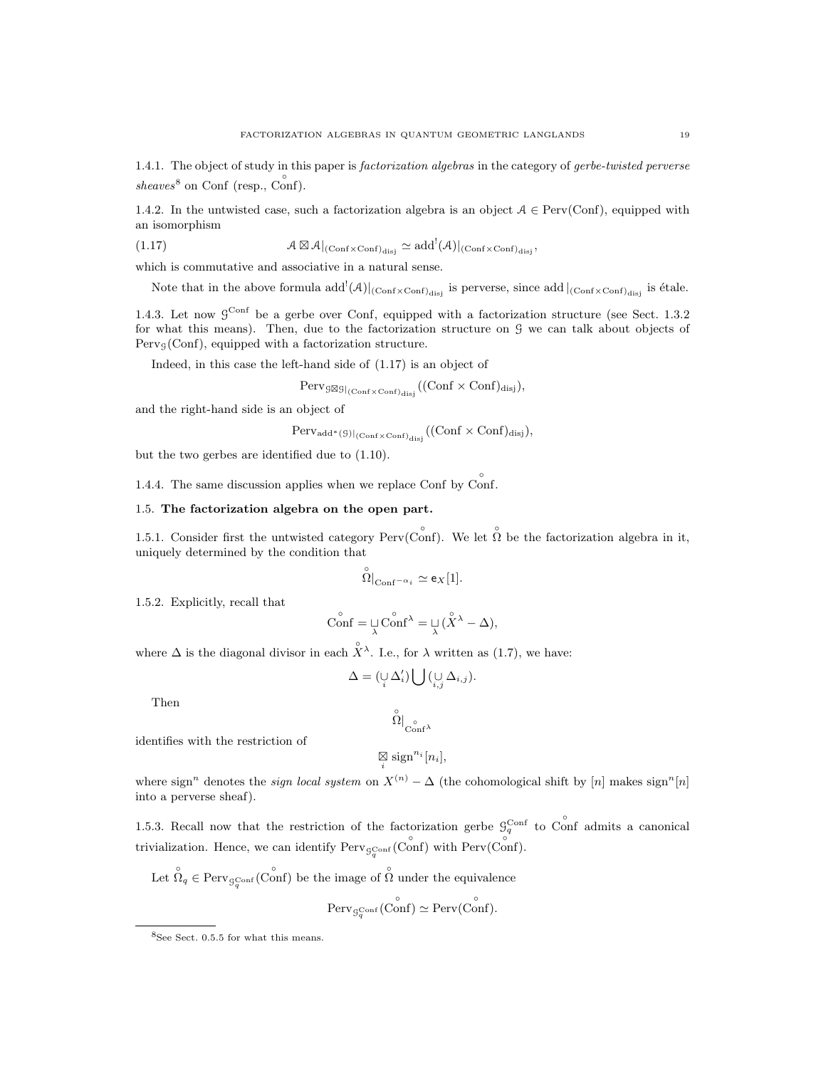1.4.1. The object of study in this paper is *factorization algebras* in the category of *gerbe-twisted perverse sheaves*[8] on Conf (resp., $\overset{\circ}{\text{Conf}}$).

1.4.2. In the untwisted case, such a factorization algebra is an object $\mathcal{A} \in \text{Perv}(\text{Conf})$, equipped with an isomorphism

$$\mathcal{A} \boxtimes \mathcal{A}|_{(\text{Conf}\times\text{Conf})_{\text{disj}}} \simeq \text{add}^!(\mathcal{A})|_{(\text{Conf}\times\text{Conf})_{\text{disj}}}, \tag{1.17}$$

which is commutative and associative in a natural sense.

Note that in the above formula $\text{add}^!(\mathcal{A})|_{(\text{Conf}\times\text{Conf})_{\text{disj}}}$ is perverse, since $\text{add}\,|_{(\text{Conf}\times\text{Conf})_{\text{disj}}}$ is étale.

1.4.3. Let now $\mathcal{G}^{\text{Conf}}$ be a gerbe over Conf, equipped with a factorization structure (see Sect. 1.3.2 for what this means). Then, due to the factorization structure on $\mathcal{G}$ we can talk about objects of $\text{Perv}_{\mathcal{G}}(\text{Conf})$, equipped with a factorization structure.

Indeed, in this case the left-hand side of (1.17) is an object of

$$\text{Perv}_{\mathcal{G}\boxtimes\mathcal{G}|_{(\text{Conf}\times\text{Conf})_{\text{disj}}}}((\text{Conf}\times\text{Conf})_{\text{disj}}),$$

and the right-hand side is an object of

$$\text{Perv}_{\text{add}^*(\mathcal{G})|_{(\text{Conf}\times\text{Conf})_{\text{disj}}}}((\text{Conf}\times\text{Conf})_{\text{disj}}),$$

but the two gerbes are identified due to (1.10).

1.4.4. The same discussion applies when we replace Conf by $\overset{\circ}{\text{Conf}}$.

## 1.5. The factorization algebra on the open part.

1.5.1. Consider first the untwisted category $\text{Perv}(\overset{\circ}{\text{Conf}})$. We let $\overset{\circ}{\Omega}$ be the factorization algebra in it, uniquely determined by the condition that

$$\overset{\circ}{\Omega}|_{\text{Conf}^{-\alpha_i}} \simeq \mathsf{e}_X[1].$$

1.5.2. Explicitly, recall that

$$\overset{\circ}{\text{Conf}} = \underset{\lambda}{\sqcup}\, \overset{\circ}{\text{Conf}}{}^{\lambda} = \underset{\lambda}{\sqcup}\, (\overset{\circ}{X}{}^{\lambda} - \Delta),$$

where $\Delta$ is the diagonal divisor in each $\overset{\circ}{X}{}^{\lambda}$. I.e., for $\lambda$ written as (1.7), we have:

$$\Delta = (\underset{i}{\cup}\, \Delta'_i) \bigcup (\underset{i,j}{\cup}\, \Delta_{i,j}).$$

Then

$$\overset{\circ}{\Omega}|_{\overset{\circ}{\text{Conf}}{}^{\lambda}}$$

identifies with the restriction of

$$\underset{i}{\boxtimes}\, \text{sign}^{n_i}[n_i],$$

where $\text{sign}^n$ denotes the *sign local system* on $X^{(n)} - \Delta$ (the cohomological shift by $[n]$ makes $\text{sign}^n[n]$ into a perverse sheaf).

1.5.3. Recall now that the restriction of the factorization gerbe $\mathcal{G}_q^{\text{Conf}}$ to $\overset{\circ}{\text{Conf}}$ admits a canonical trivialization. Hence, we can identify $\text{Perv}_{\mathcal{G}_q^{\text{Conf}}}(\overset{\circ}{\text{Conf}})$ with $\text{Perv}(\overset{\circ}{\text{Conf}})$.

Let $\overset{\circ}{\Omega}_q \in \text{Perv}_{\mathcal{G}_q^{\text{Conf}}}(\overset{\circ}{\text{Conf}})$ be the image of $\overset{\circ}{\Omega}$ under the equivalence

$$\text{Perv}_{\mathcal{G}_q^{\text{Conf}}}(\overset{\circ}{\text{Conf}}) \simeq \text{Perv}(\overset{\circ}{\text{Conf}}).$$

[8] See Sect. 0.5.5 for what this means.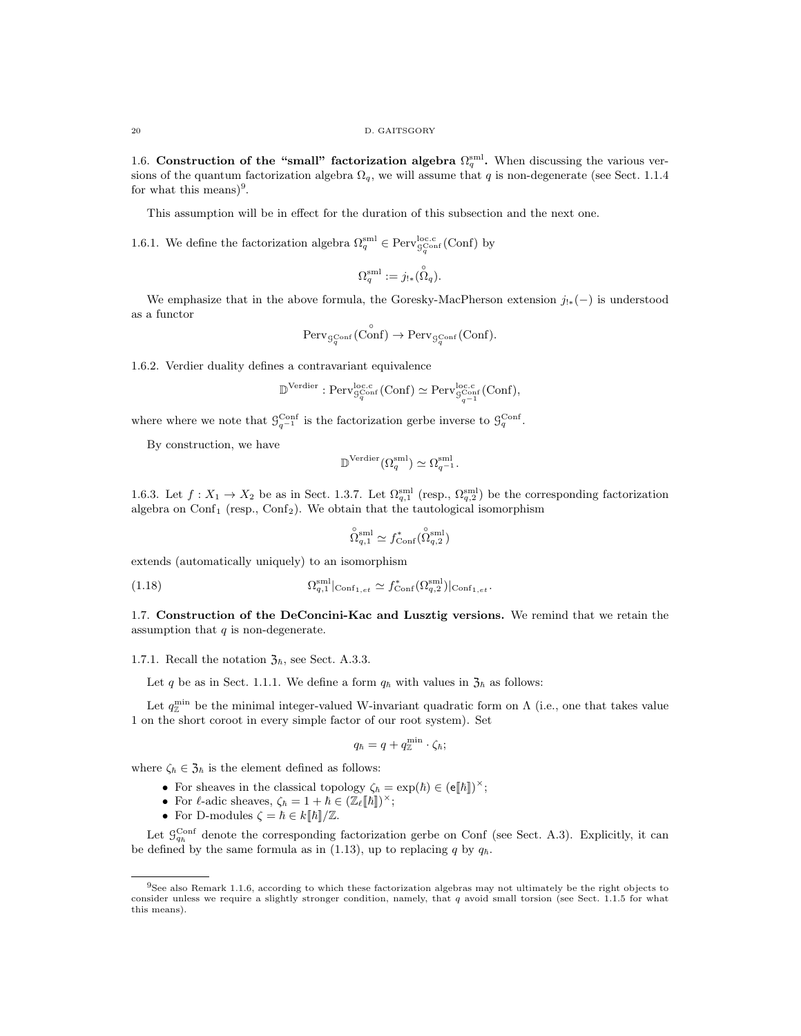### 1.6. Construction of the "small" factorization algebra $\Omega_q^{\mathrm{sml}}$.

When discussing the various versions of the quantum factorization algebra $\Omega_q$, we will assume that $q$ is non-degenerate (see Sect. 1.1.4 for what this means)[9].

This assumption will be in effect for the duration of this subsection and the next one.

1.6.1. We define the factorization algebra $\Omega_q^{\mathrm{sml}} \in \mathrm{Perv}^{\mathrm{loc.c}}_{\mathcal{G}_q^{\mathrm{Conf}}}(\mathrm{Conf})$ by

$$\Omega_q^{\mathrm{sml}} := j_{!*}(\overset{\circ}{\Omega}_q).$$

We emphasize that in the above formula, the Goresky-MacPherson extension $j_{!*}(-)$ is understood as a functor

$$\mathrm{Perv}_{\mathcal{G}_q^{\mathrm{Conf}}}(\overset{\circ}{\mathrm{Conf}}) \to \mathrm{Perv}_{\mathcal{G}_q^{\mathrm{Conf}}}(\mathrm{Conf}).$$

1.6.2. Verdier duality defines a contravariant equivalence

$$\mathbb{D}^{\mathrm{Verdier}} : \mathrm{Perv}^{\mathrm{loc.c}}_{\mathcal{G}_q^{\mathrm{Conf}}}(\mathrm{Conf}) \simeq \mathrm{Perv}^{\mathrm{loc.c}}_{\mathcal{G}_{q^{-1}}^{\mathrm{Conf}}}(\mathrm{Conf}),$$

where where we note that $\mathcal{G}_{q^{-1}}^{\mathrm{Conf}}$ is the factorization gerbe inverse to $\mathcal{G}_q^{\mathrm{Conf}}$.

By construction, we have

$$\mathbb{D}^{\mathrm{Verdier}}(\Omega_q^{\mathrm{sml}}) \simeq \Omega_{q^{-1}}^{\mathrm{sml}}.$$

1.6.3. Let $f : X_1 \to X_2$ be as in Sect. 1.3.7. Let $\Omega_{q,1}^{\mathrm{sml}}$ (resp., $\Omega_{q,2}^{\mathrm{sml}}$) be the corresponding factorization algebra on $\mathrm{Conf}_1$ (resp., $\mathrm{Conf}_2$). We obtain that the tautological isomorphism

$$\overset{\circ}{\Omega}{}^{\mathrm{sml}}_{q,1} \simeq f^*_{\mathrm{Conf}}(\overset{\circ}{\Omega}{}^{\mathrm{sml}}_{q,2})$$

extends (automatically uniquely) to an isomorphism

$$\Omega_{q,1}^{\mathrm{sml}}|_{\mathrm{Conf}_{1,et}} \simeq f^*_{\mathrm{Conf}}(\Omega_{q,2}^{\mathrm{sml}})|_{\mathrm{Conf}_{1,et}}. \tag{1.18}$$

### 1.7. Construction of the DeConcini-Kac and Lusztig versions.

We remind that we retain the assumption that $q$ is non-degenerate.

1.7.1. Recall the notation $\mathfrak{Z}_\hbar$, see Sect. A.3.3.

Let $q$ be as in Sect. 1.1.1. We define a form $q_\hbar$ with values in $\mathfrak{Z}_\hbar$ as follows:

Let $q_{\mathbb{Z}}^{\min}$ be the minimal integer-valued W-invariant quadratic form on $\Lambda$ (i.e., one that takes value 1 on the short coroot in every simple factor of our root system). Set

$$q_\hbar = q + q_{\mathbb{Z}}^{\min} \cdot \zeta_\hbar;$$

where $\zeta_\hbar \in \mathfrak{Z}_\hbar$ is the element defined as follows:

- For sheaves in the classical topology $\zeta_\hbar = \exp(\hbar) \in (\mathsf{e}[\![\hbar]\!])^\times$;
- For $\ell$-adic sheaves, $\zeta_\hbar = 1 + \hbar \in (\mathbb{Z}_\ell[\![\hbar]\!])^\times$;
- For D-modules $\zeta = \hbar \in k[\![\hbar]\!]/\mathbb{Z}$.

Let $\mathcal{G}_{q_\hbar}^{\mathrm{Conf}}$ denote the corresponding factorization gerbe on Conf (see Sect. A.3). Explicitly, it can be defined by the same formula as in (1.13), up to replacing $q$ by $q_\hbar$.

---

[9] See also Remark 1.1.6, according to which these factorization algebras may not ultimately be the right objects to consider unless we require a slightly stronger condition, namely, that $q$ avoid small torsion (see Sect. 1.1.5 for what this means).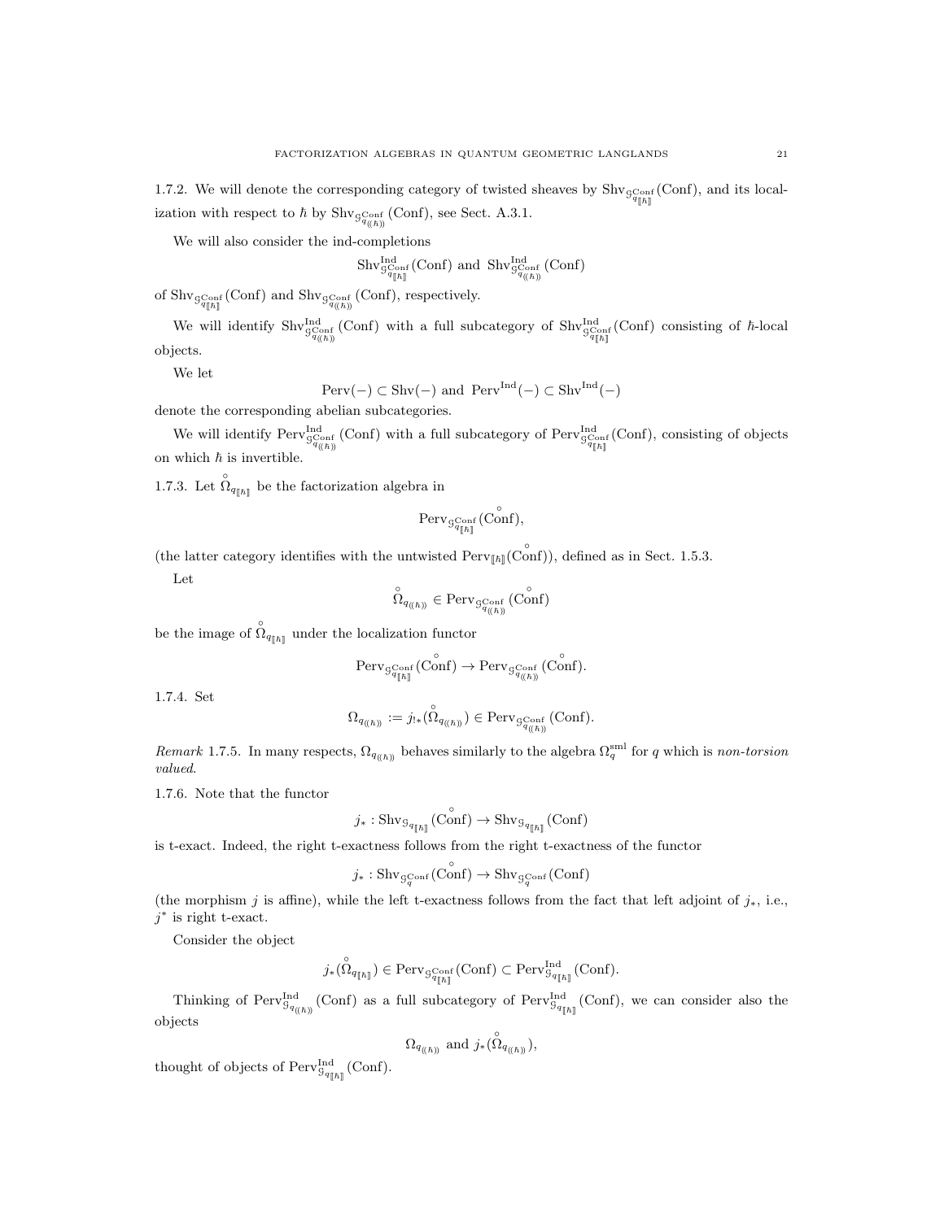1.7.2. We will denote the corresponding category of twisted sheaves by $\mathrm{Shv}_{\mathcal{G}^{\mathrm{Conf}}_{q_{[\![\hbar]\!]}}}(\mathrm{Conf})$, and its localization with respect to $\hbar$ by $\mathrm{Shv}_{\mathcal{G}^{\mathrm{Conf}}_{q_{(\!(\hbar)\!)}}}(\mathrm{Conf})$, see Sect. A.3.1.

We will also consider the ind-completions

$$\mathrm{Shv}^{\mathrm{Ind}}_{\mathcal{G}^{\mathrm{Conf}}_{q_{[\![\hbar]\!]}}}(\mathrm{Conf}) \text{ and } \mathrm{Shv}^{\mathrm{Ind}}_{\mathcal{G}^{\mathrm{Conf}}_{q_{(\!(\hbar)\!)}}}(\mathrm{Conf})$$

of $\mathrm{Shv}_{\mathcal{G}^{\mathrm{Conf}}_{q_{[\![\hbar]\!]}}}(\mathrm{Conf})$ and $\mathrm{Shv}_{\mathcal{G}^{\mathrm{Conf}}_{q_{(\!(\hbar)\!)}}}(\mathrm{Conf})$, respectively.

We will identify $\mathrm{Shv}^{\mathrm{Ind}}_{\mathcal{G}^{\mathrm{Conf}}_{q_{(\!(\hbar)\!)}}}(\mathrm{Conf})$ with a full subcategory of $\mathrm{Shv}^{\mathrm{Ind}}_{\mathcal{G}^{\mathrm{Conf}}_{q_{[\![\hbar]\!]}}}(\mathrm{Conf})$ consisting of $\hbar$-local objects.

We let

$$\mathrm{Perv}(-) \subset \mathrm{Shv}(-) \text{ and } \mathrm{Perv}^{\mathrm{Ind}}(-) \subset \mathrm{Shv}^{\mathrm{Ind}}(-)$$

denote the corresponding abelian subcategories.

We will identify $\mathrm{Perv}^{\mathrm{Ind}}_{\mathcal{G}^{\mathrm{Conf}}_{q_{(\!(\hbar)\!)}}}(\mathrm{Conf})$ with a full subcategory of $\mathrm{Perv}^{\mathrm{Ind}}_{\mathcal{G}^{\mathrm{Conf}}_{q_{[\![\hbar]\!]}}}(\mathrm{Conf})$, consisting of objects on which $\hbar$ is invertible.

1.7.3. Let $\overset{\circ}{\Omega}_{q_{[\![\hbar]\!]}}$ be the factorization algebra in

$$\mathrm{Perv}_{\mathcal{G}^{\mathrm{Conf}}_{q_{[\![\hbar]\!]}}}(\overset{\circ}{\mathrm{Conf}}),$$

(the latter category identifies with the untwisted $\mathrm{Perv}_{[\![\hbar]\!]}(\overset{\circ}{\mathrm{Conf}})$), defined as in Sect. 1.5.3.

Let

$$\overset{\circ}{\Omega}_{q_{(\!(\hbar)\!)}} \in \mathrm{Perv}_{\mathcal{G}^{\mathrm{Conf}}_{q_{(\!(\hbar)\!)}}}(\overset{\circ}{\mathrm{Conf}})$$

be the image of $\overset{\circ}{\Omega}_{q_{[\![\hbar]\!]}}$ under the localization functor

$$\mathrm{Perv}_{\mathcal{G}^{\mathrm{Conf}}_{q_{[\![\hbar]\!]}}}(\overset{\circ}{\mathrm{Conf}}) \to \mathrm{Perv}_{\mathcal{G}^{\mathrm{Conf}}_{q_{(\!(\hbar)\!)}}}(\overset{\circ}{\mathrm{Conf}}).$$

1.7.4. Set

$$\Omega_{q_{(\!(\hbar)\!)}} := j_{!*}(\overset{\circ}{\Omega}_{q_{(\!(\hbar)\!)}}) \in \mathrm{Perv}_{\mathcal{G}^{\mathrm{Conf}}_{q_{(\!(\hbar)\!)}}}(\mathrm{Conf}).$$

*Remark* 1.7.5. In many respects, $\Omega_{q_{(\!(\hbar)\!)}}$ behaves similarly to the algebra $\Omega^{\mathrm{sml}}_q$ for $q$ which is *non-torsion valued*.

1.7.6. Note that the functor

$$j_* : \mathrm{Shv}_{\mathcal{G}_{q_{[\![\hbar]\!]}}}(\overset{\circ}{\mathrm{Conf}}) \to \mathrm{Shv}_{\mathcal{G}_{q_{[\![\hbar]\!]}}}(\mathrm{Conf})$$

is t-exact. Indeed, the right t-exactness follows from the right t-exactness of the functor

$$j_* : \mathrm{Shv}_{\mathcal{G}^{\mathrm{Conf}}_q}(\overset{\circ}{\mathrm{Conf}}) \to \mathrm{Shv}_{\mathcal{G}^{\mathrm{Conf}}_q}(\mathrm{Conf})$$

(the morphism $j$ is affine), while the left t-exactness follows from the fact that left adjoint of $j_*$, i.e., $j^*$ is right t-exact.

Consider the object

$$j_*(\overset{\circ}{\Omega}_{q_{[\![\hbar]\!]}}) \in \mathrm{Perv}_{\mathcal{G}^{\mathrm{Conf}}_{q_{[\![\hbar]\!]}}}(\mathrm{Conf}) \subset \mathrm{Perv}^{\mathrm{Ind}}_{\mathcal{G}_{q_{[\![\hbar]\!]}}}(\mathrm{Conf}).$$

Thinking of $\mathrm{Perv}^{\mathrm{Ind}}_{\mathcal{G}_{q_{(\!(\hbar)\!)}}}(\mathrm{Conf})$ as a full subcategory of $\mathrm{Perv}^{\mathrm{Ind}}_{\mathcal{G}_{q_{[\![\hbar]\!]}}}(\mathrm{Conf})$, we can consider also the objects

$$\Omega_{q_{(\!(\hbar)\!)}} \text{ and } j_*(\overset{\circ}{\Omega}_{q_{(\!(\hbar)\!)}}),$$

thought of objects of $\mathrm{Perv}^{\mathrm{Ind}}_{\mathcal{G}_{q_{[\![\hbar]\!]}}}(\mathrm{Conf})$.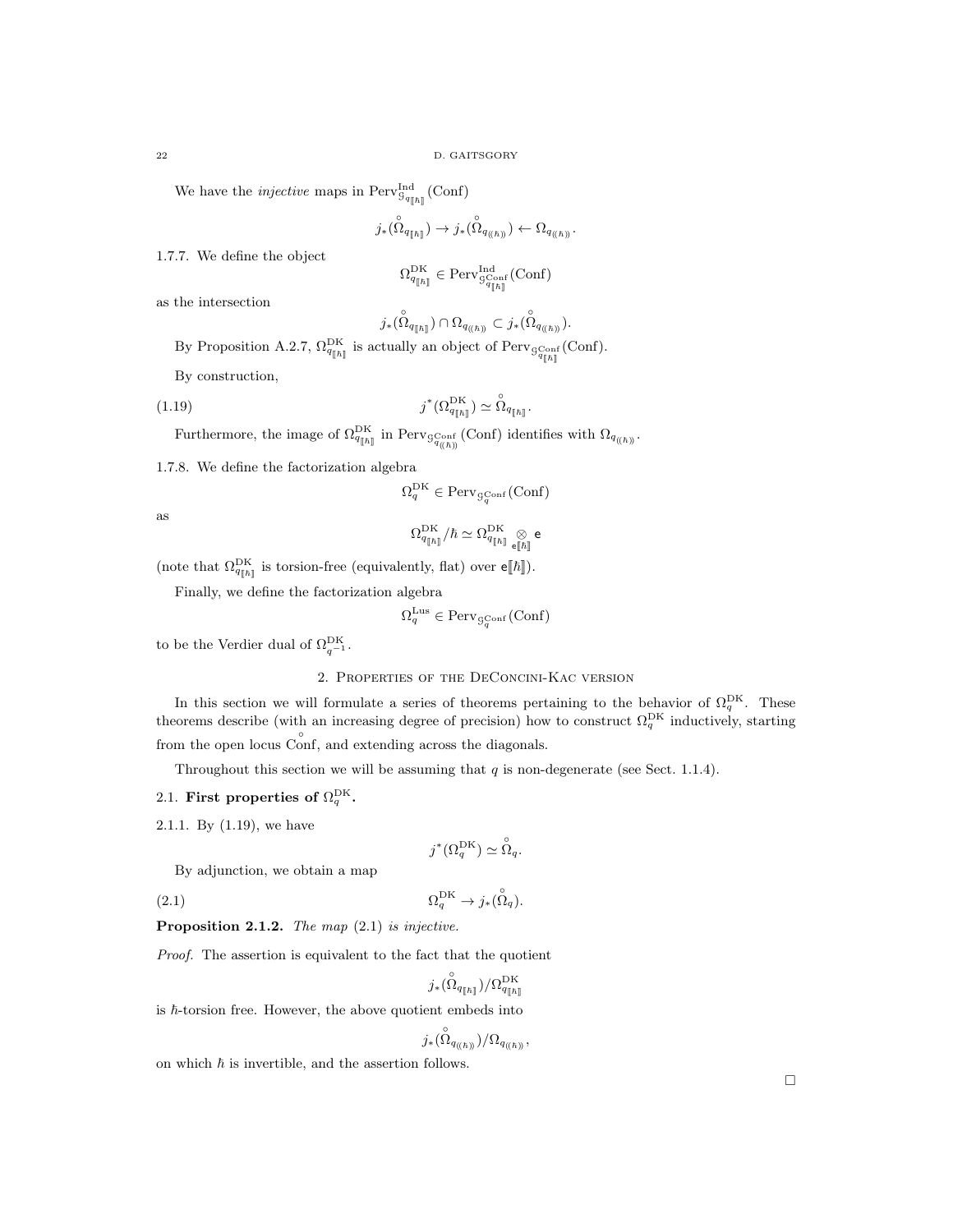We have the *injective* maps in $\mathrm{Perv}^{\mathrm{Ind}}_{\mathcal{G}_{q_{[\![\hbar]\!]}}}(\mathrm{Conf})$

$$j_*(\overset{\circ}{\Omega}_{q_{[\![\hbar]\!]}}) \to j_*(\overset{\circ}{\Omega}_{q_{(\!(\hbar)\!)}}) \leftarrow \Omega_{q_{(\!(\hbar)\!)}}.$$

1.7.7. We define the object

$$\Omega^{\mathrm{DK}}_{q_{[\![\hbar]\!]}} \in \mathrm{Perv}^{\mathrm{Ind}}_{\mathcal{G}^{\mathrm{Conf}}_{q_{[\![\hbar]\!]}}}(\mathrm{Conf})$$

as the intersection

$$j_*(\overset{\circ}{\Omega}_{q_{[\![\hbar]\!]}}) \cap \Omega_{q_{(\!(\hbar)\!)}} \subset j_*(\overset{\circ}{\Omega}_{q_{(\!(\hbar)\!)}}).$$

By Proposition A.2.7, $\Omega^{\mathrm{DK}}_{q_{[\![\hbar]\!]}}$ is actually an object of $\mathrm{Perv}_{\mathcal{G}^{\mathrm{Conf}}_{q_{[\![\hbar]\!]}}}(\mathrm{Conf})$.

By construction,

$$j^*(\Omega^{\mathrm{DK}}_{q_{[\![\hbar]\!]}}) \simeq \overset{\circ}{\Omega}_{q_{[\![\hbar]\!]}}. \tag{1.19}$$

Furthermore, the image of $\Omega^{\mathrm{DK}}_{q_{[\![\hbar]\!]}}$ in $\mathrm{Perv}_{\mathcal{G}^{\mathrm{Conf}}_{q_{(\!(\hbar)\!)}}}(\mathrm{Conf})$ identifies with $\Omega_{q_{(\!(\hbar)\!)}}$.

1.7.8. We define the factorization algebra

$$\Omega^{\mathrm{DK}}_q \in \mathrm{Perv}_{\mathcal{G}^{\mathrm{Conf}}_q}(\mathrm{Conf})$$

as

$$\Omega^{\mathrm{DK}}_{q_{[\![\hbar]\!]}}/\hbar \simeq \Omega^{\mathrm{DK}}_{q_{[\![\hbar]\!]}} \underset{\mathsf{e}[\![\hbar]\!]}{\otimes} \mathsf{e}$$

(note that $\Omega^{\mathrm{DK}}_{q_{[\![\hbar]\!]}}$ is torsion-free (equivalently, flat) over $\mathsf{e}[\![\hbar]\!]$).

Finally, we define the factorization algebra

$$\Omega^{\mathrm{Lus}}_q \in \mathrm{Perv}_{\mathcal{G}^{\mathrm{Conf}}_q}(\mathrm{Conf})$$

to be the Verdier dual of $\Omega^{\mathrm{DK}}_{q^{-1}}$.

## 2. Properties of the DeConcini-Kac version

In this section we will formulate a series of theorems pertaining to the behavior of $\Omega^{\mathrm{DK}}_q$. These theorems describe (with an increasing degree of precision) how to construct $\Omega^{\mathrm{DK}}_q$ inductively, starting from the open locus $\overset{\circ}{\mathrm{Conf}}$, and extending across the diagonals.

Throughout this section we will be assuming that $q$ is non-degenerate (see Sect. 1.1.4).

### 2.1. First properties of $\Omega^{\mathrm{DK}}_q$.

2.1.1. By (1.19), we have

$$j^*(\Omega^{\mathrm{DK}}_q) \simeq \overset{\circ}{\Omega}_q.$$

By adjunction, we obtain a map

$$\Omega^{\mathrm{DK}}_q \to j_*(\overset{\circ}{\Omega}_q). \tag{2.1}$$

**Proposition 2.1.2.** *The map* (2.1) *is injective.*

*Proof.* The assertion is equivalent to the fact that the quotient

$$j_*(\overset{\circ}{\Omega}_{q_{[\![\hbar]\!]}})/\Omega^{\mathrm{DK}}_{q_{[\![\hbar]\!]}}$$

is $\hbar$-torsion free. However, the above quotient embeds into

$$j_*(\overset{\circ}{\Omega}_{q_{(\!(\hbar)\!)}})/\Omega_{q_{(\!(\hbar)\!)}},$$

on which $\hbar$ is invertible, and the assertion follows.

□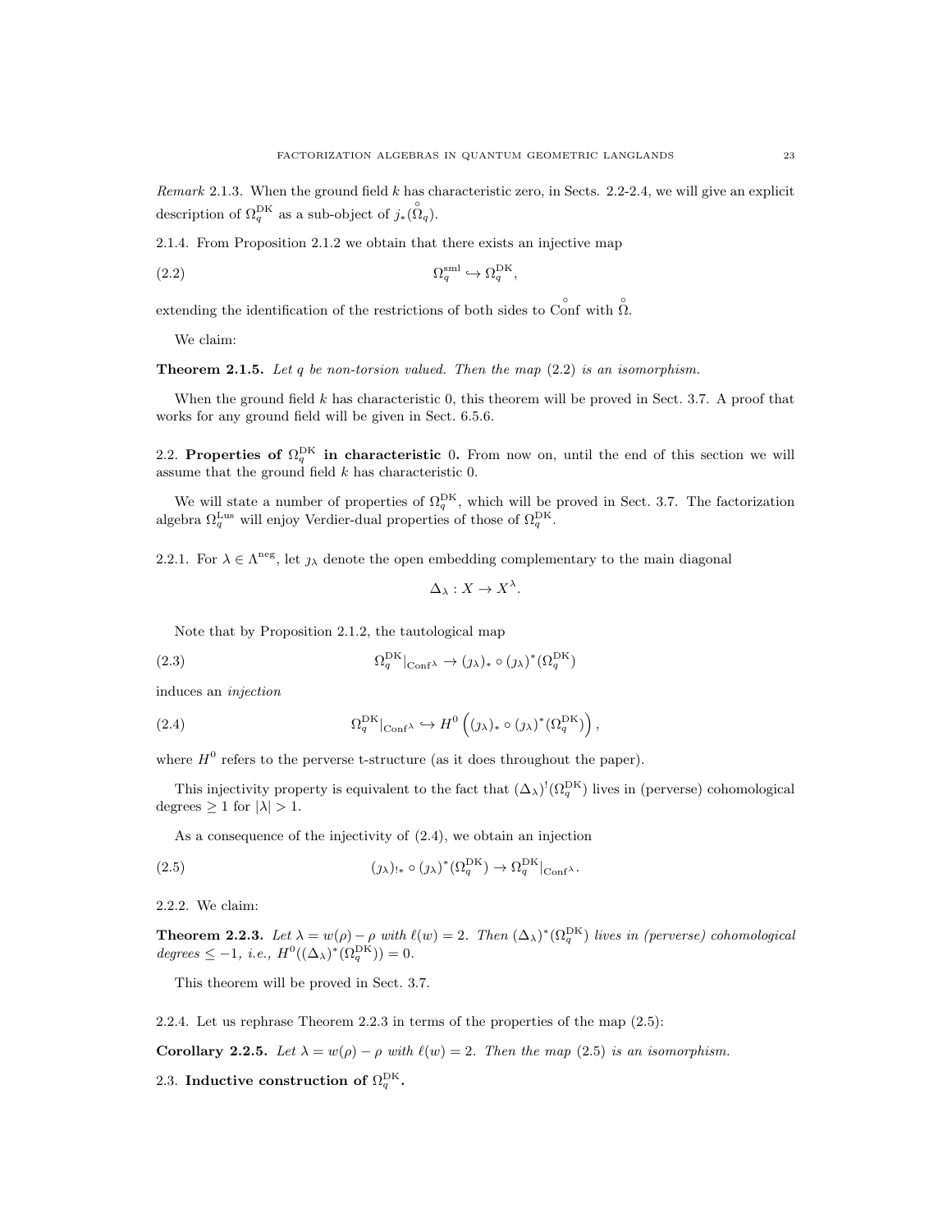*Remark* 2.1.3. When the ground field $k$ has characteristic zero, in Sects. 2.2-2.4, we will give an explicit description of $\Omega_q^{\mathrm{DK}}$ as a sub-object of $j_*(\overset{\circ}{\Omega}_q)$.

2.1.4. From Proposition 2.1.2 we obtain that there exists an injective map

$$\Omega_q^{\mathrm{sml}} \hookrightarrow \Omega_q^{\mathrm{DK}}, \tag{2.2}$$

extending the identification of the restrictions of both sides to $\overset{\circ}{\mathrm{Conf}}$ with $\overset{\circ}{\Omega}$.

We claim:

**Theorem 2.1.5.** *Let $q$ be non-torsion valued. Then the map (2.2) is an isomorphism.*

When the ground field $k$ has characteristic 0, this theorem will be proved in Sect. 3.7. A proof that works for any ground field will be given in Sect. 6.5.6.

## 2.2. Properties of $\Omega_q^{\mathrm{DK}}$ in characteristic 0.

From now on, until the end of this section we will assume that the ground field $k$ has characteristic 0.

We will state a number of properties of $\Omega_q^{\mathrm{DK}}$, which will be proved in Sect. 3.7. The factorization algebra $\Omega_q^{\mathrm{Lus}}$ will enjoy Verdier-dual properties of those of $\Omega_q^{\mathrm{DK}}$.

2.2.1. For $\lambda \in \Lambda^{\mathrm{neg}}$, let $\jmath_\lambda$ denote the open embedding complementary to the main diagonal

$$\Delta_\lambda : X \to X^\lambda.$$

Note that by Proposition 2.1.2, the tautological map

$$\Omega_q^{\mathrm{DK}}|_{\mathrm{Conf}^\lambda} \to (\jmath_\lambda)_* \circ (\jmath_\lambda)^*(\Omega_q^{\mathrm{DK}}) \tag{2.3}$$

induces an *injection*

$$\Omega_q^{\mathrm{DK}}|_{\mathrm{Conf}^\lambda} \hookrightarrow H^0\left((\jmath_\lambda)_* \circ (\jmath_\lambda)^*(\Omega_q^{\mathrm{DK}})\right), \tag{2.4}$$

where $H^0$ refers to the perverse t-structure (as it does throughout the paper).

This injectivity property is equivalent to the fact that $(\Delta_\lambda)^!(\Omega_q^{\mathrm{DK}})$ lives in (perverse) cohomological degrees $\geq 1$ for $|\lambda| > 1$.

As a consequence of the injectivity of (2.4), we obtain an injection

$$(\jmath_\lambda)_{!*} \circ (\jmath_\lambda)^*(\Omega_q^{\mathrm{DK}}) \to \Omega_q^{\mathrm{DK}}|_{\mathrm{Conf}^\lambda}. \tag{2.5}$$

2.2.2. We claim:

**Theorem 2.2.3.** *Let $\lambda = w(\rho) - \rho$ with $\ell(w) = 2$. Then $(\Delta_\lambda)^*(\Omega_q^{\mathrm{DK}})$ lives in (perverse) cohomological degrees $\leq -1$, i.e., $H^0((\Delta_\lambda)^*(\Omega_q^{\mathrm{DK}})) = 0$.*

This theorem will be proved in Sect. 3.7.

2.2.4. Let us rephrase Theorem 2.2.3 in terms of the properties of the map (2.5):

**Corollary 2.2.5.** *Let $\lambda = w(\rho) - \rho$ with $\ell(w) = 2$. Then the map (2.5) is an isomorphism.*

## 2.3. Inductive construction of $\Omega_q^{\mathrm{DK}}$.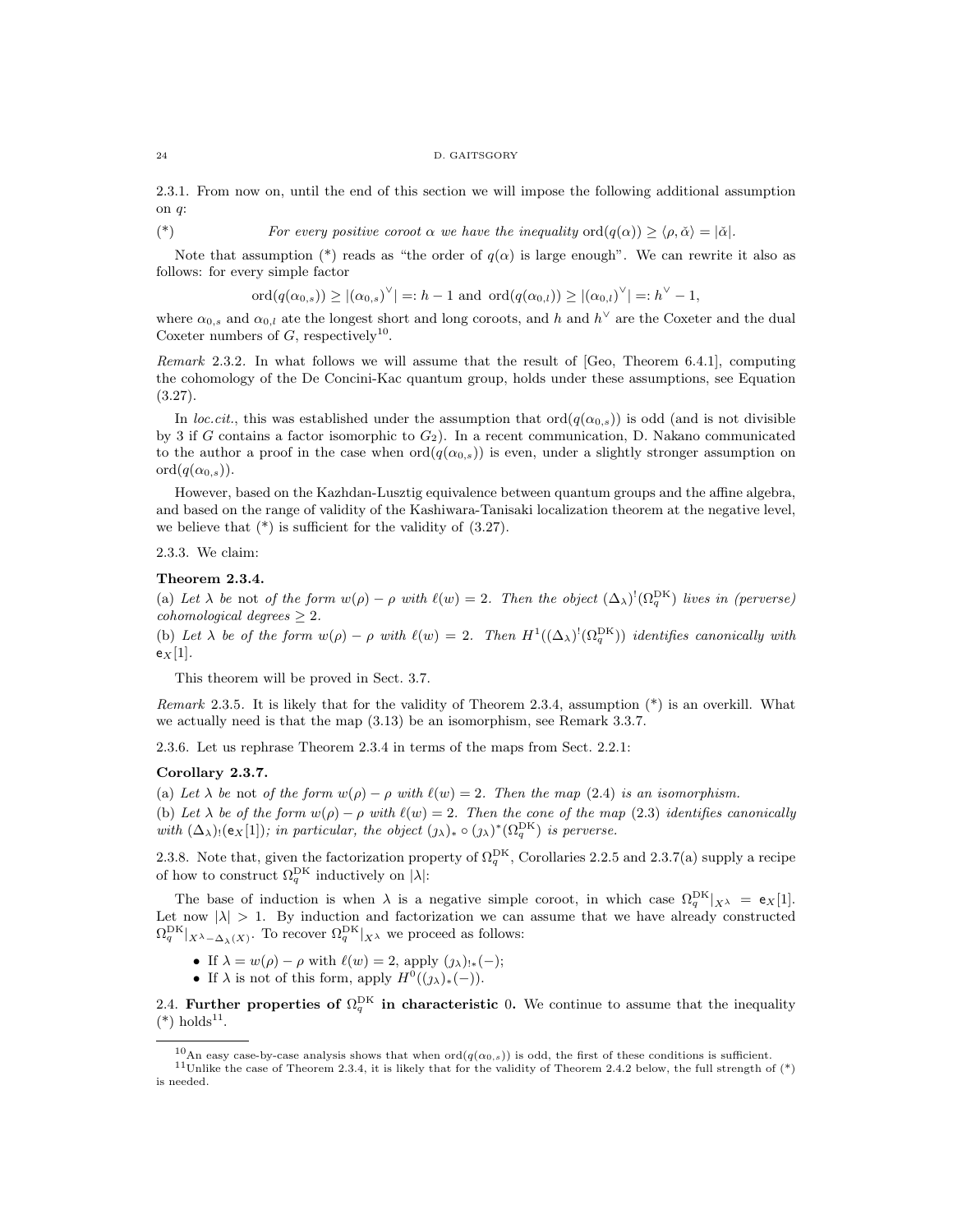2.3.1. From now on, until the end of this section we will impose the following additional assumption on $q$:

(*) *For every positive coroot $\alpha$ we have the inequality* $\text{ord}(q(\alpha)) \geq \langle \rho, \check{\alpha} \rangle = |\check{\alpha}|$.

Note that assumption (*) reads as "the order of $q(\alpha)$ is large enough". We can rewrite it also as follows: for every simple factor

$$\text{ord}(q(\alpha_{0,s})) \geq |(\alpha_{0,s})^\vee| =: h - 1 \text{ and } \text{ord}(q(\alpha_{0,l})) \geq |(\alpha_{0,l})^\vee| =: h^\vee - 1,$$

where $\alpha_{0,s}$ and $\alpha_{0,l}$ ate the longest short and long coroots, and $h$ and $h^\vee$ are the Coxeter and the dual Coxeter numbers of $G$, respectively[10].

*Remark* 2.3.2. In what follows we will assume that the result of [Geo, Theorem 6.4.1], computing the cohomology of the De Concini-Kac quantum group, holds under these assumptions, see Equation (3.27).

In *loc.cit.*, this was established under the assumption that $\text{ord}(q(\alpha_{0,s}))$ is odd (and is not divisible by 3 if $G$ contains a factor isomorphic to $G_2$). In a recent communication, D. Nakano communicated to the author a proof in the case when $\text{ord}(q(\alpha_{0,s}))$ is even, under a slightly stronger assumption on $\text{ord}(q(\alpha_{0,s}))$.

However, based on the Kazhdan-Lusztig equivalence between quantum groups and the affine algebra, and based on the range of validity of the Kashiwara-Tanisaki localization theorem at the negative level, we believe that (*) is sufficient for the validity of (3.27).

2.3.3. We claim:

**Theorem 2.3.4.**
(a) *Let $\lambda$ be* not *of the form $w(\rho) - \rho$ with $\ell(w) = 2$. Then the object $(\Delta_\lambda)^!(\Omega_q^{\text{DK}})$ lives in (perverse) cohomological degrees $\geq 2$.*
(b) *Let $\lambda$ be of the form $w(\rho) - \rho$ with $\ell(w) = 2$. Then $H^1((\Delta_\lambda)^!(\Omega_q^{\text{DK}}))$ identifies canonically with $\mathsf{e}_X[1]$.*

This theorem will be proved in Sect. 3.7.

*Remark* 2.3.5. It is likely that for the validity of Theorem 2.3.4, assumption (*) is an overkill. What we actually need is that the map (3.13) be an isomorphism, see Remark 3.3.7.

2.3.6. Let us rephrase Theorem 2.3.4 in terms of the maps from Sect. 2.2.1:

**Corollary 2.3.7.**
(a) *Let $\lambda$ be* not *of the form $w(\rho) - \rho$ with $\ell(w) = 2$. Then the map (2.4) is an isomorphism.*
(b) *Let $\lambda$ be of the form $w(\rho) - \rho$ with $\ell(w) = 2$. Then the cone of the map (2.3) identifies canonically with $(\Delta_\lambda)_!(\mathsf{e}_X[1])$; in particular, the object $(\jmath_\lambda)_* \circ (\jmath_\lambda)^*(\Omega_q^{\text{DK}})$ is perverse.*

2.3.8. Note that, given the factorization property of $\Omega_q^{\text{DK}}$, Corollaries 2.2.5 and 2.3.7(a) supply a recipe of how to construct $\Omega_q^{\text{DK}}$ inductively on $|\lambda|$:

The base of induction is when $\lambda$ is a negative simple coroot, in which case $\Omega_q^{\text{DK}}|_{X^\lambda} = \mathsf{e}_X[1]$. Let now $|\lambda| > 1$. By induction and factorization we can assume that we have already constructed $\Omega_q^{\text{DK}}|_{X^\lambda - \Delta_\lambda(X)}$. To recover $\Omega_q^{\text{DK}}|_{X^\lambda}$ we proceed as follows:

- If $\lambda = w(\rho) - \rho$ with $\ell(w) = 2$, apply $(\jmath_\lambda)_{!*}(-)$;
- If $\lambda$ is not of this form, apply $H^0((\jmath_\lambda)_*(-))$.

2.4. **Further properties of $\Omega_q^{\text{DK}}$ in characteristic 0.** We continue to assume that the inequality (*) holds[11].

---

[10] An easy case-by-case analysis shows that when $\text{ord}(q(\alpha_{0,s}))$ is odd, the first of these conditions is sufficient.

[11] Unlike the case of Theorem 2.3.4, it is likely that for the validity of Theorem 2.4.2 below, the full strength of (*) is needed.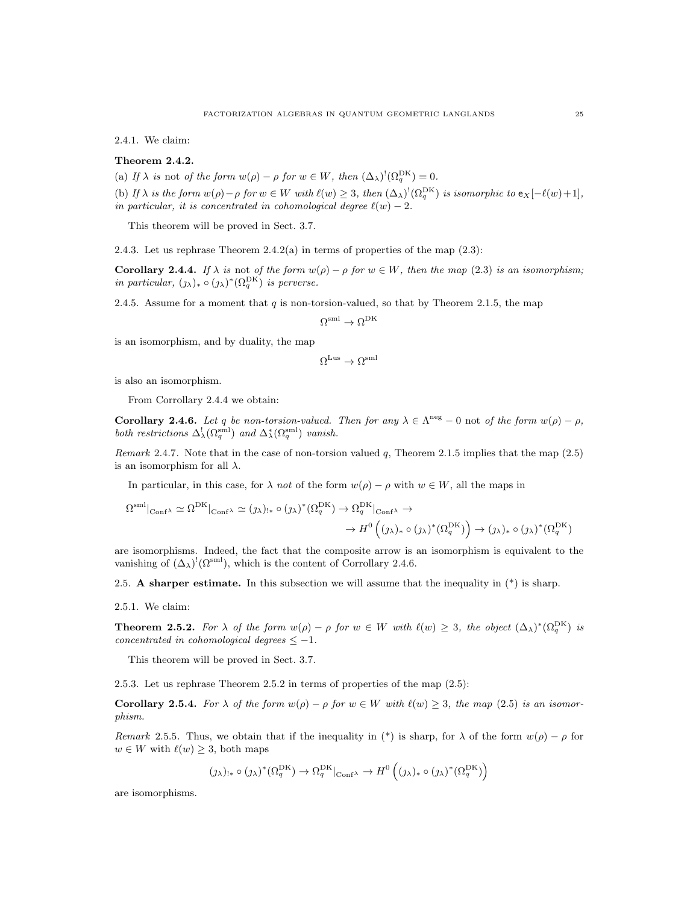2.4.1. We claim:

**Theorem 2.4.2.**

(a) *If $\lambda$ is* not *of the form $w(\rho) - \rho$ for $w \in W$, then $(\Delta_\lambda)^!(\Omega_q^{\mathrm{DK}}) = 0$.*

(b) *If $\lambda$ is the form $w(\rho)-\rho$ for $w \in W$ with $\ell(w) \geq 3$, then $(\Delta_\lambda)^!(\Omega_q^{\mathrm{DK}})$ is isomorphic to $\mathsf{e}_X[-\ell(w)+1]$, in particular, it is concentrated in cohomological degree $\ell(w) - 2$.*

This theorem will be proved in Sect. 3.7.

2.4.3. Let us rephrase Theorem 2.4.2(a) in terms of properties of the map (2.3):

**Corollary 2.4.4.** *If $\lambda$ is* not *of the form $w(\rho) - \rho$ for $w \in W$, then the map (2.3) is an isomorphism; in particular, $(\jmath_\lambda)_* \circ (\jmath_\lambda)^*(\Omega_q^{\mathrm{DK}})$ is perverse.*

2.4.5. Assume for a moment that $q$ is non-torsion-valued, so that by Theorem 2.1.5, the map

$$\Omega^{\mathrm{sml}} \to \Omega^{\mathrm{DK}}$$

is an isomorphism, and by duality, the map

$$\Omega^{\mathrm{Lus}} \to \Omega^{\mathrm{sml}}$$

is also an isomorphism.

From Corrollary 2.4.4 we obtain:

**Corollary 2.4.6.** *Let $q$ be non-torsion-valued. Then for any $\lambda \in \Lambda^{\mathrm{neg}} - 0$* not *of the form $w(\rho) - \rho$, both restrictions $\Delta_\lambda^!(\Omega_q^{\mathrm{sml}})$ and $\Delta_\lambda^*(\Omega_q^{\mathrm{sml}})$ vanish.*

*Remark* 2.4.7. Note that in the case of non-torsion valued $q$, Theorem 2.1.5 implies that the map (2.5) is an isomorphism for all $\lambda$.

In particular, in this case, for $\lambda$ *not* of the form $w(\rho) - \rho$ with $w \in W$, all the maps in

$$\Omega^{\mathrm{sml}}|_{\mathrm{Conf}^\lambda} \simeq \Omega^{\mathrm{DK}}|_{\mathrm{Conf}^\lambda} \simeq (\jmath_\lambda)_{!*} \circ (\jmath_\lambda)^*(\Omega_q^{\mathrm{DK}}) \to \Omega_q^{\mathrm{DK}}|_{\mathrm{Conf}^\lambda} \to \\ \to H^0\left((\jmath_\lambda)_* \circ (\jmath_\lambda)^*(\Omega_q^{\mathrm{DK}})\right) \to (\jmath_\lambda)_* \circ (\jmath_\lambda)^*(\Omega_q^{\mathrm{DK}})$$

are isomorphisms. Indeed, the fact that the composite arrow is an isomorphism is equivalent to the vanishing of $(\Delta_\lambda)^!(\Omega^{\mathrm{sml}})$, which is the content of Corollary 2.4.6.

## 2.5. A sharper estimate.

In this subsection we will assume that the inequality in (*) is sharp.

2.5.1. We claim:

**Theorem 2.5.2.** *For $\lambda$ of the form $w(\rho) - \rho$ for $w \in W$ with $\ell(w) \geq 3$, the object $(\Delta_\lambda)^*(\Omega_q^{\mathrm{DK}})$ is concentrated in cohomological degrees $\leq -1$.*

This theorem will be proved in Sect. 3.7.

2.5.3. Let us rephrase Theorem 2.5.2 in terms of properties of the map (2.5):

**Corollary 2.5.4.** *For $\lambda$ of the form $w(\rho) - \rho$ for $w \in W$ with $\ell(w) \geq 3$, the map (2.5) is an isomorphism.*

*Remark* 2.5.5. Thus, we obtain that if the inequality in (*) is sharp, for $\lambda$ of the form $w(\rho) - \rho$ for $w \in W$ with $\ell(w) \geq 3$, both maps

$$(\jmath_\lambda)_{!*} \circ (\jmath_\lambda)^*(\Omega_q^{\mathrm{DK}}) \to \Omega_q^{\mathrm{DK}}|_{\mathrm{Conf}^\lambda} \to H^0\left((\jmath_\lambda)_* \circ (\jmath_\lambda)^*(\Omega_q^{\mathrm{DK}})\right)$$

are isomorphisms.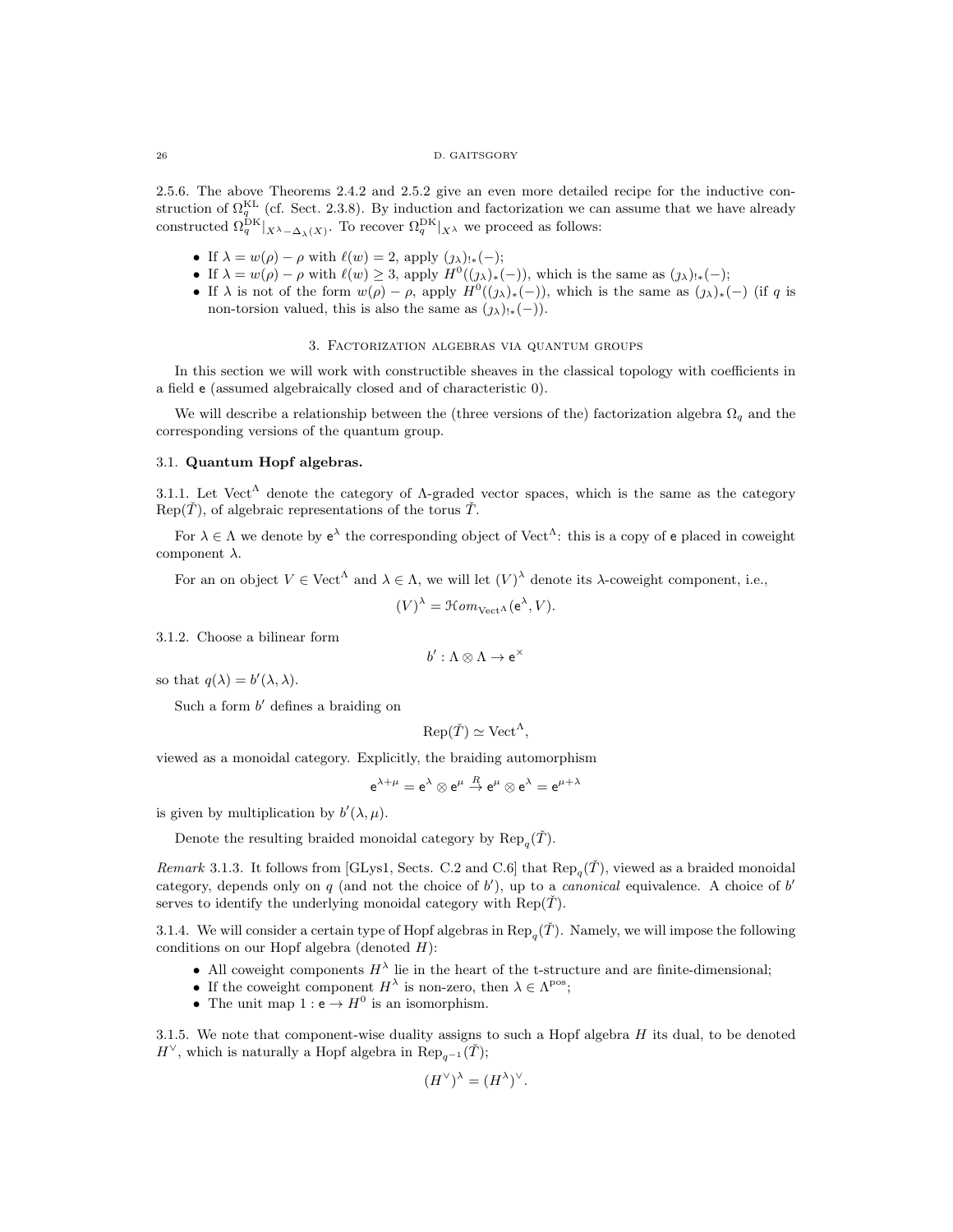2.5.6. The above Theorems 2.4.2 and 2.5.2 give an even more detailed recipe for the inductive construction of $\Omega_q^{\mathrm{KL}}$ (cf. Sect. 2.3.8). By induction and factorization we can assume that we have already constructed $\Omega_q^{\mathrm{DK}}|_{X^\lambda - \Delta_\lambda(X)}$. To recover $\Omega_q^{\mathrm{DK}}|_{X^\lambda}$ we proceed as follows:

- If $\lambda = w(\rho) - \rho$ with $\ell(w) = 2$, apply $(j_\lambda)_{!*}(-)$;
- If $\lambda = w(\rho) - \rho$ with $\ell(w) \geq 3$, apply $H^0((j_\lambda)_*(-))$, which is the same as $(j_\lambda)_{!*}(-)$;
- If $\lambda$ is not of the form $w(\rho) - \rho$, apply $H^0((j_\lambda)_*(-))$, which is the same as $(j_\lambda)_*(-)$ (if $q$ is non-torsion valued, this is also the same as $(j_\lambda)_{!*}(-)$).

## 3. Factorization algebras via quantum groups

In this section we will work with constructible sheaves in the classical topology with coefficients in a field $\mathsf{e}$ (assumed algebraically closed and of characteristic 0).

We will describe a relationship between the (three versions of the) factorization algebra $\Omega_q$ and the corresponding versions of the quantum group.

### 3.1. Quantum Hopf algebras.

3.1.1. Let $\mathrm{Vect}^\Lambda$ denote the category of $\Lambda$-graded vector spaces, which is the same as the category $\mathrm{Rep}(\check{T})$, of algebraic representations of the torus $\check{T}$.

For $\lambda \in \Lambda$ we denote by $\mathsf{e}^\lambda$ the corresponding object of $\mathrm{Vect}^\Lambda$: this is a copy of $\mathsf{e}$ placed in coweight component $\lambda$.

For an on object $V \in \mathrm{Vect}^\Lambda$ and $\lambda \in \Lambda$, we will let $(V)^\lambda$ denote its $\lambda$-coweight component, i.e.,

$$(V)^\lambda = \mathcal{H}om_{\mathrm{Vect}^\Lambda}(\mathsf{e}^\lambda, V).$$

3.1.2. Choose a bilinear form

$$b' : \Lambda \otimes \Lambda \to \mathsf{e}^\times$$

so that $q(\lambda) = b'(\lambda, \lambda)$.

Such a form $b'$ defines a braiding on

$$\mathrm{Rep}(\check{T}) \simeq \mathrm{Vect}^\Lambda,$$

viewed as a monoidal category. Explicitly, the braiding automorphism

$$\mathsf{e}^{\lambda+\mu} = \mathsf{e}^\lambda \otimes \mathsf{e}^\mu \overset{R}{\to} \mathsf{e}^\mu \otimes \mathsf{e}^\lambda = \mathsf{e}^{\mu+\lambda}$$

is given by multiplication by $b'(\lambda, \mu)$.

Denote the resulting braided monoidal category by $\mathrm{Rep}_q(\check{T})$.

*Remark* 3.1.3. It follows from [GLys1, Sects. C.2 and C.6] that $\mathrm{Rep}_q(\check{T})$, viewed as a braided monoidal category, depends only on $q$ (and not the choice of $b'$), up to a *canonical* equivalence. A choice of $b'$ serves to identify the underlying monoidal category with $\mathrm{Rep}(\check{T})$.

3.1.4. We will consider a certain type of Hopf algebras in $\mathrm{Rep}_q(\check{T})$. Namely, we will impose the following conditions on our Hopf algebra (denoted $H$):

- All coweight components $H^\lambda$ lie in the heart of the t-structure and are finite-dimensional;
- If the coweight component $H^\lambda$ is non-zero, then $\lambda \in \Lambda^{\mathrm{pos}}$;
- The unit map $1 : \mathsf{e} \to H^0$ is an isomorphism.

3.1.5. We note that component-wise duality assigns to such a Hopf algebra $H$ its dual, to be denoted $H^\vee$, which is naturally a Hopf algebra in $\mathrm{Rep}_{q^{-1}}(\check{T})$;

$$(H^\vee)^\lambda = (H^\lambda)^\vee.$$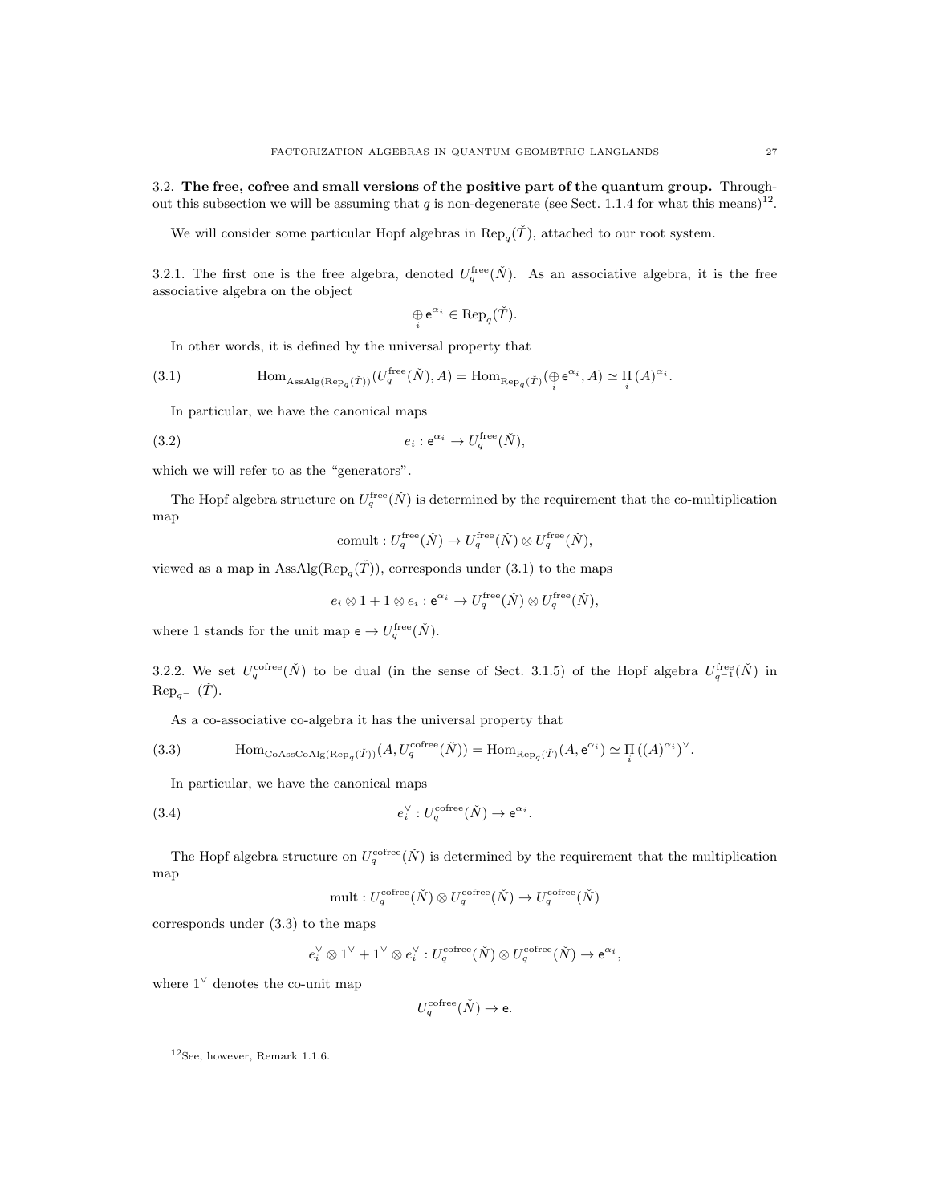**3.2. The free, cofree and small versions of the positive part of the quantum group.** Throughout this subsection we will be assuming that $q$ is non-degenerate (see Sect. 1.1.4 for what this means)[12].

We will consider some particular Hopf algebras in $\mathrm{Rep}_q(\check{T})$, attached to our root system.

3.2.1. The first one is the free algebra, denoted $U_q^{\mathrm{free}}(\check{N})$. As an associative algebra, it is the free associative algebra on the object

$$\underset{i}{\oplus}\, \mathsf{e}^{\alpha_i} \in \mathrm{Rep}_q(\check{T}).$$

In other words, it is defined by the universal property that

$$\mathrm{Hom}_{\mathrm{AssAlg}(\mathrm{Rep}_q(\check{T}))}(U_q^{\mathrm{free}}(\check{N}), A) = \mathrm{Hom}_{\mathrm{Rep}_q(\check{T})}(\underset{i}{\oplus}\, \mathsf{e}^{\alpha_i}, A) \simeq \underset{i}{\Pi}\, (A)^{\alpha_i}. \tag{3.1}$$

In particular, we have the canonical maps

$$e_i : \mathsf{e}^{\alpha_i} \to U_q^{\mathrm{free}}(\check{N}), \tag{3.2}$$

which we will refer to as the "generators".

The Hopf algebra structure on $U_q^{\mathrm{free}}(\check{N})$ is determined by the requirement that the co-multiplication map

$$\mathrm{comult} : U_q^{\mathrm{free}}(\check{N}) \to U_q^{\mathrm{free}}(\check{N}) \otimes U_q^{\mathrm{free}}(\check{N}),$$

viewed as a map in $\mathrm{AssAlg}(\mathrm{Rep}_q(\check{T}))$, corresponds under (3.1) to the maps

$$e_i \otimes 1 + 1 \otimes e_i : \mathsf{e}^{\alpha_i} \to U_q^{\mathrm{free}}(\check{N}) \otimes U_q^{\mathrm{free}}(\check{N}),$$

where 1 stands for the unit map $\mathsf{e} \to U_q^{\mathrm{free}}(\check{N})$.

3.2.2. We set $U_q^{\mathrm{cofree}}(\check{N})$ to be dual (in the sense of Sect. 3.1.5) of the Hopf algebra $U_{q^{-1}}^{\mathrm{free}}(\check{N})$ in $\mathrm{Rep}_{q^{-1}}(\check{T})$.

As a co-associative co-algebra it has the universal property that

$$\mathrm{Hom}_{\mathrm{CoAssCoAlg}(\mathrm{Rep}_q(\check{T}))}(A, U_q^{\mathrm{cofree}}(\check{N})) = \mathrm{Hom}_{\mathrm{Rep}_q(\check{T})}(A, \mathsf{e}^{\alpha_i}) \simeq \underset{i}{\Pi}\, ((A)^{\alpha_i})^{\vee}. \tag{3.3}$$

In particular, we have the canonical maps

$$e_i^{\vee} : U_q^{\mathrm{cofree}}(\check{N}) \to \mathsf{e}^{\alpha_i}. \tag{3.4}$$

The Hopf algebra structure on $U_q^{\mathrm{cofree}}(\check{N})$ is determined by the requirement that the multiplication map

$$\mathrm{mult} : U_q^{\mathrm{cofree}}(\check{N}) \otimes U_q^{\mathrm{cofree}}(\check{N}) \to U_q^{\mathrm{cofree}}(\check{N})$$

corresponds under (3.3) to the maps

$$e_i^{\vee} \otimes 1^{\vee} + 1^{\vee} \otimes e_i^{\vee} : U_q^{\mathrm{cofree}}(\check{N}) \otimes U_q^{\mathrm{cofree}}(\check{N}) \to \mathsf{e}^{\alpha_i},$$

where $1^{\vee}$ denotes the co-unit map

$$U_q^{\mathrm{cofree}}(\check{N}) \to \mathsf{e}.$$

[12] See, however, Remark 1.1.6.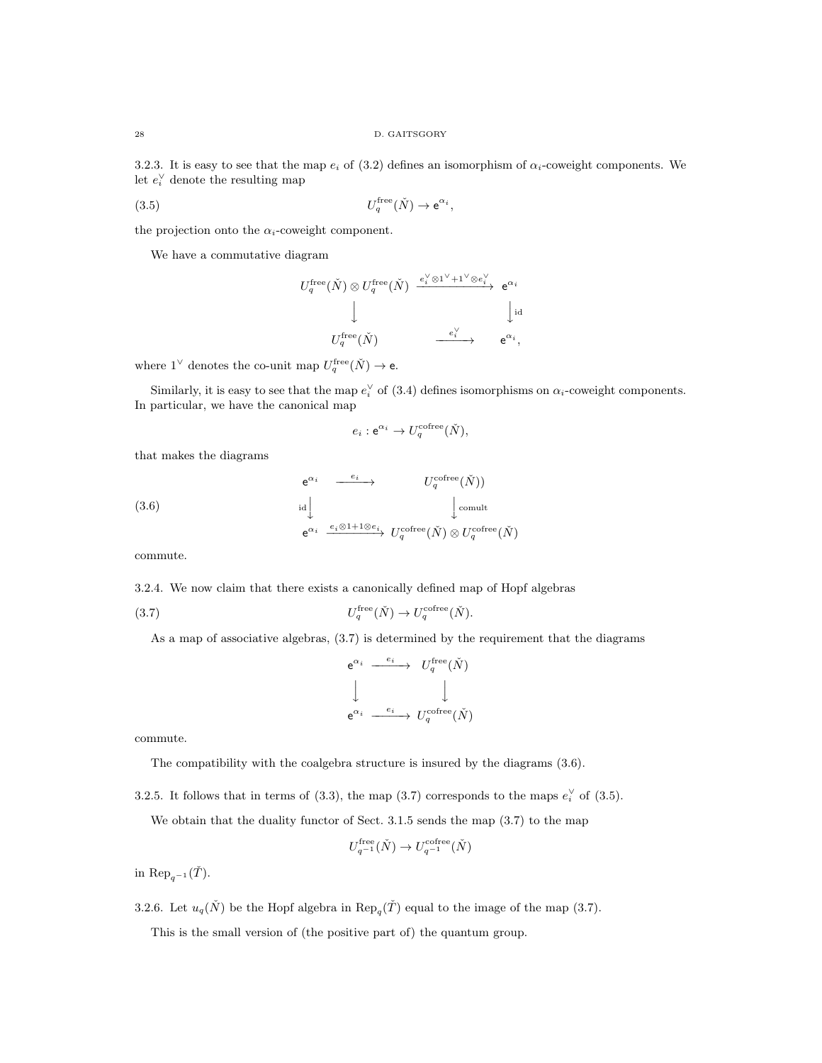3.2.3. It is easy to see that the map $e_i$ of (3.2) defines an isomorphism of $\alpha_i$-coweight components. We let $e_i^\vee$ denote the resulting map

$$U_q^{\text{free}}(\check{N}) \to \mathsf{e}^{\alpha_i}, \tag{3.5}$$

the projection onto the $\alpha_i$-coweight component.

We have a commutative diagram

$$\begin{array}{ccc}
U_q^{\text{free}}(\check{N}) \otimes U_q^{\text{free}}(\check{N}) & \xrightarrow{e_i^\vee \otimes 1^\vee + 1^\vee \otimes e_i^\vee} & \mathsf{e}^{\alpha_i} \\
\Big\downarrow & & \Big\downarrow \text{id} \\
U_q^{\text{free}}(\check{N}) & \xrightarrow{e_i^\vee} & \mathsf{e}^{\alpha_i},
\end{array}$$

where $1^\vee$ denotes the co-unit map $U_q^{\text{free}}(\check{N}) \to \mathsf{e}$.

Similarly, it is easy to see that the map $e_i^\vee$ of (3.4) defines isomorphisms on $\alpha_i$-coweight components. In particular, we have the canonical map

$$e_i : \mathsf{e}^{\alpha_i} \to U_q^{\text{cofree}}(\check{N}),$$

that makes the diagrams

$$\begin{array}{ccc}
\mathsf{e}^{\alpha_i} & \xrightarrow{e_i} & U_q^{\text{cofree}}(\check{N})) \\
\text{id}\Big\downarrow & & \Big\downarrow \text{comult} \\
\mathsf{e}^{\alpha_i} & \xrightarrow{e_i \otimes 1 + 1 \otimes e_i} & U_q^{\text{cofree}}(\check{N}) \otimes U_q^{\text{cofree}}(\check{N})
\end{array} \tag{3.6}$$

commute.

3.2.4. We now claim that there exists a canonically defined map of Hopf algebras

$$U_q^{\text{free}}(\check{N}) \to U_q^{\text{cofree}}(\check{N}). \tag{3.7}$$

As a map of associative algebras, (3.7) is determined by the requirement that the diagrams

$$\begin{array}{ccc}
\mathsf{e}^{\alpha_i} & \xrightarrow{e_i} & U_q^{\text{free}}(\check{N}) \\
\Big\downarrow & & \Big\downarrow \\
\mathsf{e}^{\alpha_i} & \xrightarrow{e_i} & U_q^{\text{cofree}}(\check{N})
\end{array}$$

commute.

The compatibility with the coalgebra structure is insured by the diagrams (3.6).

3.2.5. It follows that in terms of (3.3), the map (3.7) corresponds to the maps $e_i^\vee$ of (3.5).

We obtain that the duality functor of Sect. 3.1.5 sends the map (3.7) to the map

$$U_{q^{-1}}^{\text{free}}(\check{N}) \to U_{q^{-1}}^{\text{cofree}}(\check{N})$$

in $\text{Rep}_{q^{-1}}(\check{T})$.

3.2.6. Let $u_q(\check{N})$ be the Hopf algebra in $\text{Rep}_q(\check{T})$ equal to the image of the map (3.7).

This is the small version of (the positive part of) the quantum group.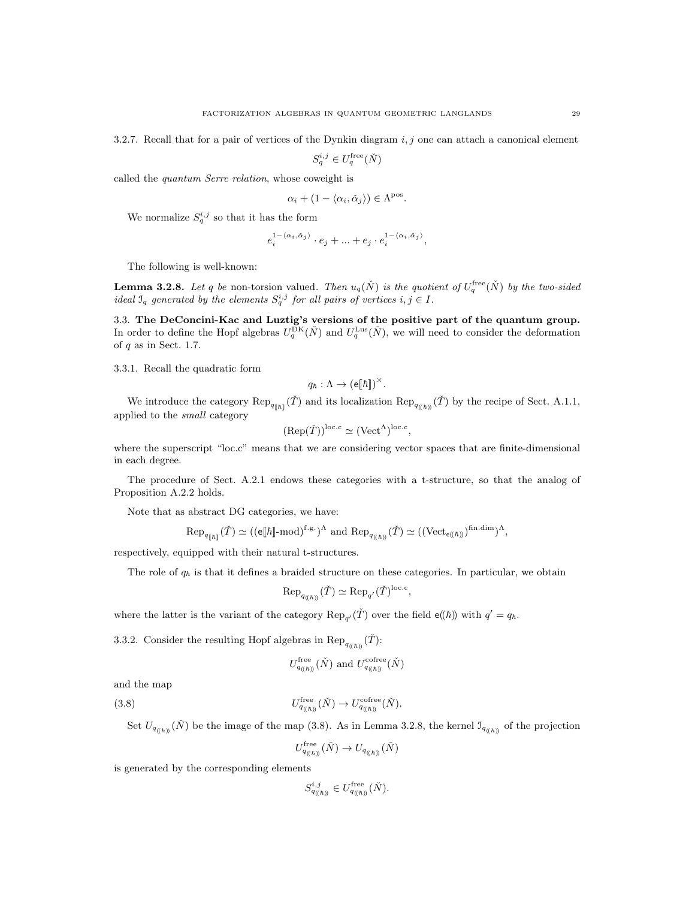3.2.7. Recall that for a pair of vertices of the Dynkin diagram $i, j$ one can attach a canonical element

$$S_q^{i,j} \in U_q^{\text{free}}(\check{N})$$

called the *quantum Serre relation*, whose coweight is

$$\alpha_i + (1 - \langle \alpha_i, \check{\alpha}_j \rangle) \in \Lambda^{\text{pos}}.$$

We normalize $S_q^{i,j}$ so that it has the form

$$e_i^{1-\langle \alpha_i, \check{\alpha}_j \rangle} \cdot e_j + ... + e_j \cdot e_i^{1-\langle \alpha_i, \check{\alpha}_j \rangle},$$

The following is well-known:

**Lemma 3.2.8.** *Let $q$ be* non-torsion valued*. Then $u_q(\check{N})$ is the quotient of $U_q^{\text{free}}(\check{N})$ by the two-sided ideal $\mathcal{I}_q$ generated by the elements $S_q^{i,j}$ for all pairs of vertices $i, j \in I$.*

## 3.3. The DeConcini-Kac and Luztig's versions of the positive part of the quantum group.

In order to define the Hopf algebras $U_q^{\text{DK}}(\check{N})$ and $U_q^{\text{Lus}}(\check{N})$, we will need to consider the deformation of $q$ as in Sect. 1.7.

3.3.1. Recall the quadratic form

$$q_\hbar : \Lambda \to (\mathsf{e}[\![\hbar]\!])^\times.$$

We introduce the category $\text{Rep}_{q_{[\![\hbar]\!]}}(\check{T})$ and its localization $\text{Rep}_{q_{(\!(\hbar)\!)}}(\check{T})$ by the recipe of Sect. A.1.1, applied to the *small* category

$$(\text{Rep}(\check{T}))^{\text{loc.c}} \simeq (\text{Vect}^\Lambda)^{\text{loc.c}},$$

where the superscript "loc.c" means that we are considering vector spaces that are finite-dimensional in each degree.

The procedure of Sect. A.2.1 endows these categories with a t-structure, so that the analog of Proposition A.2.2 holds.

Note that as abstract DG categories, we have:

$$\text{Rep}_{q_{[\![\hbar]\!]}}(\check{T}) \simeq ((\mathsf{e}[\![\hbar]\!]\text{-mod})^{\text{f.g.}})^\Lambda \text{ and } \text{Rep}_{q_{(\!(\hbar)\!)}}(\check{T}) \simeq ((\text{Vect}_{\mathsf{e}(\!(\hbar)\!)})^{\text{fin.dim}})^\Lambda,$$

respectively, equipped with their natural t-structures.

The role of $q_\hbar$ is that it defines a braided structure on these categories. In particular, we obtain

$$\text{Rep}_{q_{(\!(\hbar)\!)}}(\check{T}) \simeq \text{Rep}_{q'}(\check{T})^{\text{loc.c}},$$

where the latter is the variant of the category $\text{Rep}_{q'}(\check{T})$ over the field $\mathsf{e}(\!(\hbar)\!)$ with $q' = q_\hbar$.

3.3.2. Consider the resulting Hopf algebras in $\text{Rep}_{q_{(\!(\hbar)\!)}}(\check{T})$:

$$U_{q_{(\!(\hbar)\!)}}^{\text{free}}(\check{N}) \text{ and } U_{q_{(\!(\hbar)\!)}}^{\text{cofree}}(\check{N})$$

and the map

$$U_{q_{(\!(\hbar)\!)}}^{\text{free}}(\check{N}) \to U_{q_{(\!(\hbar)\!)}}^{\text{cofree}}(\check{N}). \tag{3.8}$$

Set $U_{q_{(\!(\hbar)\!)}}(\check{N})$ be the image of the map (3.8). As in Lemma 3.2.8, the kernel $\mathcal{I}_{q_{(\!(\hbar)\!)}}$ of the projection

$$U_{q_{(\!(\hbar)\!)}}^{\text{free}}(\check{N}) \to U_{q_{(\!(\hbar)\!)}}(\check{N})$$

is generated by the corresponding elements

$$S_{q_{(\!(\hbar)\!)}}^{i,j} \in U_{q_{(\!(\hbar)\!)}}^{\text{free}}(\check{N}).$$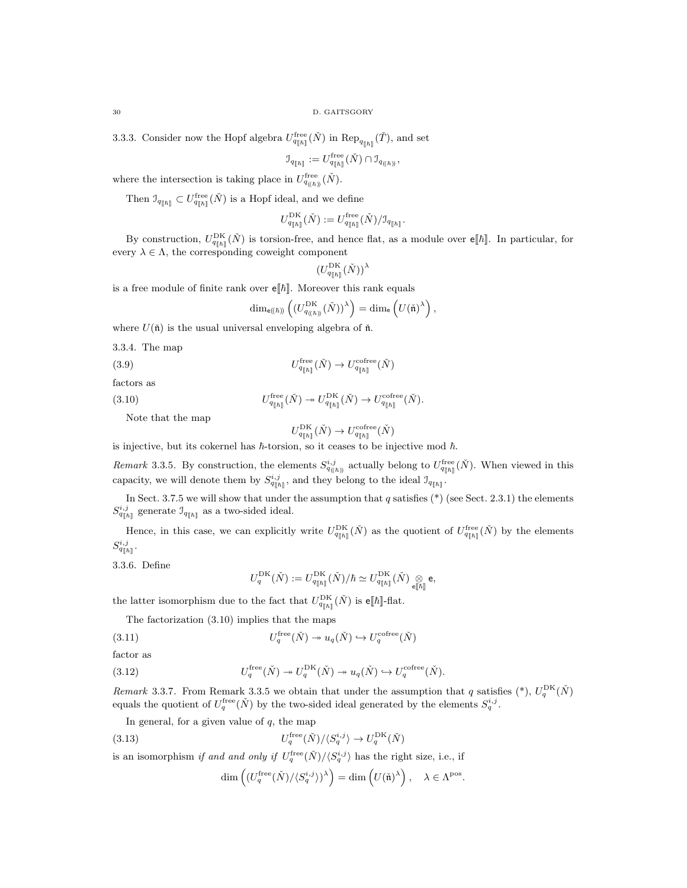3.3.3. Consider now the Hopf algebra $U^{\text{free}}_{q_{[\![\hbar]\!]}}(\check{N})$ in $\text{Rep}_{q_{[\![\hbar]\!]}}(\check{T})$, and set

$$\mathcal{I}_{q_{[\![\hbar]\!]}} := U^{\text{free}}_{q_{[\![\hbar]\!]}}(\check{N}) \cap \mathcal{I}_{q_{(\!(\hbar)\!)}},$$

where the intersection is taking place in $U^{\text{free}}_{q_{(\!(\hbar)\!)}}(\check{N})$.

Then $\mathcal{I}_{q_{[\![\hbar]\!]}} \subset U^{\text{free}}_{q_{[\![\hbar]\!]}}(\check{N})$ is a Hopf ideal, and we define

$$U^{\text{DK}}_{q_{[\![\hbar]\!]}}(\check{N}) := U^{\text{free}}_{q_{[\![\hbar]\!]}}(\check{N})/\mathcal{I}_{q_{[\![\hbar]\!]}}.$$

By construction, $U^{\text{DK}}_{q_{[\![\hbar]\!]}}(\check{N})$ is torsion-free, and hence flat, as a module over $\mathsf{e}[\![\hbar]\!]$. In particular, for every $\lambda \in \Lambda$, the corresponding coweight component

$$(U^{\text{DK}}_{q_{[\![\hbar]\!]}}(\check{N}))^{\lambda}$$

is a free module of finite rank over $\mathsf{e}[\![\hbar]\!]$. Moreover this rank equals

$$\dim_{\mathsf{e}(\!(\hbar)\!)}\left((U^{\text{DK}}_{q_{(\!(\hbar)\!)}}(\check{N}))^{\lambda}\right) = \dim_{\mathsf{e}}\left(U(\check{\mathfrak{n}})^{\lambda}\right),$$

where $U(\check{\mathfrak{n}})$ is the usual universal enveloping algebra of $\check{\mathfrak{n}}$.

3.3.4. The map

$$U^{\text{free}}_{q_{[\![\hbar]\!]}}(\check{N}) \to U^{\text{cofree}}_{q_{[\![\hbar]\!]}}(\check{N}) \tag{3.9}$$

factors as

$$U^{\text{free}}_{q_{[\![\hbar]\!]}}(\check{N}) \twoheadrightarrow U^{\text{DK}}_{q_{[\![\hbar]\!]}}(\check{N}) \to U^{\text{cofree}}_{q_{[\![\hbar]\!]}}(\check{N}). \tag{3.10}$$

Note that the map

$$U^{\text{DK}}_{q_{[\![\hbar]\!]}}(\check{N}) \to U^{\text{cofree}}_{q_{[\![\hbar]\!]}}(\check{N})$$

is injective, but its cokernel has $\hbar$-torsion, so it ceases to be injective mod $\hbar$.

*Remark* 3.3.5. By construction, the elements $S^{i,j}_{q_{(\!(\hbar)\!)}}$ actually belong to $U^{\text{free}}_{q_{[\![\hbar]\!]}}(\check{N})$. When viewed in this capacity, we will denote them by $S^{i,j}_{q_{[\![\hbar]\!]}}$, and they belong to the ideal $\mathcal{I}_{q_{[\![\hbar]\!]}}$.

In Sect. 3.7.5 we will show that under the assumption that $q$ satisfies (*) (see Sect. 2.3.1) the elements $S^{i,j}_{q_{[\![\hbar]\!]}}$ generate $\mathcal{I}_{q_{[\![\hbar]\!]}}$ as a two-sided ideal.

Hence, in this case, we can explicitly write $U^{\text{DK}}_{q_{[\![\hbar]\!]}}(\check{N})$ as the quotient of $U^{\text{free}}_{q_{[\![\hbar]\!]}}(\check{N})$ by the elements $S^{i,j}_{q_{[\![\hbar]\!]}}$.

3.3.6. Define

$$U^{\text{DK}}_{q}(\check{N}) := U^{\text{DK}}_{q_{[\![\hbar]\!]}}(\check{N})/\hbar \simeq U^{\text{DK}}_{q_{[\![\hbar]\!]}}(\check{N}) \underset{\mathsf{e}[\![\hbar]\!]}{\otimes} \mathsf{e},$$

the latter isomorphism due to the fact that $U^{\text{DK}}_{q_{[\![\hbar]\!]}}(\check{N})$ is $\mathsf{e}[\![\hbar]\!]$-flat.

The factorization (3.10) implies that the maps

$$U^{\text{free}}_{q}(\check{N}) \twoheadrightarrow u_q(\check{N}) \hookrightarrow U^{\text{cofree}}_{q}(\check{N}) \tag{3.11}$$

factor as

$$U^{\text{free}}_{q}(\check{N}) \twoheadrightarrow U^{\text{DK}}_{q}(\check{N}) \twoheadrightarrow u_q(\check{N}) \hookrightarrow U^{\text{cofree}}_{q}(\check{N}). \tag{3.12}$$

*Remark* 3.3.7. From Remark 3.3.5 we obtain that under the assumption that $q$ satisfies (*), $U^{\text{DK}}_{q}(\check{N})$ equals the quotient of $U^{\text{free}}_{q}(\check{N})$ by the two-sided ideal generated by the elements $S^{i,j}_{q}$.

In general, for a given value of $q$, the map

$$U^{\text{free}}_{q}(\check{N})/\langle S^{i,j}_{q}\rangle \to U^{\text{DK}}_{q}(\check{N}) \tag{3.13}$$

is an isomorphism *if and and only if* $U^{\text{free}}_{q}(\check{N})/\langle S^{i,j}_{q}\rangle$ has the right size, i.e., if

$$\dim\left((U^{\text{free}}_{q}(\check{N})/\langle S^{i,j}_{q}\rangle)^{\lambda}\right) = \dim\left(U(\check{\mathfrak{n}})^{\lambda}\right), \quad \lambda \in \Lambda^{\text{pos}}.$$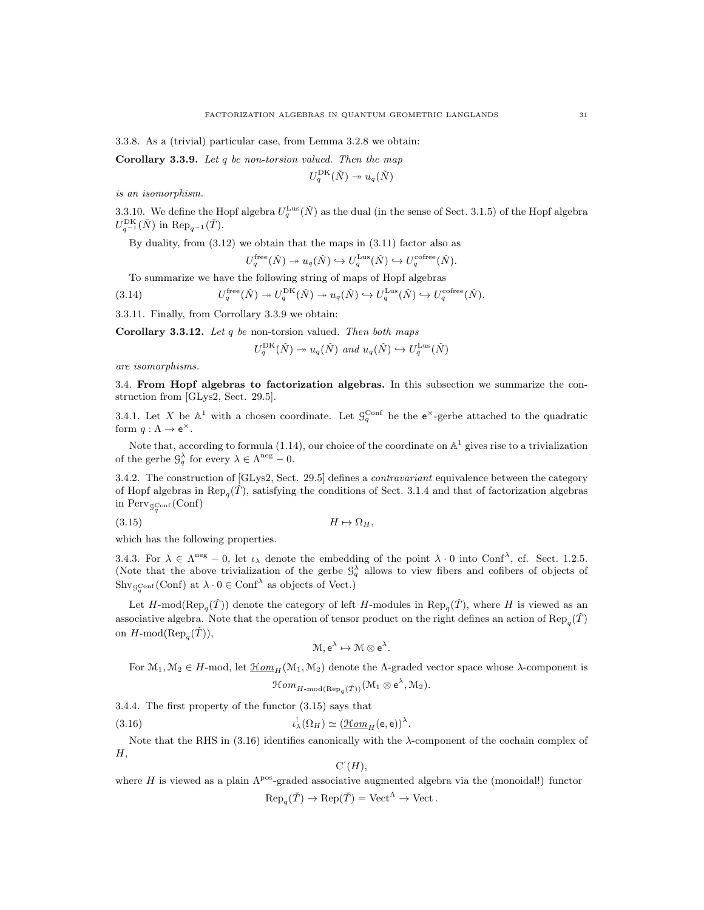3.3.8. As a (trivial) particular case, from Lemma 3.2.8 we obtain:

**Corollary 3.3.9.** *Let $q$ be non-torsion valued. Then the map*

$$U_q^{\mathrm{DK}}(\check{N}) \twoheadrightarrow u_q(\check{N})$$

*is an isomorphism.*

3.3.10. We define the Hopf algebra $U_q^{\mathrm{Lus}}(\check{N})$ as the dual (in the sense of Sect. 3.1.5) of the Hopf algebra $U_{q^{-1}}^{\mathrm{DK}}(\check{N})$ in $\mathrm{Rep}_{q^{-1}}(\check{T})$.

By duality, from (3.12) we obtain that the maps in (3.11) factor also as

$$U_q^{\mathrm{free}}(\check{N}) \twoheadrightarrow u_q(\check{N}) \hookrightarrow U_q^{\mathrm{Lus}}(\check{N}) \hookrightarrow U_q^{\mathrm{cofree}}(\check{N}).$$

To summarize we have the following string of maps of Hopf algebras

$$U_q^{\mathrm{free}}(\check{N}) \twoheadrightarrow U_q^{\mathrm{DK}}(\check{N}) \twoheadrightarrow u_q(\check{N}) \hookrightarrow U_q^{\mathrm{Lus}}(\check{N}) \hookrightarrow U_q^{\mathrm{cofree}}(\check{N}). \tag{3.14}$$

3.3.11. Finally, from Corrollary 3.3.9 we obtain:

**Corollary 3.3.12.** *Let $q$ be* non-torsion valued*. Then both maps*

$$U_q^{\mathrm{DK}}(\check{N}) \twoheadrightarrow u_q(\check{N}) \text{ and } u_q(\check{N}) \hookrightarrow U_q^{\mathrm{Lus}}(\check{N})$$

*are isomorphisms.*

## 3.4. From Hopf algebras to factorization algebras.

In this subsection we summarize the construction from [GLys2, Sect. 29.5].

3.4.1. Let $X$ be $\mathbb{A}^1$ with a chosen coordinate. Let $\mathcal{G}_q^{\mathrm{Conf}}$ be the $\mathsf{e}^\times$-gerbe attached to the quadratic form $q : \Lambda \to \mathsf{e}^\times$.

Note that, according to formula (1.14), our choice of the coordinate on $\mathbb{A}^1$ gives rise to a trivialization of the gerbe $\mathcal{G}_q^\lambda$ for every $\lambda \in \Lambda^{\mathrm{neg}} - 0$.

3.4.2. The construction of [GLys2, Sect. 29.5] defines a *contravariant* equivalence between the category of Hopf algebras in $\mathrm{Rep}_q(\check{T})$, satisfying the conditions of Sect. 3.1.4 and that of factorization algebras in $\mathrm{Perv}_{\mathcal{G}_q^{\mathrm{Conf}}}(\mathrm{Conf})$

$$H \mapsto \Omega_H, \tag{3.15}$$

which has the following properties.

3.4.3. For $\lambda \in \Lambda^{\mathrm{neg}} - 0$, let $\iota_\lambda$ denote the embedding of the point $\lambda \cdot 0$ into $\mathrm{Conf}^\lambda$, cf. Sect. 1.2.5. (Note that the above trivialization of the gerbe $\mathcal{G}_q^\lambda$ allows to view fibers and cofibers of objects of $\mathrm{Shv}_{\mathcal{G}_q^{\mathrm{Conf}}}(\mathrm{Conf})$ at $\lambda \cdot 0 \in \mathrm{Conf}^\lambda$ as objects of Vect.)

Let $H\text{-mod}(\mathrm{Rep}_q(\check{T}))$ denote the category of left $H$-modules in $\mathrm{Rep}_q(\check{T})$, where $H$ is viewed as an associative algebra. Note that the operation of tensor product on the right defines an action of $\mathrm{Rep}_q(\check{T})$ on $H\text{-mod}(\mathrm{Rep}_q(\check{T}))$,

$$\mathcal{M}, \mathsf{e}^\lambda \mapsto \mathcal{M} \otimes \mathsf{e}^\lambda.$$

For $\mathcal{M}_1, \mathcal{M}_2 \in H\text{-mod}$, let $\underline{\mathcal{H}om}_H(\mathcal{M}_1, \mathcal{M}_2)$ denote the $\Lambda$-graded vector space whose $\lambda$-component is

$$\mathcal{H}om_{H\text{-mod}(\mathrm{Rep}_q(\check{T}))}(\mathcal{M}_1 \otimes \mathsf{e}^\lambda, \mathcal{M}_2).$$

3.4.4. The first property of the functor (3.15) says that

$$\iota_\lambda^!(\Omega_H) \simeq (\underline{\mathcal{H}om}_H(\mathsf{e}, \mathsf{e}))^\lambda. \tag{3.16}$$

Note that the RHS in (3.16) identifies canonically with the $\lambda$-component of the cochain complex of $H$,

$$\mathrm{C}^\cdot(H),$$

where $H$ is viewed as a plain $\Lambda^{\mathrm{pos}}$-graded associative augmented algebra via the (monoidal!) functor

$$\mathrm{Rep}_q(\check{T}) \to \mathrm{Rep}(\check{T}) = \mathrm{Vect}^\Lambda \to \mathrm{Vect}.$$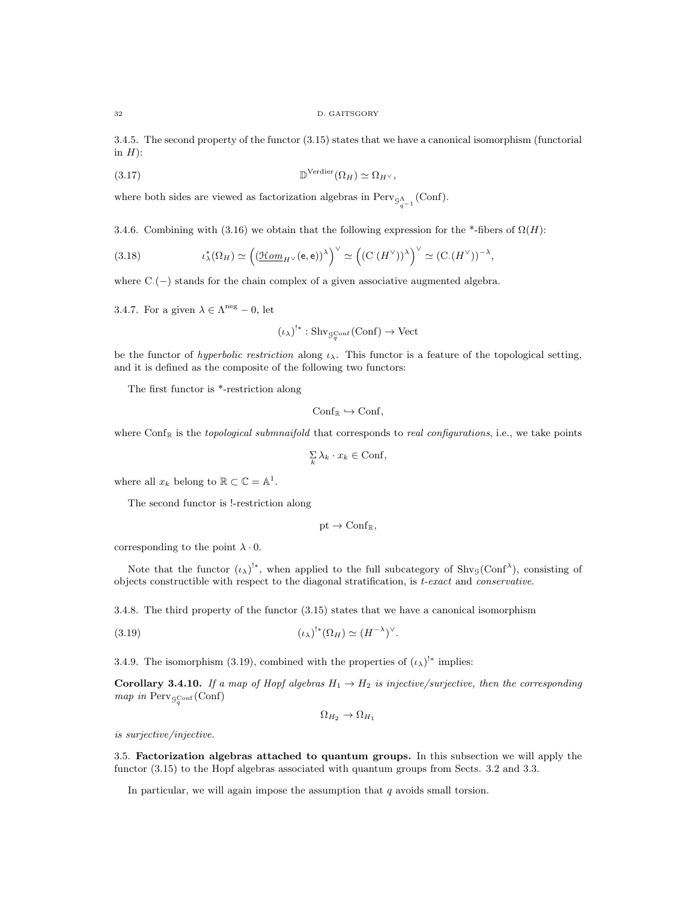3.4.5. The second property of the functor (3.15) states that we have a canonical isomorphism (functorial in $H$):

$$\mathbb{D}^{\mathrm{Verdier}}(\Omega_H) \simeq \Omega_{H^\vee}, \tag{3.17}$$

where both sides are viewed as factorization algebras in $\mathrm{Perv}_{\mathcal{G}^\Lambda_{q^{-1}}}(\mathrm{Conf})$.

3.4.6. Combining with (3.16) we obtain that the following expression for the *-fibers of $\Omega(H)$:

$$\iota_\lambda^*(\Omega_H) \simeq \left( (\underline{\mathcal{H}om}_{H^\vee}(\mathsf{e},\mathsf{e}))^\lambda \right)^\vee \simeq \left( (\mathrm{C}^\cdot(H^\vee))^\lambda \right)^\vee \simeq (\mathrm{C}_\cdot(H^\vee))^{-\lambda}, \tag{3.18}$$

where $\mathrm{C}_\cdot(-)$ stands for the chain complex of a given associative augmented algebra.

3.4.7. For a given $\lambda \in \Lambda^{\mathrm{neg}} - 0$, let

$$(\iota_\lambda)^{!*} : \mathrm{Shv}_{\mathcal{G}_q^{\mathrm{Conf}}}(\mathrm{Conf}) \to \mathrm{Vect}$$

be the functor of *hyperbolic restriction* along $\iota_\lambda$. This functor is a feature of the topological setting, and it is defined as the composite of the following two functors:

The first functor is *-restriction along

$$\mathrm{Conf}_{\mathbb{R}} \hookrightarrow \mathrm{Conf},$$

where $\mathrm{Conf}_{\mathbb{R}}$ is the *topological submnaifold* that corresponds to *real configurations*, i.e., we take points

$$\sum_k \lambda_k \cdot x_k \in \mathrm{Conf},$$

where all $x_k$ belong to $\mathbb{R} \subset \mathbb{C} = \mathbb{A}^1$.

The second functor is !-restriction along

$$\mathrm{pt} \to \mathrm{Conf}_{\mathbb{R}},$$

corresponding to the point $\lambda \cdot 0$.

Note that the functor $(\iota_\lambda)^{!*}$, when applied to the full subcategory of $\mathrm{Shv}_{\mathcal{G}}(\mathrm{Conf}^\lambda)$, consisting of objects constructible with respect to the diagonal stratification, is *t-exact* and *conservative*.

3.4.8. The third property of the functor (3.15) states that we have a canonical isomorphism

$$(\iota_\lambda)^{!*}(\Omega_H) \simeq (H^{-\lambda})^\vee. \tag{3.19}$$

3.4.9. The isomorphism (3.19), combined with the properties of $(\iota_\lambda)^{!*}$ implies:

**Corollary 3.4.10.** *If a map of Hopf algebras $H_1 \to H_2$ is injective/surjective, then the corresponding map in $\mathrm{Perv}_{\mathcal{G}_q^{\mathrm{Conf}}}(\mathrm{Conf})$*

$$\Omega_{H_2} \to \Omega_{H_1}$$

*is surjective/injective.*

### 3.5. Factorization algebras attached to quantum groups.

In this subsection we will apply the functor (3.15) to the Hopf algebras associated with quantum groups from Sects. 3.2 and 3.3.

In particular, we will again impose the assumption that $q$ avoids small torsion.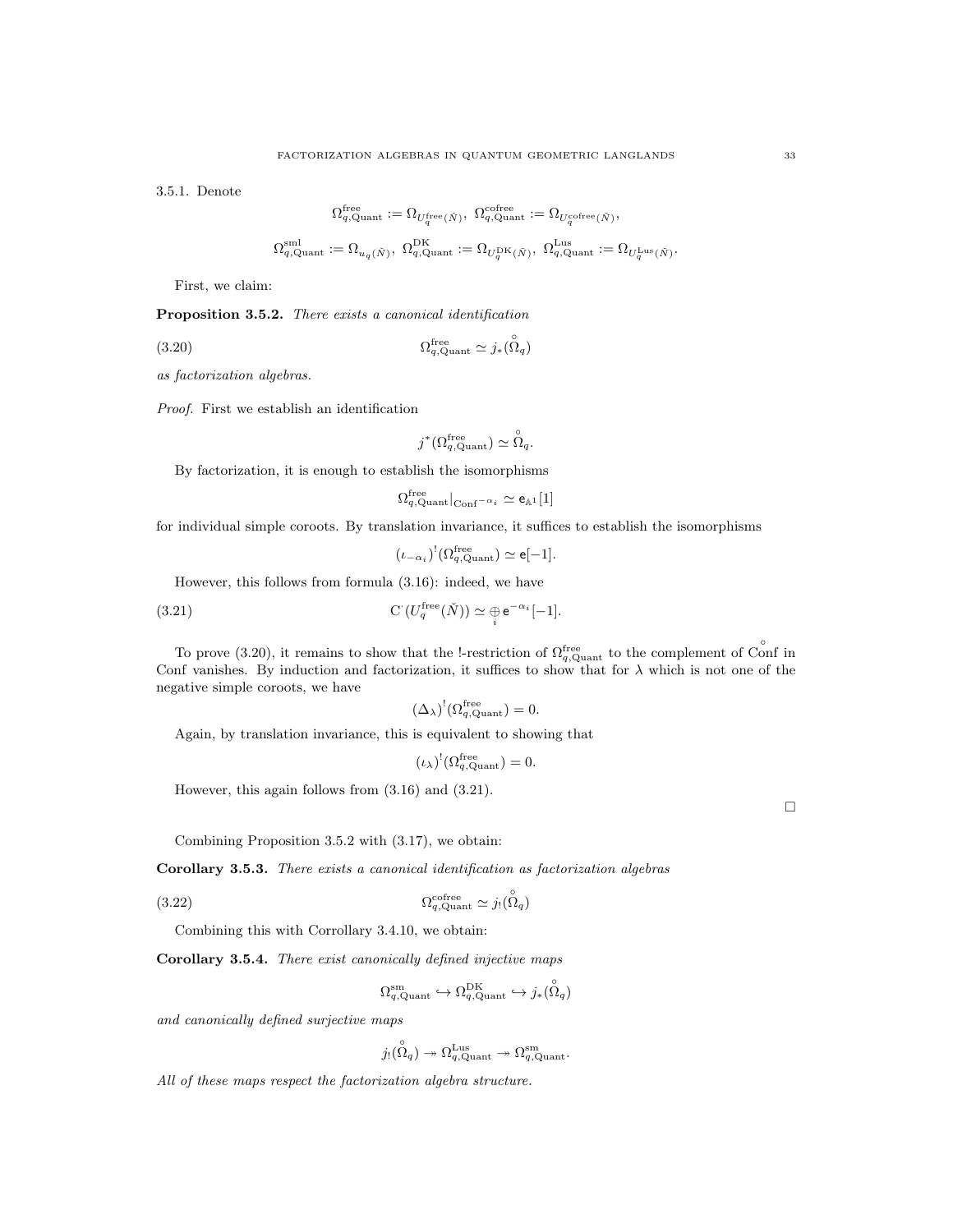3.5.1. Denote

$$\Omega^{\rm free}_{q,\rm Quant} := \Omega_{U^{\rm free}_q(\check N)},\ \Omega^{\rm cofree}_{q,\rm Quant} := \Omega_{U^{\rm cofree}_q(\check N)},$$

$$\Omega^{\rm sml}_{q,\rm Quant} := \Omega_{u_q(\check N)},\ \Omega^{\rm DK}_{q,\rm Quant} := \Omega_{U^{\rm DK}_q(\check N)},\ \Omega^{\rm Lus}_{q,\rm Quant} := \Omega_{U^{\rm Lus}_q(\check N)}.$$

First, we claim:

**Proposition 3.5.2.** *There exists a canonical identification*

$$\Omega^{\rm free}_{q,\rm Quant} \simeq j_*(\overset{\circ}{\Omega}_q) \tag{3.20}$$

*as factorization algebras.*

*Proof.* First we establish an identification

$$j^*(\Omega^{\rm free}_{q,\rm Quant}) \simeq \overset{\circ}{\Omega}_q.$$

By factorization, it is enough to establish the isomorphisms

$$\Omega^{\rm free}_{q,\rm Quant}|_{\mathrm{Conf}^{-\alpha_i}} \simeq \mathsf{e}_{\mathbb{A}^1}[1]$$

for individual simple coroots. By translation invariance, it suffices to establish the isomorphisms

$$(\iota_{-\alpha_i})^!(\Omega^{\rm free}_{q,\rm Quant}) \simeq \mathsf{e}[-1].$$

However, this follows from formula (3.16): indeed, we have

$$\mathrm{C}^\cdot(U^{\rm free}_q(\check N)) \simeq \underset{i}{\oplus}\, \mathsf{e}^{-\alpha_i}[-1]. \tag{3.21}$$

To prove (3.20), it remains to show that the !-restriction of $\Omega^{\rm free}_{q,\rm Quant}$ to the complement of $\overset{\circ}{\mathrm{Conf}}$ in Conf vanishes. By induction and factorization, it suffices to show that for $\lambda$ which is not one of the negative simple coroots, we have

$$(\Delta_\lambda)^!(\Omega^{\rm free}_{q,\rm Quant}) = 0.$$

Again, by translation invariance, this is equivalent to showing that

$$(\iota_\lambda)^!(\Omega^{\rm free}_{q,\rm Quant}) = 0.$$

However, this again follows from (3.16) and (3.21).

□

Combining Proposition 3.5.2 with (3.17), we obtain:

**Corollary 3.5.3.** *There exists a canonical identification as factorization algebras*

$$\Omega^{\rm cofree}_{q,\rm Quant} \simeq j_!(\overset{\circ}{\Omega}_q) \tag{3.22}$$

Combining this with Corollary 3.4.10, we obtain:

**Corollary 3.5.4.** *There exist canonically defined injective maps*

$$\Omega^{\rm sm}_{q,\rm Quant} \hookrightarrow \Omega^{\rm DK}_{q,\rm Quant} \hookrightarrow j_*(\overset{\circ}{\Omega}_q)$$

*and canonically defined surjective maps*

$$j_!(\overset{\circ}{\Omega}_q) \twoheadrightarrow \Omega^{\rm Lus}_{q,\rm Quant} \twoheadrightarrow \Omega^{\rm sm}_{q,\rm Quant}.$$

*All of these maps respect the factorization algebra structure.*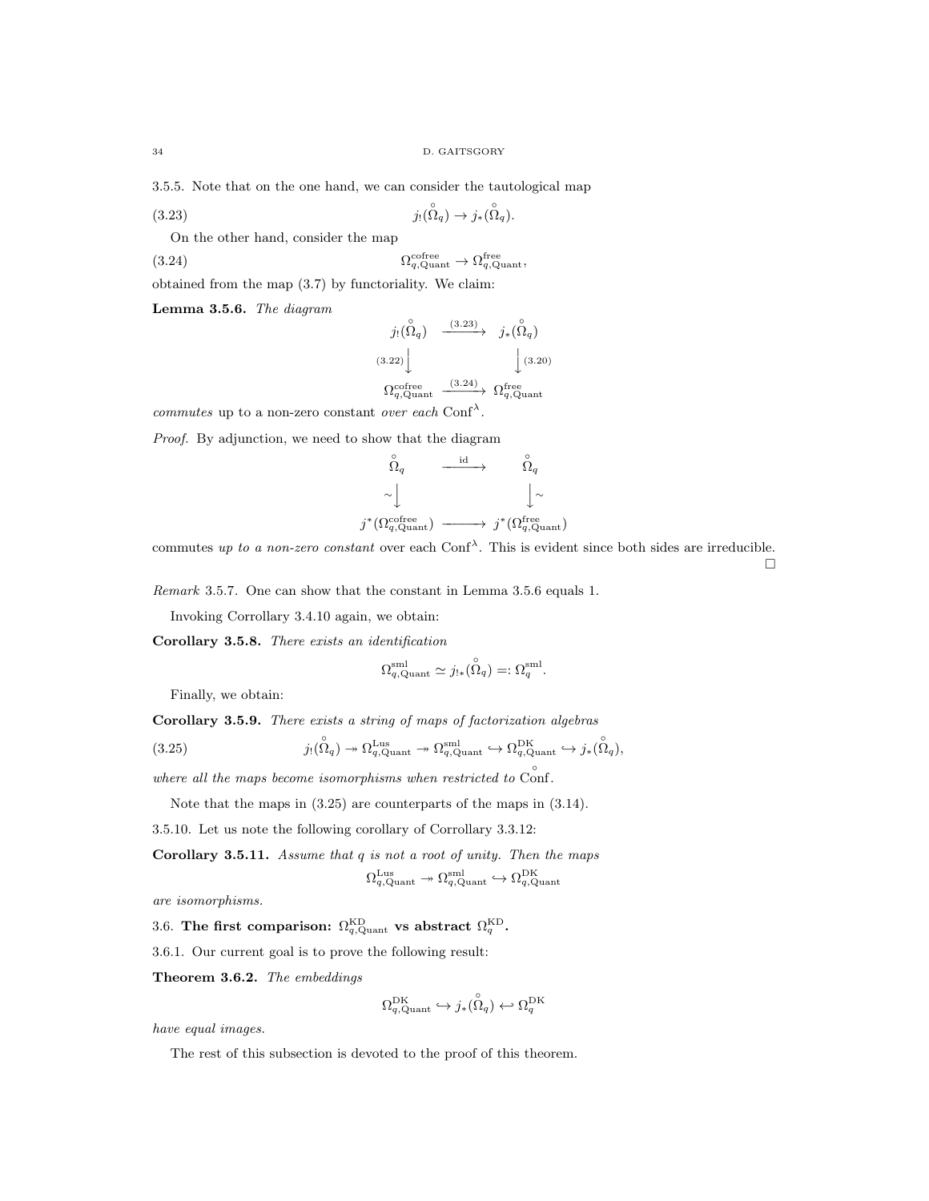3.5.5. Note that on the one hand, we can consider the tautological map

$$j_!(\overset{\circ}{\Omega}_q) \to j_*(\overset{\circ}{\Omega}_q). \tag{3.23}$$

On the other hand, consider the map

$$\Omega^{\mathrm{cofree}}_{q,\mathrm{Quant}} \to \Omega^{\mathrm{free}}_{q,\mathrm{Quant}}, \tag{3.24}$$

obtained from the map (3.7) by functoriality. We claim:

**Lemma 3.5.6.** *The diagram*

$$\begin{array}{ccc} j_!(\overset{\circ}{\Omega}_q) & \xrightarrow{(3.23)} & j_*(\overset{\circ}{\Omega}_q) \\ {\scriptstyle (3.22)}\big\downarrow & & \big\downarrow{\scriptstyle (3.20)} \\ \Omega^{\mathrm{cofree}}_{q,\mathrm{Quant}} & \xrightarrow{(3.24)} & \Omega^{\mathrm{free}}_{q,\mathrm{Quant}} \end{array}$$

*commutes* up to a non-zero constant *over each* $\mathrm{Conf}^\lambda$.

*Proof.* By adjunction, we need to show that the diagram

$$\begin{array}{ccc} \overset{\circ}{\Omega}_q & \xrightarrow{\mathrm{id}} & \overset{\circ}{\Omega}_q \\ \sim\big\downarrow & & \big\downarrow\sim \\ j^*(\Omega^{\mathrm{cofree}}_{q,\mathrm{Quant}}) & \longrightarrow & j^*(\Omega^{\mathrm{free}}_{q,\mathrm{Quant}}) \end{array}$$

commutes *up to a non-zero constant* over each $\mathrm{Conf}^\lambda$. This is evident since both sides are irreducible. □

*Remark* 3.5.7. One can show that the constant in Lemma 3.5.6 equals 1.

Invoking Corrollary 3.4.10 again, we obtain:

**Corollary 3.5.8.** *There exists an identification*

$$\Omega^{\mathrm{sml}}_{q,\mathrm{Quant}} \simeq j_{!*}(\overset{\circ}{\Omega}_q) =: \Omega^{\mathrm{sml}}_q.$$

Finally, we obtain:

**Corollary 3.5.9.** *There exists a string of maps of factorization algebras*

$$j_!(\overset{\circ}{\Omega}_q) \twoheadrightarrow \Omega^{\mathrm{Lus}}_{q,\mathrm{Quant}} \twoheadrightarrow \Omega^{\mathrm{sml}}_{q,\mathrm{Quant}} \hookrightarrow \Omega^{\mathrm{DK}}_{q,\mathrm{Quant}} \hookrightarrow j_*(\overset{\circ}{\Omega}_q), \tag{3.25}$$

*where all the maps become isomorphisms when restricted to* $\overset{\circ}{\mathrm{Conf}}$.

Note that the maps in (3.25) are counterparts of the maps in (3.14).

3.5.10. Let us note the following corollary of Corrollary 3.3.12:

**Corollary 3.5.11.** *Assume that $q$ is not a root of unity. Then the maps*

$$\Omega^{\mathrm{Lus}}_{q,\mathrm{Quant}} \twoheadrightarrow \Omega^{\mathrm{sml}}_{q,\mathrm{Quant}} \hookrightarrow \Omega^{\mathrm{DK}}_{q,\mathrm{Quant}}$$

*are isomorphisms.*

## 3.6. The first comparison: $\Omega^{\mathrm{KD}}_{q,\mathrm{Quant}}$ vs abstract $\Omega^{\mathrm{KD}}_q$.

3.6.1. Our current goal is to prove the following result:

**Theorem 3.6.2.** *The embeddings*

$$\Omega^{\mathrm{DK}}_{q,\mathrm{Quant}} \hookrightarrow j_*(\overset{\circ}{\Omega}_q) \hookleftarrow \Omega^{\mathrm{DK}}_q$$

*have equal images.*

The rest of this subsection is devoted to the proof of this theorem.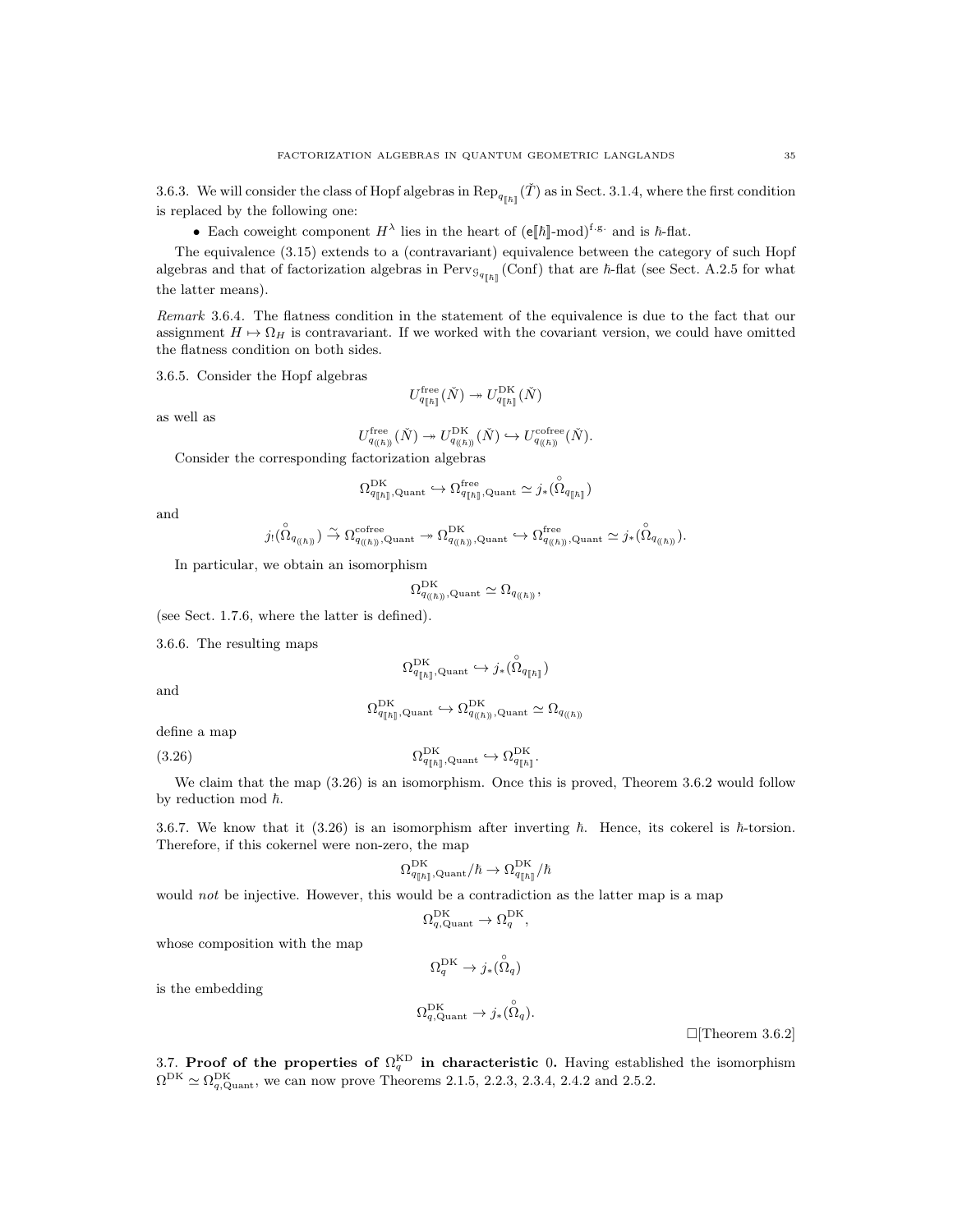3.6.3. We will consider the class of Hopf algebras in $\mathrm{Rep}_{q_{[\![\hbar]\!]}}(\check{T})$ as in Sect. 3.1.4, where the first condition is replaced by the following one:

- Each coweight component $H^\lambda$ lies in the heart of $(\mathsf{e}[\![\hbar]\!]\text{-mod})^{\text{f.g.}}$ and is $\hbar$-flat.

The equivalence (3.15) extends to a (contravariant) equivalence between the category of such Hopf algebras and that of factorization algebras in $\mathrm{Perv}_{\mathcal{G}_{q_{[\![\hbar]\!]}}}(\mathrm{Conf})$ that are $\hbar$-flat (see Sect. A.2.5 for what the latter means).

*Remark* 3.6.4. The flatness condition in the statement of the equivalence is due to the fact that our assignment $H \mapsto \Omega_H$ is contravariant. If we worked with the covariant version, we could have omitted the flatness condition on both sides.

3.6.5. Consider the Hopf algebras

$$U^{\text{free}}_{q_{[\![\hbar]\!]}}(\check{N}) \twoheadrightarrow U^{\text{DK}}_{q_{[\![\hbar]\!]}}(\check{N})$$

as well as

$$U^{\text{free}}_{q_{(\!(\hbar)\!)}}(\check{N}) \twoheadrightarrow U^{\text{DK}}_{q_{(\!(\hbar)\!)}}(\check{N}) \hookrightarrow U^{\text{cofree}}_{q_{(\!(\hbar)\!)}}(\check{N}).$$

Consider the corresponding factorization algebras

$$\Omega^{\text{DK}}_{q_{[\![\hbar]\!]},\text{Quant}} \hookrightarrow \Omega^{\text{free}}_{q_{[\![\hbar]\!]},\text{Quant}} \simeq j_*(\overset{\circ}{\Omega}_{q_{[\![\hbar]\!]}})$$

and

$$j_!(\overset{\circ}{\Omega}_{q_{(\!(\hbar)\!)}}) \xrightarrow{\sim} \Omega^{\text{cofree}}_{q_{(\!(\hbar)\!)},\text{Quant}} \twoheadrightarrow \Omega^{\text{DK}}_{q_{(\!(\hbar)\!)},\text{Quant}} \hookrightarrow \Omega^{\text{free}}_{q_{(\!(\hbar)\!)},\text{Quant}} \simeq j_*(\overset{\circ}{\Omega}_{q_{(\!(\hbar)\!)}}).$$

In particular, we obtain an isomorphism

$$\Omega^{\text{DK}}_{q_{(\!(\hbar)\!)},\text{Quant}} \simeq \Omega_{q_{(\!(\hbar)\!)}},$$

(see Sect. 1.7.6, where the latter is defined).

3.6.6. The resulting maps

$$\Omega^{\text{DK}}_{q_{[\![\hbar]\!]},\text{Quant}} \hookrightarrow j_*(\overset{\circ}{\Omega}_{q_{[\![\hbar]\!]}})$$

and

$$\Omega^{\text{DK}}_{q_{[\![\hbar]\!]},\text{Quant}} \hookrightarrow \Omega^{\text{DK}}_{q_{(\!(\hbar)\!)},\text{Quant}} \simeq \Omega_{q_{(\!(\hbar)\!)}}$$

define a map

$$\Omega^{\text{DK}}_{q_{[\![\hbar]\!]},\text{Quant}} \hookrightarrow \Omega^{\text{DK}}_{q_{[\![\hbar]\!]}}. \tag{3.26}$$

We claim that the map (3.26) is an isomorphism. Once this is proved, Theorem 3.6.2 would follow by reduction mod $\hbar$.

3.6.7. We know that it (3.26) is an isomorphism after inverting $\hbar$. Hence, its cokerel is $\hbar$-torsion. Therefore, if this cokernel were non-zero, the map

$$\Omega^{\text{DK}}_{q_{[\![\hbar]\!]},\text{Quant}}/\hbar \to \Omega^{\text{DK}}_{q_{[\![\hbar]\!]}}/\hbar$$

would *not* be injective. However, this would be a contradiction as the latter map is a map

$$\Omega^{\text{DK}}_{q,\text{Quant}} \to \Omega^{\text{DK}}_q,$$

whose composition with the map

$$\Omega^{\text{DK}}_q \to j_*(\overset{\circ}{\Omega}_q)$$

is the embedding

$$\Omega^{\text{DK}}_{q,\text{Quant}} \to j_*(\overset{\circ}{\Omega}_q).$$

□[Theorem 3.6.2]

**3.7. Proof of the properties of $\Omega^{\text{KD}}_q$ in characteristic 0.** Having established the isomorphism $\Omega^{\text{DK}} \simeq \Omega^{\text{DK}}_{q,\text{Quant}}$, we can now prove Theorems 2.1.5, 2.2.3, 2.3.4, 2.4.2 and 2.5.2.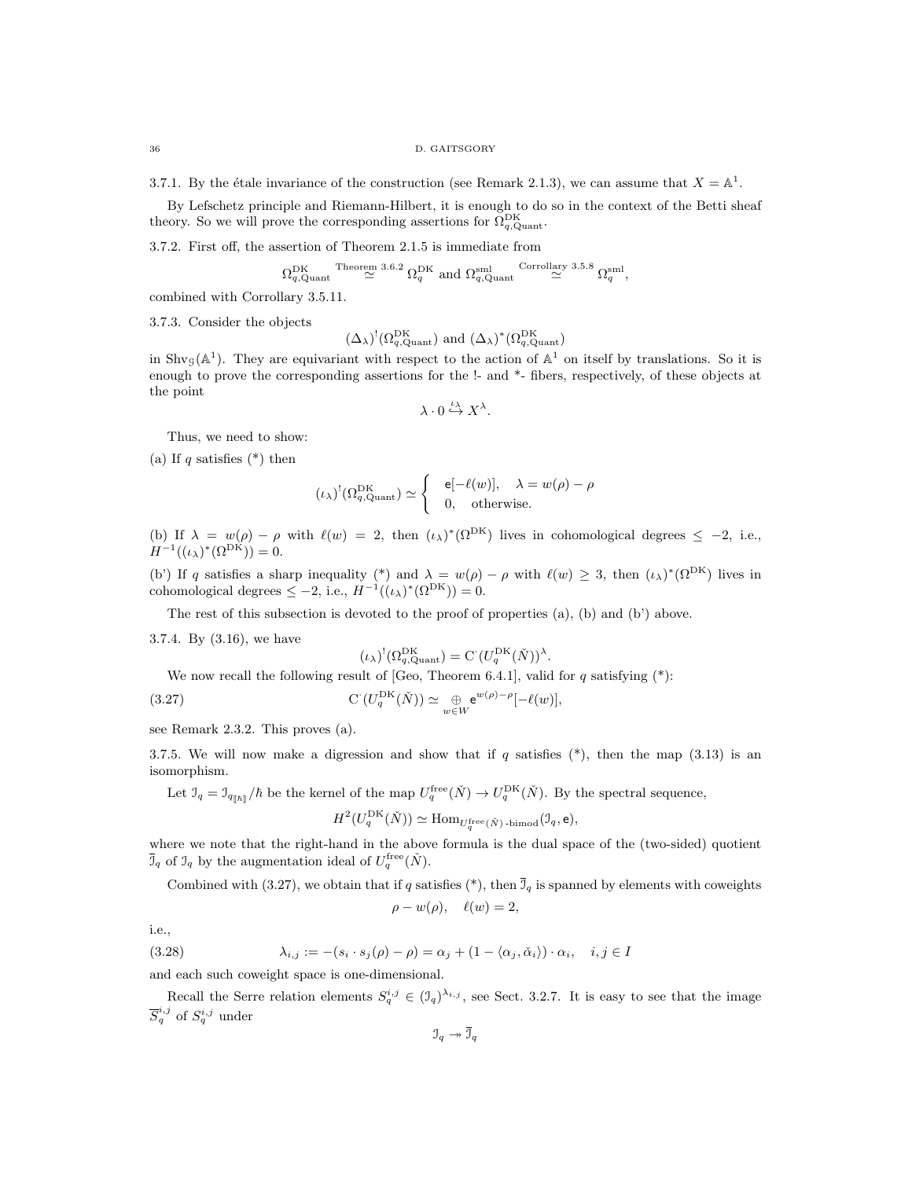3.7.1. By the étale invariance of the construction (see Remark 2.1.3), we can assume that $X = \mathbb{A}^1$.

By Lefschetz principle and Riemann-Hilbert, it is enough to do so in the context of the Betti sheaf theory. So we will prove the corresponding assertions for $\Omega^{\mathrm{DK}}_{q,\mathrm{Quant}}$.

3.7.2. First off, the assertion of Theorem 2.1.5 is immediate from

$$\Omega^{\mathrm{DK}}_{q,\mathrm{Quant}} \overset{\text{Theorem 3.6.2}}{\simeq} \Omega^{\mathrm{DK}}_q \text{ and } \Omega^{\mathrm{sml}}_{q,\mathrm{Quant}} \overset{\text{Corollary 3.5.8}}{\simeq} \Omega^{\mathrm{sml}}_q,$$

combined with Corollary 3.5.11.

3.7.3. Consider the objects

$$(\Delta_\lambda)^!(\Omega^{\mathrm{DK}}_{q,\mathrm{Quant}}) \text{ and } (\Delta_\lambda)^*(\Omega^{\mathrm{DK}}_{q,\mathrm{Quant}})$$

in $\mathrm{Shv}_{\mathcal{G}}(\mathbb{A}^1)$. They are equivariant with respect to the action of $\mathbb{A}^1$ on itself by translations. So it is enough to prove the corresponding assertions for the !- and *- fibers, respectively, of these objects at the point

$$\lambda \cdot 0 \overset{\iota_\lambda}{\hookrightarrow} X^\lambda.$$

Thus, we need to show:

(a) If $q$ satisfies (*) then

$$(\iota_\lambda)^!(\Omega^{\mathrm{DK}}_{q,\mathrm{Quant}}) \simeq \begin{cases} \mathsf{e}[-\ell(w)], & \lambda = w(\rho) - \rho \\ 0, & \text{otherwise.} \end{cases}$$

(b) If $\lambda = w(\rho) - \rho$ with $\ell(w) = 2$, then $(\iota_\lambda)^*(\Omega^{\mathrm{DK}})$ lives in cohomological degrees $\leq -2$, i.e., $H^{-1}((\iota_\lambda)^*(\Omega^{\mathrm{DK}})) = 0$.

(b') If $q$ satisfies a sharp inequality (*) and $\lambda = w(\rho) - \rho$ with $\ell(w) \geq 3$, then $(\iota_\lambda)^*(\Omega^{\mathrm{DK}})$ lives in cohomological degrees $\leq -2$, i.e., $H^{-1}((\iota_\lambda)^*(\Omega^{\mathrm{DK}})) = 0$.

The rest of this subsection is devoted to the proof of properties (a), (b) and (b') above.

3.7.4. By (3.16), we have

$$(\iota_\lambda)^!(\Omega^{\mathrm{DK}}_{q,\mathrm{Quant}}) = \mathrm{C}^\cdot(U^{\mathrm{DK}}_q(\check{N}))^\lambda.$$

We now recall the following result of [Geo, Theorem 6.4.1], valid for $q$ satisfying (*):

$$\mathrm{C}^\cdot(U^{\mathrm{DK}}_q(\check{N})) \simeq \underset{w\in W}{\oplus} \mathsf{e}^{w(\rho)-\rho}[-\ell(w)], \tag{3.27}$$

see Remark 2.3.2. This proves (a).

3.7.5. We will now make a digression and show that if $q$ satisfies (*), then the map (3.13) is an isomorphism.

Let $\mathcal{I}_q = \mathcal{I}_{q_{[\![\hbar]\!]}}/\hbar$ be the kernel of the map $U^{\mathrm{free}}_q(\check{N}) \to U^{\mathrm{DK}}_q(\check{N})$. By the spectral sequence,

$$H^2(U^{\mathrm{DK}}_q(\check{N})) \simeq \mathrm{Hom}_{U^{\mathrm{free}}_q(\check{N})\text{-bimod}}(\mathcal{I}_q, \mathsf{e}),$$

where we note that the right-hand in the above formula is the dual space of the (two-sided) quotient $\overline{\mathcal{I}}_q$ of $\mathcal{I}_q$ by the augmentation ideal of $U^{\mathrm{free}}_q(\check{N})$.

Combined with (3.27), we obtain that if $q$ satisfies (*), then $\overline{\mathcal{I}}_q$ is spanned by elements with coweights

$$\rho - w(\rho), \quad \ell(w) = 2,$$

i.e.,

$$\lambda_{i,j} := -(s_i \cdot s_j(\rho) - \rho) = \alpha_j + (1 - \langle \alpha_j, \check{\alpha}_i \rangle) \cdot \alpha_i, \quad i,j \in I \tag{3.28}$$

and each such coweight space is one-dimensional.

Recall the Serre relation elements $S^{i,j}_q \in (\mathcal{I}_q)^{\lambda_{i,j}}$, see Sect. 3.2.7. It is easy to see that the image $\overline{S}^{i,j}_q$ of $S^{i,j}_q$ under

$$\mathcal{I}_q \twoheadrightarrow \overline{\mathcal{I}}_q$$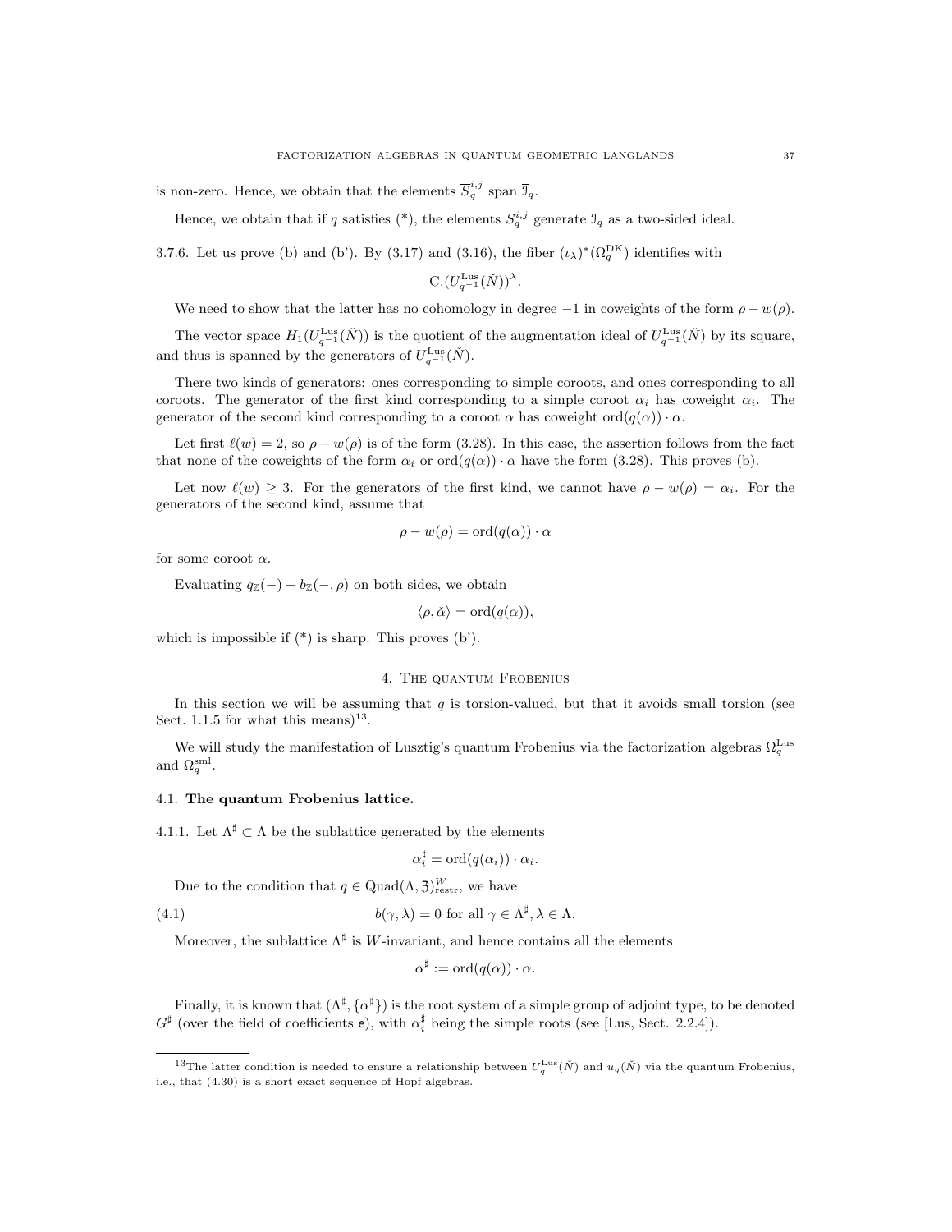is non-zero. Hence, we obtain that the elements $\overline{S}_q^{i,j}$ span $\overline{\mathfrak{I}}_q$.

Hence, we obtain that if $q$ satisfies (*), the elements $S_q^{i,j}$ generate $\mathfrak{I}_q$ as a two-sided ideal.

3.7.6. Let us prove (b) and (b'). By (3.17) and (3.16), the fiber $(\iota_\lambda)^*(\Omega_q^{\mathrm{DK}})$ identifies with

$$\mathrm{C}_\cdot(U_{q^{-1}}^{\mathrm{Lus}}(\check{N}))^\lambda.$$

We need to show that the latter has no cohomology in degree $-1$ in coweights of the form $\rho - w(\rho)$.

The vector space $H_1(U_{q^{-1}}^{\mathrm{Lus}}(\check{N}))$ is the quotient of the augmentation ideal of $U_{q^{-1}}^{\mathrm{Lus}}(\check{N})$ by its square, and thus is spanned by the generators of $U_{q^{-1}}^{\mathrm{Lus}}(\check{N})$.

There two kinds of generators: ones corresponding to simple coroots, and ones corresponding to all coroots. The generator of the first kind corresponding to a simple coroot $\alpha_i$ has coweight $\alpha_i$. The generator of the second kind corresponding to a coroot $\alpha$ has coweight $\mathrm{ord}(q(\alpha)) \cdot \alpha$.

Let first $\ell(w) = 2$, so $\rho - w(\rho)$ is of the form (3.28). In this case, the assertion follows from the fact that none of the coweights of the form $\alpha_i$ or $\mathrm{ord}(q(\alpha)) \cdot \alpha$ have the form (3.28). This proves (b).

Let now $\ell(w) \geq 3$. For the generators of the first kind, we cannot have $\rho - w(\rho) = \alpha_i$. For the generators of the second kind, assume that

$$\rho - w(\rho) = \mathrm{ord}(q(\alpha)) \cdot \alpha$$

for some coroot $\alpha$.

Evaluating $q_{\mathbb{Z}}(-) + b_{\mathbb{Z}}(-, \rho)$ on both sides, we obtain

$$\langle \rho, \check{\alpha} \rangle = \mathrm{ord}(q(\alpha)),$$

which is impossible if (*) is sharp. This proves (b').

## 4. The quantum Frobenius

In this section we will be assuming that $q$ is torsion-valued, but that it avoids small torsion (see Sect. 1.1.5 for what this means)[13].

We will study the manifestation of Lusztig's quantum Frobenius via the factorization algebras $\Omega_q^{\mathrm{Lus}}$ and $\Omega_q^{\mathrm{sml}}$.

### 4.1. The quantum Frobenius lattice.

4.1.1. Let $\Lambda^\sharp \subset \Lambda$ be the sublattice generated by the elements

$$\alpha_i^\sharp = \mathrm{ord}(q(\alpha_i)) \cdot \alpha_i.$$

Due to the condition that $q \in \mathrm{Quad}(\Lambda, \mathfrak{Z})^W_{\mathrm{restr}}$, we have

$$b(\gamma, \lambda) = 0 \text{ for all } \gamma \in \Lambda^\sharp, \lambda \in \Lambda. \tag{4.1}$$

Moreover, the sublattice $\Lambda^\sharp$ is $W$-invariant, and hence contains all the elements

$$\alpha^\sharp := \mathrm{ord}(q(\alpha)) \cdot \alpha.$$

Finally, it is known that $(\Lambda^\sharp, \{\alpha^\sharp\})$ is the root system of a simple group of adjoint type, to be denoted $G^\sharp$ (over the field of coefficients $\mathsf{e}$), with $\alpha_i^\sharp$ being the simple roots (see [Lus, Sect. 2.2.4]).

[13] The latter condition is needed to ensure a relationship between $U_q^{\mathrm{Lus}}(\check{N})$ and $u_q(\check{N})$ via the quantum Frobenius, i.e., that (4.30) is a short exact sequence of Hopf algebras.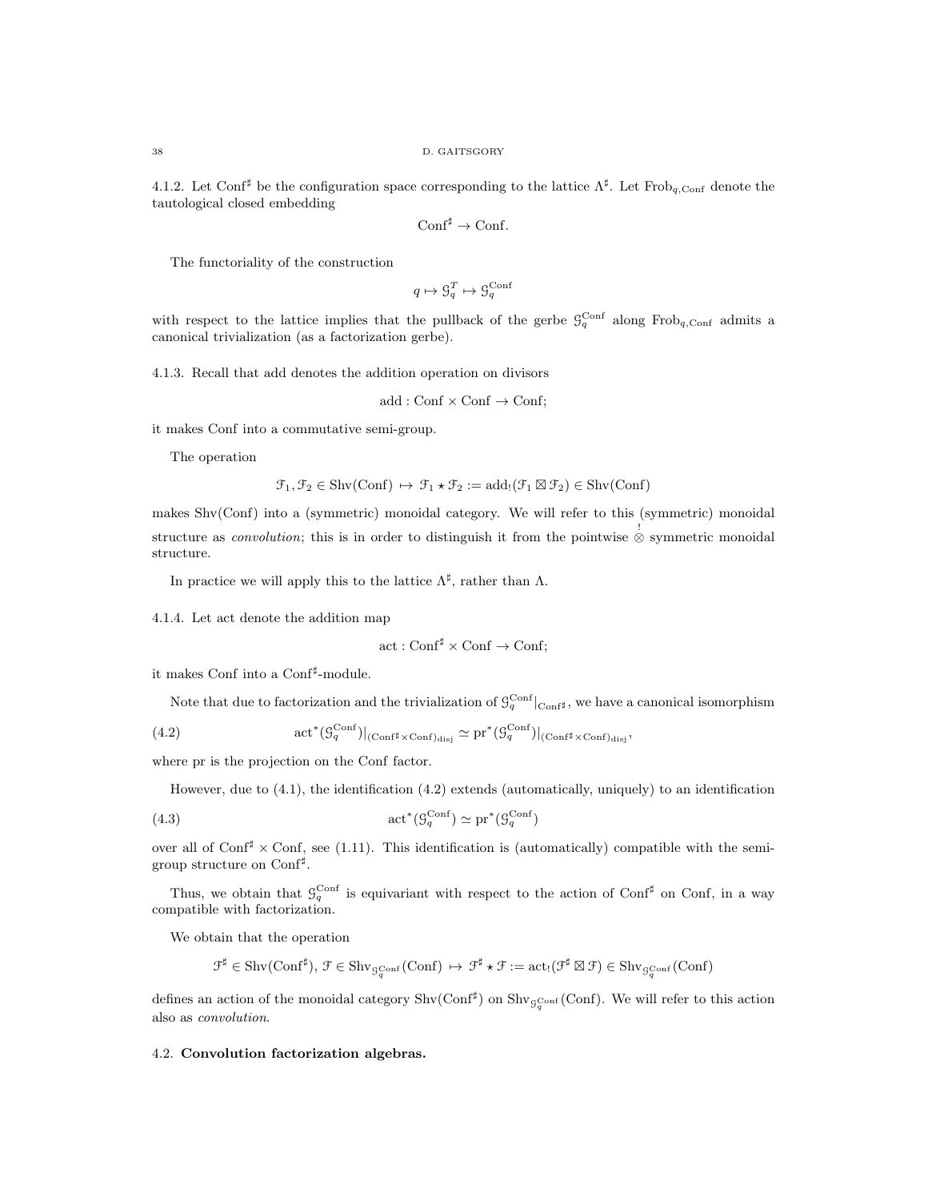4.1.2. Let $\mathrm{Conf}^\sharp$ be the configuration space corresponding to the lattice $\Lambda^\sharp$. Let $\mathrm{Frob}_{q,\mathrm{Conf}}$ denote the tautological closed embedding

$$\mathrm{Conf}^\sharp \to \mathrm{Conf}.$$

The functoriality of the construction

$$q \mapsto \mathcal{G}^T_q \mapsto \mathcal{G}^{\mathrm{Conf}}_q$$

with respect to the lattice implies that the pullback of the gerbe $\mathcal{G}^{\mathrm{Conf}}_q$ along $\mathrm{Frob}_{q,\mathrm{Conf}}$ admits a canonical trivialization (as a factorization gerbe).

4.1.3. Recall that add denotes the addition operation on divisors

$$\mathrm{add} : \mathrm{Conf} \times \mathrm{Conf} \to \mathrm{Conf};$$

it makes Conf into a commutative semi-group.

The operation

$$\mathcal{F}_1, \mathcal{F}_2 \in \mathrm{Shv}(\mathrm{Conf}) \mapsto \mathcal{F}_1 \star \mathcal{F}_2 := \mathrm{add}_!(\mathcal{F}_1 \boxtimes \mathcal{F}_2) \in \mathrm{Shv}(\mathrm{Conf})$$

makes $\mathrm{Shv}(\mathrm{Conf})$ into a (symmetric) monoidal category. We will refer to this (symmetric) monoidal structure as *convolution*; this is in order to distinguish it from the pointwise $\overset{!}{\otimes}$ symmetric monoidal structure.

In practice we will apply this to the lattice $\Lambda^\sharp$, rather than $\Lambda$.

4.1.4. Let act denote the addition map

$$\mathrm{act} : \mathrm{Conf}^\sharp \times \mathrm{Conf} \to \mathrm{Conf};$$

it makes Conf into a $\mathrm{Conf}^\sharp$-module.

Note that due to factorization and the trivialization of $\mathcal{G}^{\mathrm{Conf}}_q|_{\mathrm{Conf}^\sharp}$, we have a canonical isomorphism

$$\mathrm{act}^*(\mathcal{G}^{\mathrm{Conf}}_q)|_{(\mathrm{Conf}^\sharp \times \mathrm{Conf})_{\mathrm{disj}}} \simeq \mathrm{pr}^*(\mathcal{G}^{\mathrm{Conf}}_q)|_{(\mathrm{Conf}^\sharp \times \mathrm{Conf})_{\mathrm{disj}}}, \tag{4.2}$$

where pr is the projection on the Conf factor.

However, due to (4.1), the identification (4.2) extends (automatically, uniquely) to an identification

$$\mathrm{act}^*(\mathcal{G}^{\mathrm{Conf}}_q) \simeq \mathrm{pr}^*(\mathcal{G}^{\mathrm{Conf}}_q) \tag{4.3}$$

over all of $\mathrm{Conf}^\sharp \times \mathrm{Conf}$, see (1.11). This identification is (automatically) compatible with the semi-group structure on $\mathrm{Conf}^\sharp$.

Thus, we obtain that $\mathcal{G}^{\mathrm{Conf}}_q$ is equivariant with respect to the action of $\mathrm{Conf}^\sharp$ on Conf, in a way compatible with factorization.

We obtain that the operation

$$\mathcal{F}^\sharp \in \mathrm{Shv}(\mathrm{Conf}^\sharp),\ \mathcal{F} \in \mathrm{Shv}_{\mathcal{G}^{\mathrm{Conf}}_q}(\mathrm{Conf}) \mapsto \mathcal{F}^\sharp \star \mathcal{F} := \mathrm{act}_!(\mathcal{F}^\sharp \boxtimes \mathcal{F}) \in \mathrm{Shv}_{\mathcal{G}^{\mathrm{Conf}}_q}(\mathrm{Conf})$$

defines an action of the monoidal category $\mathrm{Shv}(\mathrm{Conf}^\sharp)$ on $\mathrm{Shv}_{\mathcal{G}^{\mathrm{Conf}}_q}(\mathrm{Conf})$. We will refer to this action also as *convolution*.

## 4.2. **Convolution factorization algebras.**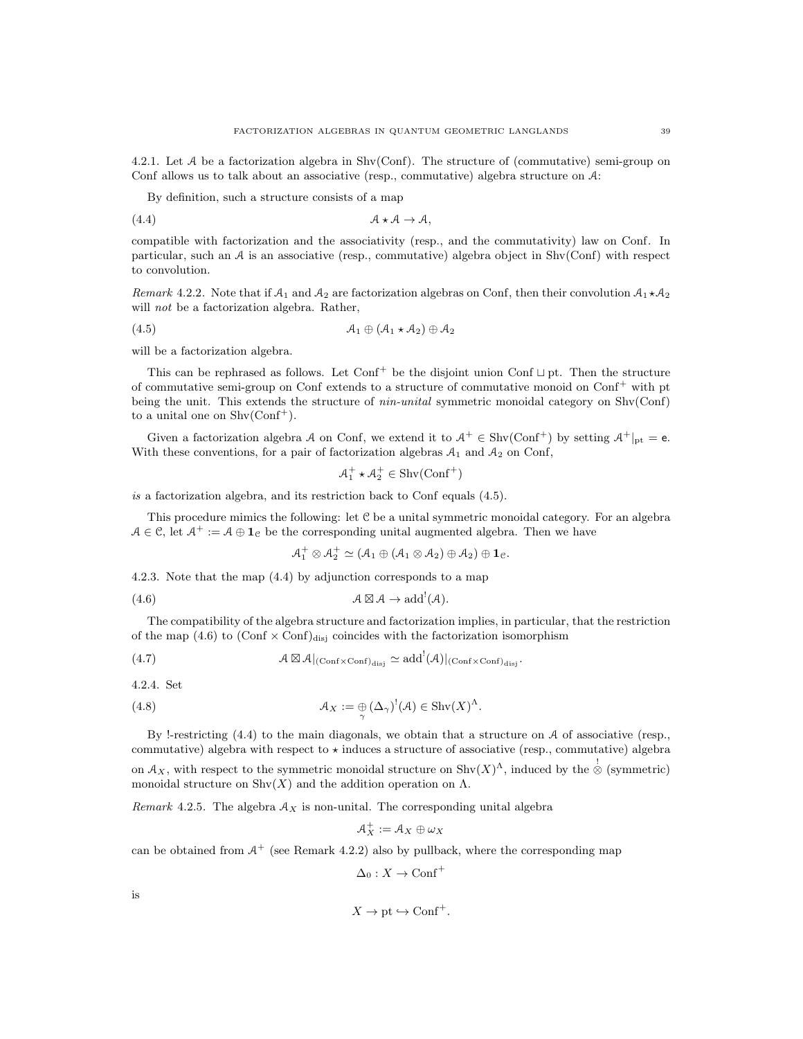4.2.1. Let $\mathcal{A}$ be a factorization algebra in $\operatorname{Shv}(\operatorname{Conf})$. The structure of (commutative) semi-group on Conf allows us to talk about an associative (resp., commutative) algebra structure on $\mathcal{A}$:

By definition, such a structure consists of a map

$$\mathcal{A} \star \mathcal{A} \to \mathcal{A}, \tag{4.4}$$

compatible with factorization and the associativity (resp., and the commutativity) law on Conf. In particular, such an $\mathcal{A}$ is an associative (resp., commutative) algebra object in $\operatorname{Shv}(\operatorname{Conf})$ with respect to convolution.

*Remark* 4.2.2. Note that if $\mathcal{A}_1$ and $\mathcal{A}_2$ are factorization algebras on Conf, then their convolution $\mathcal{A}_1 \star \mathcal{A}_2$ will *not* be a factorization algebra. Rather,

$$\mathcal{A}_1 \oplus (\mathcal{A}_1 \star \mathcal{A}_2) \oplus \mathcal{A}_2 \tag{4.5}$$

will be a factorization algebra.

This can be rephrased as follows. Let $\operatorname{Conf}^+$ be the disjoint union $\operatorname{Conf} \sqcup \operatorname{pt}$. Then the structure of commutative semi-group on Conf extends to a structure of commutative monoid on $\operatorname{Conf}^+$ with pt being the unit. This extends the structure of *nin-unital* symmetric monoidal category on $\operatorname{Shv}(\operatorname{Conf})$ to a unital one on $\operatorname{Shv}(\operatorname{Conf}^+)$.

Given a factorization algebra $\mathcal{A}$ on Conf, we extend it to $\mathcal{A}^+ \in \operatorname{Shv}(\operatorname{Conf}^+)$ by setting $\mathcal{A}^+|_{\operatorname{pt}} = \mathsf{e}$. With these conventions, for a pair of factorization algebras $\mathcal{A}_1$ and $\mathcal{A}_2$ on Conf,

$$\mathcal{A}_1^+ \star \mathcal{A}_2^+ \in \operatorname{Shv}(\operatorname{Conf}^+)$$

*is* a factorization algebra, and its restriction back to Conf equals (4.5).

This procedure mimics the following: let $\mathcal{C}$ be a unital symmetric monoidal category. For an algebra $\mathcal{A} \in \mathcal{C}$, let $\mathcal{A}^+ := \mathcal{A} \oplus \mathbf{1}_{\mathcal{C}}$ be the corresponding unital augmented algebra. Then we have

$$\mathcal{A}_1^+ \otimes \mathcal{A}_2^+ \simeq (\mathcal{A}_1 \oplus (\mathcal{A}_1 \otimes \mathcal{A}_2) \oplus \mathcal{A}_2) \oplus \mathbf{1}_{\mathcal{C}}.$$

4.2.3. Note that the map (4.4) by adjunction corresponds to a map

$$\mathcal{A} \boxtimes \mathcal{A} \to \operatorname{add}^!(\mathcal{A}). \tag{4.6}$$

The compatibility of the algebra structure and factorization implies, in particular, that the restriction of the map (4.6) to $(\operatorname{Conf} \times \operatorname{Conf})_{\operatorname{disj}}$ coincides with the factorization isomorphism

$$\mathcal{A} \boxtimes \mathcal{A}|_{(\operatorname{Conf} \times \operatorname{Conf})_{\operatorname{disj}}} \simeq \operatorname{add}^!(\mathcal{A})|_{(\operatorname{Conf} \times \operatorname{Conf})_{\operatorname{disj}}}. \tag{4.7}$$

4.2.4. Set

$$\mathcal{A}_X := \underset{\gamma}{\oplus} (\Delta_\gamma)^!(\mathcal{A}) \in \operatorname{Shv}(X)^\Lambda. \tag{4.8}$$

By !-restricting (4.4) to the main diagonals, we obtain that a structure on $\mathcal{A}$ of associative (resp., commutative) algebra with respect to $\star$ induces a structure of associative (resp., commutative) algebra on $\mathcal{A}_X$, with respect to the symmetric monoidal structure on $\operatorname{Shv}(X)^\Lambda$, induced by the $\overset{!}{\otimes}$ (symmetric) monoidal structure on $\operatorname{Shv}(X)$ and the addition operation on $\Lambda$.

*Remark* 4.2.5. The algebra $\mathcal{A}_X$ is non-unital. The corresponding unital algebra

$$\mathcal{A}_X^+ := \mathcal{A}_X \oplus \omega_X$$

can be obtained from $\mathcal{A}^+$ (see Remark 4.2.2) also by pullback, where the corresponding map

$$\Delta_0 : X \to \operatorname{Conf}^+$$

is

$$X \to \operatorname{pt} \hookrightarrow \operatorname{Conf}^+.$$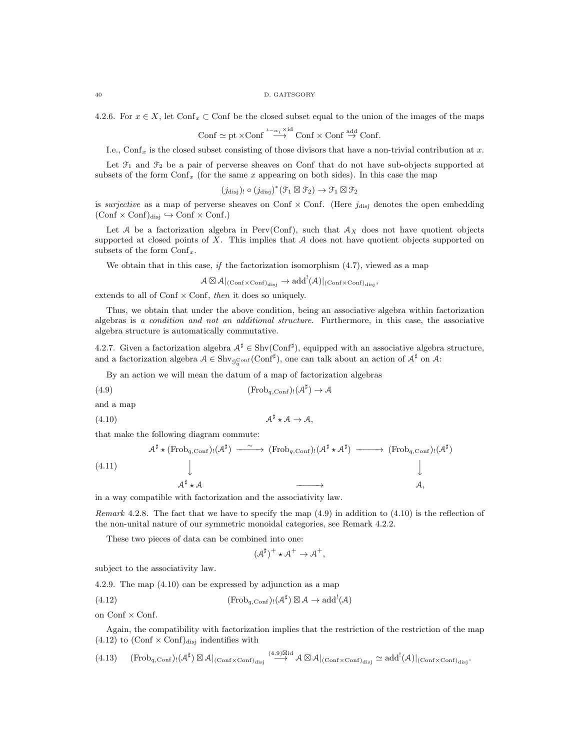4.2.6. For $x \in X$, let $\mathrm{Conf}_x \subset \mathrm{Conf}$ be the closed subset equal to the union of the images of the maps

$$\mathrm{Conf} \simeq \mathrm{pt} \times \mathrm{Conf} \overset{\iota_{-\alpha_i} \times \mathrm{id}}{\longrightarrow} \mathrm{Conf} \times \mathrm{Conf} \overset{\mathrm{add}}{\to} \mathrm{Conf}.$$

I.e., $\mathrm{Conf}_x$ is the closed subset consisting of those divisors that have a non-trivial contribution at $x$.

Let $\mathcal{F}_1$ and $\mathcal{F}_2$ be a pair of perverse sheaves on Conf that do not have sub-objects supported at subsets of the form $\mathrm{Conf}_x$ (for the same $x$ appearing on both sides). In this case the map

$$(j_{\mathrm{disj}})_! \circ (j_{\mathrm{disj}})^*(\mathcal{F}_1 \boxtimes \mathcal{F}_2) \to \mathcal{F}_1 \boxtimes \mathcal{F}_2$$

is *surjective* as a map of perverse sheaves on $\mathrm{Conf} \times \mathrm{Conf}$. (Here $j_{\mathrm{disj}}$ denotes the open embedding $(\mathrm{Conf} \times \mathrm{Conf})_{\mathrm{disj}} \hookrightarrow \mathrm{Conf} \times \mathrm{Conf}$.)

Let $\mathcal{A}$ be a factorization algebra in $\mathrm{Perv}(\mathrm{Conf})$, such that $\mathcal{A}_X$ does not have quotient objects supported at closed points of $X$. This implies that $\mathcal{A}$ does not have quotient objects supported on subsets of the form $\mathrm{Conf}_x$.

We obtain that in this case, *if* the factorization isomorphism (4.7), viewed as a map

$$\mathcal{A} \boxtimes \mathcal{A}|_{(\mathrm{Conf} \times \mathrm{Conf})_{\mathrm{disj}}} \to \mathrm{add}^!(\mathcal{A})|_{(\mathrm{Conf} \times \mathrm{Conf})_{\mathrm{disj}}},$$

extends to all of $\mathrm{Conf} \times \mathrm{Conf}$, *then* it does so uniquely.

Thus, we obtain that under the above condition, being an associative algebra within factorization algebras is *a condition and not an additional structure*. Furthermore, in this case, the associative algebra structure is automatically commutative.

4.2.7. Given a factorization algebra $\mathcal{A}^\sharp \in \mathrm{Shv}(\mathrm{Conf}^\sharp)$, equipped with an associative algebra structure, and a factorization algebra $\mathcal{A} \in \mathrm{Shv}_{\mathcal{G}_q^{\mathrm{Conf}}}(\mathrm{Conf}^\sharp)$, one can talk about an action of $\mathcal{A}^\sharp$ on $\mathcal{A}$:

By an action we will mean the datum of a map of factorization algebras

$$(\mathrm{Frob}_{q,\mathrm{Conf}})_!(\mathcal{A}^\sharp) \to \mathcal{A} \tag{4.9}$$

and a map

$$\mathcal{A}^\sharp \star \mathcal{A} \to \mathcal{A}, \tag{4.10}$$

that make the following diagram commute:

$$\begin{array}{ccccc} \mathcal{A}^\sharp \star (\mathrm{Frob}_{q,\mathrm{Conf}})_!(\mathcal{A}^\sharp) & \xrightarrow{\sim} & (\mathrm{Frob}_{q,\mathrm{Conf}})_!(\mathcal{A}^\sharp \star \mathcal{A}^\sharp) & \longrightarrow & (\mathrm{Frob}_{q,\mathrm{Conf}})_!(\mathcal{A}^\sharp) \\ \downarrow & & & & \downarrow \\ \mathcal{A}^\sharp \star \mathcal{A} & & \longrightarrow & & \mathcal{A}, \end{array} \tag{4.11}$$

in a way compatible with factorization and the associativity law.

*Remark* 4.2.8. The fact that we have to specify the map (4.9) in addition to (4.10) is the reflection of the non-unital nature of our symmetric monoidal categories, see Remark 4.2.2.

These two pieces of data can be combined into one:

$$(\mathcal{A}^\sharp)^+ \star \mathcal{A}^+ \to \mathcal{A}^+,$$

subject to the associativity law.

4.2.9. The map (4.10) can be expressed by adjunction as a map

$$(\mathrm{Frob}_{q,\mathrm{Conf}})_!(\mathcal{A}^\sharp) \boxtimes \mathcal{A} \to \mathrm{add}^!(\mathcal{A}) \tag{4.12}$$

on $\mathrm{Conf} \times \mathrm{Conf}$.

Again, the compatibility with factorization implies that the restriction of the restriction of the map (4.12) to $(\mathrm{Conf} \times \mathrm{Conf})_{\mathrm{disj}}$ indentifies with

$$(\mathrm{Frob}_{q,\mathrm{Conf}})_!(\mathcal{A}^\sharp) \boxtimes \mathcal{A}|_{(\mathrm{Conf} \times \mathrm{Conf})_{\mathrm{disj}}} \overset{(4.9)\boxtimes \mathrm{id}}{\longrightarrow} \mathcal{A} \boxtimes \mathcal{A}|_{(\mathrm{Conf} \times \mathrm{Conf})_{\mathrm{disj}}} \simeq \mathrm{add}^!(\mathcal{A})|_{(\mathrm{Conf} \times \mathrm{Conf})_{\mathrm{disj}}}. \tag{4.13}$$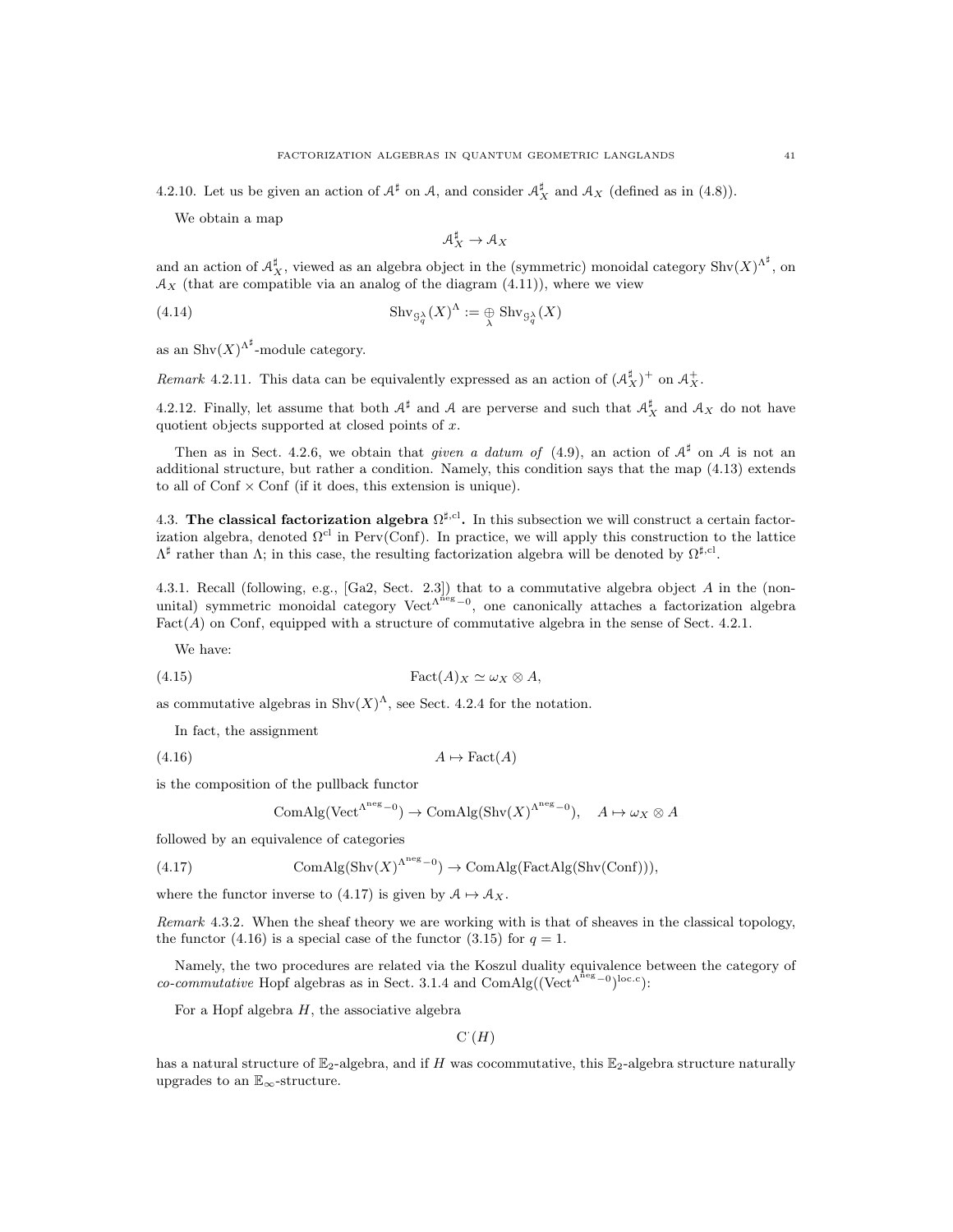4.2.10. Let us be given an action of $\mathcal{A}^\sharp$ on $\mathcal{A}$, and consider $\mathcal{A}^\sharp_X$ and $\mathcal{A}_X$ (defined as in (4.8)).

We obtain a map

$$\mathcal{A}^\sharp_X \to \mathcal{A}_X$$

and an action of $\mathcal{A}^\sharp_X$, viewed as an algebra object in the (symmetric) monoidal category $\mathrm{Shv}(X)^{\Lambda^\sharp}$, on $\mathcal{A}_X$ (that are compatible via an analog of the diagram (4.11)), where we view

$$\mathrm{Shv}_{\mathcal{G}^\lambda_q}(X)^\Lambda := \underset{\lambda}{\oplus}\, \mathrm{Shv}_{\mathcal{G}^\lambda_q}(X) \tag{4.14}$$

as an $\mathrm{Shv}(X)^{\Lambda^\sharp}$-module category.

*Remark* 4.2.11. This data can be equivalently expressed as an action of $(\mathcal{A}^\sharp_X)^+$ on $\mathcal{A}^+_X$.

4.2.12. Finally, let assume that both $\mathcal{A}^\sharp$ and $\mathcal{A}$ are perverse and such that $\mathcal{A}^\sharp_X$ and $\mathcal{A}_X$ do not have quotient objects supported at closed points of $x$.

Then as in Sect. 4.2.6, we obtain that *given a datum of* (4.9), an action of $\mathcal{A}^\sharp$ on $\mathcal{A}$ is not an additional structure, but rather a condition. Namely, this condition says that the map (4.13) extends to all of $\mathrm{Conf} \times \mathrm{Conf}$ (if it does, this extension is unique).

## 4.3. The classical factorization algebra $\Omega^{\sharp,\mathrm{cl}}$.

In this subsection we will construct a certain factorization algebra, denoted $\Omega^{\mathrm{cl}}$ in $\mathrm{Perv}(\mathrm{Conf})$. In practice, we will apply this construction to the lattice $\Lambda^\sharp$ rather than $\Lambda$; in this case, the resulting factorization algebra will be denoted by $\Omega^{\sharp,\mathrm{cl}}$.

4.3.1. Recall (following, e.g., [Ga2, Sect. 2.3]) that to a commutative algebra object $A$ in the (non-unital) symmetric monoidal category $\mathrm{Vect}^{\Lambda^{\mathrm{neg}}-0}$, one canonically attaches a factorization algebra $\mathrm{Fact}(A)$ on Conf, equipped with a structure of commutative algebra in the sense of Sect. 4.2.1.

We have:

$$\mathrm{Fact}(A)_X \simeq \omega_X \otimes A, \tag{4.15}$$

as commutative algebras in $\mathrm{Shv}(X)^\Lambda$, see Sect. 4.2.4 for the notation.

In fact, the assignment

$$A \mapsto \mathrm{Fact}(A) \tag{4.16}$$

is the composition of the pullback functor

$$\mathrm{ComAlg}(\mathrm{Vect}^{\Lambda^{\mathrm{neg}}-0}) \to \mathrm{ComAlg}(\mathrm{Shv}(X)^{\Lambda^{\mathrm{neg}}-0}), \quad A \mapsto \omega_X \otimes A$$

followed by an equivalence of categories

$$\mathrm{ComAlg}(\mathrm{Shv}(X)^{\Lambda^{\mathrm{neg}}-0}) \to \mathrm{ComAlg}(\mathrm{FactAlg}(\mathrm{Shv}(\mathrm{Conf}))), \tag{4.17}$$

where the functor inverse to (4.17) is given by $\mathcal{A} \mapsto \mathcal{A}_X$.

*Remark* 4.3.2. When the sheaf theory we are working with is that of sheaves in the classical topology, the functor (4.16) is a special case of the functor (3.15) for $q = 1$.

Namely, the two procedures are related via the Koszul duality equivalence between the category of *co-commutative* Hopf algebras as in Sect. 3.1.4 and $\mathrm{ComAlg}((\mathrm{Vect}^{\Lambda^{\mathrm{neg}}-0})^{\mathrm{loc.c}})$:

For a Hopf algebra $H$, the associative algebra

$$\mathrm{C}^\cdot(H)$$

has a natural structure of $\mathbb{E}_2$-algebra, and if $H$ was cocommutative, this $\mathbb{E}_2$-algebra structure naturally upgrades to an $\mathbb{E}_\infty$-structure.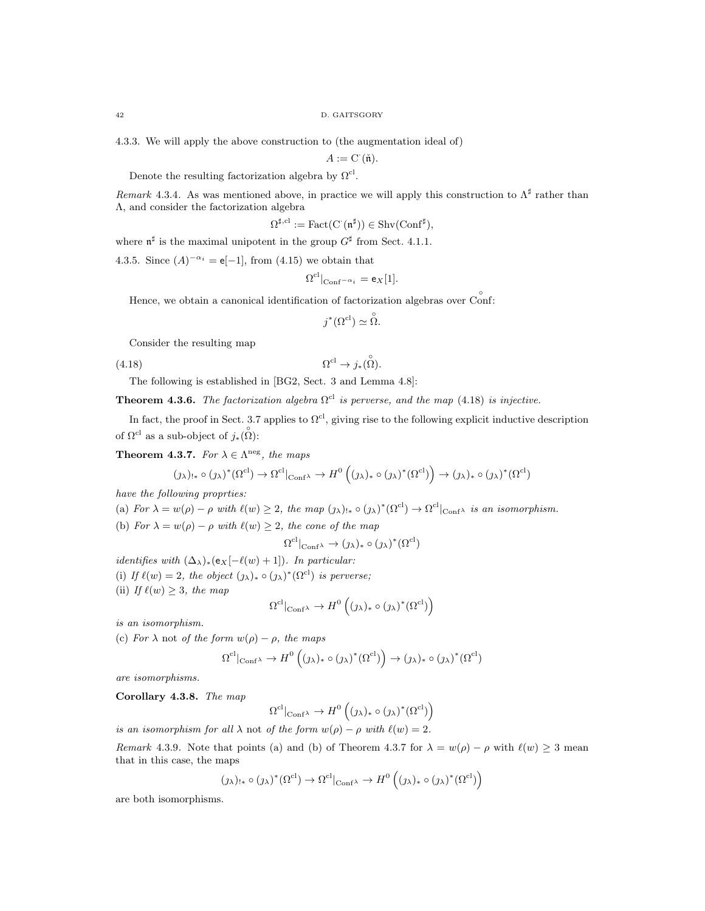4.3.3. We will apply the above construction to (the augmentation ideal of)

$$A := \mathrm{C}^\cdot(\check{\mathfrak{n}}).$$

Denote the resulting factorization algebra by $\Omega^{\mathrm{cl}}$.

*Remark* 4.3.4. As was mentioned above, in practice we will apply this construction to $\Lambda^\sharp$ rather than $\Lambda$, and consider the factorization algebra

$$\Omega^{\sharp,\mathrm{cl}} := \mathrm{Fact}(\mathrm{C}^\cdot(\mathfrak{n}^\sharp)) \in \mathrm{Shv}(\mathrm{Conf}^\sharp),$$

where $\mathfrak{n}^\sharp$ is the maximal unipotent in the group $G^\sharp$ from Sect. 4.1.1.

4.3.5. Since $(A)^{-\alpha_i} = \mathsf{e}[-1]$, from (4.15) we obtain that

$$\Omega^{\mathrm{cl}}|_{\mathrm{Conf}^{-\alpha_i}} = \mathsf{e}_X[1].$$

Hence, we obtain a canonical identification of factorization algebras over $\overset{\circ}{\mathrm{Conf}}$:

$$j^*(\Omega^{\mathrm{cl}}) \simeq \overset{\circ}{\Omega}.$$

Consider the resulting map

$$\Omega^{\mathrm{cl}} \to j_*(\overset{\circ}{\Omega}). \tag{4.18}$$

The following is established in [BG2, Sect. 3 and Lemma 4.8]:

**Theorem 4.3.6.** *The factorization algebra $\Omega^{\mathrm{cl}}$ is perverse, and the map* (4.18) *is injective.*

In fact, the proof in Sect. 3.7 applies to $\Omega^{\mathrm{cl}}$, giving rise to the following explicit inductive description of $\Omega^{\mathrm{cl}}$ as a sub-object of $j_*(\overset{\circ}{\Omega})$:

**Theorem 4.3.7.** *For $\lambda \in \Lambda^{\mathrm{neg}}$, the maps*

$$(\jmath_\lambda)_{!*} \circ (\jmath_\lambda)^*(\Omega^{\mathrm{cl}}) \to \Omega^{\mathrm{cl}}|_{\mathrm{Conf}^\lambda} \to H^0\left((\jmath_\lambda)_* \circ (\jmath_\lambda)^*(\Omega^{\mathrm{cl}})\right) \to (\jmath_\lambda)_* \circ (\jmath_\lambda)^*(\Omega^{\mathrm{cl}})$$

*have the following proprties:*

(a) *For $\lambda = w(\rho) - \rho$ with $\ell(w) \geq 2$, the map $(\jmath_\lambda)_{!*} \circ (\jmath_\lambda)^*(\Omega^{\mathrm{cl}}) \to \Omega^{\mathrm{cl}}|_{\mathrm{Conf}^\lambda}$ is an isomorphism.*

(b) *For $\lambda = w(\rho) - \rho$ with $\ell(w) \geq 2$, the cone of the map*

$$\Omega^{\mathrm{cl}}|_{\mathrm{Conf}^\lambda} \to (\jmath_\lambda)_* \circ (\jmath_\lambda)^*(\Omega^{\mathrm{cl}})$$

*identifies with $(\Delta_\lambda)_*(\mathsf{e}_X[-\ell(w)+1])$. In particular:*

(i) *If $\ell(w) = 2$, the object $(\jmath_\lambda)_* \circ (\jmath_\lambda)^*(\Omega^{\mathrm{cl}})$ is perverse;*

(ii) *If $\ell(w) \geq 3$, the map*

$$\Omega^{\mathrm{cl}}|_{\mathrm{Conf}^\lambda} \to H^0\left((\jmath_\lambda)_* \circ (\jmath_\lambda)^*(\Omega^{\mathrm{cl}})\right)$$

*is an isomorphism.*

(c) *For $\lambda$* not *of the form $w(\rho) - \rho$, the maps*

$$\Omega^{\mathrm{cl}}|_{\mathrm{Conf}^\lambda} \to H^0\left((\jmath_\lambda)_* \circ (\jmath_\lambda)^*(\Omega^{\mathrm{cl}})\right) \to (\jmath_\lambda)_* \circ (\jmath_\lambda)^*(\Omega^{\mathrm{cl}})$$

*are isomorphisms.*

**Corollary 4.3.8.** *The map*

$$\Omega^{\mathrm{cl}}|_{\mathrm{Conf}^\lambda} \to H^0\left((\jmath_\lambda)_* \circ (\jmath_\lambda)^*(\Omega^{\mathrm{cl}})\right)$$

*is an isomorphism for all $\lambda$* not *of the form $w(\rho) - \rho$ with $\ell(w) = 2$.*

*Remark* 4.3.9. Note that points (a) and (b) of Theorem 4.3.7 for $\lambda = w(\rho) - \rho$ with $\ell(w) \geq 3$ mean that in this case, the maps

$$(\jmath_\lambda)_{!*} \circ (\jmath_\lambda)^*(\Omega^{\mathrm{cl}}) \to \Omega^{\mathrm{cl}}|_{\mathrm{Conf}^\lambda} \to H^0\left((\jmath_\lambda)_* \circ (\jmath_\lambda)^*(\Omega^{\mathrm{cl}})\right)$$

are both isomorphisms.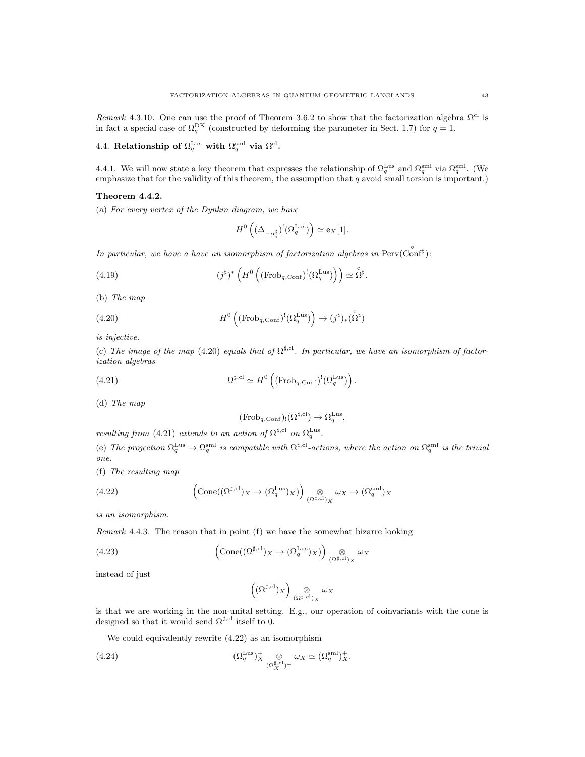*Remark* 4.3.10. One can use the proof of Theorem 3.6.2 to show that the factorization algebra $\Omega^{\rm cl}$ is in fact a special case of $\Omega_q^{\rm DK}$ (constructed by deforming the parameter in Sect. 1.7) for $q = 1$.

## 4.4. Relationship of $\Omega_q^{\rm Lus}$ with $\Omega_q^{\rm sml}$ via $\Omega^{\rm cl}$.

4.4.1. We will now state a key theorem that expresses the relationship of $\Omega_q^{\rm Lus}$ and $\Omega_q^{\rm sml}$ via $\Omega_q^{\rm sml}$. (We emphasize that for the validity of this theorem, the assumption that $q$ avoid small torsion is important.)

**Theorem 4.4.2.**

(a) *For every vertex of the Dynkin diagram, we have*

$$H^0\left((\Delta_{-\alpha_i^\sharp})^!(\Omega_q^{\rm Lus})\right) \simeq \mathsf{e}_X[1].$$

*In particular, we have a have an isomorphism of factorization algebras in* $\operatorname{Perv}(\overset{\circ}{\operatorname{Conf}}{}^\sharp)$*:*

$$(j^\sharp)^*\left(H^0\left((\operatorname{Frob}_{q,\operatorname{Conf}})^!(\Omega_q^{\rm Lus})\right)\right) \simeq \overset{\circ}{\Omega}{}^\sharp. \tag{4.19}$$

(b) *The map*

$$H^0\left((\operatorname{Frob}_{q,\operatorname{Conf}})^!(\Omega_q^{\rm Lus})\right) \to (j^\sharp)_*(\overset{\circ}{\Omega}{}^\sharp) \tag{4.20}$$

*is injective.*

(c) *The image of the map (4.20) equals that of $\Omega^{\sharp,\rm cl}$. In particular, we have an isomorphism of factorization algebras*

$$\Omega^{\sharp,\rm cl} \simeq H^0\left((\operatorname{Frob}_{q,\operatorname{Conf}})^!(\Omega_q^{\rm Lus})\right). \tag{4.21}$$

(d) *The map*

$$(\operatorname{Frob}_{q,\operatorname{Conf}})_!(\Omega^{\sharp,\rm cl}) \to \Omega_q^{\rm Lus},$$

*resulting from (4.21) extends to an action of $\Omega^{\sharp,\rm cl}$ on $\Omega_q^{\rm Lus}$.*

(e) *The projection $\Omega_q^{\rm Lus} \to \Omega_q^{\rm sml}$ is compatible with $\Omega^{\sharp,\rm cl}$-actions, where the action on $\Omega_q^{\rm sml}$ is the trivial one.*

(f) *The resulting map*

$$\left(\operatorname{Cone}((\Omega^{\sharp,\rm cl})_X \to (\Omega_q^{\rm Lus})_X)\right) \underset{(\Omega^{\sharp,\rm cl})_X}{\otimes} \omega_X \to (\Omega_q^{\rm sml})_X \tag{4.22}$$

*is an isomorphism.*

*Remark* 4.4.3. The reason that in point (f) we have the somewhat bizarre looking

$$\left(\operatorname{Cone}((\Omega^{\sharp,\rm cl})_X \to (\Omega_q^{\rm Lus})_X)\right) \underset{(\Omega^{\sharp,\rm cl})_X}{\otimes} \omega_X \tag{4.23}$$

instead of just

$$\left((\Omega^{\sharp,\rm cl})_X\right) \underset{(\Omega^{\sharp,\rm cl})_X}{\otimes} \omega_X$$

is that we are working in the non-unital setting. E.g., our operation of coinvariants with the cone is designed so that it would send $\Omega^{\sharp,\rm cl}$ itself to 0.

We could equivalently rewrite (4.22) as an isomorphism

$$(\Omega_q^{\rm Lus})_X^+ \underset{(\Omega_X^{\sharp,\rm cl})^+}{\otimes} \omega_X \simeq (\Omega_q^{\rm sml})_X^+. \tag{4.24}$$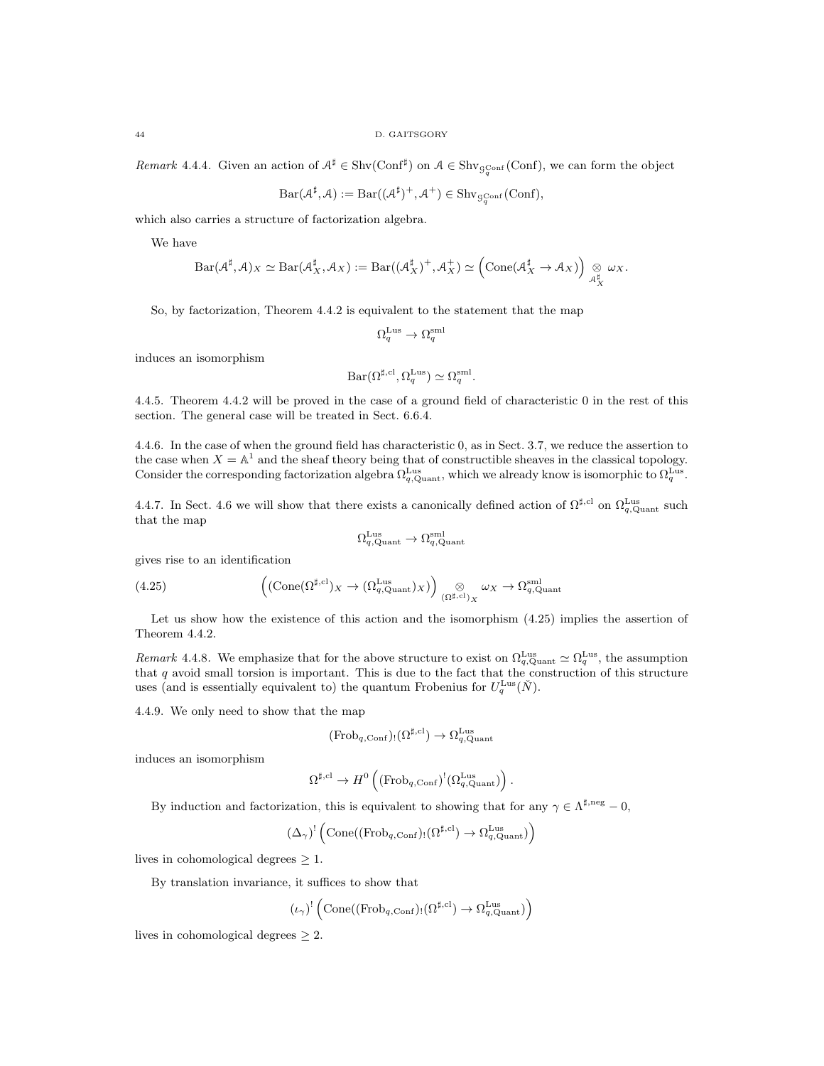*Remark* 4.4.4. Given an action of $\mathcal{A}^\sharp \in \mathrm{Shv}(\mathrm{Conf}^\sharp)$ on $\mathcal{A} \in \mathrm{Shv}_{\mathcal{G}_q^{\mathrm{Conf}}}(\mathrm{Conf})$, we can form the object

$$\mathrm{Bar}(\mathcal{A}^\sharp, \mathcal{A}) := \mathrm{Bar}((\mathcal{A}^\sharp)^+, \mathcal{A}^+) \in \mathrm{Shv}_{\mathcal{G}_q^{\mathrm{Conf}}}(\mathrm{Conf}),$$

which also carries a structure of factorization algebra.

We have

$$\mathrm{Bar}(\mathcal{A}^\sharp, \mathcal{A})_X \simeq \mathrm{Bar}(\mathcal{A}^\sharp_X, \mathcal{A}_X) := \mathrm{Bar}((\mathcal{A}^\sharp_X)^+, \mathcal{A}^+_X) \simeq \left(\mathrm{Cone}(\mathcal{A}^\sharp_X \to \mathcal{A}_X)\right) \underset{\mathcal{A}^\sharp_X}{\otimes} \omega_X.$$

So, by factorization, Theorem 4.4.2 is equivalent to the statement that the map

$$\Omega_q^{\mathrm{Lus}} \to \Omega_q^{\mathrm{sml}}$$

induces an isomorphism

$$\mathrm{Bar}(\Omega^{\sharp,\mathrm{cl}}, \Omega_q^{\mathrm{Lus}}) \simeq \Omega_q^{\mathrm{sml}}.$$

4.4.5. Theorem 4.4.2 will be proved in the case of a ground field of characteristic 0 in the rest of this section. The general case will be treated in Sect. 6.6.4.

4.4.6. In the case of when the ground field has characteristic 0, as in Sect. 3.7, we reduce the assertion to the case when $X = \mathbb{A}^1$ and the sheaf theory being that of constructible sheaves in the classical topology. Consider the corresponding factorization algebra $\Omega_{q,\mathrm{Quant}}^{\mathrm{Lus}}$, which we already know is isomorphic to $\Omega_q^{\mathrm{Lus}}$.

4.4.7. In Sect. 4.6 we will show that there exists a canonically defined action of $\Omega^{\sharp,\mathrm{cl}}$ on $\Omega_{q,\mathrm{Quant}}^{\mathrm{Lus}}$ such that the map

$$\Omega_{q,\mathrm{Quant}}^{\mathrm{Lus}} \to \Omega_{q,\mathrm{Quant}}^{\mathrm{sml}}$$

gives rise to an identification

$$\left((\mathrm{Cone}(\Omega^{\sharp,\mathrm{cl}})_X \to (\Omega_{q,\mathrm{Quant}}^{\mathrm{Lus}})_X)\right) \underset{(\Omega^{\sharp,\mathrm{cl}})_X}{\otimes} \omega_X \to \Omega_{q,\mathrm{Quant}}^{\mathrm{sml}} \tag{4.25}$$

Let us show how the existence of this action and the isomorphism (4.25) implies the assertion of Theorem 4.4.2.

*Remark* 4.4.8. We emphasize that for the above structure to exist on $\Omega_{q,\mathrm{Quant}}^{\mathrm{Lus}} \simeq \Omega_q^{\mathrm{Lus}}$, the assumption that $q$ avoid small torsion is important. This is due to the fact that the construction of this structure uses (and is essentially equivalent to) the quantum Frobenius for $U_q^{\mathrm{Lus}}(\check{N})$.

4.4.9. We only need to show that the map

$$(\mathrm{Frob}_{q,\mathrm{Conf}})_!(\Omega^{\sharp,\mathrm{cl}}) \to \Omega_{q,\mathrm{Quant}}^{\mathrm{Lus}}$$

induces an isomorphism

$$\Omega^{\sharp,\mathrm{cl}} \to H^0\left((\mathrm{Frob}_{q,\mathrm{Conf}})^!(\Omega_{q,\mathrm{Quant}}^{\mathrm{Lus}})\right).$$

By induction and factorization, this is equivalent to showing that for any $\gamma \in \Lambda^{\sharp,\mathrm{neg}} - 0$,

$$(\Delta_\gamma)^!\left(\mathrm{Cone}((\mathrm{Frob}_{q,\mathrm{Conf}})_!(\Omega^{\sharp,\mathrm{cl}}) \to \Omega_{q,\mathrm{Quant}}^{\mathrm{Lus}})\right)$$

lives in cohomological degrees $\geq 1$.

By translation invariance, it suffices to show that

$$(\iota_\gamma)^!\left(\mathrm{Cone}((\mathrm{Frob}_{q,\mathrm{Conf}})_!(\Omega^{\sharp,\mathrm{cl}}) \to \Omega_{q,\mathrm{Quant}}^{\mathrm{Lus}})\right)$$

lives in cohomological degrees $\geq 2$.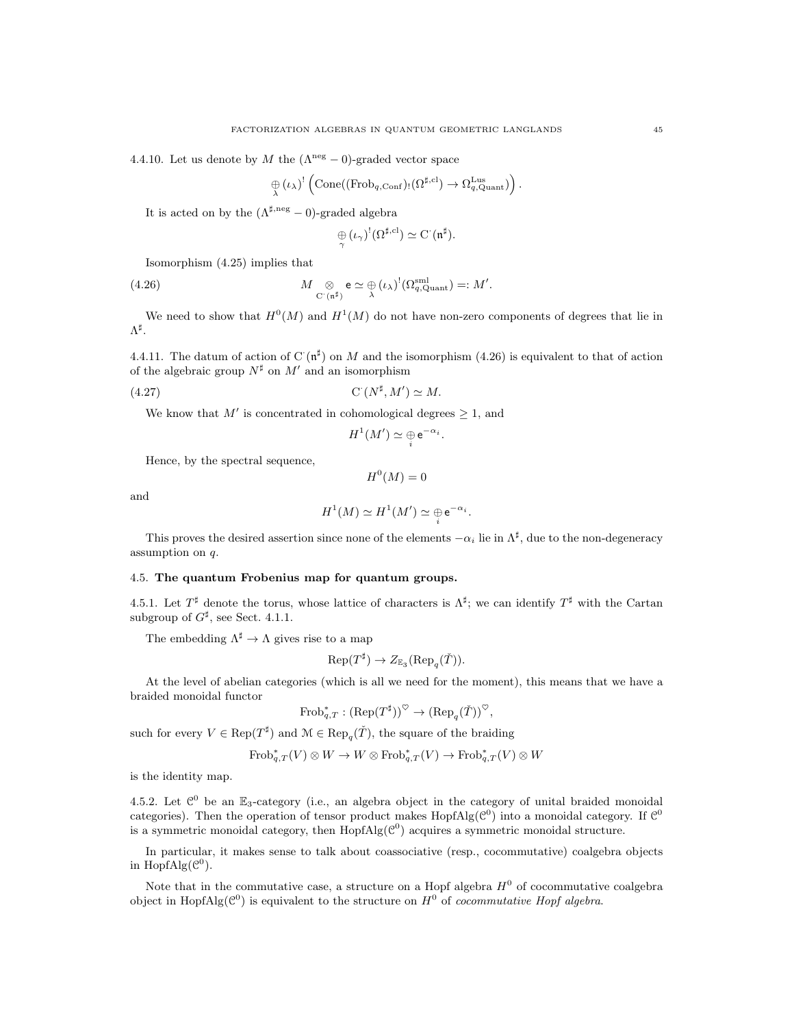4.4.10. Let us denote by $M$ the $(\Lambda^{\mathrm{neg}} - 0)$-graded vector space

$$\underset{\lambda}{\oplus} (\iota_\lambda)^! \left( \mathrm{Cone}((\mathrm{Frob}_{q,\mathrm{Conf}})_!(\Omega^{\sharp,\mathrm{cl}}) \to \Omega^{\mathrm{Lus}}_{q,\mathrm{Quant}}) \right).$$

It is acted on by the $(\Lambda^{\sharp,\mathrm{neg}} - 0)$-graded algebra

$$\underset{\gamma}{\oplus} (\iota_\gamma)^! (\Omega^{\sharp,\mathrm{cl}}) \simeq \mathrm{C}^\cdot(\mathfrak{n}^\sharp).$$

Isomorphism (4.25) implies that

$$M \underset{\mathrm{C}^\cdot(\mathfrak{n}^\sharp)}{\otimes} \mathsf{e} \simeq \underset{\lambda}{\oplus} (\iota_\lambda)^! (\Omega^{\mathrm{sml}}_{q,\mathrm{Quant}}) =: M'. \tag{4.26}$$

We need to show that $H^0(M)$ and $H^1(M)$ do not have non-zero components of degrees that lie in $\Lambda^\sharp$.

4.4.11. The datum of action of $\mathrm{C}^\cdot(\mathfrak{n}^\sharp)$ on $M$ and the isomorphism (4.26) is equivalent to that of action of the algebraic group $N^\sharp$ on $M'$ and an isomorphism

$$\mathrm{C}^\cdot(N^\sharp, M') \simeq M. \tag{4.27}$$

We know that $M'$ is concentrated in cohomological degrees $\geq 1$, and

$$H^1(M') \simeq \underset{i}{\oplus} \mathsf{e}^{-\alpha_i}.$$

Hence, by the spectral sequence,

$$H^0(M) = 0$$

and

$$H^1(M) \simeq H^1(M') \simeq \underset{i}{\oplus} \mathsf{e}^{-\alpha_i}.$$

This proves the desired assertion since none of the elements $-\alpha_i$ lie in $\Lambda^\sharp$, due to the non-degeneracy assumption on $q$.

## 4.5. The quantum Frobenius map for quantum groups.

4.5.1. Let $T^\sharp$ denote the torus, whose lattice of characters is $\Lambda^\sharp$; we can identify $T^\sharp$ with the Cartan subgroup of $G^\sharp$, see Sect. 4.1.1.

The embedding $\Lambda^\sharp \to \Lambda$ gives rise to a map

$$\mathrm{Rep}(T^\sharp) \to Z_{\mathbb{E}_3}(\mathrm{Rep}_q(\check{T})).$$

At the level of abelian categories (which is all we need for the moment), this means that we have a braided monoidal functor

$$\mathrm{Frob}^*_{q,T} : (\mathrm{Rep}(T^\sharp))^\heartsuit \to (\mathrm{Rep}_q(\check{T}))^\heartsuit,$$

such for every $V \in \mathrm{Rep}(T^\sharp)$ and $\mathcal{M} \in \mathrm{Rep}_q(\check{T})$, the square of the braiding

$$\mathrm{Frob}^*_{q,T}(V) \otimes W \to W \otimes \mathrm{Frob}^*_{q,T}(V) \to \mathrm{Frob}^*_{q,T}(V) \otimes W$$

is the identity map.

4.5.2. Let $\mathcal{C}^0$ be an $\mathbb{E}_3$-category (i.e., an algebra object in the category of unital braided monoidal categories). Then the operation of tensor product makes $\mathrm{HopfAlg}(\mathcal{C}^0)$ into a monoidal category. If $\mathcal{C}^0$ is a symmetric monoidal category, then $\mathrm{HopfAlg}(\mathcal{C}^0)$ acquires a symmetric monoidal structure.

In particular, it makes sense to talk about coassociative (resp., cocommutative) coalgebra objects in $\mathrm{HopfAlg}(\mathcal{C}^0)$.

Note that in the commutative case, a structure on a Hopf algebra $H^0$ of cocommutative coalgebra object in $\mathrm{HopfAlg}(\mathcal{C}^0)$ is equivalent to the structure on $H^0$ of *cocommutative Hopf algebra*.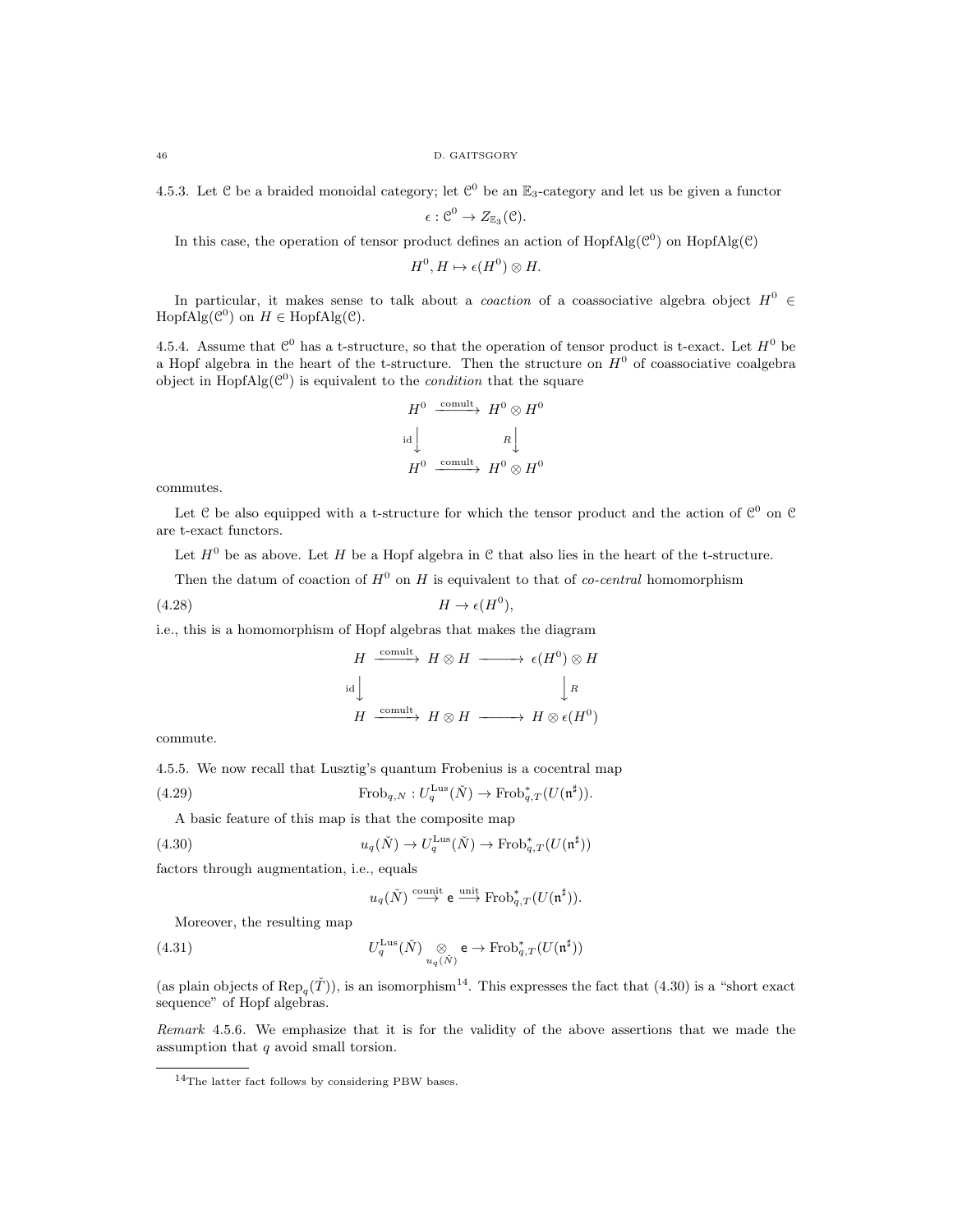4.5.3. Let $\mathcal{C}$ be a braided monoidal category; let $\mathcal{C}^0$ be an $\mathbb{E}_3$-category and let us be given a functor

$$\epsilon : \mathcal{C}^0 \to Z_{\mathbb{E}_3}(\mathcal{C}).$$

In this case, the operation of tensor product defines an action of $\mathrm{HopfAlg}(\mathcal{C}^0)$ on $\mathrm{HopfAlg}(\mathcal{C})$

$$H^0, H \mapsto \epsilon(H^0) \otimes H.$$

In particular, it makes sense to talk about a *coaction* of a coassociative algebra object $H^0 \in \mathrm{HopfAlg}(\mathcal{C}^0)$ on $H \in \mathrm{HopfAlg}(\mathcal{C})$.

4.5.4. Assume that $\mathcal{C}^0$ has a t-structure, so that the operation of tensor product is t-exact. Let $H^0$ be a Hopf algebra in the heart of the t-structure. Then the structure on $H^0$ of coassociative coalgebra object in $\mathrm{HopfAlg}(\mathcal{C}^0)$ is equivalent to the *condition* that the square

$$\begin{array}{ccc} H^0 & \xrightarrow{\text{comult}} & H^0 \otimes H^0 \\ {\scriptstyle \mathrm{id}}\downarrow & & \downarrow{\scriptstyle R} \\ H^0 & \xrightarrow{\text{comult}} & H^0 \otimes H^0 \end{array}$$

commutes.

Let $\mathcal{C}$ be also equipped with a t-structure for which the tensor product and the action of $\mathcal{C}^0$ on $\mathcal{C}$ are t-exact functors.

Let $H^0$ be as above. Let $H$ be a Hopf algebra in $\mathcal{C}$ that also lies in the heart of the t-structure.

Then the datum of coaction of $H^0$ on $H$ is equivalent to that of *co-central* homomorphism

$$H \to \epsilon(H^0), \tag{4.28}$$

i.e., this is a homomorphism of Hopf algebras that makes the diagram

$$\begin{array}{ccccc} H & \xrightarrow{\text{comult}} & H \otimes H & \longrightarrow & \epsilon(H^0) \otimes H \\ {\scriptstyle \mathrm{id}}\downarrow & & & & \downarrow{\scriptstyle R} \\ H & \xrightarrow{\text{comult}} & H \otimes H & \longrightarrow & H \otimes \epsilon(H^0) \end{array}$$

commute.

4.5.5. We now recall that Lusztig's quantum Frobenius is a cocentral map

$$\mathrm{Frob}_{q,N} : U_q^{\mathrm{Lus}}(\check{N}) \to \mathrm{Frob}_{q,T}^*(U(\mathfrak{n}^\sharp)). \tag{4.29}$$

A basic feature of this map is that the composite map

$$u_q(\check{N}) \to U_q^{\mathrm{Lus}}(\check{N}) \to \mathrm{Frob}_{q,T}^*(U(\mathfrak{n}^\sharp)) \tag{4.30}$$

factors through augmentation, i.e., equals

$$u_q(\check{N}) \xrightarrow{\text{counit}} \mathsf{e} \xrightarrow{\text{unit}} \mathrm{Frob}_{q,T}^*(U(\mathfrak{n}^\sharp)).$$

Moreover, the resulting map

$$U_q^{\mathrm{Lus}}(\check{N}) \underset{u_q(\check{N})}{\otimes} \mathsf{e} \to \mathrm{Frob}_{q,T}^*(U(\mathfrak{n}^\sharp)) \tag{4.31}$$

(as plain objects of $\mathrm{Rep}_q(\check{T})$), is an isomorphism[14]. This expresses the fact that (4.30) is a "short exact sequence" of Hopf algebras.

*Remark* 4.5.6. We emphasize that it is for the validity of the above assertions that we made the assumption that $q$ avoid small torsion.

[14] The latter fact follows by considering PBW bases.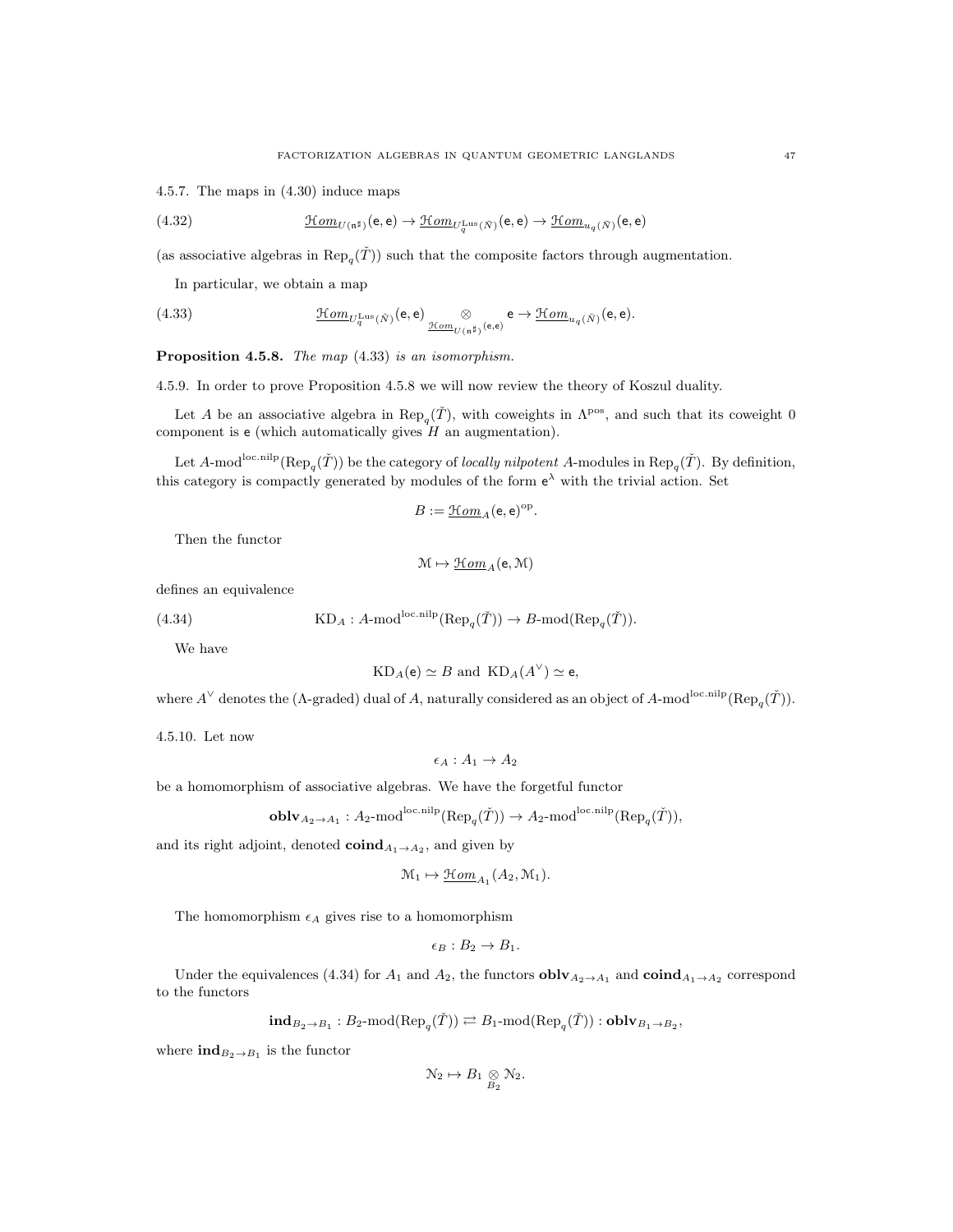4.5.7. The maps in (4.30) induce maps

$$\underline{\mathcal{H}om}_{U(\mathfrak{n}^\sharp)}(\mathsf{e},\mathsf{e}) \to \underline{\mathcal{H}om}_{U_q^{\mathrm{Lus}}(\check{N})}(\mathsf{e},\mathsf{e}) \to \underline{\mathcal{H}om}_{u_q(\check{N})}(\mathsf{e},\mathsf{e}) \tag{4.32}$$

(as associative algebras in $\mathrm{Rep}_q(\check{T})$) such that the composite factors through augmentation.

In particular, we obtain a map

$$\underline{\mathcal{H}om}_{U_q^{\mathrm{Lus}}(\check{N})}(\mathsf{e},\mathsf{e}) \underset{\underline{\mathcal{H}om}_{U(\mathfrak{n}^\sharp)}(\mathsf{e},\mathsf{e})}{\otimes} \mathsf{e} \to \underline{\mathcal{H}om}_{u_q(\check{N})}(\mathsf{e},\mathsf{e}). \tag{4.33}$$

**Proposition 4.5.8.** *The map (4.33) is an isomorphism.*

4.5.9. In order to prove Proposition 4.5.8 we will now review the theory of Koszul duality.

Let $A$ be an associative algebra in $\mathrm{Rep}_q(\check{T})$, with coweights in $\Lambda^{\mathrm{pos}}$, and such that its coweight 0 component is $\mathsf{e}$ (which automatically gives $H$ an augmentation).

Let $A\text{-mod}^{\mathrm{loc.nilp}}(\mathrm{Rep}_q(\check{T}))$ be the category of *locally nilpotent* $A$-modules in $\mathrm{Rep}_q(\check{T})$. By definition, this category is compactly generated by modules of the form $\mathsf{e}^\lambda$ with the trivial action. Set

$$B := \underline{\mathcal{H}om}_A(\mathsf{e},\mathsf{e})^{\mathrm{op}}.$$

Then the functor

$$\mathcal{M} \mapsto \underline{\mathcal{H}om}_A(\mathsf{e},\mathcal{M})$$

defines an equivalence

$$\mathrm{KD}_A : A\text{-mod}^{\mathrm{loc.nilp}}(\mathrm{Rep}_q(\check{T})) \to B\text{-mod}(\mathrm{Rep}_q(\check{T})). \tag{4.34}$$

We have

$$\mathrm{KD}_A(\mathsf{e}) \simeq B \text{ and } \mathrm{KD}_A(A^\vee) \simeq \mathsf{e},$$

where $A^\vee$ denotes the ($\Lambda$-graded) dual of $A$, naturally considered as an object of $A\text{-mod}^{\mathrm{loc.nilp}}(\mathrm{Rep}_q(\check{T}))$.

4.5.10. Let now

$$\epsilon_A : A_1 \to A_2$$

be a homomorphism of associative algebras. We have the forgetful functor

$$\mathbf{oblv}_{A_2\to A_1} : A_2\text{-mod}^{\mathrm{loc.nilp}}(\mathrm{Rep}_q(\check{T})) \to A_2\text{-mod}^{\mathrm{loc.nilp}}(\mathrm{Rep}_q(\check{T})),$$

and its right adjoint, denoted $\mathbf{coind}_{A_1\to A_2}$, and given by

$$\mathcal{M}_1 \mapsto \underline{\mathcal{H}om}_{A_1}(A_2,\mathcal{M}_1).$$

The homomorphism $\epsilon_A$ gives rise to a homomorphism

$$\epsilon_B : B_2 \to B_1.$$

Under the equivalences (4.34) for $A_1$ and $A_2$, the functors $\mathbf{oblv}_{A_2\to A_1}$ and $\mathbf{coind}_{A_1\to A_2}$ correspond to the functors

$$\mathbf{ind}_{B_2\to B_1} : B_2\text{-mod}(\mathrm{Rep}_q(\check{T})) \rightleftarrows B_1\text{-mod}(\mathrm{Rep}_q(\check{T})) : \mathbf{oblv}_{B_1\to B_2},$$

where $\mathbf{ind}_{B_2\to B_1}$ is the functor

$$\mathcal{N}_2 \mapsto B_1 \underset{B_2}{\otimes} \mathcal{N}_2.$$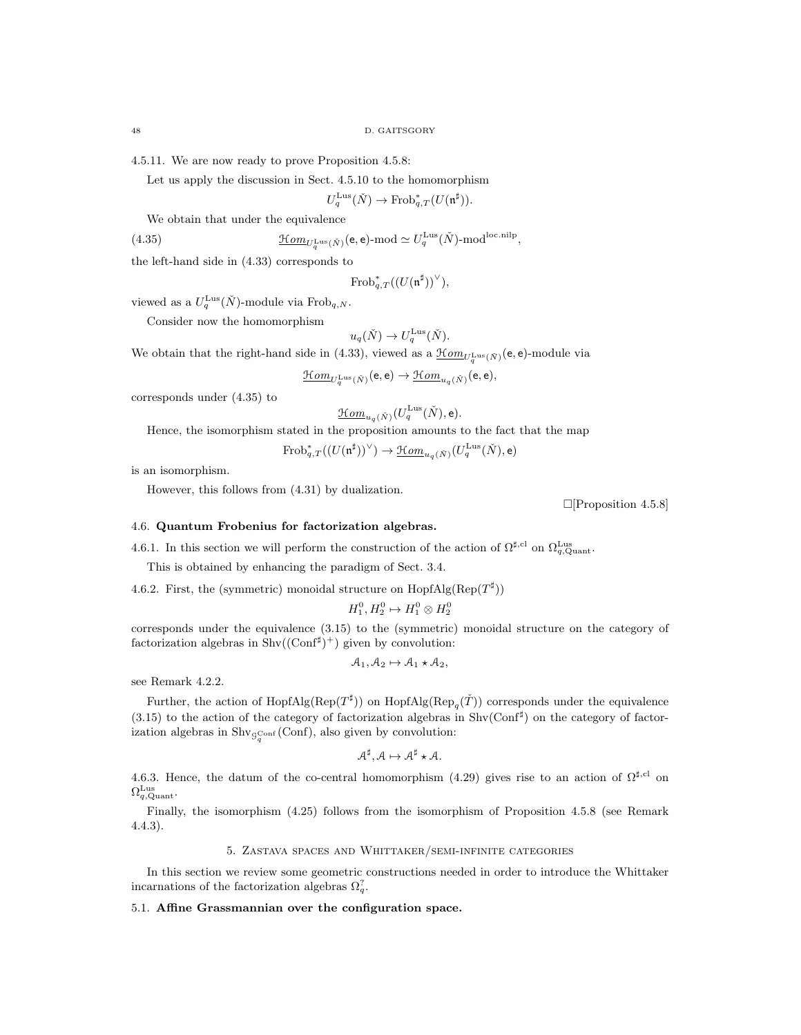4.5.11. We are now ready to prove Proposition 4.5.8:

Let us apply the discussion in Sect. 4.5.10 to the homomorphism

$$U_q^{\mathrm{Lus}}(\check{N}) \to \mathrm{Frob}^*_{q,T}(U(\mathfrak{n}^\sharp)).$$

We obtain that under the equivalence

$$\underline{\mathcal{H}om}_{U_q^{\mathrm{Lus}}(\check{N})}(\mathsf{e},\mathsf{e})\text{-mod} \simeq U_q^{\mathrm{Lus}}(\check{N})\text{-mod}^{\mathrm{loc.nilp}}, \tag{4.35}$$

the left-hand side in (4.33) corresponds to

$$\mathrm{Frob}^*_{q,T}((U(\mathfrak{n}^\sharp))^\vee),$$

viewed as a $U_q^{\mathrm{Lus}}(\check{N})$-module via $\mathrm{Frob}_{q,N}$.

Consider now the homomorphism

$$u_q(\check{N}) \to U_q^{\mathrm{Lus}}(\check{N}).$$

We obtain that the right-hand side in (4.33), viewed as a $\underline{\mathcal{H}om}_{U_q^{\mathrm{Lus}}(\check{N})}(\mathsf{e},\mathsf{e})$-module via

$$\underline{\mathcal{H}om}_{U_q^{\mathrm{Lus}}(\check{N})}(\mathsf{e},\mathsf{e}) \to \underline{\mathcal{H}om}_{u_q(\check{N})}(\mathsf{e},\mathsf{e}),$$

corresponds under (4.35) to

$$\underline{\mathcal{H}om}_{u_q(\check{N})}(U_q^{\mathrm{Lus}}(\check{N}),\mathsf{e}).$$

Hence, the isomorphism stated in the proposition amounts to the fact that the map

$$\mathrm{Frob}^*_{q,T}((U(\mathfrak{n}^\sharp))^\vee) \to \underline{\mathcal{H}om}_{u_q(\check{N})}(U_q^{\mathrm{Lus}}(\check{N}),\mathsf{e})$$

is an isomorphism.

However, this follows from (4.31) by dualization.

□[Proposition 4.5.8]

## 4.6. Quantum Frobenius for factorization algebras.

4.6.1. In this section we will perform the construction of the action of $\Omega^{\sharp,\mathrm{cl}}$ on $\Omega^{\mathrm{Lus}}_{q,\mathrm{Quant}}$.

This is obtained by enhancing the paradigm of Sect. 3.4.

4.6.2. First, the (symmetric) monoidal structure on $\mathrm{HopfAlg}(\mathrm{Rep}(T^\sharp))$

$$H_1^0, H_2^0 \mapsto H_1^0 \otimes H_2^0$$

corresponds under the equivalence (3.15) to the (symmetric) monoidal structure on the category of factorization algebras in $\mathrm{Shv}((\mathrm{Conf}^\sharp)^+)$ given by convolution:

$$\mathcal{A}_1, \mathcal{A}_2 \mapsto \mathcal{A}_1 \star \mathcal{A}_2,$$

see Remark 4.2.2.

Further, the action of $\mathrm{HopfAlg}(\mathrm{Rep}(T^\sharp))$ on $\mathrm{HopfAlg}(\mathrm{Rep}_q(\check{T}))$ corresponds under the equivalence (3.15) to the action of the category of factorization algebras in $\mathrm{Shv}(\mathrm{Conf}^\sharp)$ on the category of factorization algebras in $\mathrm{Shv}_{\mathcal{G}_q^{\mathrm{Conf}}}(\mathrm{Conf})$, also given by convolution:

$$\mathcal{A}^\sharp, \mathcal{A} \mapsto \mathcal{A}^\sharp \star \mathcal{A}.$$

4.6.3. Hence, the datum of the co-central homomorphism (4.29) gives rise to an action of $\Omega^{\sharp,\mathrm{cl}}$ on $\Omega^{\mathrm{Lus}}_{q,\mathrm{Quant}}$.

Finally, the isomorphism (4.25) follows from the isomorphism of Proposition 4.5.8 (see Remark 4.4.3).

# 5. Zastava spaces and Whittaker/semi-infinite categories

In this section we review some geometric constructions needed in order to introduce the Whittaker incarnations of the factorization algebras $\Omega_q^?$.

## 5.1. Affine Grassmannian over the configuration space.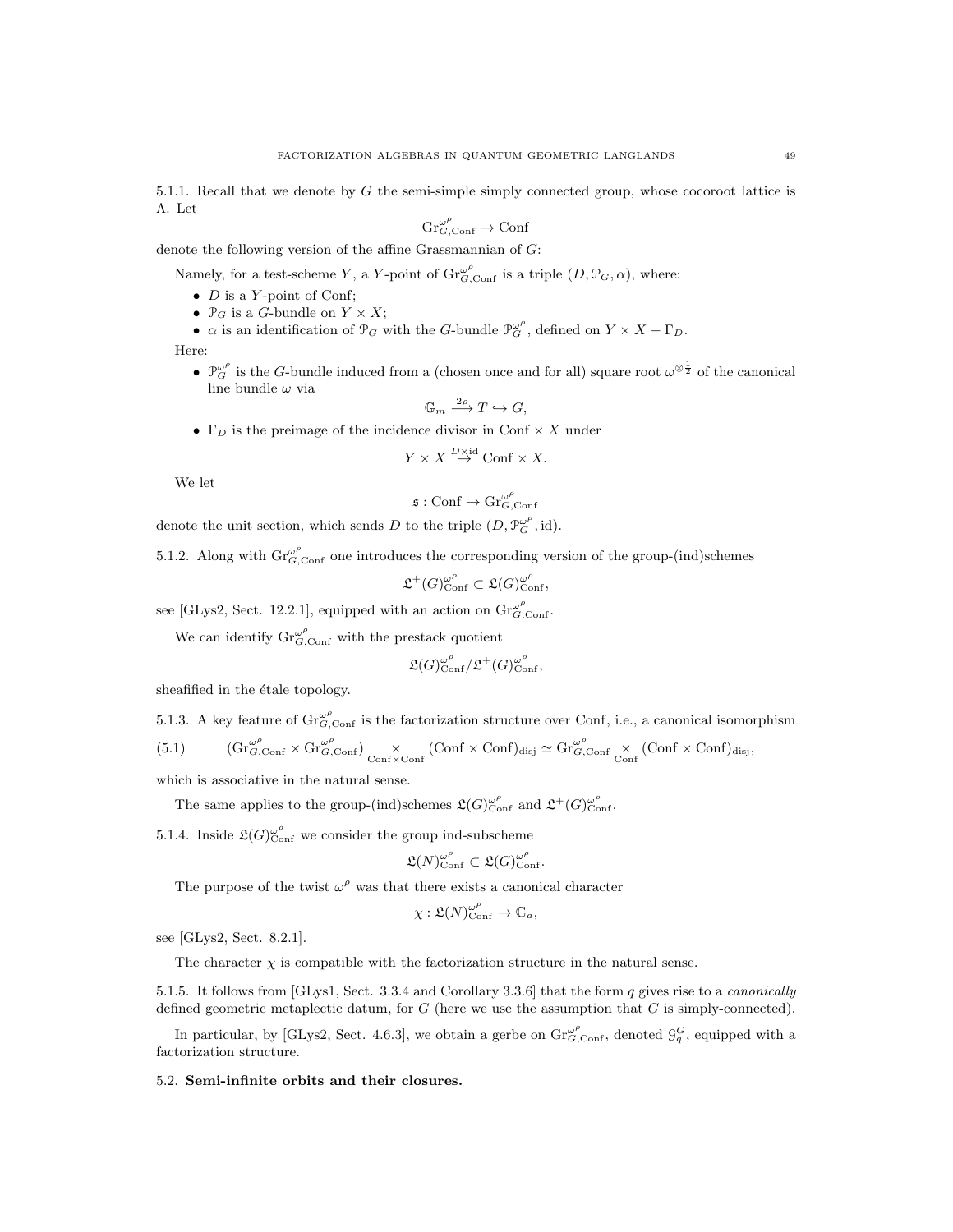5.1.1. Recall that we denote by $G$ the semi-simple simply connected group, whose cocoroot lattice is $\Lambda$. Let

$$\mathrm{Gr}^{\omega^\rho}_{G,\mathrm{Conf}} \to \mathrm{Conf}$$

denote the following version of the affine Grassmannian of $G$:

Namely, for a test-scheme $Y$, a $Y$-point of $\mathrm{Gr}^{\omega^\rho}_{G,\mathrm{Conf}}$ is a triple $(D, \mathcal{P}_G, \alpha)$, where:

- $D$ is a $Y$-point of Conf;
- $\mathcal{P}_G$ is a $G$-bundle on $Y \times X$;
- $\alpha$ is an identification of $\mathcal{P}_G$ with the $G$-bundle $\mathcal{P}^{\omega^\rho}_G$, defined on $Y \times X - \Gamma_D$.

Here:

- $\mathcal{P}^{\omega^\rho}_G$ is the $G$-bundle induced from a (chosen once and for all) square root $\omega^{\otimes \frac{1}{2}}$ of the canonical line bundle $\omega$ via
$$\mathbb{G}_m \overset{2\rho}{\longrightarrow} T \hookrightarrow G,$$
- $\Gamma_D$ is the preimage of the incidence divisor in $\mathrm{Conf} \times X$ under
$$Y \times X \overset{D \times \mathrm{id}}{\to} \mathrm{Conf} \times X.$$

We let

$$\mathfrak{s} : \mathrm{Conf} \to \mathrm{Gr}^{\omega^\rho}_{G,\mathrm{Conf}}$$

denote the unit section, which sends $D$ to the triple $(D, \mathcal{P}^{\omega^\rho}_G, \mathrm{id})$.

5.1.2. Along with $\mathrm{Gr}^{\omega^\rho}_{G,\mathrm{Conf}}$ one introduces the corresponding version of the group-(ind)schemes

$$\mathfrak{L}^+(G)^{\omega^\rho}_{\mathrm{Conf}} \subset \mathfrak{L}(G)^{\omega^\rho}_{\mathrm{Conf}},$$

see [GLys2, Sect. 12.2.1], equipped with an action on $\mathrm{Gr}^{\omega^\rho}_{G,\mathrm{Conf}}$.

We can identify $\mathrm{Gr}^{\omega^\rho}_{G,\mathrm{Conf}}$ with the prestack quotient

$$\mathfrak{L}(G)^{\omega^\rho}_{\mathrm{Conf}} / \mathfrak{L}^+(G)^{\omega^\rho}_{\mathrm{Conf}},$$

sheafified in the étale topology.

5.1.3. A key feature of $\mathrm{Gr}^{\omega^\rho}_{G,\mathrm{Conf}}$ is the factorization structure over Conf, i.e., a canonical isomorphism

$$(\mathrm{Gr}^{\omega^\rho}_{G,\mathrm{Conf}} \times \mathrm{Gr}^{\omega^\rho}_{G,\mathrm{Conf}}) \underset{\mathrm{Conf}\times\mathrm{Conf}}{\times} (\mathrm{Conf} \times \mathrm{Conf})_{\mathrm{disj}} \simeq \mathrm{Gr}^{\omega^\rho}_{G,\mathrm{Conf}} \underset{\mathrm{Conf}}{\times} (\mathrm{Conf} \times \mathrm{Conf})_{\mathrm{disj}}, \tag{5.1}$$

which is associative in the natural sense.

The same applies to the group-(ind)schemes $\mathfrak{L}(G)^{\omega^\rho}_{\mathrm{Conf}}$ and $\mathfrak{L}^+(G)^{\omega^\rho}_{\mathrm{Conf}}$.

5.1.4. Inside $\mathfrak{L}(G)^{\omega^\rho}_{\mathrm{Conf}}$ we consider the group ind-subscheme

$$\mathfrak{L}(N)^{\omega^\rho}_{\mathrm{Conf}} \subset \mathfrak{L}(G)^{\omega^\rho}_{\mathrm{Conf}}.$$

The purpose of the twist $\omega^\rho$ was that there exists a canonical character

$$\chi : \mathfrak{L}(N)^{\omega^\rho}_{\mathrm{Conf}} \to \mathbb{G}_a,$$

see [GLys2, Sect. 8.2.1].

The character $\chi$ is compatible with the factorization structure in the natural sense.

5.1.5. It follows from [GLys1, Sect. 3.3.4 and Corollary 3.3.6] that the form $q$ gives rise to a *canonically* defined geometric metaplectic datum, for $G$ (here we use the assumption that $G$ is simply-connected).

In particular, by [GLys2, Sect. 4.6.3], we obtain a gerbe on $\mathrm{Gr}^{\omega^\rho}_{G,\mathrm{Conf}}$, denoted $\mathcal{G}^G_q$, equipped with a factorization structure.

## 5.2. Semi-infinite orbits and their closures.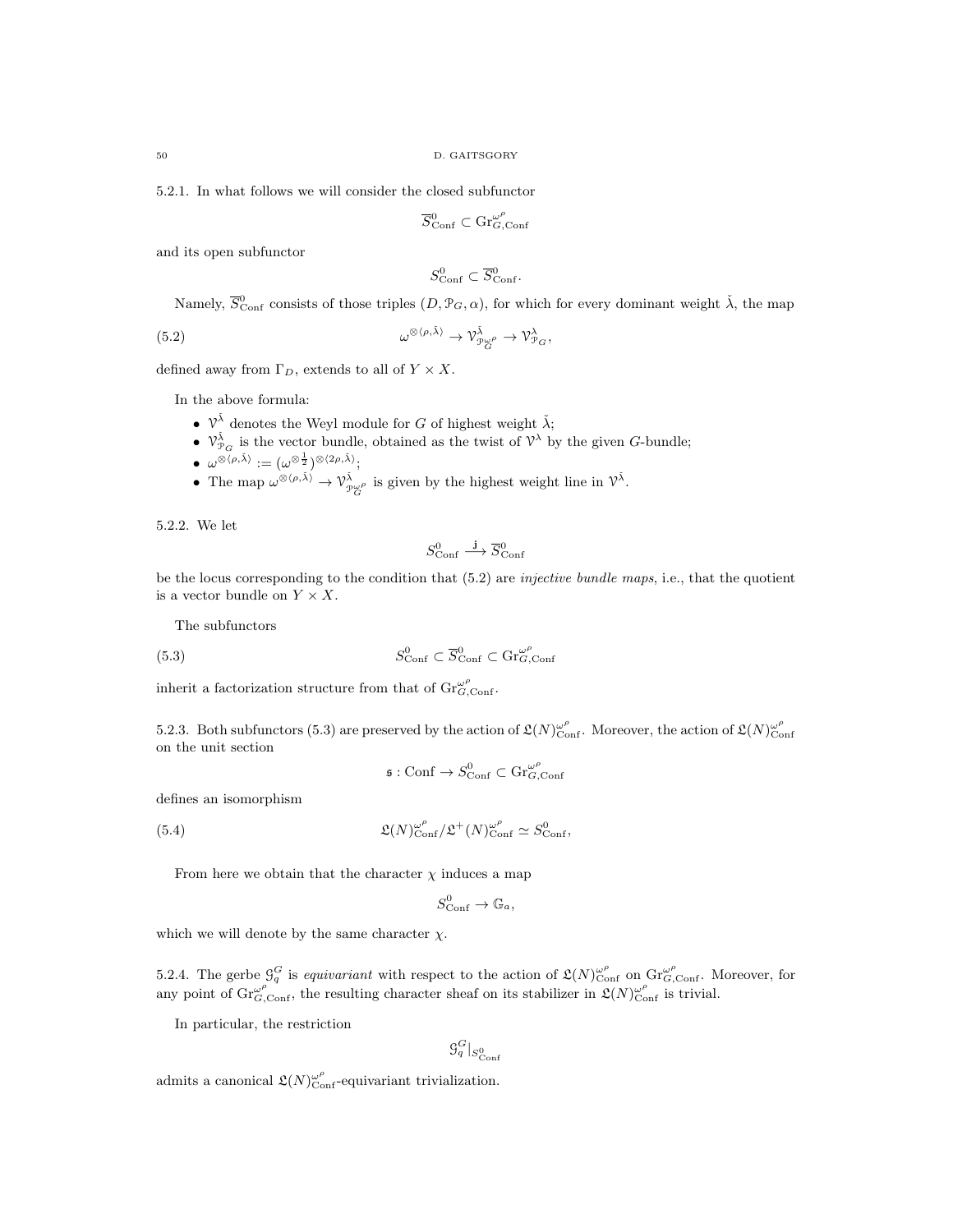5.2.1. In what follows we will consider the closed subfunctor

$$\overline{S}^0_{\mathrm{Conf}} \subset \mathrm{Gr}^{\omega^\rho}_{G,\mathrm{Conf}}$$

and its open subfunctor

$$S^0_{\mathrm{Conf}} \subset \overline{S}^0_{\mathrm{Conf}}.$$

Namely, $\overline{S}^0_{\mathrm{Conf}}$ consists of those triples $(D, \mathcal{P}_G, \alpha)$, for which for every dominant weight $\check{\lambda}$, the map

$$\omega^{\otimes\langle\rho,\check{\lambda}\rangle} \to \mathcal{V}^{\check{\lambda}}_{\mathcal{P}^{\omega^\rho}_G} \to \mathcal{V}^{\check{\lambda}}_{\mathcal{P}_G}, \tag{5.2}$$

defined away from $\Gamma_D$, extends to all of $Y \times X$.

In the above formula:

- $\mathcal{V}^{\check{\lambda}}$ denotes the Weyl module for $G$ of highest weight $\check{\lambda}$;
- $\mathcal{V}^{\check{\lambda}}_{\mathcal{P}_G}$ is the vector bundle, obtained as the twist of $\mathcal{V}^{\lambda}$ by the given $G$-bundle;
- $\omega^{\otimes\langle\rho,\check{\lambda}\rangle} := (\omega^{\otimes\frac{1}{2}})^{\otimes\langle 2\rho,\check{\lambda}\rangle}$;
- The map $\omega^{\otimes\langle\rho,\check{\lambda}\rangle} \to \mathcal{V}^{\check{\lambda}}_{\mathcal{P}^{\omega^\rho}_G}$ is given by the highest weight line in $\mathcal{V}^{\check{\lambda}}$.

5.2.2. We let

$$S^0_{\mathrm{Conf}} \xrightarrow{\mathbf{j}} \overline{S}^0_{\mathrm{Conf}}$$

be the locus corresponding to the condition that (5.2) are *injective bundle maps*, i.e., that the quotient is a vector bundle on $Y \times X$.

The subfunctors

$$S^0_{\mathrm{Conf}} \subset \overline{S}^0_{\mathrm{Conf}} \subset \mathrm{Gr}^{\omega^\rho}_{G,\mathrm{Conf}} \tag{5.3}$$

inherit a factorization structure from that of $\mathrm{Gr}^{\omega^\rho}_{G,\mathrm{Conf}}$.

5.2.3. Both subfunctors (5.3) are preserved by the action of $\mathfrak{L}(N)^{\omega^\rho}_{\mathrm{Conf}}$. Moreover, the action of $\mathfrak{L}(N)^{\omega^\rho}_{\mathrm{Conf}}$ on the unit section

$$\mathfrak{s} : \mathrm{Conf} \to S^0_{\mathrm{Conf}} \subset \mathrm{Gr}^{\omega^\rho}_{G,\mathrm{Conf}}$$

defines an isomorphism

$$\mathfrak{L}(N)^{\omega^\rho}_{\mathrm{Conf}}/\mathfrak{L}^+(N)^{\omega^\rho}_{\mathrm{Conf}} \simeq S^0_{\mathrm{Conf}}, \tag{5.4}$$

From here we obtain that the character $\chi$ induces a map

$$S^0_{\mathrm{Conf}} \to \mathbb{G}_a,$$

which we will denote by the same character $\chi$.

5.2.4. The gerbe $\mathcal{G}^G_q$ is *equivariant* with respect to the action of $\mathfrak{L}(N)^{\omega^\rho}_{\mathrm{Conf}}$ on $\mathrm{Gr}^{\omega^\rho}_{G,\mathrm{Conf}}$. Moreover, for any point of $\mathrm{Gr}^{\omega^\rho}_{G,\mathrm{Conf}}$, the resulting character sheaf on its stabilizer in $\mathfrak{L}(N)^{\omega^\rho}_{\mathrm{Conf}}$ is trivial.

In particular, the restriction

$$\mathcal{G}^G_q|_{S^0_{\mathrm{Conf}}}$$

admits a canonical $\mathfrak{L}(N)^{\omega^\rho}_{\mathrm{Conf}}$-equivariant trivialization.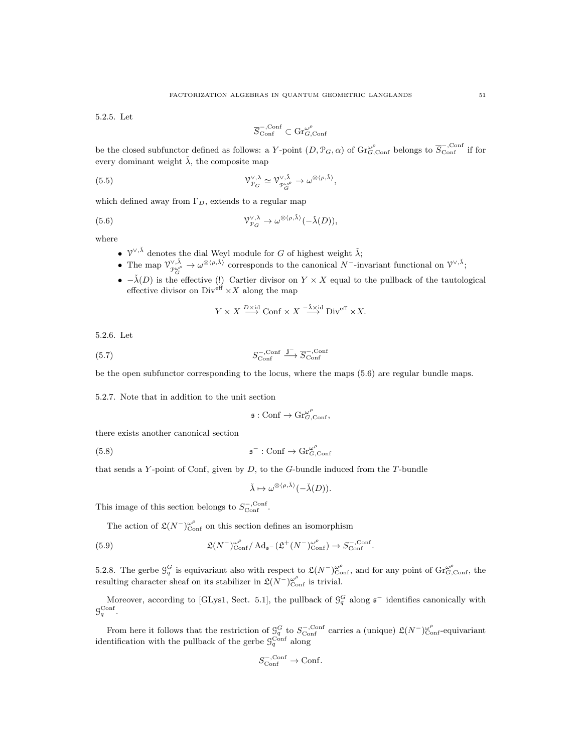5.2.5. Let

$$\overline{S}^{-,\mathrm{Conf}}_{\mathrm{Conf}} \subset \mathrm{Gr}^{\omega^\rho}_{G,\mathrm{Conf}}$$

be the closed subfunctor defined as follows: a $Y$-point $(D, \mathcal{P}_G, \alpha)$ of $\mathrm{Gr}^{\omega^\rho}_{G,\mathrm{Conf}}$ belongs to $\overline{S}^{-,\mathrm{Conf}}_{\mathrm{Conf}}$ if for every dominant weight $\check{\lambda}$, the composite map

$$\mathcal{V}^{\vee,\lambda}_{\mathcal{P}_G} \simeq \mathcal{V}^{\vee,\check{\lambda}}_{\mathcal{P}_G^{\omega^\rho}} \to \omega^{\otimes \langle \rho, \check{\lambda}\rangle}, \tag{5.5}$$

which defined away from $\Gamma_D$, extends to a regular map

$$\mathcal{V}^{\vee,\lambda}_{\mathcal{P}_G} \to \omega^{\otimes \langle \rho, \check{\lambda}\rangle}(-\check{\lambda}(D)), \tag{5.6}$$

where

- $\mathcal{V}^{\vee,\check{\lambda}}$ denotes the dial Weyl module for $G$ of highest weight $\check{\lambda}$;
- The map $\mathcal{V}^{\vee,\check{\lambda}}_{\mathcal{P}_G^{\omega^\rho}} \to \omega^{\otimes \langle \rho, \check{\lambda}\rangle}$ corresponds to the canonical $N^-$-invariant functional on $\mathcal{V}^{\vee,\check{\lambda}}$;
- $-\check{\lambda}(D)$ is the effective (!) Cartier divisor on $Y \times X$ equal to the pullback of the tautological effective divisor on $\mathrm{Div}^{\mathrm{eff}} \times X$ along the map

$$Y \times X \overset{D \times \mathrm{id}}{\longrightarrow} \mathrm{Conf} \times X \overset{-\check{\lambda} \times \mathrm{id}}{\longrightarrow} \mathrm{Div}^{\mathrm{eff}} \times X.$$

5.2.6. Let

$$S^{-,\mathrm{Conf}}_{\mathrm{Conf}} \overset{\mathbf{j}^-}{\longrightarrow} \overline{S}^{-,\mathrm{Conf}}_{\mathrm{Conf}} \tag{5.7}$$

be the open subfunctor corresponding to the locus, where the maps (5.6) are regular bundle maps.

5.2.7. Note that in addition to the unit section

$$\mathfrak{s} : \mathrm{Conf} \to \mathrm{Gr}^{\omega^\rho}_{G,\mathrm{Conf}},$$

there exists another canonical section

$$\mathfrak{s}^- : \mathrm{Conf} \to \mathrm{Gr}^{\omega^\rho}_{G,\mathrm{Conf}} \tag{5.8}$$

that sends a $Y$-point of Conf, given by $D$, to the $G$-bundle induced from the $T$-bundle

$$\check{\lambda} \mapsto \omega^{\otimes \langle \rho, \check{\lambda}\rangle}(-\check{\lambda}(D)).$$

This image of this section belongs to $S^{-,\mathrm{Conf}}_{\mathrm{Conf}}$.

The action of $\mathfrak{L}(N^-)^{\omega^\rho}_{\mathrm{Conf}}$ on this section defines an isomorphism

$$\mathfrak{L}(N^-)^{\omega^\rho}_{\mathrm{Conf}} / \mathrm{Ad}_{\mathfrak{s}^-}(\mathfrak{L}^+(N^-)^{\omega^\rho}_{\mathrm{Conf}}) \to S^{-,\mathrm{Conf}}_{\mathrm{Conf}}. \tag{5.9}$$

5.2.8. The gerbe $\mathcal{G}^G_q$ is equivariant also with respect to $\mathfrak{L}(N^-)^{\omega^\rho}_{\mathrm{Conf}}$, and for any point of $\mathrm{Gr}^{\omega^\rho}_{G,\mathrm{Conf}}$, the resulting character sheaf on its stabilizer in $\mathfrak{L}(N^-)^{\omega^\rho}_{\mathrm{Conf}}$ is trivial.

Moreover, according to [GLys1, Sect. 5.1], the pullback of $\mathcal{G}^G_q$ along $\mathfrak{s}^-$ identifies canonically with $\mathcal{G}^{\mathrm{Conf}}_q$.

From here it follows that the restriction of $\mathcal{G}^G_q$ to $S^{-,\mathrm{Conf}}_{\mathrm{Conf}}$ carries a (unique) $\mathfrak{L}(N^-)^{\omega^\rho}_{\mathrm{Conf}}$-equivariant identification with the pullback of the gerbe $\mathcal{G}^{\mathrm{Conf}}_q$ along

$$S^{-,\mathrm{Conf}}_{\mathrm{Conf}} \to \mathrm{Conf}.$$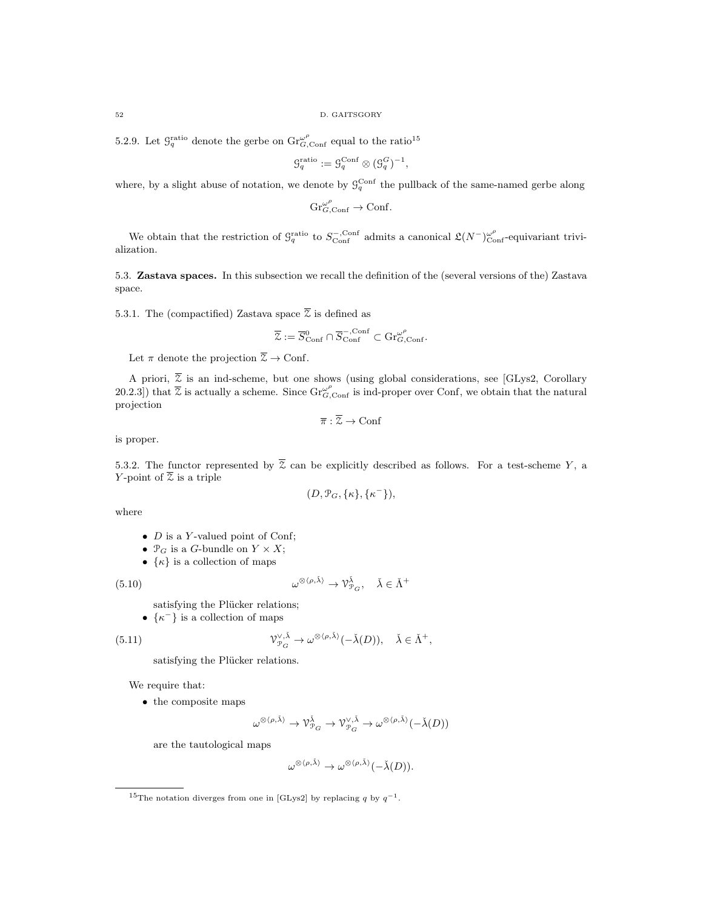5.2.9. Let $\mathcal{G}_q^{\mathrm{ratio}}$ denote the gerbe on $\mathrm{Gr}^{\omega^\rho}_{G,\mathrm{Conf}}$ equal to the ratio[15]

$$\mathcal{G}_q^{\mathrm{ratio}} := \mathcal{G}_q^{\mathrm{Conf}} \otimes (\mathcal{G}_q^G)^{-1},$$

where, by a slight abuse of notation, we denote by $\mathcal{G}_q^{\mathrm{Conf}}$ the pullback of the same-named gerbe along

$$\mathrm{Gr}^{\omega^\rho}_{G,\mathrm{Conf}} \to \mathrm{Conf}.$$

We obtain that the restriction of $\mathcal{G}_q^{\mathrm{ratio}}$ to $S^{-,\mathrm{Conf}}_{\mathrm{Conf}}$ admits a canonical $\mathfrak{L}(N^-)^{\omega^\rho}_{\mathrm{Conf}}$-equivariant trivialization.

## 5.3. **Zastava spaces.**

In this subsection we recall the definition of the (several versions of the) Zastava space.

5.3.1. The (compactified) Zastava space $\overline{\mathcal{Z}}$ is defined as

$$\overline{\mathcal{Z}} := \overline{S}^0_{\mathrm{Conf}} \cap \overline{S}^{-,\mathrm{Conf}}_{\mathrm{Conf}} \subset \mathrm{Gr}^{\omega^\rho}_{G,\mathrm{Conf}}.$$

Let $\pi$ denote the projection $\overline{\mathcal{Z}} \to \mathrm{Conf}$.

A priori, $\overline{\mathcal{Z}}$ is an ind-scheme, but one shows (using global considerations, see [GLys2, Corollary 20.2.3]) that $\overline{\mathcal{Z}}$ is actually a scheme. Since $\mathrm{Gr}^{\omega^\rho}_{G,\mathrm{Conf}}$ is ind-proper over Conf, we obtain that the natural projection

$$\overline{\pi} : \overline{\mathcal{Z}} \to \mathrm{Conf}$$

is proper.

5.3.2. The functor represented by $\overline{\mathcal{Z}}$ can be explicitly described as follows. For a test-scheme $Y$, a $Y$-point of $\overline{\mathcal{Z}}$ is a triple

$$(D, \mathcal{P}_G, \{\kappa\}, \{\kappa^-\}),$$

where

- $D$ is a $Y$-valued point of Conf;
- $\mathcal{P}_G$ is a $G$-bundle on $Y \times X$;
- $\{\kappa\}$ is a collection of maps

$$\omega^{\otimes \langle \rho, \check{\lambda}\rangle} \to \mathcal{V}^{\check{\lambda}}_{\mathcal{P}_G}, \quad \check{\lambda} \in \check{\Lambda}^+ \tag{5.10}$$

  satisfying the Plücker relations;
- $\{\kappa^-\}$ is a collection of maps

$$\mathcal{V}^{\vee,\check{\lambda}}_{\mathcal{P}_G} \to \omega^{\otimes \langle \rho, \check{\lambda}\rangle}(-\check{\lambda}(D)), \quad \check{\lambda} \in \check{\Lambda}^+, \tag{5.11}$$

  satisfying the Plücker relations.

We require that:

- the composite maps

$$\omega^{\otimes \langle \rho, \check{\lambda}\rangle} \to \mathcal{V}^{\check{\lambda}}_{\mathcal{P}_G} \to \mathcal{V}^{\vee,\check{\lambda}}_{\mathcal{P}_G} \to \omega^{\otimes \langle \rho, \check{\lambda}\rangle}(-\check{\lambda}(D))$$

  are the tautological maps

$$\omega^{\otimes \langle \rho, \check{\lambda}\rangle} \to \omega^{\otimes \langle \rho, \check{\lambda}\rangle}(-\check{\lambda}(D)).$$

---

[15] The notation diverges from one in [GLys2] by replacing $q$ by $q^{-1}$.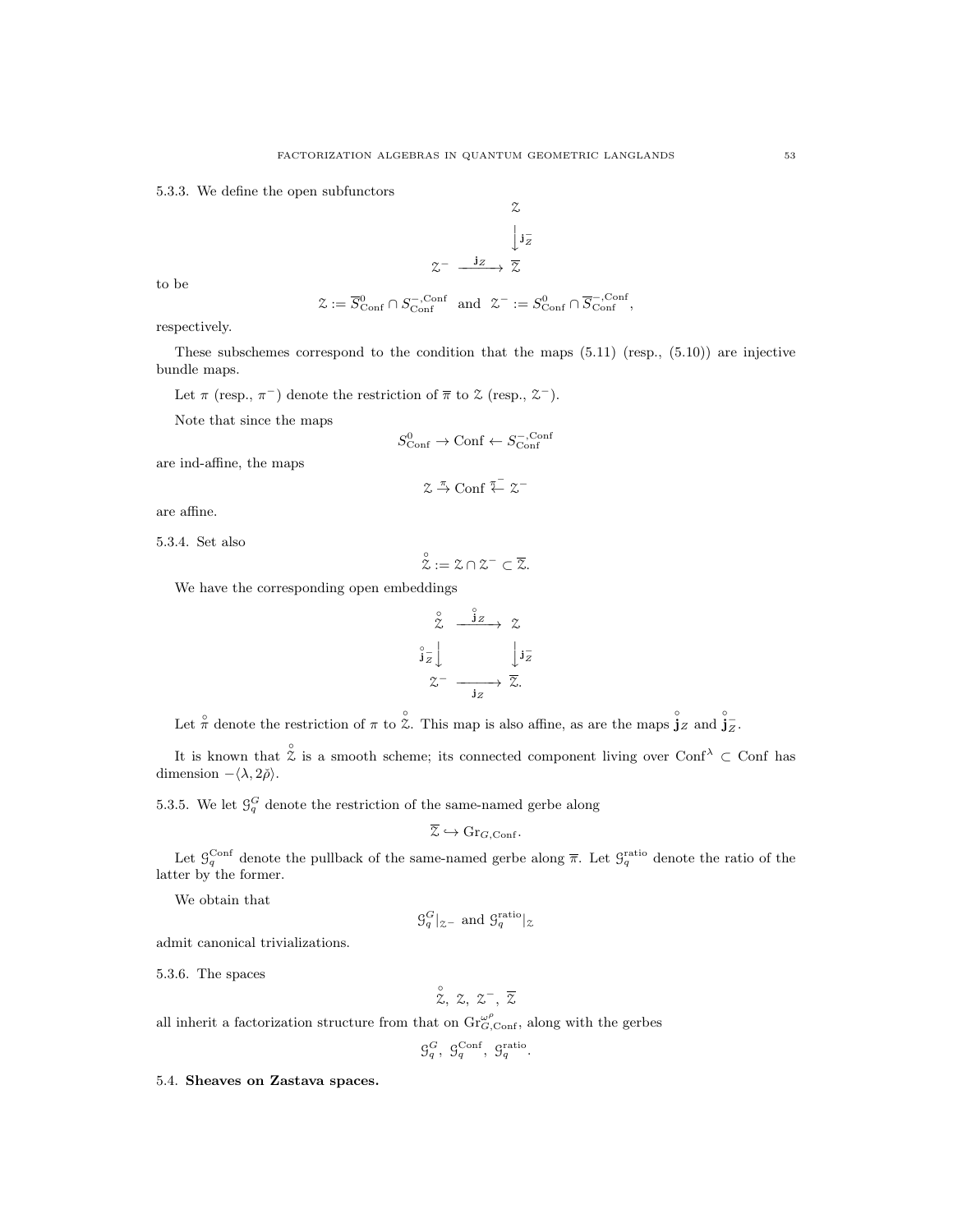5.3.3. We define the open subfunctors

$$\begin{array}{ccc} & & \mathcal{Z} \\ & & \big\downarrow \mathbf{j}^-_Z \\ \mathcal{Z}^- & \xrightarrow{\mathbf{j}_Z} & \overline{\mathcal{Z}} \end{array}$$

to be

$$\mathcal{Z} := \overline{S}^0_{\mathrm{Conf}} \cap S^{-,\mathrm{Conf}}_{\mathrm{Conf}} \text{ and } \mathcal{Z}^- := S^0_{\mathrm{Conf}} \cap \overline{S}^{-,\mathrm{Conf}}_{\mathrm{Conf}},$$

respectively.

These subschemes correspond to the condition that the maps (5.11) (resp., (5.10)) are injective bundle maps.

Let $\pi$ (resp., $\pi^-$) denote the restriction of $\overline{\pi}$ to $\mathcal{Z}$ (resp., $\mathcal{Z}^-$).

Note that since the maps

$$S^0_{\mathrm{Conf}} \to \mathrm{Conf} \leftarrow S^{-,\mathrm{Conf}}_{\mathrm{Conf}}$$

are ind-affine, the maps

$$\mathcal{Z} \xrightarrow{\pi} \mathrm{Conf} \xleftarrow{\pi^-} \mathcal{Z}^-$$

are affine.

5.3.4. Set also

$$\overset{\circ}{\mathcal{Z}} := \mathcal{Z} \cap \mathcal{Z}^- \subset \overline{\mathcal{Z}}.$$

We have the corresponding open embeddings

$$\begin{array}{ccc} \overset{\circ}{\mathcal{Z}} & \xrightarrow{\overset{\circ}{\mathbf{j}}_Z} & \mathcal{Z} \\ {\scriptstyle \overset{\circ}{\mathbf{j}}{}^-_Z}\big\downarrow & & \big\downarrow {\scriptstyle \mathbf{j}^-_Z} \\ \mathcal{Z}^- & \xrightarrow[\mathbf{j}_Z]{} & \overline{\mathcal{Z}}. \end{array}$$

Let $\overset{\circ}{\pi}$ denote the restriction of $\pi$ to $\overset{\circ}{\mathcal{Z}}$. This map is also affine, as are the maps $\overset{\circ}{\mathbf{j}}_Z$ and $\overset{\circ}{\mathbf{j}}{}^-_Z$.

It is known that $\overset{\circ}{\mathcal{Z}}$ is a smooth scheme; its connected component living over $\mathrm{Conf}^\lambda \subset \mathrm{Conf}$ has dimension $-\langle \lambda, 2\check{\rho} \rangle$.

5.3.5. We let $\mathcal{G}^G_q$ denote the restriction of the same-named gerbe along

$$\overline{\mathcal{Z}} \hookrightarrow \mathrm{Gr}_{G,\mathrm{Conf}}.$$

Let $\mathcal{G}^{\mathrm{Conf}}_q$ denote the pullback of the same-named gerbe along $\overline{\pi}$. Let $\mathcal{G}^{\mathrm{ratio}}_q$ denote the ratio of the latter by the former.

We obtain that

$$\mathcal{G}^G_q|_{\mathcal{Z}^-} \text{ and } \mathcal{G}^{\mathrm{ratio}}_q|_{\mathcal{Z}}$$

admit canonical trivializations.

5.3.6. The spaces

$$\overset{\circ}{\mathcal{Z}},\ \mathcal{Z},\ \mathcal{Z}^-,\ \overline{\mathcal{Z}}$$

all inherit a factorization structure from that on $\mathrm{Gr}^{\omega^\rho}_{G,\mathrm{Conf}}$, along with the gerbes

$$\mathcal{G}^G_q,\ \mathcal{G}^{\mathrm{Conf}}_q,\ \mathcal{G}^{\mathrm{ratio}}_q.$$

## 5.4. **Sheaves on Zastava spaces.**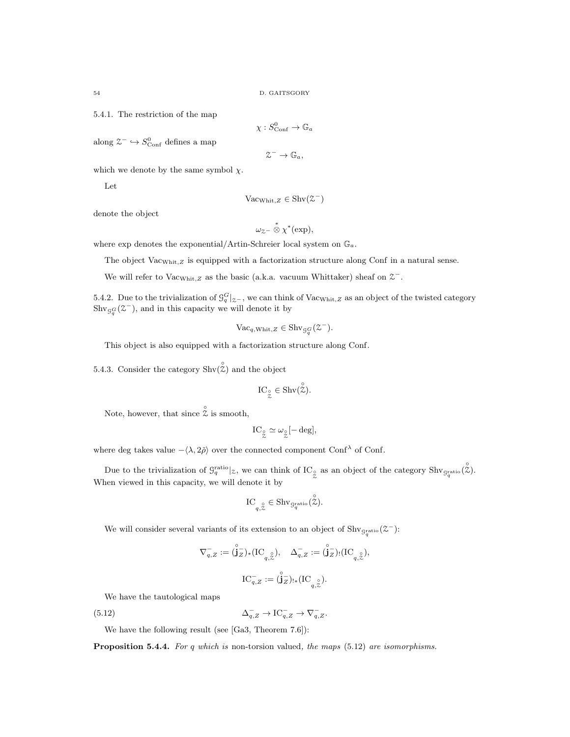5.4.1. The restriction of the map

$$\chi : S^0_{\mathrm{Conf}} \to \mathbb{G}_a$$

along $\mathcal{Z}^- \hookrightarrow S^0_{\mathrm{Conf}}$ defines a map

$$\mathcal{Z}^- \to \mathbb{G}_a,$$

which we denote by the same symbol $\chi$.

Let

$$\mathrm{Vac}_{\mathrm{Whit},Z} \in \mathrm{Shv}(\mathcal{Z}^-)$$

denote the object

$$\omega_{\mathcal{Z}^-} \overset{*}{\otimes} \chi^*(\exp),$$

where exp denotes the exponential/Artin-Schreier local system on $\mathbb{G}_a$.

The object $\mathrm{Vac}_{\mathrm{Whit},Z}$ is equipped with a factorization structure along Conf in a natural sense.

We will refer to $\mathrm{Vac}_{\mathrm{Whit},Z}$ as the basic (a.k.a. vacuum Whittaker) sheaf on $\mathcal{Z}^-$.

5.4.2. Due to the trivialization of $\mathcal{G}^G_q|_{\mathcal{Z}^-}$, we can think of $\mathrm{Vac}_{\mathrm{Whit},Z}$ as an object of the twisted category $\mathrm{Shv}_{\mathcal{G}^G_q}(\mathcal{Z}^-)$, and in this capacity we will denote it by

$$\mathrm{Vac}_{q,\mathrm{Whit},Z} \in \mathrm{Shv}_{\mathcal{G}^G_q}(\mathcal{Z}^-).$$

This object is also equipped with a factorization structure along Conf.

5.4.3. Consider the category $\mathrm{Shv}(\overset{\circ}{\mathcal{Z}})$ and the object

$$\mathrm{IC}_{\overset{\circ}{\mathcal{Z}}} \in \mathrm{Shv}(\overset{\circ}{\mathcal{Z}}).$$

Note, however, that since $\overset{\circ}{\mathcal{Z}}$ is smooth,

$$\mathrm{IC}_{\overset{\circ}{\mathcal{Z}}} \simeq \omega_{\overset{\circ}{\mathcal{Z}}}[-\deg],$$

where deg takes value $-\langle \lambda, 2\check{\rho}\rangle$ over the connected component $\mathrm{Conf}^\lambda$ of Conf.

Due to the trivialization of $\mathcal{G}^{\mathrm{ratio}}_q|_{\mathcal{Z}}$, we can think of $\mathrm{IC}_{\overset{\circ}{\mathcal{Z}}}$ as an object of the category $\mathrm{Shv}_{\mathcal{G}^{\mathrm{ratio}}_q}(\overset{\circ}{\mathcal{Z}})$. When viewed in this capacity, we will denote it by

$$\mathrm{IC}_{q,\overset{\circ}{\mathcal{Z}}} \in \mathrm{Shv}_{\mathcal{G}^{\mathrm{ratio}}_q}(\overset{\circ}{\mathcal{Z}}).$$

We will consider several variants of its extension to an object of $\mathrm{Shv}_{\mathcal{G}^{\mathrm{ratio}}_q}(\mathcal{Z}^-)$:

$$\nabla^-_{q,Z} := (\overset{\circ}{\mathbf{j}}{}^-_Z)_*(\mathrm{IC}_{q,\overset{\circ}{\mathcal{Z}}}), \quad \Delta^-_{q,Z} := (\overset{\circ}{\mathbf{j}}{}^-_Z)_!(\mathrm{IC}_{q,\overset{\circ}{\mathcal{Z}}}),$$

$$\mathrm{IC}^-_{q,Z} := (\overset{\circ}{\mathbf{j}}{}^-_Z)_{!*}(\mathrm{IC}_{q,\overset{\circ}{\mathcal{Z}}}).$$

We have the tautological maps

$$\Delta^-_{q,Z} \to \mathrm{IC}^-_{q,Z} \to \nabla^-_{q,Z}. \tag{5.12}$$

We have the following result (see [Ga3, Theorem 7.6]):

**Proposition 5.4.4.** *For q which is* non-torsion valued*, the maps* (5.12) *are isomorphisms.*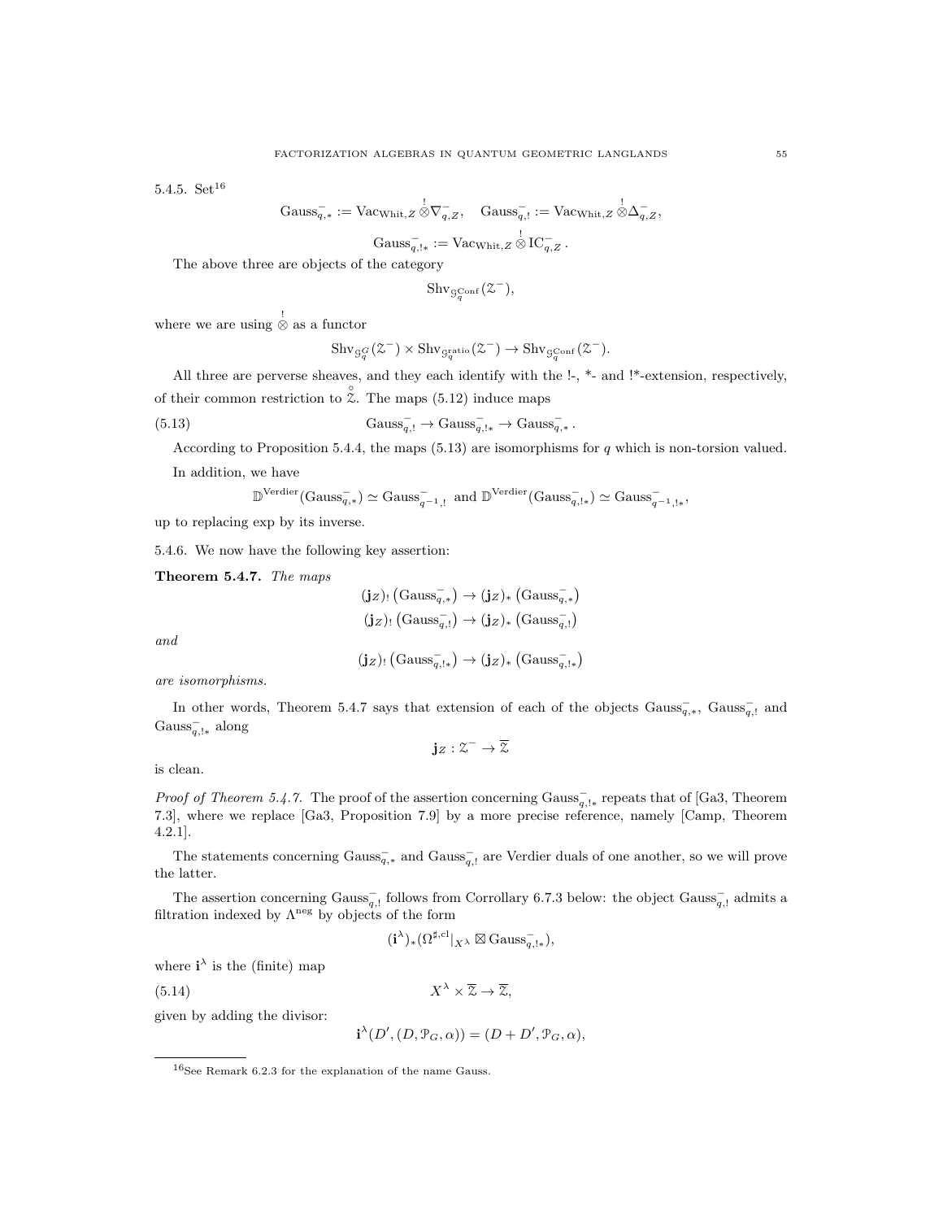5.4.5. Set[16]

$$\mathrm{Gauss}^-_{q,*} := \mathrm{Vac}_{\mathrm{Whit},Z} \overset{!}{\otimes} \nabla^-_{q,Z}, \quad \mathrm{Gauss}^-_{q,!} := \mathrm{Vac}_{\mathrm{Whit},Z} \overset{!}{\otimes} \Delta^-_{q,Z},$$

$$\mathrm{Gauss}^-_{q,!*} := \mathrm{Vac}_{\mathrm{Whit},Z} \overset{!}{\otimes} \mathrm{IC}^-_{q,Z}.$$

The above three are objects of the category

$$\mathrm{Shv}_{\mathcal{G}_q^{\mathrm{Conf}}}(\mathcal{Z}^-),$$

where we are using $\overset{!}{\otimes}$ as a functor

$$\mathrm{Shv}_{\mathcal{G}_q^G}(\mathcal{Z}^-) \times \mathrm{Shv}_{\mathcal{G}_q^{\mathrm{ratio}}}(\mathcal{Z}^-) \to \mathrm{Shv}_{\mathcal{G}_q^{\mathrm{Conf}}}(\mathcal{Z}^-).$$

All three are perverse sheaves, and they each identify with the !-, \*- and !\*-extension, respectively, of their common restriction to $\overset{\circ}{\mathcal{Z}}$. The maps (5.12) induce maps

$$\mathrm{Gauss}^-_{q,!} \to \mathrm{Gauss}^-_{q,!*} \to \mathrm{Gauss}^-_{q,*}. \tag{5.13}$$

According to Proposition 5.4.4, the maps (5.13) are isomorphisms for $q$ which is non-torsion valued.

In addition, we have

$$\mathbb{D}^{\mathrm{Verdier}}(\mathrm{Gauss}^-_{q,*}) \simeq \mathrm{Gauss}^-_{q^{-1},!} \text{ and } \mathbb{D}^{\mathrm{Verdier}}(\mathrm{Gauss}^-_{q,!*}) \simeq \mathrm{Gauss}^-_{q^{-1},!*},$$

up to replacing exp by its inverse.

5.4.6. We now have the following key assertion:

**Theorem 5.4.7.** *The maps*

$$(\mathbf{j}_Z)_!\left(\mathrm{Gauss}^-_{q,*}\right) \to (\mathbf{j}_Z)_*\left(\mathrm{Gauss}^-_{q,*}\right)$$

$$(\mathbf{j}_Z)_!\left(\mathrm{Gauss}^-_{q,!}\right) \to (\mathbf{j}_Z)_*\left(\mathrm{Gauss}^-_{q,!}\right)$$

*and*

$$(\mathbf{j}_Z)_!\left(\mathrm{Gauss}^-_{q,!*}\right) \to (\mathbf{j}_Z)_*\left(\mathrm{Gauss}^-_{q,!*}\right)$$

*are isomorphisms.*

In other words, Theorem 5.4.7 says that extension of each of the objects $\mathrm{Gauss}^-_{q,*}$, $\mathrm{Gauss}^-_{q,!}$ and $\mathrm{Gauss}^-_{q,!*}$ along

$$\mathbf{j}_Z : \mathcal{Z}^- \to \overline{\mathcal{Z}}$$

is clean.

*Proof of Theorem 5.4.7.* The proof of the assertion concerning $\mathrm{Gauss}^-_{q,!*}$ repeats that of [Ga3, Theorem 7.3], where we replace [Ga3, Proposition 7.9] by a more precise reference, namely [Camp, Theorem 4.2.1].

The statements concerning $\mathrm{Gauss}^-_{q,*}$ and $\mathrm{Gauss}^-_{q,!}$ are Verdier duals of one another, so we will prove the latter.

The assertion concerning $\mathrm{Gauss}^-_{q,!}$ follows from Corrollary 6.7.3 below: the object $\mathrm{Gauss}^-_{q,!}$ admits a filtration indexed by $\Lambda^{\mathrm{neg}}$ by objects of the form

$$(\mathbf{i}^\lambda)_*(\Omega^{\sharp,\mathrm{cl}}|_{X^\lambda} \boxtimes \mathrm{Gauss}^-_{q,!*}),$$

where $\mathbf{i}^\lambda$ is the (finite) map

$$X^\lambda \times \overline{\mathcal{Z}} \to \overline{\mathcal{Z}}, \tag{5.14}$$

given by adding the divisor:

$$\mathbf{i}^\lambda(D', (D, \mathcal{P}_G, \alpha)) = (D + D', \mathcal{P}_G, \alpha),$$

---

[16] See Remark 6.2.3 for the explanation of the name Gauss.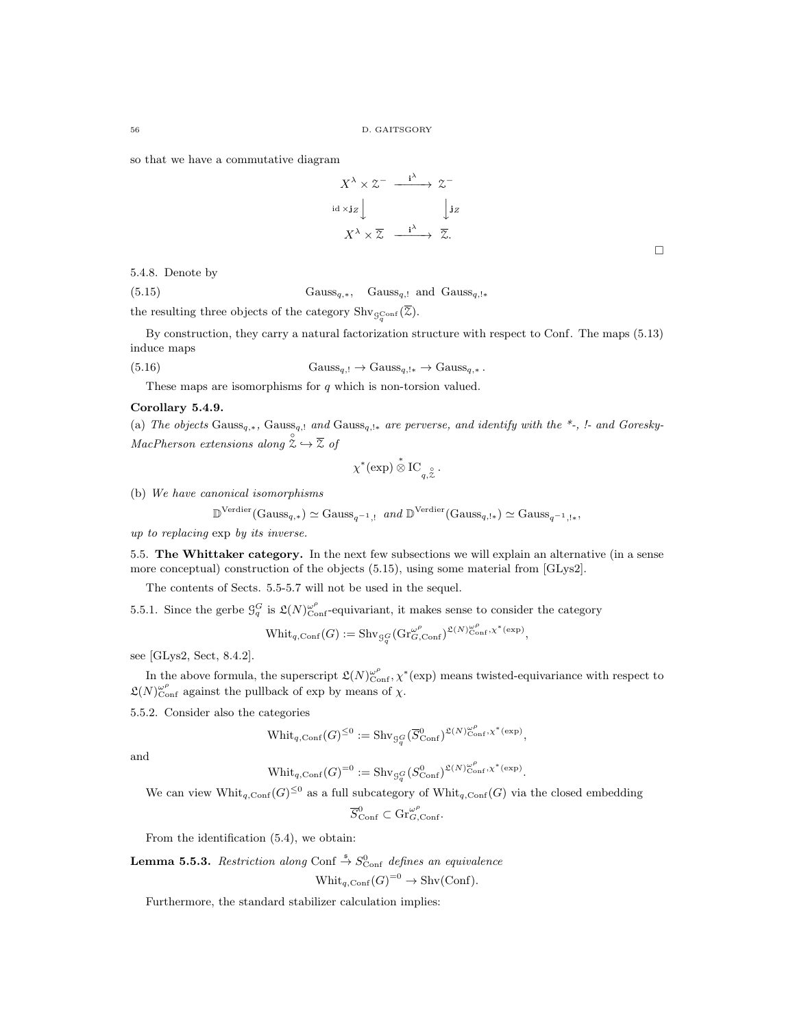so that we have a commutative diagram

$$\begin{array}{ccc} X^\lambda \times \mathcal{Z}^- & \xrightarrow{\mathbf{i}^\lambda} & \mathcal{Z}^- \\ {\scriptstyle \mathrm{id}\times \mathbf{j}_Z}\downarrow & & \downarrow{\scriptstyle \mathbf{j}_Z} \\ X^\lambda \times \overline{\mathcal{Z}} & \xrightarrow{\mathbf{i}^\lambda} & \overline{\mathcal{Z}}. \end{array}$$

□

5.4.8. Denote by

$$\mathrm{Gauss}_{q,*}, \quad \mathrm{Gauss}_{q,!} \text{ and } \mathrm{Gauss}_{q,!*} \tag{5.15}$$

the resulting three objects of the category $\mathrm{Shv}_{\mathcal{G}_q^{\mathrm{Conf}}}(\overline{\mathcal{Z}})$.

By construction, they carry a natural factorization structure with respect to Conf. The maps (5.13) induce maps

$$\mathrm{Gauss}_{q,!} \to \mathrm{Gauss}_{q,!*} \to \mathrm{Gauss}_{q,*}\,. \tag{5.16}$$

These maps are isomorphisms for $q$ which is non-torsion valued.

**Corollary 5.4.9.**

(a) *The objects* $\mathrm{Gauss}_{q,*}$, $\mathrm{Gauss}_{q,!}$ *and* $\mathrm{Gauss}_{q,!*}$ *are perverse, and identify with the \*-, !- and Goresky-MacPherson extensions along* $\overset{\circ}{\mathcal{Z}} \hookrightarrow \overline{\mathcal{Z}}$ *of*

$$\chi^*(\exp) \overset{*}{\otimes} \mathrm{IC}_{q,\overset{\circ}{\mathcal{Z}}}\,.$$

(b) *We have canonical isomorphisms*

$$\mathbb{D}^{\mathrm{Verdier}}(\mathrm{Gauss}_{q,*}) \simeq \mathrm{Gauss}_{q^{-1},!} \text{ and } \mathbb{D}^{\mathrm{Verdier}}(\mathrm{Gauss}_{q,!*}) \simeq \mathrm{Gauss}_{q^{-1},!*},$$

*up to replacing* exp *by its inverse.*

## 5.5. The Whittaker category.

In the next few subsections we will explain an alternative (in a sense more conceptual) construction of the objects (5.15), using some material from [GLys2].

The contents of Sects. 5.5-5.7 will not be used in the sequel.

5.5.1. Since the gerbe $\mathcal{G}_q^G$ is $\mathfrak{L}(N)^{\omega^\rho}_{\mathrm{Conf}}$-equivariant, it makes sense to consider the category

$$\mathrm{Whit}_{q,\mathrm{Conf}}(G) := \mathrm{Shv}_{\mathcal{G}_q^G}(\mathrm{Gr}^{\omega^\rho}_{G,\mathrm{Conf}})^{\mathfrak{L}(N)^{\omega^\rho}_{\mathrm{Conf}},\chi^*(\exp)},$$

see [GLys2, Sect, 8.4.2].

In the above formula, the superscript $\mathfrak{L}(N)^{\omega^\rho}_{\mathrm{Conf}},\chi^*(\exp)$ means twisted-equivariance with respect to $\mathfrak{L}(N)^{\omega^\rho}_{\mathrm{Conf}}$ against the pullback of exp by means of $\chi$.

5.5.2. Consider also the categories

$$\mathrm{Whit}_{q,\mathrm{Conf}}(G)^{\leq 0} := \mathrm{Shv}_{\mathcal{G}_q^G}(\overline{S}^0_{\mathrm{Conf}})^{\mathfrak{L}(N)^{\omega^\rho}_{\mathrm{Conf}},\chi^*(\exp)},$$

and

$$\mathrm{Whit}_{q,\mathrm{Conf}}(G)^{=0} := \mathrm{Shv}_{\mathcal{G}_q^G}(S^0_{\mathrm{Conf}})^{\mathfrak{L}(N)^{\omega^\rho}_{\mathrm{Conf}},\chi^*(\exp)}.$$

We can view $\mathrm{Whit}_{q,\mathrm{Conf}}(G)^{\leq 0}$ as a full subcategory of $\mathrm{Whit}_{q,\mathrm{Conf}}(G)$ via the closed embedding

$$\overline{S}^0_{\mathrm{Conf}} \subset \mathrm{Gr}^{\omega^\rho}_{G,\mathrm{Conf}}.$$

From the identification (5.4), we obtain:

**Lemma 5.5.3.** *Restriction along* $\mathrm{Conf} \overset{\mathfrak{s}}{\to} S^0_{\mathrm{Conf}}$ *defines an equivalence*

$$\mathrm{Whit}_{q,\mathrm{Conf}}(G)^{=0} \to \mathrm{Shv}(\mathrm{Conf}).$$

Furthermore, the standard stabilizer calculation implies: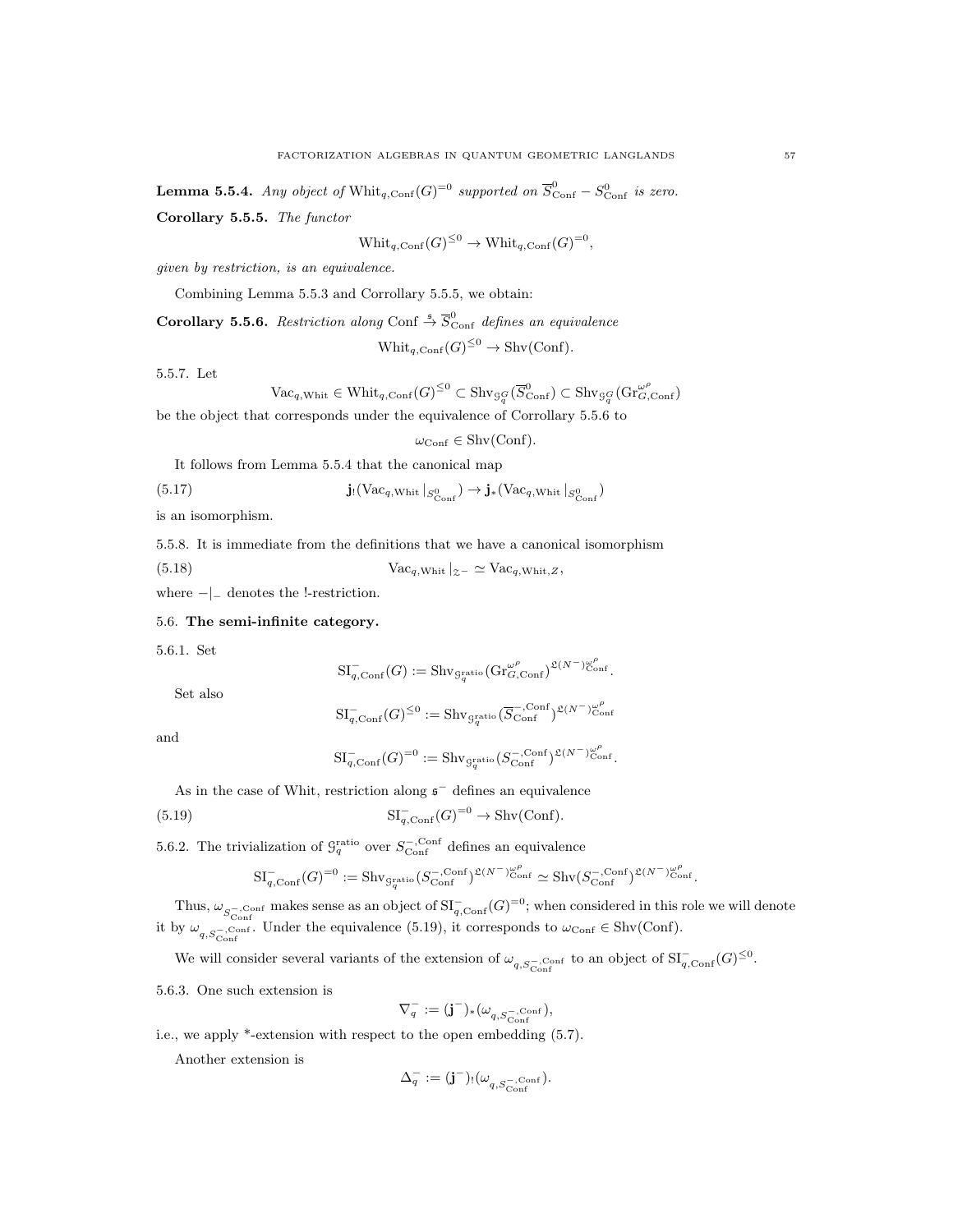**Lemma 5.5.4.** *Any object of* $\mathrm{Whit}_{q,\mathrm{Conf}}(G)^{=0}$ *supported on* $\overline{S}^0_{\mathrm{Conf}} - S^0_{\mathrm{Conf}}$ *is zero.*

**Corollary 5.5.5.** *The functor*

$$\mathrm{Whit}_{q,\mathrm{Conf}}(G)^{\leq 0} \to \mathrm{Whit}_{q,\mathrm{Conf}}(G)^{=0},$$

*given by restriction, is an equivalence.*

Combining Lemma 5.5.3 and Corrollary 5.5.5, we obtain:

**Corollary 5.5.6.** *Restriction along* $\mathrm{Conf} \overset{\mathfrak{s}}{\to} \overline{S}^0_{\mathrm{Conf}}$ *defines an equivalence*

$$\mathrm{Whit}_{q,\mathrm{Conf}}(G)^{\leq 0} \to \mathrm{Shv}(\mathrm{Conf}).$$

5.5.7. Let

$$\mathrm{Vac}_{q,\mathrm{Whit}} \in \mathrm{Whit}_{q,\mathrm{Conf}}(G)^{\leq 0} \subset \mathrm{Shv}_{\mathcal{G}^G_q}(\overline{S}^0_{\mathrm{Conf}}) \subset \mathrm{Shv}_{\mathcal{G}^G_q}(\mathrm{Gr}^{\omega^\rho}_{G,\mathrm{Conf}})$$

be the object that corresponds under the equivalence of Corrollary 5.5.6 to

$$\omega_{\mathrm{Conf}} \in \mathrm{Shv}(\mathrm{Conf}).$$

It follows from Lemma 5.5.4 that the canonical map

$$\mathbf{j}_!(\mathrm{Vac}_{q,\mathrm{Whit}}|_{S^0_{\mathrm{Conf}}}) \to \mathbf{j}_*(\mathrm{Vac}_{q,\mathrm{Whit}}|_{S^0_{\mathrm{Conf}}}) \tag{5.17}$$

is an isomorphism.

5.5.8. It is immediate from the definitions that we have a canonical isomorphism

$$\mathrm{Vac}_{q,\mathrm{Whit}}|_{\mathcal{Z}^-} \simeq \mathrm{Vac}_{q,\mathrm{Whit},Z}, \tag{5.18}$$

where $-|_-$ denotes the !-restriction.

## 5.6. The semi-infinite category.

5.6.1. Set

$$\mathrm{SI}^-_{q,\mathrm{Conf}}(G) := \mathrm{Shv}_{\mathcal{G}^{\mathrm{ratio}}_q}(\mathrm{Gr}^{\omega^\rho}_{G,\mathrm{Conf}})^{\mathfrak{L}(N^-)^{\omega^\rho}_{\mathrm{Conf}}}.$$

Set also

$$\mathrm{SI}^-_{q,\mathrm{Conf}}(G)^{\leq 0} := \mathrm{Shv}_{\mathcal{G}^{\mathrm{ratio}}_q}(\overline{S}^{-,\mathrm{Conf}}_{\mathrm{Conf}})^{\mathfrak{L}(N^-)^{\omega^\rho}_{\mathrm{Conf}}}$$

and

$$\mathrm{SI}^-_{q,\mathrm{Conf}}(G)^{=0} := \mathrm{Shv}_{\mathcal{G}^{\mathrm{ratio}}_q}(S^{-,\mathrm{Conf}}_{\mathrm{Conf}})^{\mathfrak{L}(N^-)^{\omega^\rho}_{\mathrm{Conf}}}.$$

As in the case of Whit, restriction along $\mathfrak{s}^-$ defines an equivalence

$$\mathrm{SI}^-_{q,\mathrm{Conf}}(G)^{=0} \to \mathrm{Shv}(\mathrm{Conf}). \tag{5.19}$$

5.6.2. The trivialization of $\mathcal{G}^{\mathrm{ratio}}_q$ over $S^{-,\mathrm{Conf}}_{\mathrm{Conf}}$ defines an equivalence

$$\mathrm{SI}^-_{q,\mathrm{Conf}}(G)^{=0} := \mathrm{Shv}_{\mathcal{G}^{\mathrm{ratio}}_q}(S^{-,\mathrm{Conf}}_{\mathrm{Conf}})^{\mathfrak{L}(N^-)^{\omega^\rho}_{\mathrm{Conf}}} \simeq \mathrm{Shv}(S^{-,\mathrm{Conf}}_{\mathrm{Conf}})^{\mathfrak{L}(N^-)^{\omega^\rho}_{\mathrm{Conf}}}.$$

Thus, $\omega_{S^{-,\mathrm{Conf}}_{\mathrm{Conf}}}$ makes sense as an object of $\mathrm{SI}^-_{q,\mathrm{Conf}}(G)^{=0}$; when considered in this role we will denote it by $\omega_{q,S^{-,\mathrm{Conf}}_{\mathrm{Conf}}}$. Under the equivalence (5.19), it corresponds to $\omega_{\mathrm{Conf}} \in \mathrm{Shv}(\mathrm{Conf})$.

We will consider several variants of the extension of $\omega_{q,S^{-,\mathrm{Conf}}_{\mathrm{Conf}}}$ to an object of $\mathrm{SI}^-_{q,\mathrm{Conf}}(G)^{\leq 0}$.

5.6.3. One such extension is

$$\nabla^-_q := (\mathbf{j}^-)_*(\omega_{q,S^{-,\mathrm{Conf}}_{\mathrm{Conf}}}),$$

i.e., we apply *-extension with respect to the open embedding (5.7).

Another extension is

$$\Delta^-_q := (\mathbf{j}^-)_!(\omega_{q,S^{-,\mathrm{Conf}}_{\mathrm{Conf}}}).$$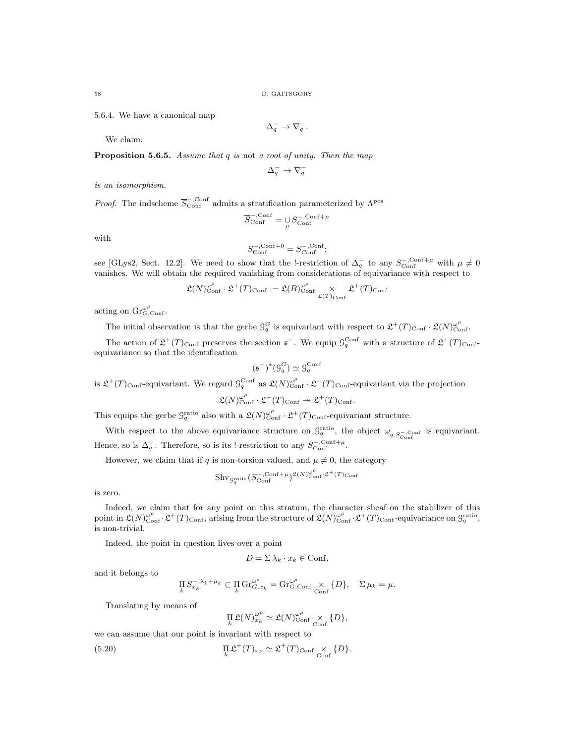5.6.4. We have a canonical map

$$\Delta_q^- \to \nabla_q^-.$$

We claim:

**Proposition 5.6.5.** *Assume that $q$ is* not *a root of unity. Then the map*

$$\Delta_q^- \to \nabla_q^-$$

*is an isomorphism.*

*Proof.* The indscheme $\overline{S}^{-,\mathrm{Conf}}_{\mathrm{Conf}}$ admits a stratification parameterized by $\Lambda^{\mathrm{pos}}$

$$\overline{S}^{-,\mathrm{Conf}}_{\mathrm{Conf}} = \underset{\mu}{\cup} S^{-,\mathrm{Conf}+\mu}_{\mathrm{Conf}}$$

with

$$S^{-,\mathrm{Conf}+0}_{\mathrm{Conf}} = S^{-,\mathrm{Conf}}_{\mathrm{Conf}};$$

see [GLys2, Sect. 12.2]. We need to show that the !-restriction of $\Delta_q^-$ to any $S^{-,\mathrm{Conf}+\mu}_{\mathrm{Conf}}$ with $\mu \neq 0$ vanishes. We will obtain the required vanishing from considerations of equivariance with respect to

$$\mathfrak{L}(N)^{\omega^\rho}_{\mathrm{Conf}} \cdot \mathfrak{L}^+(T)_{\mathrm{Conf}} := \mathfrak{L}(B)^{\omega^\rho}_{\mathrm{Conf}} \underset{\mathfrak{L}(T)_{\mathrm{Conf}}}{\times} \mathfrak{L}^+(T)_{\mathrm{Conf}}$$

acting on $\mathrm{Gr}^{\omega^\rho}_{G,\mathrm{Conf}}$.

The initial observation is that the gerbe $\mathcal{G}^G_q$ is equivariant with respect to $\mathfrak{L}^+(T)_{\mathrm{Conf}} \cdot \mathfrak{L}(N)^{\omega^\rho}_{\mathrm{Conf}}$.

The action of $\mathfrak{L}^+(T)_{\mathrm{Conf}}$ preserves the section $\mathfrak{s}^-$. We equip $\mathcal{G}^{\mathrm{Conf}}_q$ with a structure of $\mathfrak{L}^+(T)_{\mathrm{Conf}}$-equivariance so that the identification

$$(\mathfrak{s}^-)^*(\mathcal{G}^G_q) \simeq \mathcal{G}^{\mathrm{Conf}}_q$$

is $\mathfrak{L}^+(T)_{\mathrm{Conf}}$-equivariant. We regard $\mathcal{G}^{\mathrm{Conf}}_q$ as $\mathfrak{L}(N)^{\omega^\rho}_{\mathrm{Conf}} \cdot \mathfrak{L}^+(T)_{\mathrm{Conf}}$-equivariant via the projection

$$\mathfrak{L}(N)^{\omega^\rho}_{\mathrm{Conf}} \cdot \mathfrak{L}^+(T)_{\mathrm{Conf}} \twoheadrightarrow \mathfrak{L}^+(T)_{\mathrm{Conf}}.$$

This equips the gerbe $\mathcal{G}^{\mathrm{ratio}}_q$ also with a $\mathfrak{L}(N)^{\omega^\rho}_{\mathrm{Conf}} \cdot \mathfrak{L}^+(T)_{\mathrm{Conf}}$-equivariant structure.

With respect to the above equivariance structure on $\mathcal{G}^{\mathrm{ratio}}_q$, the object $\omega_{q,S^{-,\mathrm{Conf}}_{\mathrm{Conf}}}$ is equivariant. Hence, so is $\Delta_q^-$. Therefore, so is its !-restriction to any $S^{-,\mathrm{Conf}+\mu}_{\mathrm{Conf}}$.

However, we claim that if $q$ is non-torsion valued, and $\mu \neq 0$, the category

$$\mathrm{Shv}_{\mathcal{G}^{\mathrm{ratio}}_q}(S^{-,\mathrm{Conf}+\mu}_{\mathrm{Conf}})^{\mathfrak{L}(N)^{\omega^\rho}_{\mathrm{Conf}} \cdot \mathfrak{L}^+(T)_{\mathrm{Conf}}}$$

is zero.

Indeed, we claim that for any point on this stratum, the character sheaf on the stabilizer of this point in $\mathfrak{L}(N)^{\omega^\rho}_{\mathrm{Conf}} \cdot \mathfrak{L}^+(T)_{\mathrm{Conf}}$, arising from the structure of $\mathfrak{L}(N)^{\omega^\rho}_{\mathrm{Conf}} \cdot \mathfrak{L}^+(T)_{\mathrm{Conf}}$-equivariance on $\mathcal{G}^{\mathrm{ratio}}_q$, is non-trivial.

Indeed, the point in question lives over a point

$$D = \Sigma\, \lambda_k \cdot x_k \in \mathrm{Conf},$$

and it belongs to

$$\prod_k S^{-,\lambda_k+\mu_k}_{x_k} \subset \prod_k \mathrm{Gr}^{\omega^\rho}_{G,x_k} = \mathrm{Gr}^{\omega^\rho}_{G,\mathrm{Conf}} \underset{\mathrm{Conf}}{\times} \{D\}, \quad \Sigma\, \mu_k = \mu.$$

Translating by means of

$$\prod_k \mathfrak{L}(N)^{\omega^\rho}_{x_k} \simeq \mathfrak{L}(N)^{\omega^\rho}_{\mathrm{Conf}} \underset{\mathrm{Conf}}{\times} \{D\},$$

we can assume that our point is invariant with respect to

$$\prod_k \mathfrak{L}^+(T)_{x_k} \simeq \mathfrak{L}^+(T)_{\mathrm{Conf}} \underset{\mathrm{Conf}}{\times} \{D\}. \tag{5.20}$$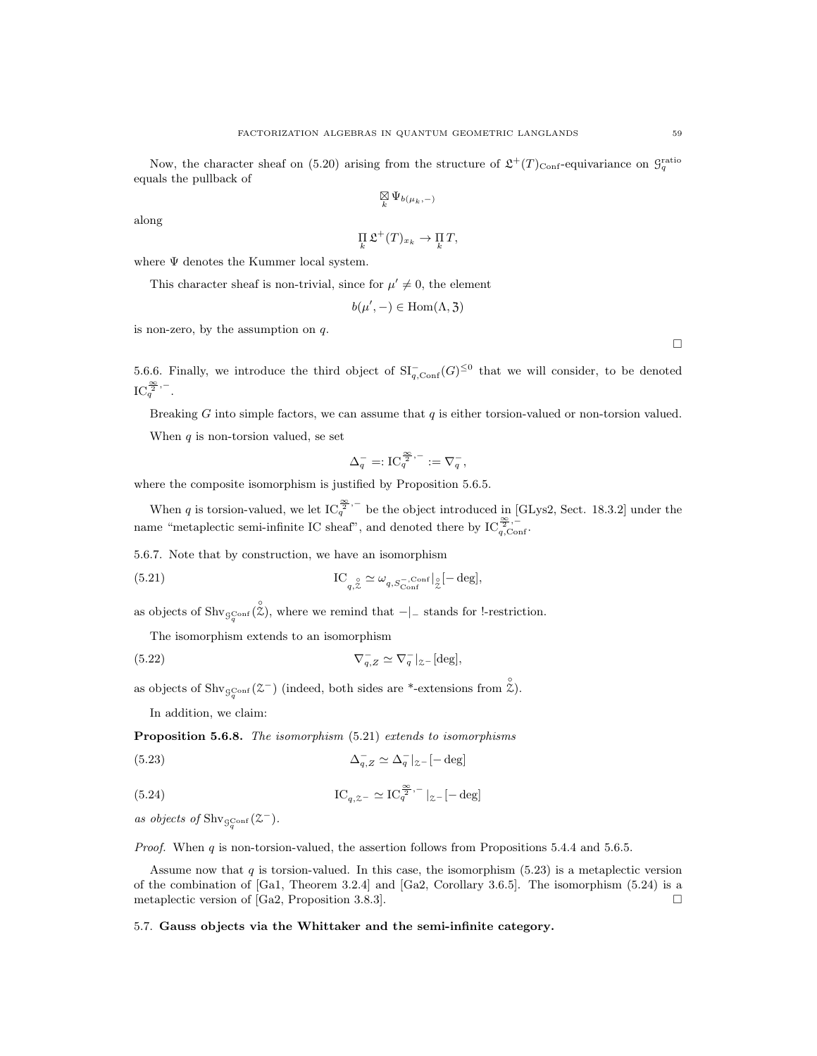Now, the character sheaf on (5.20) arising from the structure of $\mathfrak{L}^+(T)_{\mathrm{Conf}}$-equivariance on $\mathcal{G}_q^{\mathrm{ratio}}$ equals the pullback of

$$\underset{k}{\boxtimes}\, \Psi_{b(\mu_k,-)}$$

along

$$\prod_k \mathfrak{L}^+(T)_{x_k} \to \prod_k T,$$

where $\Psi$ denotes the Kummer local system.

This character sheaf is non-trivial, since for $\mu' \neq 0$, the element

$$b(\mu', -) \in \mathrm{Hom}(\Lambda, \mathfrak{Z})$$

is non-zero, by the assumption on $q$.

□

5.6.6. Finally, we introduce the third object of $\mathrm{SI}^-_{q,\mathrm{Conf}}(G)^{\leq 0}$ that we will consider, to be denoted $\mathrm{IC}_q^{\frac{\infty}{2},-}$.

Breaking $G$ into simple factors, we can assume that $q$ is either torsion-valued or non-torsion valued.

When $q$ is non-torsion valued, se set

$$\Delta^-_q =: \mathrm{IC}_q^{\frac{\infty}{2},-} := \nabla^-_q,$$

where the composite isomorphism is justified by Proposition 5.6.5.

When $q$ is torsion-valued, we let $\mathrm{IC}_q^{\frac{\infty}{2},-}$ be the object introduced in [GLys2, Sect. 18.3.2] under the name "metaplectic semi-infinite IC sheaf", and denoted there by $\mathrm{IC}^{\frac{\infty}{2},-}_{q,\mathrm{Conf}}$.

5.6.7. Note that by construction, we have an isomorphism

$$\mathrm{IC}_{q,\overset{\circ}{\mathcal{Z}}} \simeq \omega_{q,S^{-,\mathrm{Conf}}_{\mathrm{Conf}}}|_{\overset{\circ}{\mathcal{Z}}}[-\deg], \tag{5.21}$$

as objects of $\mathrm{Shv}_{\mathcal{G}_q^{\mathrm{Conf}}}(\overset{\circ}{\mathcal{Z}})$, where we remind that $-|_-$ stands for !-restriction.

The isomorphism extends to an isomorphism

$$\nabla^-_{q,Z} \simeq \nabla^-_q|_{\mathcal{Z}^-}[\deg], \tag{5.22}$$

as objects of $\mathrm{Shv}_{\mathcal{G}_q^{\mathrm{Conf}}}(\mathcal{Z}^-)$ (indeed, both sides are *-extensions from $\overset{\circ}{\mathcal{Z}}$).

In addition, we claim:

**Proposition 5.6.8.** *The isomorphism* (5.21) *extends to isomorphisms*

$$\Delta^-_{q,Z} \simeq \Delta^-_q|_{\mathcal{Z}^-}[-\deg] \tag{5.23}$$

$$\mathrm{IC}_{q,\mathcal{Z}^-} \simeq \mathrm{IC}_q^{\frac{\infty}{2},-}|_{\mathcal{Z}^-}[-\deg] \tag{5.24}$$

*as objects of* $\mathrm{Shv}_{\mathcal{G}_q^{\mathrm{Conf}}}(\mathcal{Z}^-)$.

*Proof.* When $q$ is non-torsion-valued, the assertion follows from Propositions 5.4.4 and 5.6.5.

Assume now that $q$ is torsion-valued. In this case, the isomorphism (5.23) is a metaplectic version of the combination of [Ga1, Theorem 3.2.4] and [Ga2, Corollary 3.6.5]. The isomorphism (5.24) is a metaplectic version of [Ga2, Proposition 3.8.3]. □

### 5.7. Gauss objects via the Whittaker and the semi-infinite category.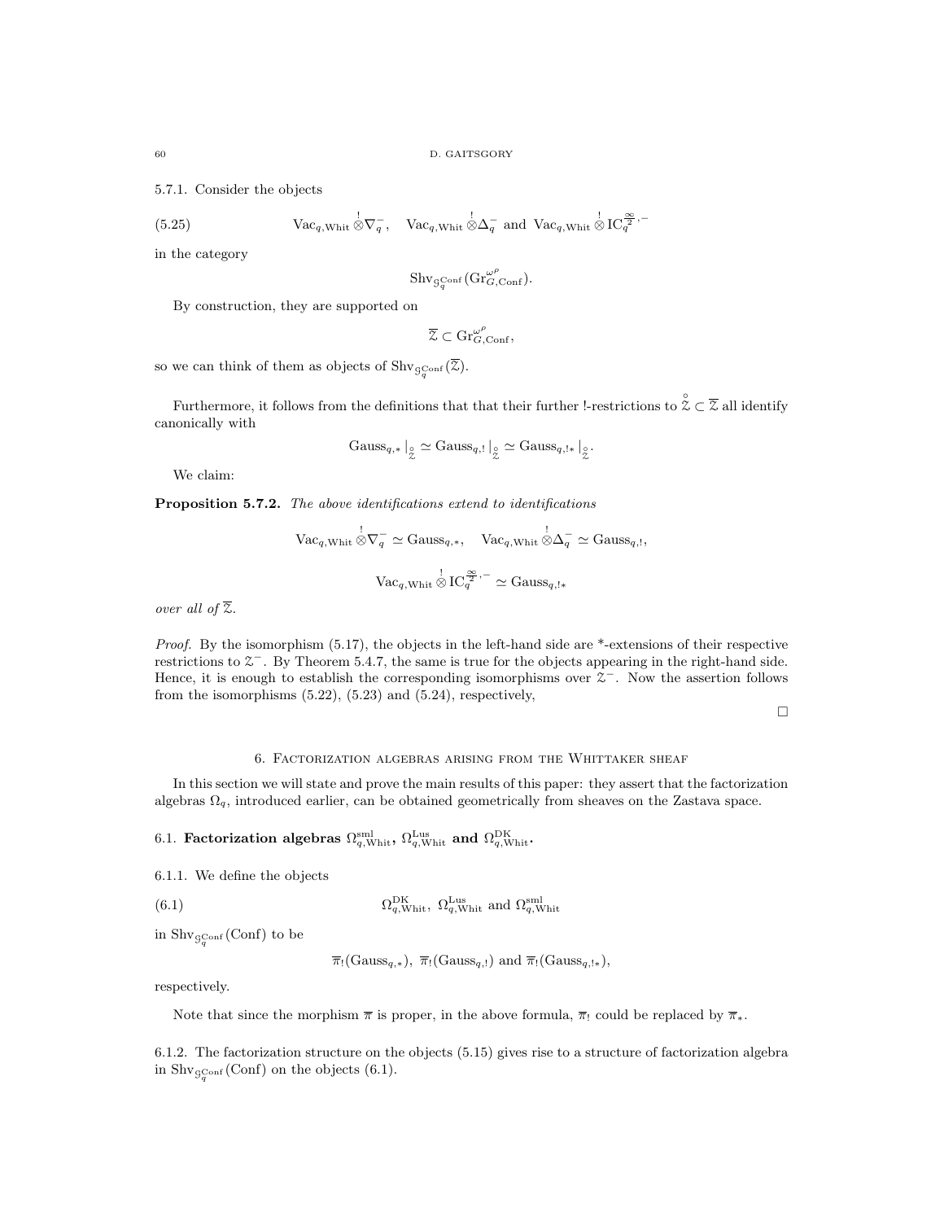5.7.1. Consider the objects

$$\mathrm{Vac}_{q,\mathrm{Whit}} \overset{!}{\otimes} \nabla_q^-, \quad \mathrm{Vac}_{q,\mathrm{Whit}} \overset{!}{\otimes} \Delta_q^- \text{ and } \mathrm{Vac}_{q,\mathrm{Whit}} \overset{!}{\otimes} \mathrm{IC}_q^{\frac{\infty}{2},-} \tag{5.25}$$

in the category

$$\mathrm{Shv}_{\mathcal{G}_q^{\mathrm{Conf}}}(\mathrm{Gr}_{G,\mathrm{Conf}}^{\omega^\rho}).$$

By construction, they are supported on

$$\overline{\mathcal{Z}} \subset \mathrm{Gr}_{G,\mathrm{Conf}}^{\omega^\rho},$$

so we can think of them as objects of $\mathrm{Shv}_{\mathcal{G}_q^{\mathrm{Conf}}}(\overline{\mathcal{Z}})$.

Furthermore, it follows from the definitions that that their further !-restrictions to $\overset{\circ}{\mathcal{Z}} \subset \overline{\mathcal{Z}}$ all identify canonically with

$$\mathrm{Gauss}_{q,*}|_{\overset{\circ}{\mathcal{Z}}} \simeq \mathrm{Gauss}_{q,!}|_{\overset{\circ}{\mathcal{Z}}} \simeq \mathrm{Gauss}_{q,!*}|_{\overset{\circ}{\mathcal{Z}}}.$$

We claim:

**Proposition 5.7.2.** *The above identifications extend to identifications*

$$\mathrm{Vac}_{q,\mathrm{Whit}} \overset{!}{\otimes} \nabla_q^- \simeq \mathrm{Gauss}_{q,*}, \quad \mathrm{Vac}_{q,\mathrm{Whit}} \overset{!}{\otimes} \Delta_q^- \simeq \mathrm{Gauss}_{q,!},$$

$$\mathrm{Vac}_{q,\mathrm{Whit}} \overset{!}{\otimes} \mathrm{IC}_q^{\frac{\infty}{2},-} \simeq \mathrm{Gauss}_{q,!*}$$

*over all of $\overline{\mathcal{Z}}$.*

*Proof.* By the isomorphism (5.17), the objects in the left-hand side are \*-extensions of their respective restrictions to $\mathcal{Z}^-$. By Theorem 5.4.7, the same is true for the objects appearing in the right-hand side. Hence, it is enough to establish the corresponding isomorphisms over $\mathcal{Z}^-$. Now the assertion follows from the isomorphisms (5.22), (5.23) and (5.24), respectively,

□

## 6. Factorization algebras arising from the Whittaker sheaf

In this section we will state and prove the main results of this paper: they assert that the factorization algebras $\Omega_q$, introduced earlier, can be obtained geometrically from sheaves on the Zastava space.

### 6.1. Factorization algebras $\Omega_{q,\mathrm{Whit}}^{\mathrm{sml}}$, $\Omega_{q,\mathrm{Whit}}^{\mathrm{Lus}}$ and $\Omega_{q,\mathrm{Whit}}^{\mathrm{DK}}$.

6.1.1. We define the objects

$$\Omega_{q,\mathrm{Whit}}^{\mathrm{DK}},\ \Omega_{q,\mathrm{Whit}}^{\mathrm{Lus}} \text{ and } \Omega_{q,\mathrm{Whit}}^{\mathrm{sml}} \tag{6.1}$$

in $\mathrm{Shv}_{\mathcal{G}_q^{\mathrm{Conf}}}(\mathrm{Conf})$ to be

$$\overline{\pi}_!(\mathrm{Gauss}_{q,*}),\ \overline{\pi}_!(\mathrm{Gauss}_{q,!}) \text{ and } \overline{\pi}_!(\mathrm{Gauss}_{q,!*}),$$

respectively.

Note that since the morphism $\overline{\pi}$ is proper, in the above formula, $\overline{\pi}_!$ could be replaced by $\overline{\pi}_*$.

6.1.2. The factorization structure on the objects (5.15) gives rise to a structure of factorization algebra in $\mathrm{Shv}_{\mathcal{G}_q^{\mathrm{Conf}}}(\mathrm{Conf})$ on the objects (6.1).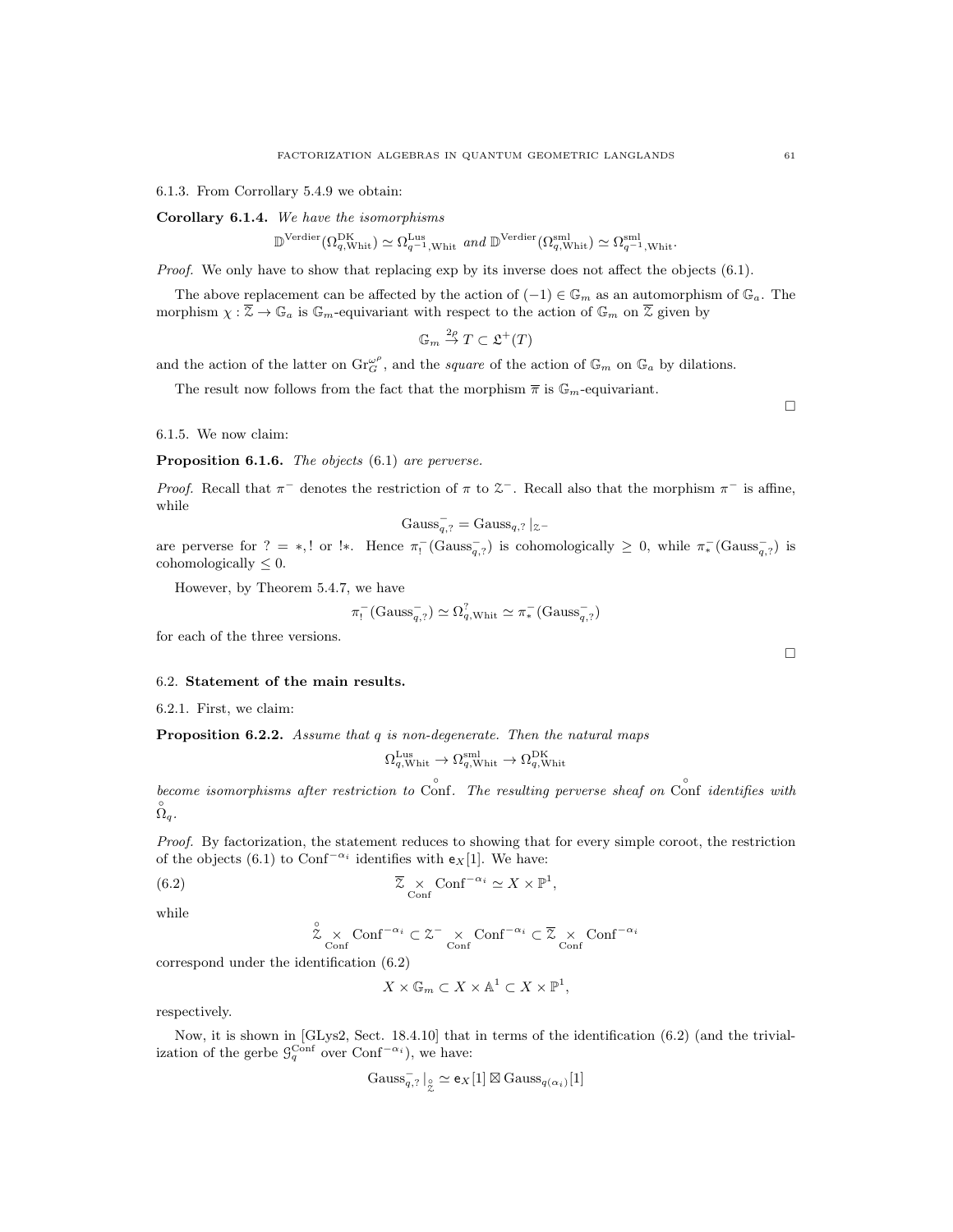6.1.3. From Corrollary 5.4.9 we obtain:

**Corollary 6.1.4.** *We have the isomorphisms*

$$\mathbb{D}^{\mathrm{Verdier}}(\Omega^{\mathrm{DK}}_{q,\mathrm{Whit}}) \simeq \Omega^{\mathrm{Lus}}_{q^{-1},\mathrm{Whit}} \text{ and } \mathbb{D}^{\mathrm{Verdier}}(\Omega^{\mathrm{sml}}_{q,\mathrm{Whit}}) \simeq \Omega^{\mathrm{sml}}_{q^{-1},\mathrm{Whit}}.$$

*Proof.* We only have to show that replacing exp by its inverse does not affect the objects (6.1).

The above replacement can be affected by the action of $(-1) \in \mathbb{G}_m$ as an automorphism of $\mathbb{G}_a$. The morphism $\chi : \overline{\mathcal{Z}} \to \mathbb{G}_a$ is $\mathbb{G}_m$-equivariant with respect to the action of $\mathbb{G}_m$ on $\overline{\mathcal{Z}}$ given by

$$\mathbb{G}_m \overset{2\rho}{\to} T \subset \mathfrak{L}^+(T)$$

and the action of the latter on $\mathrm{Gr}^{\omega^\rho}_G$, and the *square* of the action of $\mathbb{G}_m$ on $\mathbb{G}_a$ by dilations.

The result now follows from the fact that the morphism $\overline{\pi}$ is $\mathbb{G}_m$-equivariant. □

6.1.5. We now claim:

**Proposition 6.1.6.** *The objects* (6.1) *are perverse.*

*Proof.* Recall that $\pi^-$ denotes the restriction of $\pi$ to $\mathcal{Z}^-$. Recall also that the morphism $\pi^-$ is affine, while

$$\mathrm{Gauss}^-_{q,?} = \mathrm{Gauss}_{q,?}|_{\mathcal{Z}^-}$$

are perverse for $? = *, !$ or $!*$. Hence $\pi^-_!(\mathrm{Gauss}^-_{q,?})$ is cohomologically $\geq 0$, while $\pi^-_*(\mathrm{Gauss}^-_{q,?})$ is cohomologically $\leq 0$.

However, by Theorem 5.4.7, we have

$$\pi^-_!(\mathrm{Gauss}^-_{q,?}) \simeq \Omega^?_{q,\mathrm{Whit}} \simeq \pi^-_*(\mathrm{Gauss}^-_{q,?})$$

for each of the three versions. □

## 6.2. Statement of the main results.

6.2.1. First, we claim:

**Proposition 6.2.2.** *Assume that $q$ is non-degenerate. Then the natural maps*

$$\Omega^{\mathrm{Lus}}_{q,\mathrm{Whit}} \to \Omega^{\mathrm{sml}}_{q,\mathrm{Whit}} \to \Omega^{\mathrm{DK}}_{q,\mathrm{Whit}}$$

*become isomorphisms after restriction to $\overset{\circ}{\mathrm{Conf}}$. The resulting perverse sheaf on $\overset{\circ}{\mathrm{Conf}}$ identifies with $\overset{\circ}{\Omega}_q$.*

*Proof.* By factorization, the statement reduces to showing that for every simple coroot, the restriction of the objects (6.1) to $\mathrm{Conf}^{-\alpha_i}$ identifies with $\mathsf{e}_X[1]$. We have:

$$\overline{\mathcal{Z}} \underset{\mathrm{Conf}}{\times} \mathrm{Conf}^{-\alpha_i} \simeq X \times \mathbb{P}^1, \tag{6.2}$$

while

$$\overset{\circ}{\mathcal{Z}} \underset{\mathrm{Conf}}{\times} \mathrm{Conf}^{-\alpha_i} \subset \mathcal{Z}^- \underset{\mathrm{Conf}}{\times} \mathrm{Conf}^{-\alpha_i} \subset \overline{\mathcal{Z}} \underset{\mathrm{Conf}}{\times} \mathrm{Conf}^{-\alpha_i}$$

correspond under the identification (6.2)

$$X \times \mathbb{G}_m \subset X \times \mathbb{A}^1 \subset X \times \mathbb{P}^1,$$

respectively.

Now, it is shown in [GLys2, Sect. 18.4.10] that in terms of the identification (6.2) (and the trivialization of the gerbe $\mathcal{G}^{\mathrm{Conf}}_q$ over $\mathrm{Conf}^{-\alpha_i}$), we have:

$$\mathrm{Gauss}^-_{q,?}|_{\overset{\circ}{\mathcal{Z}}} \simeq \mathsf{e}_X[1] \boxtimes \mathrm{Gauss}_{q(\alpha_i)}[1]$$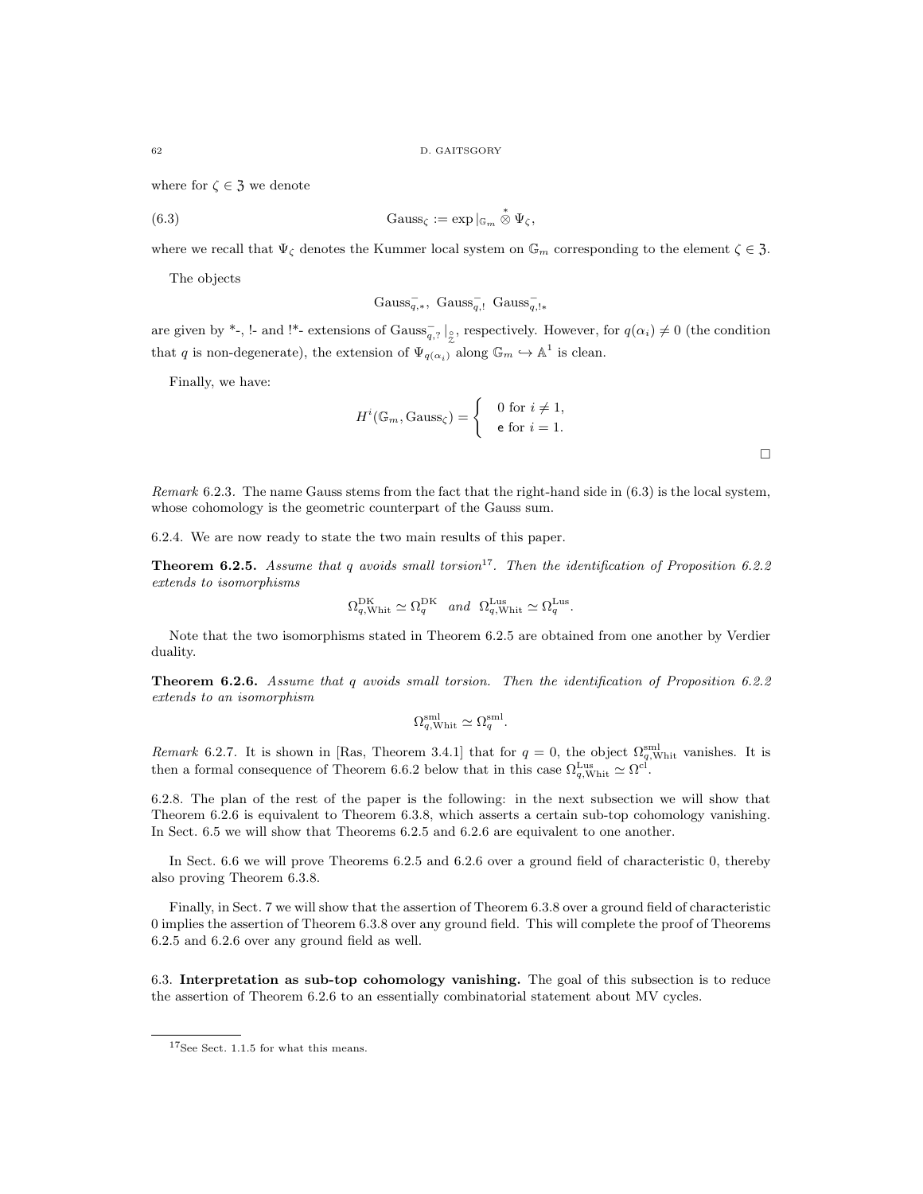where for $\zeta \in \mathfrak{Z}$ we denote

$$\text{Gauss}_\zeta := \exp|_{\mathbb{G}_m} \overset{*}{\otimes} \Psi_\zeta, \tag{6.3}$$

where we recall that $\Psi_\zeta$ denotes the Kummer local system on $\mathbb{G}_m$ corresponding to the element $\zeta \in \mathfrak{Z}$.

The objects

$$\text{Gauss}^-_{q,*},\ \text{Gauss}^-_{q,!}\ \text{Gauss}^-_{q,!*}$$

are given by \*-, !- and !\*- extensions of $\text{Gauss}^-_{q,?}|_{\overset{\circ}{\mathcal{Z}}}$, respectively. However, for $q(\alpha_i) \neq 0$ (the condition that $q$ is non-degenerate), the extension of $\Psi_{q(\alpha_i)}$ along $\mathbb{G}_m \hookrightarrow \mathbb{A}^1$ is clean.

Finally, we have:

$$H^i(\mathbb{G}_m, \text{Gauss}_\zeta) = \begin{cases} 0 \text{ for } i \neq 1, \\ \mathsf{e} \text{ for } i = 1. \end{cases}$$

□

*Remark* 6.2.3. The name Gauss stems from the fact that the right-hand side in (6.3) is the local system, whose cohomology is the geometric counterpart of the Gauss sum.

6.2.4. We are now ready to state the two main results of this paper.

**Theorem 6.2.5.** *Assume that $q$ avoids small torsion*[17]*. Then the identification of Proposition 6.2.2 extends to isomorphisms*

$$\Omega^{\text{DK}}_{q,\text{Whit}} \simeq \Omega^{\text{DK}}_q \quad \textit{and} \quad \Omega^{\text{Lus}}_{q,\text{Whit}} \simeq \Omega^{\text{Lus}}_q.$$

Note that the two isomorphisms stated in Theorem 6.2.5 are obtained from one another by Verdier duality.

**Theorem 6.2.6.** *Assume that $q$ avoids small torsion. Then the identification of Proposition 6.2.2 extends to an isomorphism*

$$\Omega^{\text{sml}}_{q,\text{Whit}} \simeq \Omega^{\text{sml}}_q.$$

*Remark* 6.2.7. It is shown in [Ras, Theorem 3.4.1] that for $q = 0$, the object $\Omega^{\text{sml}}_{q,\text{Whit}}$ vanishes. It is then a formal consequence of Theorem 6.6.2 below that in this case $\Omega^{\text{Lus}}_{q,\text{Whit}} \simeq \Omega^{\text{cl}}$.

6.2.8. The plan of the rest of the paper is the following: in the next subsection we will show that Theorem 6.2.6 is equivalent to Theorem 6.3.8, which asserts a certain sub-top cohomology vanishing. In Sect. 6.5 we will show that Theorems 6.2.5 and 6.2.6 are equivalent to one another.

In Sect. 6.6 we will prove Theorems 6.2.5 and 6.2.6 over a ground field of characteristic 0, thereby also proving Theorem 6.3.8.

Finally, in Sect. 7 we will show that the assertion of Theorem 6.3.8 over a ground field of characteristic 0 implies the assertion of Theorem 6.3.8 over any ground field. This will complete the proof of Theorems 6.2.5 and 6.2.6 over any ground field as well.

6.3. **Interpretation as sub-top cohomology vanishing.** The goal of this subsection is to reduce the assertion of Theorem 6.2.6 to an essentially combinatorial statement about MV cycles.

[17] See Sect. 1.1.5 for what this means.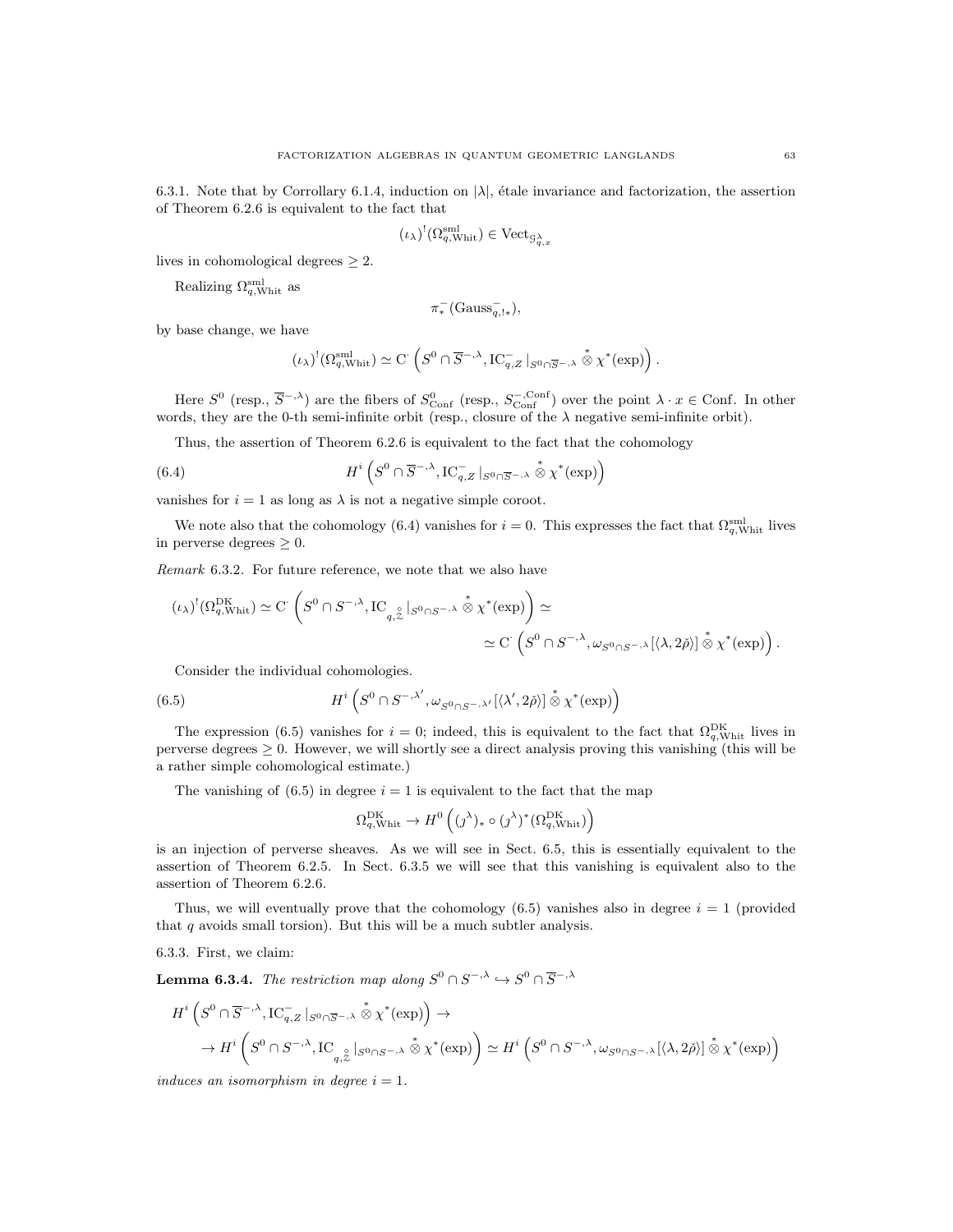6.3.1. Note that by Corrollary 6.1.4, induction on $|\lambda|$, étale invariance and factorization, the assertion of Theorem 6.2.6 is equivalent to the fact that

$$(\iota_\lambda)^!(\Omega^{\mathrm{sml}}_{q,\mathrm{Whit}}) \in \mathrm{Vect}_{\mathcal{G}^\lambda_{q,x}}$$

lives in cohomological degrees $\geq 2$.

Realizing $\Omega^{\mathrm{sml}}_{q,\mathrm{Whit}}$ as

$$\pi^-_*(\mathrm{Gauss}^-_{q,!*}),$$

by base change, we have

$$(\iota_\lambda)^!(\Omega^{\mathrm{sml}}_{q,\mathrm{Whit}}) \simeq \mathrm{C}^\cdot\left(S^0 \cap \overline{S}^{-,\lambda}, \mathrm{IC}^-_{q,Z}|_{S^0\cap \overline{S}^{-,\lambda}} \overset{*}{\otimes} \chi^*(\exp)\right).$$

Here $S^0$ (resp., $\overline{S}^{-,\lambda}$) are the fibers of $S^0_{\mathrm{Conf}}$ (resp., $S^{-,\mathrm{Conf}}_{\mathrm{Conf}}$) over the point $\lambda \cdot x \in \mathrm{Conf}$. In other words, they are the 0-th semi-infinite orbit (resp., closure of the $\lambda$ negative semi-infinite orbit).

Thus, the assertion of Theorem 6.2.6 is equivalent to the fact that the cohomology

$$H^i\left(S^0 \cap \overline{S}^{-,\lambda}, \mathrm{IC}^-_{q,Z}|_{S^0\cap \overline{S}^{-,\lambda}} \overset{*}{\otimes} \chi^*(\exp)\right) \tag{6.4}$$

vanishes for $i = 1$ as long as $\lambda$ is not a negative simple coroot.

We note also that the cohomology (6.4) vanishes for $i = 0$. This expresses the fact that $\Omega^{\mathrm{sml}}_{q,\mathrm{Whit}}$ lives in perverse degrees $\geq 0$.

*Remark* 6.3.2. For future reference, we note that we also have

$$(\iota_\lambda)^!(\Omega^{\mathrm{DK}}_{q,\mathrm{Whit}}) \simeq \mathrm{C}^\cdot\left(S^0 \cap S^{-,\lambda}, \mathrm{IC}_{q,\overset{\circ}{\mathcal{Z}}}|_{S^0\cap S^{-,\lambda}} \overset{*}{\otimes} \chi^*(\exp)\right) \simeq$$
$$\simeq \mathrm{C}^\cdot\left(S^0 \cap S^{-,\lambda}, \omega_{S^0\cap S^{-,\lambda}}[\langle \lambda, 2\check{\rho}\rangle] \overset{*}{\otimes} \chi^*(\exp)\right).$$

Consider the individual cohomologies.

$$H^i\left(S^0 \cap S^{-,\lambda'}, \omega_{S^0\cap S^{-,\lambda'}}[\langle \lambda', 2\check{\rho}\rangle] \overset{*}{\otimes} \chi^*(\exp)\right) \tag{6.5}$$

The expression (6.5) vanishes for $i = 0$; indeed, this is equivalent to the fact that $\Omega^{\mathrm{DK}}_{q,\mathrm{Whit}}$ lives in perverse degrees $\geq 0$. However, we will shortly see a direct analysis proving this vanishing (this will be a rather simple cohomological estimate.)

The vanishing of (6.5) in degree $i = 1$ is equivalent to the fact that the map

$$\Omega^{\mathrm{DK}}_{q,\mathrm{Whit}} \to H^0\left((j^\lambda)_* \circ (j^\lambda)^*(\Omega^{\mathrm{DK}}_{q,\mathrm{Whit}})\right)$$

is an injection of perverse sheaves. As we will see in Sect. 6.5, this is essentially equivalent to the assertion of Theorem 6.2.5. In Sect. 6.3.5 we will see that this vanishing is equivalent also to the assertion of Theorem 6.2.6.

Thus, we will eventually prove that the cohomology (6.5) vanishes also in degree $i = 1$ (provided that $q$ avoids small torsion). But this will be a much subtler analysis.

6.3.3. First, we claim:

**Lemma 6.3.4.** *The restriction map along* $S^0 \cap S^{-,\lambda} \hookrightarrow S^0 \cap \overline{S}^{-,\lambda}$

$$H^i\left(S^0 \cap \overline{S}^{-,\lambda}, \mathrm{IC}^-_{q,Z}|_{S^0\cap \overline{S}^{-,\lambda}} \overset{*}{\otimes} \chi^*(\exp)\right) \to$$
$$\to H^i\left(S^0 \cap S^{-,\lambda}, \mathrm{IC}_{q,\overset{\circ}{\mathcal{Z}}}|_{S^0\cap S^{-,\lambda}} \overset{*}{\otimes} \chi^*(\exp)\right) \simeq H^i\left(S^0 \cap S^{-,\lambda}, \omega_{S^0\cap S^{-,\lambda}}[\langle \lambda, 2\check{\rho}\rangle] \overset{*}{\otimes} \chi^*(\exp)\right)$$

*induces an isomorphism in degree* $i = 1$.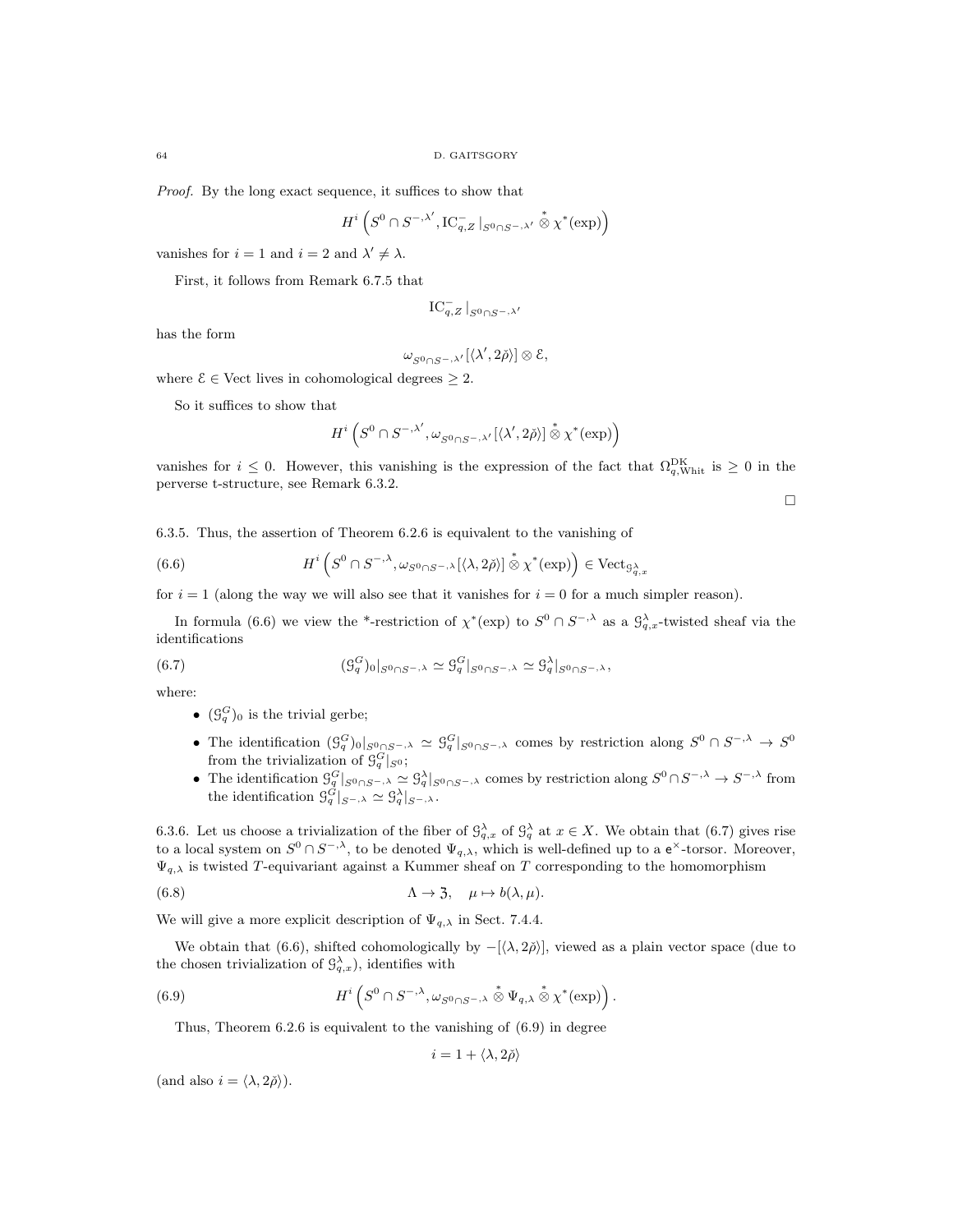*Proof.* By the long exact sequence, it suffices to show that

$$H^i\left(S^0 \cap S^{-,\lambda'}, \mathrm{IC}^-_{q,Z}|_{S^0\cap S^{-,\lambda'}} \overset{*}{\otimes} \chi^*(\exp)\right)$$

vanishes for $i = 1$ and $i = 2$ and $\lambda' \neq \lambda$.

First, it follows from Remark 6.7.5 that

$$\mathrm{IC}^-_{q,Z}|_{S^0\cap S^{-,\lambda'}}$$

has the form

$$\omega_{S^0\cap S^{-,\lambda'}}[\langle\lambda', 2\check{\rho}\rangle] \otimes \mathcal{E},$$

where $\mathcal{E} \in \mathrm{Vect}$ lives in cohomological degrees $\geq 2$.

So it suffices to show that

$$H^i\left(S^0 \cap S^{-,\lambda'}, \omega_{S^0\cap S^{-,\lambda'}}[\langle\lambda', 2\check{\rho}\rangle] \overset{*}{\otimes} \chi^*(\exp)\right)$$

vanishes for $i \leq 0$. However, this vanishing is the expression of the fact that $\Omega^{\mathrm{DK}}_{q,\mathrm{Whit}}$ is $\geq 0$ in the perverse t-structure, see Remark 6.3.2.

□

6.3.5. Thus, the assertion of Theorem 6.2.6 is equivalent to the vanishing of

$$H^i\left(S^0 \cap S^{-,\lambda}, \omega_{S^0\cap S^{-,\lambda}}[\langle\lambda, 2\check{\rho}\rangle] \overset{*}{\otimes} \chi^*(\exp)\right) \in \mathrm{Vect}_{\mathcal{G}^\lambda_{q,x}} \tag{6.6}$$

for $i = 1$ (along the way we will also see that it vanishes for $i = 0$ for a much simpler reason).

In formula (6.6) we view the \*-restriction of $\chi^*(\exp)$ to $S^0 \cap S^{-,\lambda}$ as a $\mathcal{G}^\lambda_{q,x}$-twisted sheaf via the identifications

$$(\mathcal{G}^G_q)_0|_{S^0\cap S^{-,\lambda}} \simeq \mathcal{G}^G_q|_{S^0\cap S^{-,\lambda}} \simeq \mathcal{G}^\lambda_q|_{S^0\cap S^{-,\lambda}}, \tag{6.7}$$

where:

- $(\mathcal{G}^G_q)_0$ is the trivial gerbe;
- The identification $(\mathcal{G}^G_q)_0|_{S^0\cap S^{-,\lambda}} \simeq \mathcal{G}^G_q|_{S^0\cap S^{-,\lambda}}$ comes by restriction along $S^0 \cap S^{-,\lambda} \to S^0$ from the trivialization of $\mathcal{G}^G_q|_{S^0}$;
- The identification $\mathcal{G}^G_q|_{S^0\cap S^{-,\lambda}} \simeq \mathcal{G}^\lambda_q|_{S^0\cap S^{-,\lambda}}$ comes by restriction along $S^0 \cap S^{-,\lambda} \to S^{-,\lambda}$ from the identification $\mathcal{G}^G_q|_{S^{-,\lambda}} \simeq \mathcal{G}^\lambda_q|_{S^{-,\lambda}}$.

6.3.6. Let us choose a trivialization of the fiber of $\mathcal{G}^\lambda_{q,x}$ of $\mathcal{G}^\lambda_q$ at $x \in X$. We obtain that (6.7) gives rise to a local system on $S^0 \cap S^{-,\lambda}$, to be denoted $\Psi_{q,\lambda}$, which is well-defined up to a $\mathsf{e}^\times$-torsor. Moreover, $\Psi_{q,\lambda}$ is twisted $T$-equivariant against a Kummer sheaf on $T$ corresponding to the homomorphism

$$\Lambda \to \mathfrak{Z}, \quad \mu \mapsto b(\lambda, \mu). \tag{6.8}$$

We will give a more explicit description of $\Psi_{q,\lambda}$ in Sect. 7.4.4.

We obtain that (6.6), shifted cohomologically by $-[\langle\lambda, 2\check{\rho}\rangle]$, viewed as a plain vector space (due to the chosen trivialization of $\mathcal{G}^\lambda_{q,x}$), identifies with

$$H^i\left(S^0 \cap S^{-,\lambda}, \omega_{S^0\cap S^{-,\lambda}} \overset{*}{\otimes} \Psi_{q,\lambda} \overset{*}{\otimes} \chi^*(\exp)\right). \tag{6.9}$$

Thus, Theorem 6.2.6 is equivalent to the vanishing of (6.9) in degree

$$i = 1 + \langle\lambda, 2\check{\rho}\rangle$$

(and also $i = \langle\lambda, 2\check{\rho}\rangle$).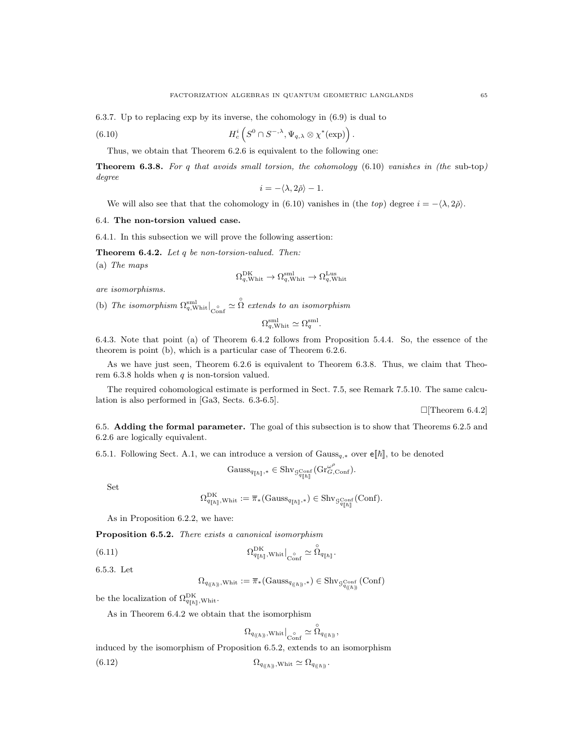6.3.7. Up to replacing exp by its inverse, the cohomology in (6.9) is dual to

$$H^i_c\left(S^0 \cap S^{-,\lambda}, \Psi_{q,\lambda} \otimes \chi^*(\exp)\right). \tag{6.10}$$

Thus, we obtain that Theorem 6.2.6 is equivalent to the following one:

**Theorem 6.3.8.** *For $q$ that avoids small torsion, the cohomology* (6.10) *vanishes in (the* sub-top*) degree*

$$i = -\langle \lambda, 2\check{\rho}\rangle - 1.$$

We will also see that that the cohomology in (6.10) vanishes in (the *top*) degree $i = -\langle \lambda, 2\check{\rho}\rangle$.

## 6.4. The non-torsion valued case.

6.4.1. In this subsection we will prove the following assertion:

**Theorem 6.4.2.** *Let $q$ be non-torsion-valued. Then:*

(a) *The maps*

$$\Omega^{\mathrm{DK}}_{q,\mathrm{Whit}} \to \Omega^{\mathrm{sml}}_{q,\mathrm{Whit}} \to \Omega^{\mathrm{Lus}}_{q,\mathrm{Whit}}$$

*are isomorphisms.*

(b) *The isomorphism $\Omega^{\mathrm{sml}}_{q,\mathrm{Whit}}|_{\overset{\circ}{\mathrm{Conf}}} \simeq \overset{\circ}{\Omega}$ extends to an isomorphism*

$$\Omega^{\mathrm{sml}}_{q,\mathrm{Whit}} \simeq \Omega^{\mathrm{sml}}_q.$$

6.4.3. Note that point (a) of Theorem 6.4.2 follows from Proposition 5.4.4. So, the essence of the theorem is point (b), which is a particular case of Theorem 6.2.6.

As we have just seen, Theorem 6.2.6 is equivalent to Theorem 6.3.8. Thus, we claim that Theorem 6.3.8 holds when $q$ is non-torsion valued.

The required cohomological estimate is performed in Sect. 7.5, see Remark 7.5.10. The same calculation is also performed in [Ga3, Sects. 6.3-6.5].

□[Theorem 6.4.2]

## 6.5. Adding the formal parameter.

The goal of this subsection is to show that Theorems 6.2.5 and 6.2.6 are logically equivalent.

6.5.1. Following Sect. A.1, we can introduce a version of $\mathrm{Gauss}_{q,*}$ over $\mathsf{e}[\![\hbar]\!]$, to be denoted

$$\mathrm{Gauss}_{q[\![\hbar]\!],*} \in \mathrm{Shv}_{\mathcal{G}^{\mathrm{Conf}}_{q[\![\hbar]\!]}}(\mathrm{Gr}^{\omega^\rho}_{G,\mathrm{Conf}}).$$

Set

$$\Omega^{\mathrm{DK}}_{q[\![\hbar]\!],\mathrm{Whit}} := \overline{\pi}_*(\mathrm{Gauss}_{q[\![\hbar]\!],*}) \in \mathrm{Shv}_{\mathcal{G}^{\mathrm{Conf}}_{q[\![\hbar]\!]}}(\mathrm{Conf}).$$

As in Proposition 6.2.2, we have:

**Proposition 6.5.2.** *There exists a canonical isomorphism*

$$\Omega^{\mathrm{DK}}_{q[\![\hbar]\!],\mathrm{Whit}}|_{\overset{\circ}{\mathrm{Conf}}} \simeq \overset{\circ}{\Omega}_{q[\![\hbar]\!]}. \tag{6.11}$$

6.5.3. Let

$$\Omega_{q(\!(\hbar)\!),\mathrm{Whit}} := \overline{\pi}_*(\mathrm{Gauss}_{q(\!(\hbar)\!),*}) \in \mathrm{Shv}_{\mathcal{G}^{\mathrm{Conf}}_{q(\!(\hbar)\!)}}(\mathrm{Conf})$$

be the localization of $\Omega^{\mathrm{DK}}_{q[\![\hbar]\!],\mathrm{Whit}}$.

As in Theorem 6.4.2 we obtain that the isomorphism

$$\Omega_{q(\!(\hbar)\!),\mathrm{Whit}}|_{\overset{\circ}{\mathrm{Conf}}} \simeq \overset{\circ}{\Omega}_{q(\!(\hbar)\!)},$$

induced by the isomorphism of Proposition 6.5.2, extends to an isomorphism

$$\Omega_{q(\!(\hbar)\!),\mathrm{Whit}} \simeq \Omega_{q(\!(\hbar)\!)}. \tag{6.12}$$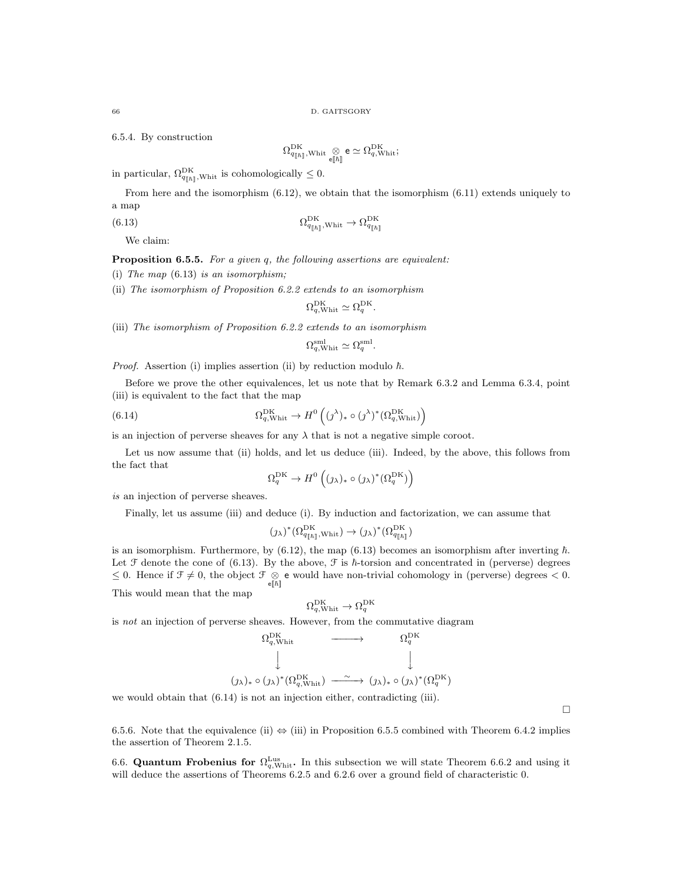6.5.4. By construction

$$\Omega^{\mathrm{DK}}_{q_{[\![\hbar]\!]},\mathrm{Whit}} \underset{\mathsf{e}[\![\hbar]\!]}{\otimes} \mathsf{e} \simeq \Omega^{\mathrm{DK}}_{q,\mathrm{Whit}};$$

in particular, $\Omega^{\mathrm{DK}}_{q_{[\![\hbar]\!]},\mathrm{Whit}}$ is cohomologically $\leq 0$.

From here and the isomorphism (6.12), we obtain that the isomorphism (6.11) extends uniquely to a map

$$\Omega^{\mathrm{DK}}_{q_{[\![\hbar]\!]},\mathrm{Whit}} \to \Omega^{\mathrm{DK}}_{q_{[\![\hbar]\!]}} \tag{6.13}$$

We claim:

**Proposition 6.5.5.** *For a given $q$, the following assertions are equivalent:*

(i) *The map (6.13) is an isomorphism;*

(ii) *The isomorphism of Proposition 6.2.2 extends to an isomorphism*

$$\Omega^{\mathrm{DK}}_{q,\mathrm{Whit}} \simeq \Omega^{\mathrm{DK}}_{q}.$$

(iii) *The isomorphism of Proposition 6.2.2 extends to an isomorphism*

$$\Omega^{\mathrm{sml}}_{q,\mathrm{Whit}} \simeq \Omega^{\mathrm{sml}}_{q}.$$

*Proof.* Assertion (i) implies assertion (ii) by reduction modulo $\hbar$.

Before we prove the other equivalences, let us note that by Remark 6.3.2 and Lemma 6.3.4, point (iii) is equivalent to the fact that the map

$$\Omega^{\mathrm{DK}}_{q,\mathrm{Whit}} \to H^0\left((\jmath^{\lambda})_* \circ (\jmath^{\lambda})^*(\Omega^{\mathrm{DK}}_{q,\mathrm{Whit}})\right) \tag{6.14}$$

is an injection of perverse sheaves for any $\lambda$ that is not a negative simple coroot.

Let us now assume that (ii) holds, and let us deduce (iii). Indeed, by the above, this follows from the fact that

$$\Omega^{\mathrm{DK}}_{q} \to H^0\left((\jmath_{\lambda})_* \circ (\jmath_{\lambda})^*(\Omega^{\mathrm{DK}}_{q})\right)$$

*is* an injection of perverse sheaves.

Finally, let us assume (iii) and deduce (i). By induction and factorization, we can assume that

$$(\jmath_{\lambda})^*(\Omega^{\mathrm{DK}}_{q_{[\![\hbar]\!]},\mathrm{Whit}}) \to (\jmath_{\lambda})^*(\Omega^{\mathrm{DK}}_{q_{[\![\hbar]\!]}})$$

is an isomorphism. Furthermore, by (6.12), the map (6.13) becomes an isomorphism after inverting $\hbar$. Let $\mathcal{F}$ denote the cone of (6.13). By the above, $\mathcal{F}$ is $\hbar$-torsion and concentrated in (perverse) degrees $\leq 0$. Hence if $\mathcal{F} \neq 0$, the object $\mathcal{F} \underset{\mathsf{e}[\![\hbar]\!]}{\otimes} \mathsf{e}$ would have non-trivial cohomology in (perverse) degrees $< 0$. This would mean that the map

$$\Omega^{\mathrm{DK}}_{q,\mathrm{Whit}} \to \Omega^{\mathrm{DK}}_{q}$$

is *not* an injection of perverse sheaves. However, from the commutative diagram

$$\begin{array}{ccc}
\Omega^{\mathrm{DK}}_{q,\mathrm{Whit}} & \longrightarrow & \Omega^{\mathrm{DK}}_{q} \\
\Big\downarrow & & \Big\downarrow \\
(\jmath_{\lambda})_* \circ (\jmath_{\lambda})^*(\Omega^{\mathrm{DK}}_{q,\mathrm{Whit}}) & \xrightarrow{\sim} & (\jmath_{\lambda})_* \circ (\jmath_{\lambda})^*(\Omega^{\mathrm{DK}}_{q})
\end{array}$$

we would obtain that (6.14) is not an injection either, contradicting (iii).

$\square$

6.5.6. Note that the equivalence (ii) $\Leftrightarrow$ (iii) in Proposition 6.5.5 combined with Theorem 6.4.2 implies the assertion of Theorem 2.1.5.

## 6.6. Quantum Frobenius for $\Omega^{\mathrm{Lus}}_{q,\mathrm{Whit}}$.

In this subsection we will state Theorem 6.6.2 and using it will deduce the assertions of Theorems 6.2.5 and 6.2.6 over a ground field of characteristic 0.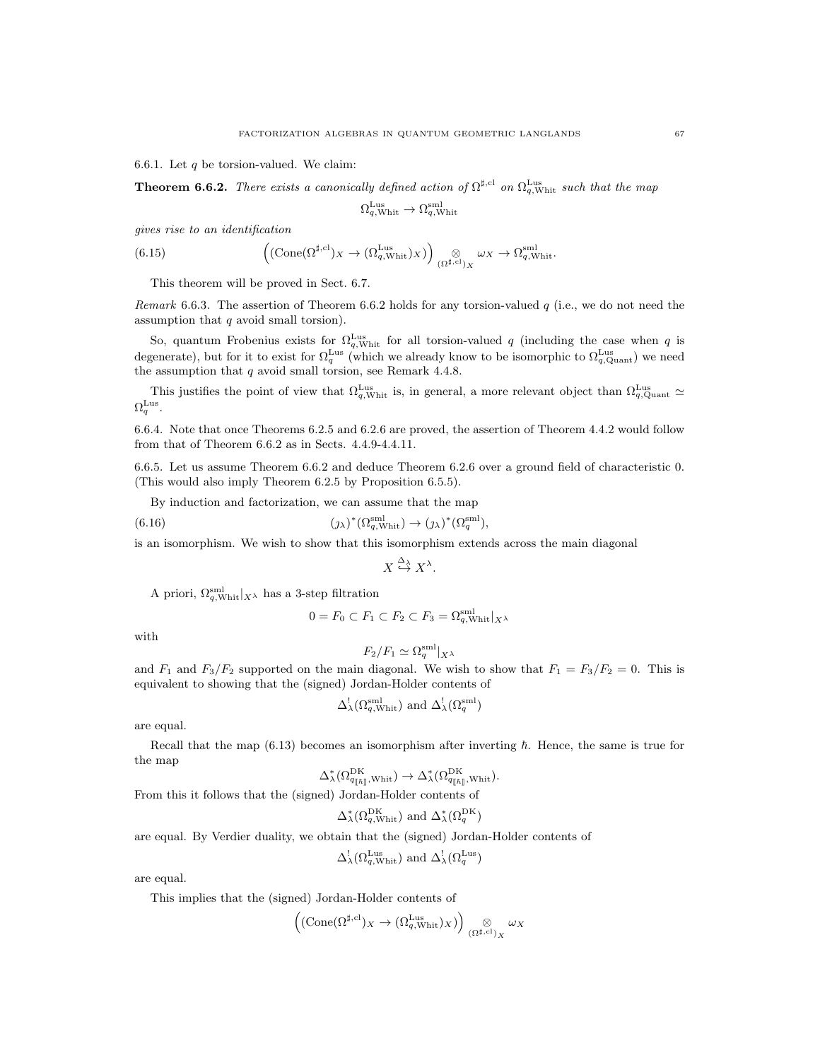6.6.1. Let $q$ be torsion-valued. We claim:

**Theorem 6.6.2.** *There exists a canonically defined action of $\Omega^{\sharp,\mathrm{cl}}$ on $\Omega^{\mathrm{Lus}}_{q,\mathrm{Whit}}$ such that the map*

$$\Omega^{\mathrm{Lus}}_{q,\mathrm{Whit}} \to \Omega^{\mathrm{sml}}_{q,\mathrm{Whit}}$$

*gives rise to an identification*

$$\Big((\mathrm{Cone}(\Omega^{\sharp,\mathrm{cl}})_X \to (\Omega^{\mathrm{Lus}}_{q,\mathrm{Whit}})_X)\Big) \underset{(\Omega^{\sharp,\mathrm{cl}})_X}{\otimes} \omega_X \to \Omega^{\mathrm{sml}}_{q,\mathrm{Whit}}. \tag{6.15}$$

This theorem will be proved in Sect. 6.7.

*Remark* 6.6.3. The assertion of Theorem 6.6.2 holds for any torsion-valued $q$ (i.e., we do not need the assumption that $q$ avoid small torsion).

So, quantum Frobenius exists for $\Omega^{\mathrm{Lus}}_{q,\mathrm{Whit}}$ for all torsion-valued $q$ (including the case when $q$ is degenerate), but for it to exist for $\Omega^{\mathrm{Lus}}_q$ (which we already know to be isomorphic to $\Omega^{\mathrm{Lus}}_{q,\mathrm{Quant}}$) we need the assumption that $q$ avoid small torsion, see Remark 4.4.8.

This justifies the point of view that $\Omega^{\mathrm{Lus}}_{q,\mathrm{Whit}}$ is, in general, a more relevant object than $\Omega^{\mathrm{Lus}}_{q,\mathrm{Quant}} \simeq \Omega^{\mathrm{Lus}}_q$.

6.6.4. Note that once Theorems 6.2.5 and 6.2.6 are proved, the assertion of Theorem 4.4.2 would follow from that of Theorem 6.6.2 as in Sects. 4.4.9-4.4.11.

6.6.5. Let us assume Theorem 6.6.2 and deduce Theorem 6.2.6 over a ground field of characteristic 0. (This would also imply Theorem 6.2.5 by Proposition 6.5.5).

By induction and factorization, we can assume that the map

$$(j_\lambda)^*(\Omega^{\mathrm{sml}}_{q,\mathrm{Whit}}) \to (j_\lambda)^*(\Omega^{\mathrm{sml}}_q), \tag{6.16}$$

is an isomorphism. We wish to show that this isomorphism extends across the main diagonal

$$X \overset{\Delta_\lambda}{\hookrightarrow} X^\lambda.$$

A priori, $\Omega^{\mathrm{sml}}_{q,\mathrm{Whit}}|_{X^\lambda}$ has a 3-step filtration

$$0 = F_0 \subset F_1 \subset F_2 \subset F_3 = \Omega^{\mathrm{sml}}_{q,\mathrm{Whit}}|_{X^\lambda}$$

with

$$F_2/F_1 \simeq \Omega^{\mathrm{sml}}_q|_{X^\lambda}$$

and $F_1$ and $F_3/F_2$ supported on the main diagonal. We wish to show that $F_1 = F_3/F_2 = 0$. This is equivalent to showing that the (signed) Jordan-Holder contents of

$$\Delta^!_\lambda(\Omega^{\mathrm{sml}}_{q,\mathrm{Whit}}) \text{ and } \Delta^!_\lambda(\Omega^{\mathrm{sml}}_q)$$

are equal.

Recall that the map (6.13) becomes an isomorphism after inverting $\hbar$. Hence, the same is true for the map

$$\Delta^*_\lambda(\Omega^{\mathrm{DK}}_{q[\![\hbar]\!],\mathrm{Whit}}) \to \Delta^*_\lambda(\Omega^{\mathrm{DK}}_{q[\![\hbar]\!],\mathrm{Whit}}).$$

From this it follows that the (signed) Jordan-Holder contents of

$$\Delta^*_\lambda(\Omega^{\mathrm{DK}}_{q,\mathrm{Whit}}) \text{ and } \Delta^*_\lambda(\Omega^{\mathrm{DK}}_q)$$

are equal. By Verdier duality, we obtain that the (signed) Jordan-Holder contents of

$$\Delta^!_\lambda(\Omega^{\mathrm{Lus}}_{q,\mathrm{Whit}}) \text{ and } \Delta^!_\lambda(\Omega^{\mathrm{Lus}}_q)$$

are equal.

This implies that the (signed) Jordan-Holder contents of

$$\Big((\mathrm{Cone}(\Omega^{\sharp,\mathrm{cl}})_X \to (\Omega^{\mathrm{Lus}}_{q,\mathrm{Whit}})_X)\Big) \underset{(\Omega^{\sharp,\mathrm{cl}})_X}{\otimes} \omega_X$$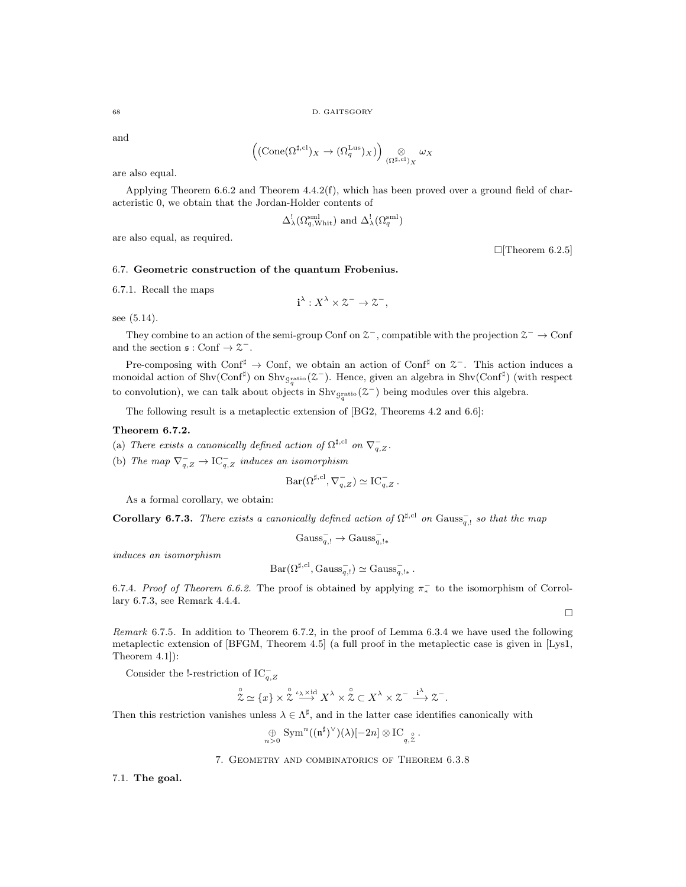and

$$\left((\operatorname{Cone}(\Omega^{\sharp,\mathrm{cl}})_X \to (\Omega_q^{\mathrm{Lus}})_X)\right) \underset{(\Omega^{\sharp,\mathrm{cl}})_X}{\otimes} \omega_X$$

are also equal.

Applying Theorem 6.6.2 and Theorem 4.4.2(f), which has been proved over a ground field of characteristic 0, we obtain that the Jordan-Holder contents of

$$\Delta^!_\lambda(\Omega^{\mathrm{sml}}_{q,\mathrm{Whit}}) \text{ and } \Delta^!_\lambda(\Omega^{\mathrm{sml}}_q)$$

are also equal, as required.

□[Theorem 6.2.5]

### 6.7. Geometric construction of the quantum Frobenius.

6.7.1. Recall the maps

$$\mathbf{i}^\lambda : X^\lambda \times \mathcal{Z}^- \to \mathcal{Z}^-,$$

see (5.14).

They combine to an action of the semi-group Conf on $\mathcal{Z}^-$, compatible with the projection $\mathcal{Z}^- \to \mathrm{Conf}$ and the section $\mathfrak{s} : \mathrm{Conf} \to \mathcal{Z}^-$.

Pre-composing with $\mathrm{Conf}^\sharp \to \mathrm{Conf}$, we obtain an action of $\mathrm{Conf}^\sharp$ on $\mathcal{Z}^-$. This action induces a monoidal action of $\mathrm{Shv}(\mathrm{Conf}^\sharp)$ on $\mathrm{Shv}_{\mathcal{G}_q^{\mathrm{ratio}}}(\mathcal{Z}^-)$. Hence, given an algebra in $\mathrm{Shv}(\mathrm{Conf}^\sharp)$ (with respect to convolution), we can talk about objects in $\mathrm{Shv}_{\mathcal{G}_q^{\mathrm{ratio}}}(\mathcal{Z}^-)$ being modules over this algebra.

The following result is a metaplectic extension of [BG2, Theorems 4.2 and 6.6]:

**Theorem 6.7.2.**

(a) *There exists a canonically defined action of $\Omega^{\sharp,\mathrm{cl}}$ on $\nabla^-_{q,Z}$.*

(b) *The map $\nabla^-_{q,Z} \to \mathrm{IC}^-_{q,Z}$ induces an isomorphism*

$$\mathrm{Bar}(\Omega^{\sharp,\mathrm{cl}}, \nabla^-_{q,Z}) \simeq \mathrm{IC}^-_{q,Z}\,.$$

As a formal corollary, we obtain:

**Corollary 6.7.3.** *There exists a canonically defined action of $\Omega^{\sharp,\mathrm{cl}}$ on $\mathrm{Gauss}^-_{q,!}$ so that the map*

$$\mathrm{Gauss}^-_{q,!} \to \mathrm{Gauss}^-_{q,!*}$$

*induces an isomorphism*

$$\mathrm{Bar}(\Omega^{\sharp,\mathrm{cl}}, \mathrm{Gauss}^-_{q,!}) \simeq \mathrm{Gauss}^-_{q,!*}\,.$$

6.7.4. *Proof of Theorem 6.6.2.* The proof is obtained by applying $\pi^-_*$ to the isomorphism of Corollary 6.7.3, see Remark 4.4.4.

□

*Remark* 6.7.5. In addition to Theorem 6.7.2, in the proof of Lemma 6.3.4 we have used the following metaplectic extension of [BFGM, Theorem 4.5] (a full proof in the metaplectic case is given in [Lys1, Theorem 4.1]):

Consider the !-restriction of $\mathrm{IC}^-_{q,Z}$

$$\overset{\circ}{\mathcal{Z}} \simeq \{x\} \times \overset{\circ}{\mathcal{Z}} \overset{\iota_\lambda \times \mathrm{id}}{\longrightarrow} X^\lambda \times \overset{\circ}{\mathcal{Z}} \subset X^\lambda \times \mathcal{Z}^- \overset{\mathbf{i}^\lambda}{\longrightarrow} \mathcal{Z}^-.$$

Then this restriction vanishes unless $\lambda \in \Lambda^\sharp$, and in the latter case identifies canonically with

$$\underset{n>0}{\oplus} \mathrm{Sym}^n((\mathfrak{n}^\sharp)^\vee)(\lambda)[-2n] \otimes \mathrm{IC}_{q,\overset{\circ}{\mathcal{Z}}}\,.$$

## 7. Geometry and combinatorics of Theorem 6.3.8

### 7.1. The goal.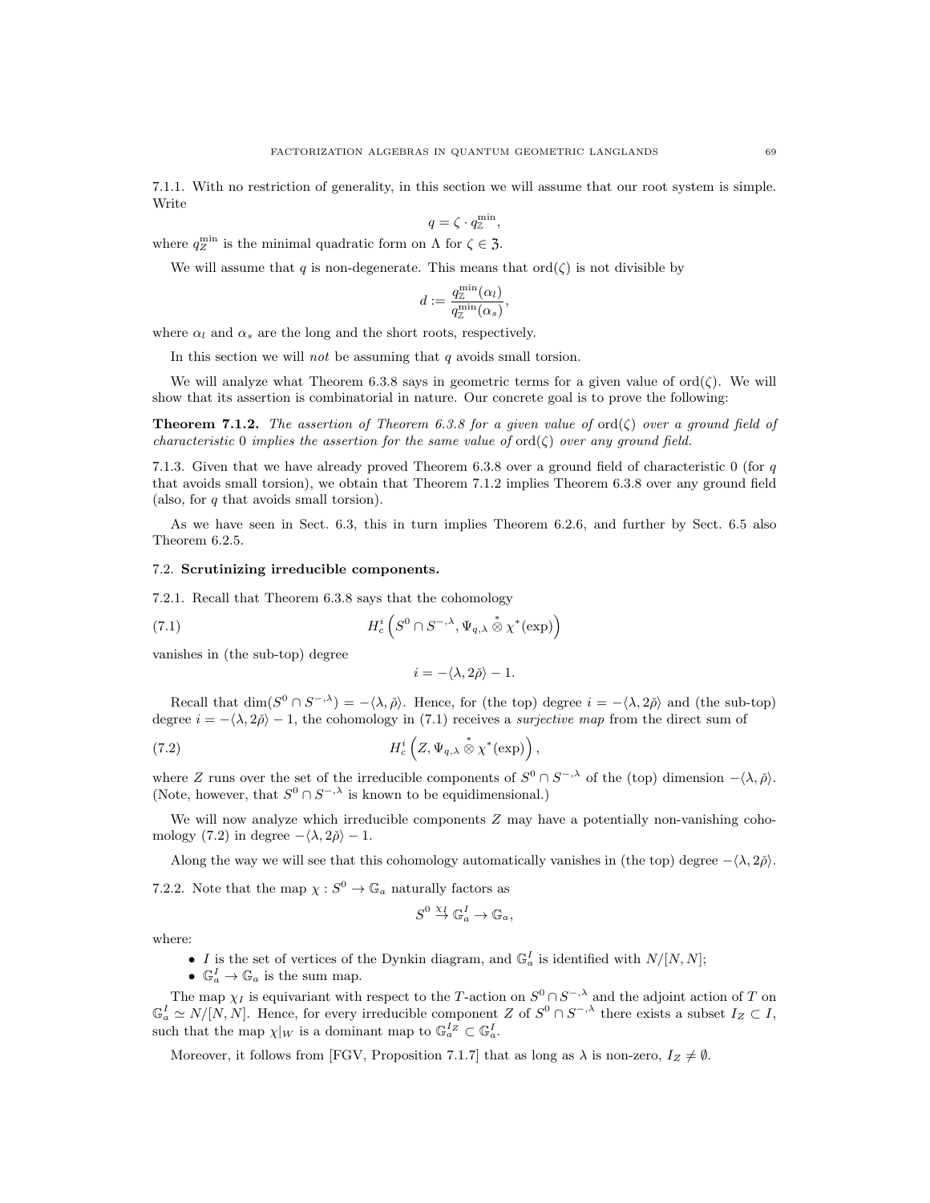7.1.1. With no restriction of generality, in this section we will assume that our root system is simple. Write

$$q = \zeta \cdot q_{\mathbb{Z}}^{\min},$$

where $q_Z^{\min}$ is the minimal quadratic form on $\Lambda$ for $\zeta \in \mathfrak{Z}$.

We will assume that $q$ is non-degenerate. This means that $\text{ord}(\zeta)$ is not divisible by

$$d := \frac{q_{\mathbb{Z}}^{\min}(\alpha_l)}{q_{\mathbb{Z}}^{\min}(\alpha_s)},$$

where $\alpha_l$ and $\alpha_s$ are the long and the short roots, respectively.

In this section we will *not* be assuming that $q$ avoids small torsion.

We will analyze what Theorem 6.3.8 says in geometric terms for a given value of $\text{ord}(\zeta)$. We will show that its assertion is combinatorial in nature. Our concrete goal is to prove the following:

**Theorem 7.1.2.** *The assertion of Theorem 6.3.8 for a given value of* $\text{ord}(\zeta)$ *over a ground field of characteristic* 0 *implies the assertion for the same value of* $\text{ord}(\zeta)$ *over any ground field.*

7.1.3. Given that we have already proved Theorem 6.3.8 over a ground field of characteristic 0 (for $q$ that avoids small torsion), we obtain that Theorem 7.1.2 implies Theorem 6.3.8 over any ground field (also, for $q$ that avoids small torsion).

As we have seen in Sect. 6.3, this in turn implies Theorem 6.2.6, and further by Sect. 6.5 also Theorem 6.2.5.

## 7.2. Scrutinizing irreducible components.

7.2.1. Recall that Theorem 6.3.8 says that the cohomology

$$H_c^i\left(S^0 \cap S^{-,\lambda}, \Psi_{q,\lambda} \overset{*}{\otimes} \chi^*(\exp)\right) \tag{7.1}$$

vanishes in (the sub-top) degree

$$i = -\langle \lambda, 2\check{\rho} \rangle - 1.$$

Recall that $\dim(S^0 \cap S^{-,\lambda}) = -\langle \lambda, \check{\rho} \rangle$. Hence, for (the top) degree $i = -\langle \lambda, 2\check{\rho} \rangle$ and (the sub-top) degree $i = -\langle \lambda, 2\check{\rho} \rangle - 1$, the cohomology in (7.1) receives a *surjective map* from the direct sum of

$$H_c^i\left(Z, \Psi_{q,\lambda} \overset{*}{\otimes} \chi^*(\exp)\right), \tag{7.2}$$

where $Z$ runs over the set of the irreducible components of $S^0 \cap S^{-,\lambda}$ of the (top) dimension $-\langle \lambda, \check{\rho} \rangle$. (Note, however, that $S^0 \cap S^{-,\lambda}$ is known to be equidimensional.)

We will now analyze which irreducible components $Z$ may have a potentially non-vanishing cohomology (7.2) in degree $-\langle \lambda, 2\check{\rho} \rangle - 1$.

Along the way we will see that this cohomology automatically vanishes in (the top) degree $-\langle \lambda, 2\check{\rho} \rangle$.

7.2.2. Note that the map $\chi : S^0 \to \mathbb{G}_a$ naturally factors as

$$S^0 \overset{\chi_I}{\to} \mathbb{G}_a^I \to \mathbb{G}_a,$$

where:

- $I$ is the set of vertices of the Dynkin diagram, and $\mathbb{G}_a^I$ is identified with $N/[N,N]$;
- $\mathbb{G}_a^I \to \mathbb{G}_a$ is the sum map.

The map $\chi_I$ is equivariant with respect to the $T$-action on $S^0 \cap S^{-,\lambda}$ and the adjoint action of $T$ on $\mathbb{G}_a^I \simeq N/[N,N]$. Hence, for every irreducible component $Z$ of $S^0 \cap S^{-,\lambda}$ there exists a subset $I_Z \subset I$, such that the map $\chi|_W$ is a dominant map to $\mathbb{G}_a^{I_Z} \subset \mathbb{G}_a^I$.

Moreover, it follows from [FGV, Proposition 7.1.7] that as long as $\lambda$ is non-zero, $I_Z \neq \emptyset$.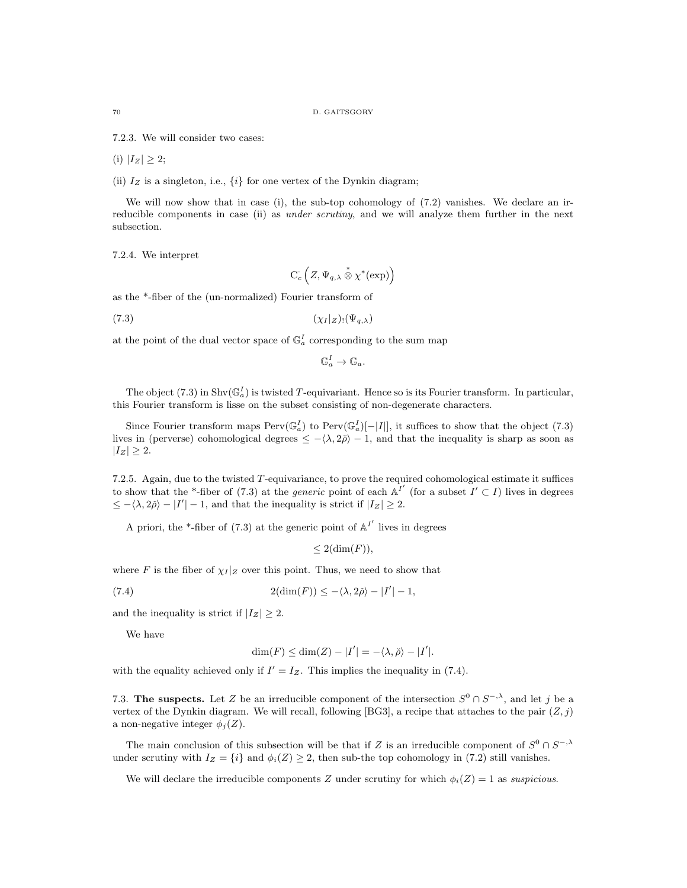7.2.3. We will consider two cases:

(i) $|I_Z| \geq 2$;

(ii) $I_Z$ is a singleton, i.e., $\{i\}$ for one vertex of the Dynkin diagram;

We will now show that in case (i), the sub-top cohomology of (7.2) vanishes. We declare an irreducible components in case (ii) as *under scrutiny*, and we will analyze them further in the next subsection.

7.2.4. We interpret

$$\mathrm{C}^{\cdot}_c\left(Z, \Psi_{q,\lambda} \overset{*}{\otimes} \chi^*(\exp)\right)$$

as the \*-fiber of the (un-normalized) Fourier transform of

$$(\chi_I|_Z)_!(\Psi_{q,\lambda}) \tag{7.3}$$

at the point of the dual vector space of $\mathbb{G}_a^I$ corresponding to the sum map

$$\mathbb{G}_a^I \to \mathbb{G}_a.$$

The object (7.3) in $\mathrm{Shv}(\mathbb{G}_a^I)$ is twisted $T$-equivariant. Hence so is its Fourier transform. In particular, this Fourier transform is lisse on the subset consisting of non-degenerate characters.

Since Fourier transform maps $\mathrm{Perv}(\mathbb{G}_a^I)$ to $\mathrm{Perv}(\mathbb{G}_a^I)[-|I|]$, it suffices to show that the object (7.3) lives in (perverse) cohomological degrees $\leq -\langle \lambda, 2\check{\rho}\rangle - 1$, and that the inequality is sharp as soon as $|I_Z| \geq 2$.

7.2.5. Again, due to the twisted $T$-equivariance, to prove the required cohomological estimate it suffices to show that the \*-fiber of (7.3) at the *generic* point of each $\mathbb{A}^{I'}$ (for a subset $I' \subset I$) lives in degrees $\leq -\langle \lambda, 2\check{\rho}\rangle - |I'| - 1$, and that the inequality is strict if $|I_Z| \geq 2$.

A priori, the \*-fiber of (7.3) at the generic point of $\mathbb{A}^{I'}$ lives in degrees

$$\leq 2(\dim(F)),$$

where $F$ is the fiber of $\chi_I|_Z$ over this point. Thus, we need to show that

$$2(\dim(F)) \leq -\langle \lambda, 2\check{\rho}\rangle - |I'| - 1, \tag{7.4}$$

and the inequality is strict if $|I_Z| \geq 2$.

We have

$$\dim(F) \leq \dim(Z) - |I'| = -\langle \lambda, \check{\rho}\rangle - |I'|.$$

with the equality achieved only if $I' = I_Z$. This implies the inequality in (7.4).

7.3. **The suspects.** Let $Z$ be an irreducible component of the intersection $S^0 \cap S^{-,\lambda}$, and let $j$ be a vertex of the Dynkin diagram. We will recall, following [BG3], a recipe that attaches to the pair $(Z, j)$ a non-negative integer $\phi_j(Z)$.

The main conclusion of this subsection will be that if $Z$ is an irreducible component of $S^0 \cap S^{-,\lambda}$ under scrutiny with $I_Z = \{i\}$ and $\phi_i(Z) \geq 2$, then sub-the top cohomology in (7.2) still vanishes.

We will declare the irreducible components $Z$ under scrutiny for which $\phi_i(Z) = 1$ as *suspicious*.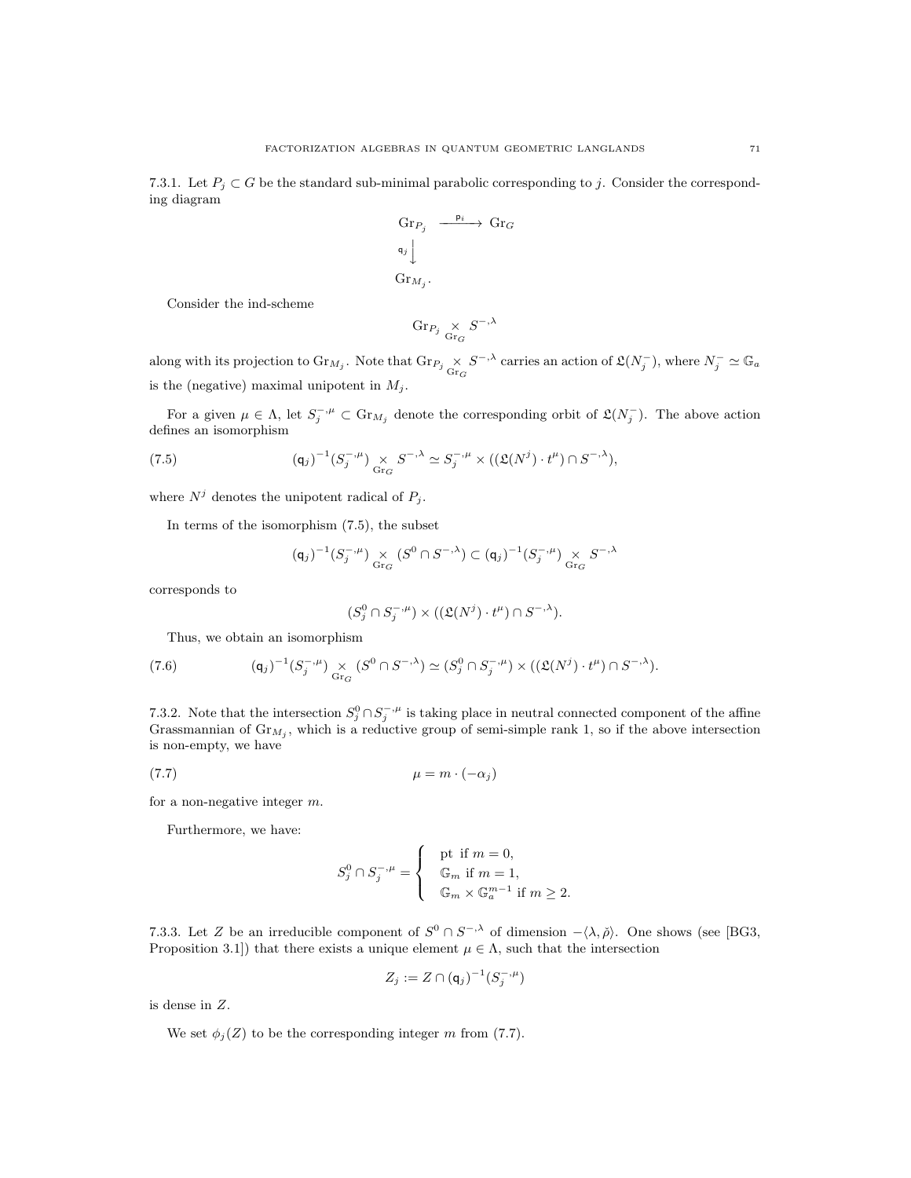7.3.1. Let $P_j \subset G$ be the standard sub-minimal parabolic corresponding to $j$. Consider the corresponding diagram

$$\begin{array}{ccc} \mathrm{Gr}_{P_j} & \xrightarrow{\mathsf{p}_i} & \mathrm{Gr}_G \\ {\scriptstyle \mathsf{q}_j}\downarrow & & \\ \mathrm{Gr}_{M_j}. & & \end{array}$$

Consider the ind-scheme

$$\mathrm{Gr}_{P_j} \underset{\mathrm{Gr}_G}{\times} S^{-,\lambda}$$

along with its projection to $\mathrm{Gr}_{M_j}$. Note that $\mathrm{Gr}_{P_j} \underset{\mathrm{Gr}_G}{\times} S^{-,\lambda}$ carries an action of $\mathfrak{L}(N_j^-)$, where $N_j^- \simeq \mathbb{G}_a$ is the (negative) maximal unipotent in $M_j$.

For a given $\mu \in \Lambda$, let $S_j^{-,\mu} \subset \mathrm{Gr}_{M_j}$ denote the corresponding orbit of $\mathfrak{L}(N_j^-)$. The above action defines an isomorphism

$$(\mathsf{q}_j)^{-1}(S_j^{-,\mu}) \underset{\mathrm{Gr}_G}{\times} S^{-,\lambda} \simeq S_j^{-,\mu} \times ((\mathfrak{L}(N^j) \cdot t^\mu) \cap S^{-,\lambda}), \tag{7.5}$$

where $N^j$ denotes the unipotent radical of $P_j$.

In terms of the isomorphism (7.5), the subset

$$(\mathsf{q}_j)^{-1}(S_j^{-,\mu}) \underset{\mathrm{Gr}_G}{\times} (S^0 \cap S^{-,\lambda}) \subset (\mathsf{q}_j)^{-1}(S_j^{-,\mu}) \underset{\mathrm{Gr}_G}{\times} S^{-,\lambda}$$

corresponds to

$$(S_j^0 \cap S_j^{-,\mu}) \times ((\mathfrak{L}(N^j) \cdot t^\mu) \cap S^{-,\lambda}).$$

Thus, we obtain an isomorphism

$$(\mathsf{q}_j)^{-1}(S_j^{-,\mu}) \underset{\mathrm{Gr}_G}{\times} (S^0 \cap S^{-,\lambda}) \simeq (S_j^0 \cap S_j^{-,\mu}) \times ((\mathfrak{L}(N^j) \cdot t^\mu) \cap S^{-,\lambda}). \tag{7.6}$$

7.3.2. Note that the intersection $S_j^0 \cap S_j^{-,\mu}$ is taking place in neutral connected component of the affine Grassmannian of $\mathrm{Gr}_{M_j}$, which is a reductive group of semi-simple rank 1, so if the above intersection is non-empty, we have

$$\mu = m \cdot (-\alpha_j) \tag{7.7}$$

for a non-negative integer $m$.

Furthermore, we have:

$$S_j^0 \cap S_j^{-,\mu} = \begin{cases} \text{pt if } m = 0, \\ \mathbb{G}_m \text{ if } m = 1, \\ \mathbb{G}_m \times \mathbb{G}_a^{m-1} \text{ if } m \geq 2. \end{cases}$$

7.3.3. Let $Z$ be an irreducible component of $S^0 \cap S^{-,\lambda}$ of dimension $-\langle \lambda, \check{\rho} \rangle$. One shows (see [BG3, Proposition 3.1]) that there exists a unique element $\mu \in \Lambda$, such that the intersection

$$Z_j := Z \cap (\mathsf{q}_j)^{-1}(S_j^{-,\mu})$$

is dense in $Z$.

We set $\phi_j(Z)$ to be the corresponding integer $m$ from (7.7).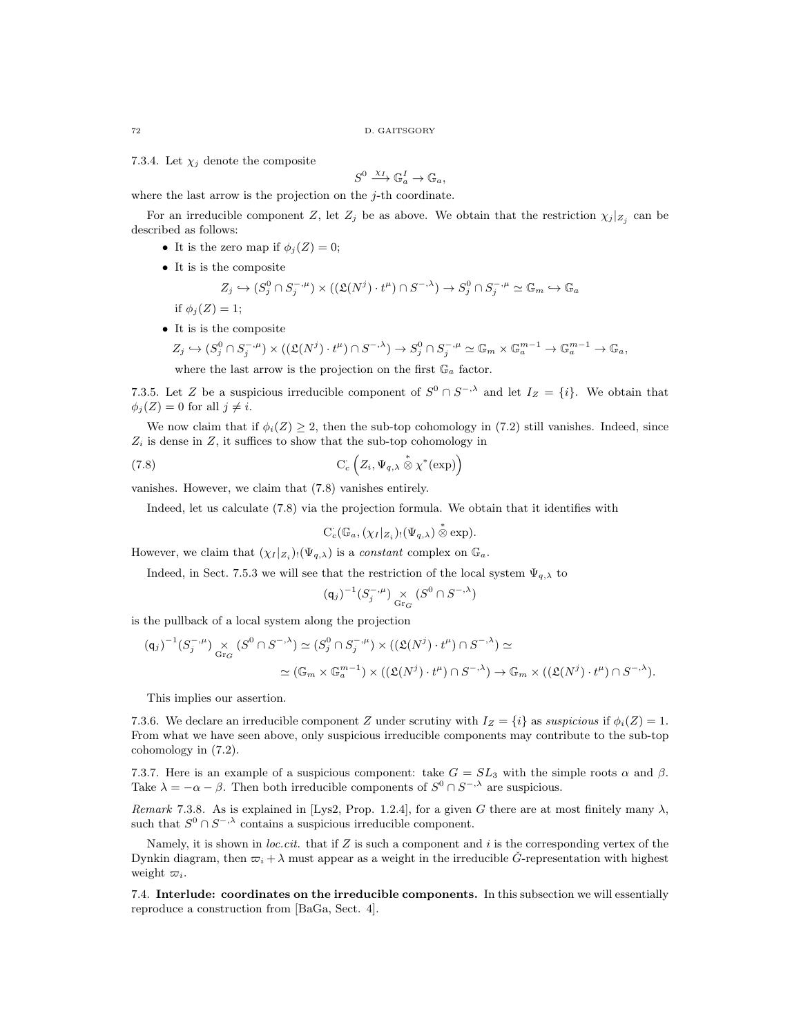7.3.4. Let $\chi_j$ denote the composite

$$S^0 \xrightarrow{\chi_I} \mathbb{G}_a^I \to \mathbb{G}_a,$$

where the last arrow is the projection on the $j$-th coordinate.

For an irreducible component $Z$, let $Z_j$ be as above. We obtain that the restriction $\chi_j|_{Z_j}$ can be described as follows:

- It is the zero map if $\phi_j(Z) = 0$;
- It is is the composite
$$Z_j \hookrightarrow (S_j^0 \cap S_j^{-,\mu}) \times ((\mathfrak{L}(N^j) \cdot t^\mu) \cap S^{-,\lambda}) \to S_j^0 \cap S_j^{-,\mu} \simeq \mathbb{G}_m \hookrightarrow \mathbb{G}_a$$
if $\phi_j(Z) = 1$;
- It is is the composite
$$Z_j \hookrightarrow (S_j^0 \cap S_j^{-,\mu}) \times ((\mathfrak{L}(N^j) \cdot t^\mu) \cap S^{-,\lambda}) \to S_j^0 \cap S_j^{-,\mu} \simeq \mathbb{G}_m \times \mathbb{G}_a^{m-1} \to \mathbb{G}_a^{m-1} \to \mathbb{G}_a,$$
where the last arrow is the projection on the first $\mathbb{G}_a$ factor.

7.3.5. Let $Z$ be a suspicious irreducible component of $S^0 \cap S^{-,\lambda}$ and let $I_Z = \{i\}$. We obtain that $\phi_j(Z) = 0$ for all $j \neq i$.

We now claim that if $\phi_i(Z) \geq 2$, then the sub-top cohomology in (7.2) still vanishes. Indeed, since $Z_i$ is dense in $Z$, it suffices to show that the sub-top cohomology in

$$\mathrm{C}_c^\cdot\left(Z_i, \Psi_{q,\lambda} \overset{*}{\otimes} \chi^*(\exp)\right) \tag{7.8}$$

vanishes. However, we claim that (7.8) vanishes entirely.

Indeed, let us calculate (7.8) via the projection formula. We obtain that it identifies with

$$\mathrm{C}_c^\cdot(\mathbb{G}_a, (\chi_I|_{Z_i})_!(\Psi_{q,\lambda}) \overset{*}{\otimes} \exp).$$

However, we claim that $(\chi_I|_{Z_i})_!(\Psi_{q,\lambda})$ is a *constant* complex on $\mathbb{G}_a$.

Indeed, in Sect. 7.5.3 we will see that the restriction of the local system $\Psi_{q,\lambda}$ to

$$(\mathsf{q}_j)^{-1}(S_j^{-,\mu}) \underset{\mathrm{Gr}_G}{\times} (S^0 \cap S^{-,\lambda})$$

is the pullback of a local system along the projection

$$(\mathsf{q}_j)^{-1}(S_j^{-,\mu}) \underset{\mathrm{Gr}_G}{\times} (S^0 \cap S^{-,\lambda}) \simeq (S_j^0 \cap S_j^{-,\mu}) \times ((\mathfrak{L}(N^j) \cdot t^\mu) \cap S^{-,\lambda}) \simeq$$
$$\simeq (\mathbb{G}_m \times \mathbb{G}_a^{m-1}) \times ((\mathfrak{L}(N^j) \cdot t^\mu) \cap S^{-,\lambda}) \to \mathbb{G}_m \times ((\mathfrak{L}(N^j) \cdot t^\mu) \cap S^{-,\lambda}).$$

This implies our assertion.

7.3.6. We declare an irreducible component $Z$ under scrutiny with $I_Z = \{i\}$ as *suspicious* if $\phi_i(Z) = 1$. From what we have seen above, only suspicious irreducible components may contribute to the sub-top cohomology in (7.2).

7.3.7. Here is an example of a suspicious component: take $G = SL_3$ with the simple roots $\alpha$ and $\beta$. Take $\lambda = -\alpha - \beta$. Then both irreducible components of $S^0 \cap S^{-,\lambda}$ are suspicious.

*Remark* 7.3.8. As is explained in [Lys2, Prop. 1.2.4], for a given $G$ there are at most finitely many $\lambda$, such that $S^0 \cap S^{-,\lambda}$ contains a suspicious irreducible component.

Namely, it is shown in *loc.cit.* that if $Z$ is such a component and $i$ is the corresponding vertex of the Dynkin diagram, then $\varpi_i + \lambda$ must appear as a weight in the irreducible $\check{G}$-representation with highest weight $\varpi_i$.

**7.4. Interlude: coordinates on the irreducible components.** In this subsection we will essentially reproduce a construction from [BaGa, Sect. 4].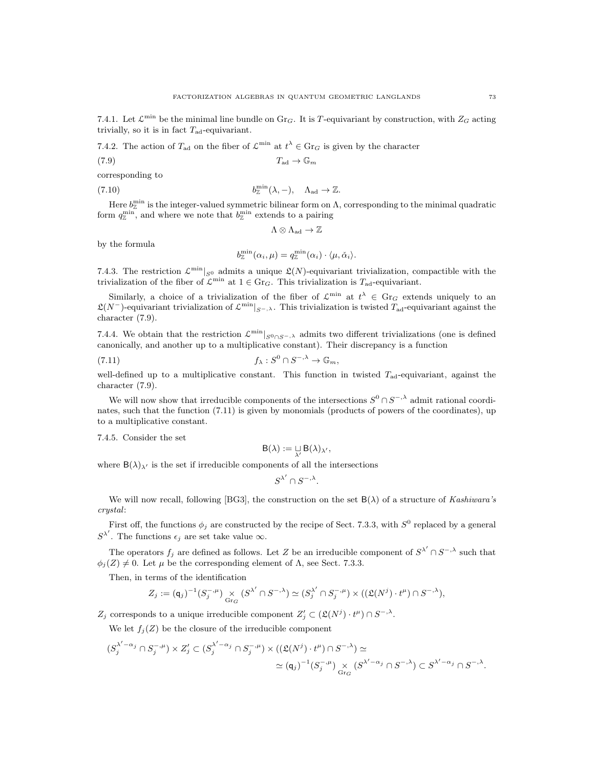7.4.1. Let $\mathcal{L}^{\min}$ be the minimal line bundle on $\mathrm{Gr}_G$. It is $T$-equivariant by construction, with $Z_G$ acting trivially, so it is in fact $T_{\mathrm{ad}}$-equivariant.

7.4.2. The action of $T_{\mathrm{ad}}$ on the fiber of $\mathcal{L}^{\min}$ at $t^\lambda \in \mathrm{Gr}_G$ is given by the character

$$T_{\mathrm{ad}} \to \mathbb{G}_m \tag{7.9}$$

corresponding to

$$b^{\min}_{\mathbb{Z}}(\lambda, -), \quad \Lambda_{\mathrm{ad}} \to \mathbb{Z}. \tag{7.10}$$

Here $b^{\min}_{\mathbb{Z}}$ is the integer-valued symmetric bilinear form on $\Lambda$, corresponding to the minimal quadratic form $q^{\min}_{\mathbb{Z}}$, and where we note that $b^{\min}_{\mathbb{Z}}$ extends to a pairing

$$\Lambda \otimes \Lambda_{\mathrm{ad}} \to \mathbb{Z}$$

by the formula

$$b^{\min}_{\mathbb{Z}}(\alpha_i, \mu) = q^{\min}_{\mathbb{Z}}(\alpha_i) \cdot \langle \mu, \check{\alpha}_i \rangle.$$

7.4.3. The restriction $\mathcal{L}^{\min}|_{S^0}$ admits a unique $\mathfrak{L}(N)$-equivariant trivialization, compactible with the trivialization of the fiber of $\mathcal{L}^{\min}$ at $1 \in \mathrm{Gr}_G$. This trivialization is $T_{\mathrm{ad}}$-equivariant.

Similarly, a choice of a trivialization of the fiber of $\mathcal{L}^{\min}$ at $t^\lambda \in \mathrm{Gr}_G$ extends uniquely to an $\mathfrak{L}(N^-)$-equivariant trivialization of $\mathcal{L}^{\min}|_{S^{-,\lambda}}$. This trivialization is twisted $T_{\mathrm{ad}}$-equivariant against the character (7.9).

7.4.4. We obtain that the restriction $\mathcal{L}^{\min}|_{S^0 \cap S^{-,\lambda}}$ admits two different trivializations (one is defined canonically, and another up to a multiplicative constant). Their discrepancy is a function

$$f_\lambda : S^0 \cap S^{-,\lambda} \to \mathbb{G}_m, \tag{7.11}$$

well-defined up to a multiplicative constant. This function in twisted $T_{\mathrm{ad}}$-equivariant, against the character (7.9).

We will now show that irreducible components of the intersections $S^0 \cap S^{-,\lambda}$ admit rational coordinates, such that the function (7.11) is given by monomials (products of powers of the coordinates), up to a multiplicative constant.

7.4.5. Consider the set

$$\mathsf{B}(\lambda) := \underset{\lambda'}{\sqcup} \mathsf{B}(\lambda)_{\lambda'},$$

where $\mathsf{B}(\lambda)_{\lambda'}$ is the set if irreducible components of all the intersections

$$S^{\lambda'} \cap S^{-,\lambda}.$$

We will now recall, following [BG3], the construction on the set $\mathsf{B}(\lambda)$ of a structure of *Kashiwara's crystal*:

First off, the functions $\phi_j$ are constructed by the recipe of Sect. 7.3.3, with $S^0$ replaced by a general $S^{\lambda'}$. The functions $\epsilon_j$ are set take value $\infty$.

The operators $f_j$ are defined as follows. Let $Z$ be an irreducible component of $S^{\lambda'} \cap S^{-,\lambda}$ such that $\phi_j(Z) \neq 0$. Let $\mu$ be the corresponding element of $\Lambda$, see Sect. 7.3.3.

Then, in terms of the identification

$$Z_j := (\mathsf{q}_j)^{-1}(S^{-,\mu}_j) \underset{\mathrm{Gr}_G}{\times} (S^{\lambda'} \cap S^{-,\lambda}) \simeq (S^{\lambda'}_j \cap S^{-,\mu}_j) \times ((\mathfrak{L}(N^j) \cdot t^\mu) \cap S^{-,\lambda}),$$

$Z_j$ corresponds to a unique irreducible component $Z'_j \subset (\mathfrak{L}(N^j) \cdot t^\mu) \cap S^{-,\lambda}$.

We let $f_j(Z)$ be the closure of the irreducible component

$$(S^{\lambda'-\alpha_j}_j \cap S^{-,\mu}_j) \times Z'_j \subset (S^{\lambda'-\alpha_j}_j \cap S^{-,\mu}_j) \times ((\mathfrak{L}(N^j) \cdot t^\mu) \cap S^{-,\lambda}) \simeq$$
$$\simeq (\mathsf{q}_j)^{-1}(S^{-,\mu}_j) \underset{\mathrm{Gr}_G}{\times} (S^{\lambda'-\alpha_j} \cap S^{-,\lambda}) \subset S^{\lambda'-\alpha_j} \cap S^{-,\lambda}.$$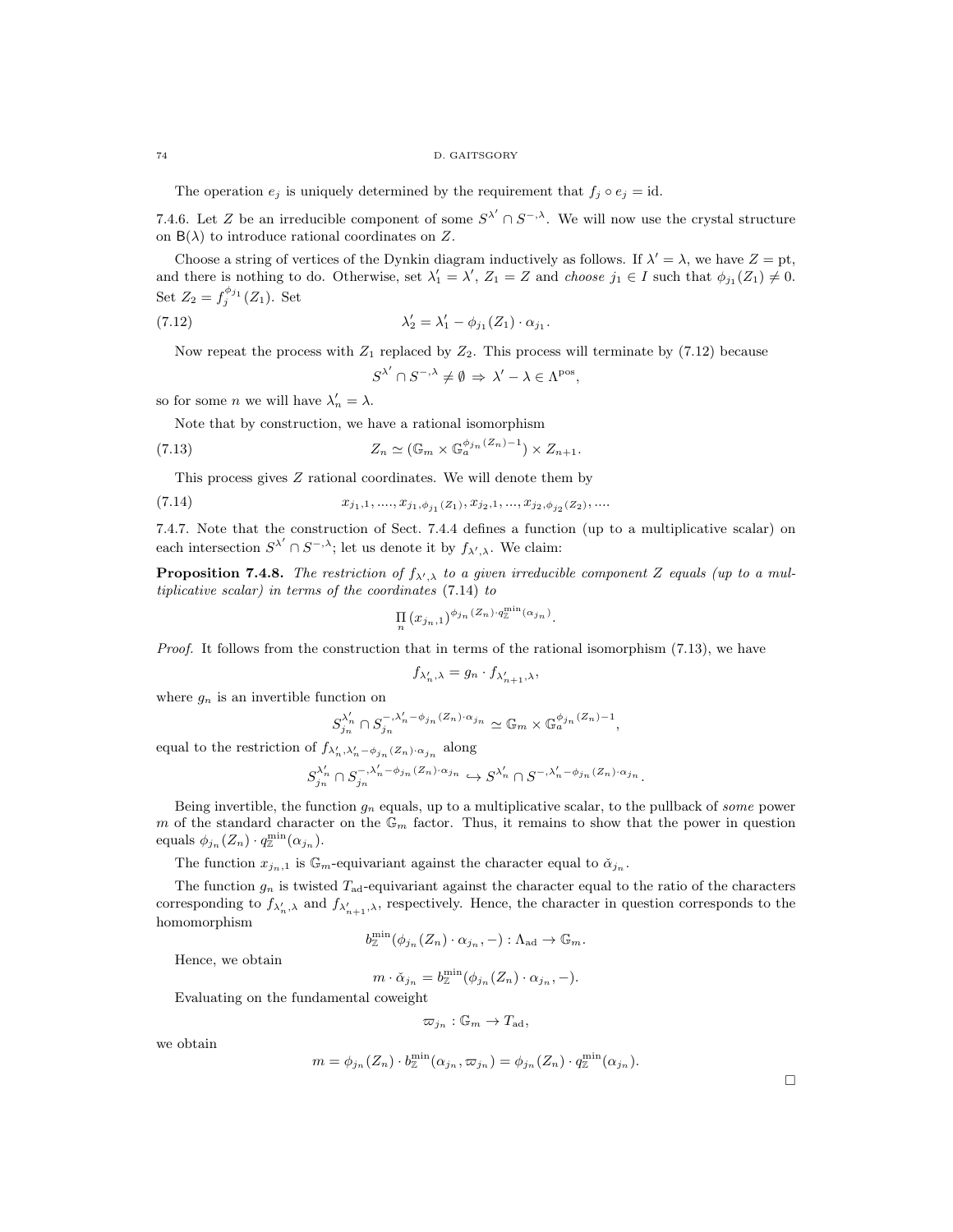The operation $e_j$ is uniquely determined by the requirement that $f_j \circ e_j = \mathrm{id}$.

7.4.6. Let $Z$ be an irreducible component of some $S^{\lambda'} \cap S^{-,\lambda}$. We will now use the crystal structure on $\mathsf{B}(\lambda)$ to introduce rational coordinates on $Z$.

Choose a string of vertices of the Dynkin diagram inductively as follows. If $\lambda' = \lambda$, we have $Z = \mathrm{pt}$, and there is nothing to do. Otherwise, set $\lambda'_1 = \lambda'$, $Z_1 = Z$ and *choose* $j_1 \in I$ such that $\phi_{j_1}(Z_1) \neq 0$. Set $Z_2 = f_j^{\phi_{j_1}}(Z_1)$. Set

$$\lambda'_2 = \lambda'_1 - \phi_{j_1}(Z_1) \cdot \alpha_{j_1}. \tag{7.12}$$

Now repeat the process with $Z_1$ replaced by $Z_2$. This process will terminate by (7.12) because

$$S^{\lambda'} \cap S^{-,\lambda} \neq \emptyset \Rightarrow \lambda' - \lambda \in \Lambda^{\mathrm{pos}},$$

so for some $n$ we will have $\lambda'_n = \lambda$.

Note that by construction, we have a rational isomorphism

$$Z_n \simeq (\mathbb{G}_m \times \mathbb{G}_a^{\phi_{j_n}(Z_n)-1}) \times Z_{n+1}. \tag{7.13}$$

This process gives $Z$ rational coordinates. We will denote them by

$$x_{j_1,1}, ...., x_{j_1,\phi_{j_1}(Z_1)}, x_{j_2,1}, ..., x_{j_2,\phi_{j_2}(Z_2)}, .... \tag{7.14}$$

7.4.7. Note that the construction of Sect. 7.4.4 defines a function (up to a multiplicative scalar) on each intersection $S^{\lambda'} \cap S^{-,\lambda}$; let us denote it by $f_{\lambda',\lambda}$. We claim:

**Proposition 7.4.8.** *The restriction of $f_{\lambda',\lambda}$ to a given irreducible component $Z$ equals (up to a multiplicative scalar) in terms of the coordinates* (7.14) *to*

$$\prod_n (x_{j_n,1})^{\phi_{j_n}(Z_n) \cdot q_{\mathbb{Z}}^{\min}(\alpha_{j_n})}.$$

*Proof.* It follows from the construction that in terms of the rational isomorphism (7.13), we have

$$f_{\lambda'_n,\lambda} = g_n \cdot f_{\lambda'_{n+1},\lambda},$$

where $g_n$ is an invertible function on

$$S^{\lambda'_n}_{j_n} \cap S^{-,\lambda'_n - \phi_{j_n}(Z_n)\cdot\alpha_{j_n}}_{j_n} \simeq \mathbb{G}_m \times \mathbb{G}_a^{\phi_{j_n}(Z_n)-1},$$

equal to the restriction of $f_{\lambda'_n,\lambda'_n - \phi_{j_n}(Z_n)\cdot\alpha_{j_n}}$ along

$$S^{\lambda'_n}_{j_n} \cap S^{-,\lambda'_n - \phi_{j_n}(Z_n)\cdot\alpha_{j_n}}_{j_n} \hookrightarrow S^{\lambda'_n} \cap S^{-,\lambda'_n - \phi_{j_n}(Z_n)\cdot\alpha_{j_n}}.$$

Being invertible, the function $g_n$ equals, up to a multiplicative scalar, to the pullback of *some* power $m$ of the standard character on the $\mathbb{G}_m$ factor. Thus, it remains to show that the power in question equals $\phi_{j_n}(Z_n) \cdot q_{\mathbb{Z}}^{\min}(\alpha_{j_n})$.

The function $x_{j_n,1}$ is $\mathbb{G}_m$-equivariant against the character equal to $\check{\alpha}_{j_n}$.

The function $g_n$ is twisted $T_{\mathrm{ad}}$-equivariant against the character equal to the ratio of the characters corresponding to $f_{\lambda'_n,\lambda}$ and $f_{\lambda'_{n+1},\lambda}$, respectively. Hence, the character in question corresponds to the homomorphism

$$b_{\mathbb{Z}}^{\min}(\phi_{j_n}(Z_n) \cdot \alpha_{j_n}, -) : \Lambda_{\mathrm{ad}} \to \mathbb{G}_m.$$

Hence, we obtain

$$m \cdot \check{\alpha}_{j_n} = b_{\mathbb{Z}}^{\min}(\phi_{j_n}(Z_n) \cdot \alpha_{j_n}, -).$$

Evaluating on the fundamental coweight

$$\varpi_{j_n} : \mathbb{G}_m \to T_{\mathrm{ad}},$$

we obtain

$$m = \phi_{j_n}(Z_n) \cdot b_{\mathbb{Z}}^{\min}(\alpha_{j_n}, \varpi_{j_n}) = \phi_{j_n}(Z_n) \cdot q_{\mathbb{Z}}^{\min}(\alpha_{j_n}).$$

$\square$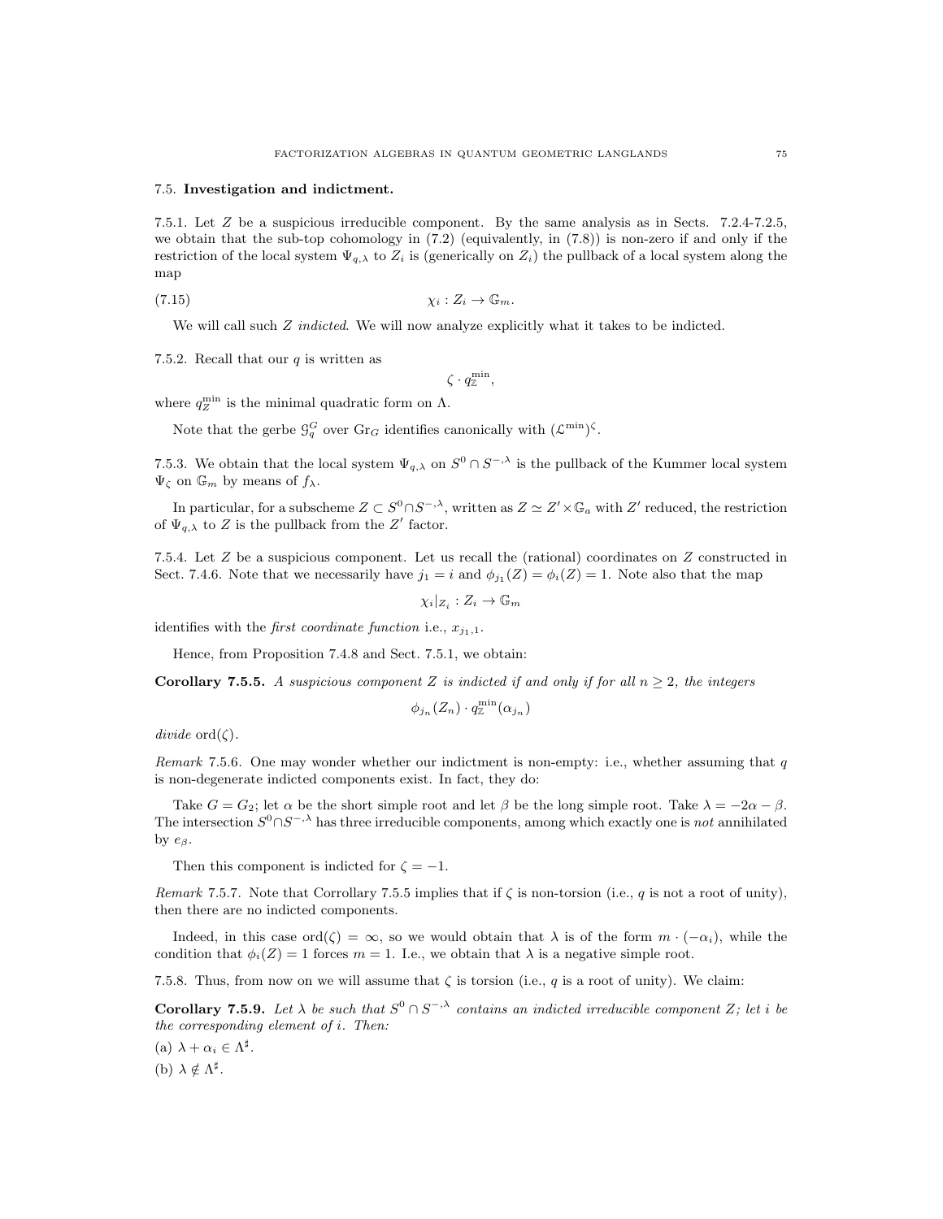### 7.5. Investigation and indictment.

7.5.1. Let $Z$ be a suspicious irreducible component. By the same analysis as in Sects. 7.2.4-7.2.5, we obtain that the sub-top cohomology in (7.2) (equivalently, in (7.8)) is non-zero if and only if the restriction of the local system $\Psi_{q,\lambda}$ to $Z_i$ is (generically on $Z_i$) the pullback of a local system along the map

$$\chi_i : Z_i \to \mathbb{G}_m. \tag{7.15}$$

We will call such $Z$ *indicted*. We will now analyze explicitly what it takes to be indicted.

7.5.2. Recall that our $q$ is written as

$$\zeta \cdot q_{\mathbb{Z}}^{\min},$$

where $q_Z^{\min}$ is the minimal quadratic form on $\Lambda$.

Note that the gerbe $\mathcal{G}_q^G$ over $\mathrm{Gr}_G$ identifies canonically with $(\mathcal{L}^{\min})^{\zeta}$.

7.5.3. We obtain that the local system $\Psi_{q,\lambda}$ on $S^0 \cap S^{-,\lambda}$ is the pullback of the Kummer local system $\Psi_\zeta$ on $\mathbb{G}_m$ by means of $f_\lambda$.

In particular, for a subscheme $Z \subset S^0 \cap S^{-,\lambda}$, written as $Z \simeq Z' \times \mathbb{G}_a$ with $Z'$ reduced, the restriction of $\Psi_{q,\lambda}$ to $Z$ is the pullback from the $Z'$ factor.

7.5.4. Let $Z$ be a suspicious component. Let us recall the (rational) coordinates on $Z$ constructed in Sect. 7.4.6. Note that we necessarily have $j_1 = i$ and $\phi_{j_1}(Z) = \phi_i(Z) = 1$. Note also that the map

$$\chi_i|_{Z_i} : Z_i \to \mathbb{G}_m$$

identifies with the *first coordinate function* i.e., $x_{j_1,1}$.

Hence, from Proposition 7.4.8 and Sect. 7.5.1, we obtain:

**Corollary 7.5.5.** *A suspicious component $Z$ is indicted if and only if for all $n \geq 2$, the integers*

$$\phi_{j_n}(Z_n) \cdot q_{\mathbb{Z}}^{\min}(\alpha_{j_n})$$

*divide* $\mathrm{ord}(\zeta)$.

*Remark* 7.5.6. One may wonder whether our indictment is non-empty: i.e., whether assuming that $q$ is non-degenerate indicted components exist. In fact, they do:

Take $G = G_2$; let $\alpha$ be the short simple root and let $\beta$ be the long simple root. Take $\lambda = -2\alpha - \beta$. The intersection $S^0 \cap S^{-,\lambda}$ has three irreducible components, among which exactly one is *not* annihilated by $e_\beta$.

Then this component is indicted for $\zeta = -1$.

*Remark* 7.5.7. Note that Corollary 7.5.5 implies that if $\zeta$ is non-torsion (i.e., $q$ is not a root of unity), then there are no indicted components.

Indeed, in this case $\mathrm{ord}(\zeta) = \infty$, so we would obtain that $\lambda$ is of the form $m \cdot (-\alpha_i)$, while the condition that $\phi_i(Z) = 1$ forces $m = 1$. I.e., we obtain that $\lambda$ is a negative simple root.

7.5.8. Thus, from now on we will assume that $\zeta$ is torsion (i.e., $q$ is a root of unity). We claim:

**Corollary 7.5.9.** *Let $\lambda$ be such that $S^0 \cap S^{-,\lambda}$ contains an indicted irreducible component $Z$; let $i$ be the corresponding element of $i$. Then:*

(a) $\lambda + \alpha_i \in \Lambda^\sharp$.

(b) $\lambda \notin \Lambda^\sharp$.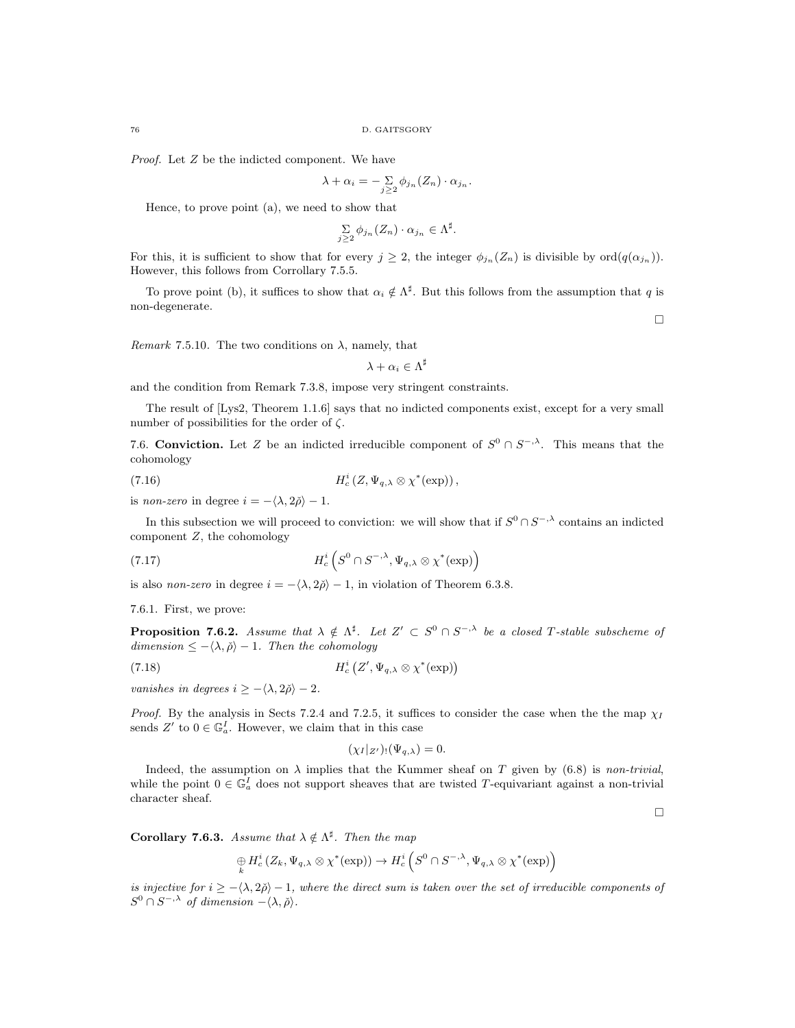*Proof.* Let $Z$ be the indicted component. We have

$$\lambda + \alpha_i = -\sum_{j\geq 2} \phi_{j_n}(Z_n) \cdot \alpha_{j_n}.$$

Hence, to prove point (a), we need to show that

$$\sum_{j\geq 2} \phi_{j_n}(Z_n) \cdot \alpha_{j_n} \in \Lambda^\sharp.$$

For this, it is sufficient to show that for every $j \geq 2$, the integer $\phi_{j_n}(Z_n)$ is divisible by $\text{ord}(q(\alpha_{j_n}))$. However, this follows from Corollary 7.5.5.

To prove point (b), it suffices to show that $\alpha_i \notin \Lambda^\sharp$. But this follows from the assumption that $q$ is non-degenerate.

□

*Remark* 7.5.10. The two conditions on $\lambda$, namely, that

$$\lambda + \alpha_i \in \Lambda^\sharp$$

and the condition from Remark 7.3.8, impose very stringent constraints.

The result of [Lys2, Theorem 1.1.6] says that no indicted components exist, except for a very small number of possibilities for the order of $\zeta$.

7.6. **Conviction.** Let $Z$ be an indicted irreducible component of $S^0 \cap S^{-,\lambda}$. This means that the cohomology

$$H^i_c\left(Z, \Psi_{q,\lambda} \otimes \chi^*(\text{exp})\right), \tag{7.16}$$

is *non-zero* in degree $i = -\langle \lambda, 2\check{\rho}\rangle - 1$.

In this subsection we will proceed to conviction: we will show that if $S^0 \cap S^{-,\lambda}$ contains an indicted component $Z$, the cohomology

$$H^i_c\left(S^0 \cap S^{-,\lambda}, \Psi_{q,\lambda} \otimes \chi^*(\text{exp})\right) \tag{7.17}$$

is also *non-zero* in degree $i = -\langle \lambda, 2\check{\rho}\rangle - 1$, in violation of Theorem 6.3.8.

7.6.1. First, we prove:

**Proposition 7.6.2.** *Assume that $\lambda \notin \Lambda^\sharp$. Let $Z' \subset S^0 \cap S^{-,\lambda}$ be a closed $T$-stable subscheme of dimension $\leq -\langle \lambda, \check{\rho}\rangle - 1$. Then the cohomology*

$$H^i_c\left(Z', \Psi_{q,\lambda} \otimes \chi^*(\text{exp})\right) \tag{7.18}$$

*vanishes in degrees $i \geq -\langle \lambda, 2\check{\rho}\rangle - 2$.*

*Proof.* By the analysis in Sects 7.2.4 and 7.2.5, it suffices to consider the case when the the map $\chi_I$ sends $Z'$ to $0 \in \mathbb{G}_a^I$. However, we claim that in this case

$$(\chi_I|_{Z'})_!(\Psi_{q,\lambda}) = 0.$$

Indeed, the assumption on $\lambda$ implies that the Kummer sheaf on $T$ given by (6.8) is *non-trivial*, while the point $0 \in \mathbb{G}_a^I$ does not support sheaves that are twisted $T$-equivariant against a non-trivial character sheaf.

□

**Corollary 7.6.3.** *Assume that $\lambda \notin \Lambda^\sharp$. Then the map*

$$\underset{k}{\oplus} H^i_c\left(Z_k, \Psi_{q,\lambda} \otimes \chi^*(\text{exp})\right) \to H^i_c\left(S^0 \cap S^{-,\lambda}, \Psi_{q,\lambda} \otimes \chi^*(\text{exp})\right)$$

*is injective for $i \geq -\langle \lambda, 2\check{\rho}\rangle - 1$, where the direct sum is taken over the set of irreducible components of $S^0 \cap S^{-,\lambda}$ of dimension $-\langle \lambda, \check{\rho}\rangle$.*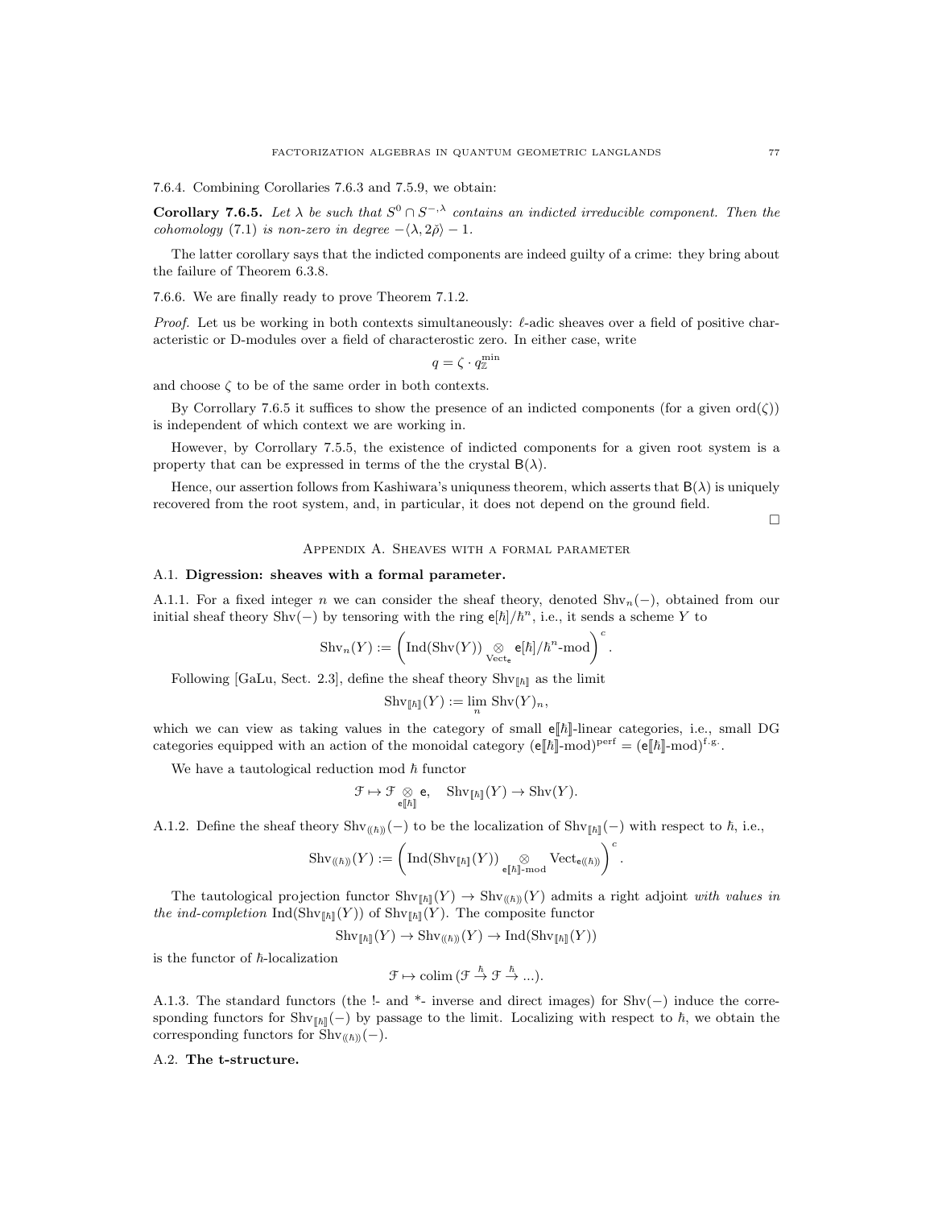7.6.4. Combining Corollaries 7.6.3 and 7.5.9, we obtain:

**Corollary 7.6.5.** *Let $\lambda$ be such that $S^0 \cap S^{-,\lambda}$ contains an indicted irreducible component. Then the cohomology* (7.1) *is non-zero in degree $-\langle \lambda, 2\check{\rho}\rangle - 1$.*

The latter corollary says that the indicted components are indeed guilty of a crime: they bring about the failure of Theorem 6.3.8.

7.6.6. We are finally ready to prove Theorem 7.1.2.

*Proof.* Let us be working in both contexts simultaneously: $\ell$-adic sheaves over a field of positive characteristic or D-modules over a field of characterostic zero. In either case, write

$$q = \zeta \cdot q_{\mathbb{Z}}^{\min}$$

and choose $\zeta$ to be of the same order in both contexts.

By Corrollary 7.6.5 it suffices to show the presence of an indicted components (for a given $\mathrm{ord}(\zeta)$) is independent of which context we are working in.

However, by Corrollary 7.5.5, the existence of indicted components for a given root system is a property that can be expressed in terms of the the crystal $\mathsf{B}(\lambda)$.

Hence, our assertion follows from Kashiwara's uniquness theorem, which asserts that $\mathsf{B}(\lambda)$ is uniquely recovered from the root system, and, in particular, it does not depend on the ground field.

□

## Appendix A. Sheaves with a formal parameter

### A.1. Digression: sheaves with a formal parameter.

A.1.1. For a fixed integer $n$ we can consider the sheaf theory, denoted $\mathrm{Shv}_n(-)$, obtained from our initial sheaf theory $\mathrm{Shv}(-)$ by tensoring with the ring $\mathsf{e}[\hbar]/\hbar^n$, i.e., it sends a scheme $Y$ to

$$\mathrm{Shv}_n(Y) := \left(\mathrm{Ind}(\mathrm{Shv}(Y)) \underset{\mathrm{Vect}_{\mathsf{e}}}{\otimes} \mathsf{e}[\hbar]/\hbar^n\text{-mod}\right)^c.$$

Following [GaLu, Sect. 2.3], define the sheaf theory $\mathrm{Shv}_{[\![\hbar]\!]}$ as the limit

$$\mathrm{Shv}_{[\![\hbar]\!]}(Y) := \lim_n \mathrm{Shv}(Y)_n,$$

which we can view as taking values in the category of small $\mathsf{e}[\![\hbar]\!]$-linear categories, i.e., small DG categories equipped with an action of the monoidal category $(\mathsf{e}[\![\hbar]\!]\text{-mod})^{\mathrm{perf}} = (\mathsf{e}[\![\hbar]\!]\text{-mod})^{\mathrm{f.g.}}$.

We have a tautological reduction mod $\hbar$ functor

$$\mathcal{F} \mapsto \mathcal{F} \underset{\mathsf{e}[\![\hbar]\!]}{\otimes} \mathsf{e}, \quad \mathrm{Shv}_{[\![\hbar]\!]}(Y) \to \mathrm{Shv}(Y).$$

A.1.2. Define the sheaf theory $\mathrm{Shv}_{(\!(\hbar)\!)}(-)$ to be the localization of $\mathrm{Shv}_{[\![\hbar]\!]}(-)$ with respect to $\hbar$, i.e.,

$$\mathrm{Shv}_{(\!(\hbar)\!)}(Y) := \left(\mathrm{Ind}(\mathrm{Shv}_{[\![\hbar]\!]}(Y)) \underset{\mathsf{e}[\![\hbar]\!]\text{-mod}}{\otimes} \mathrm{Vect}_{\mathsf{e}(\!(\hbar)\!)}\right)^c.$$

The tautological projection functor $\mathrm{Shv}_{[\![\hbar]\!]}(Y) \to \mathrm{Shv}_{(\!(\hbar)\!)}(Y)$ admits a right adjoint *with values in the ind-completion* $\mathrm{Ind}(\mathrm{Shv}_{[\![\hbar]\!]}(Y))$ of $\mathrm{Shv}_{[\![\hbar]\!]}(Y)$. The composite functor

$$\mathrm{Shv}_{[\![\hbar]\!]}(Y) \to \mathrm{Shv}_{(\!(\hbar)\!)}(Y) \to \mathrm{Ind}(\mathrm{Shv}_{[\![\hbar]\!]}(Y))$$

is the functor of $\hbar$-localization

$$\mathcal{F} \mapsto \mathrm{colim}\,(\mathcal{F} \overset{\hbar}{\to} \mathcal{F} \overset{\hbar}{\to} \ldots).$$

A.1.3. The standard functors (the !- and \*- inverse and direct images) for $\mathrm{Shv}(-)$ induce the corresponding functors for $\mathrm{Shv}_{[\![\hbar]\!]}(-)$ by passage to the limit. Localizing with respect to $\hbar$, we obtain the corresponding functors for $\mathrm{Shv}_{(\!(\hbar)\!)}(-)$.

### A.2. The t-structure.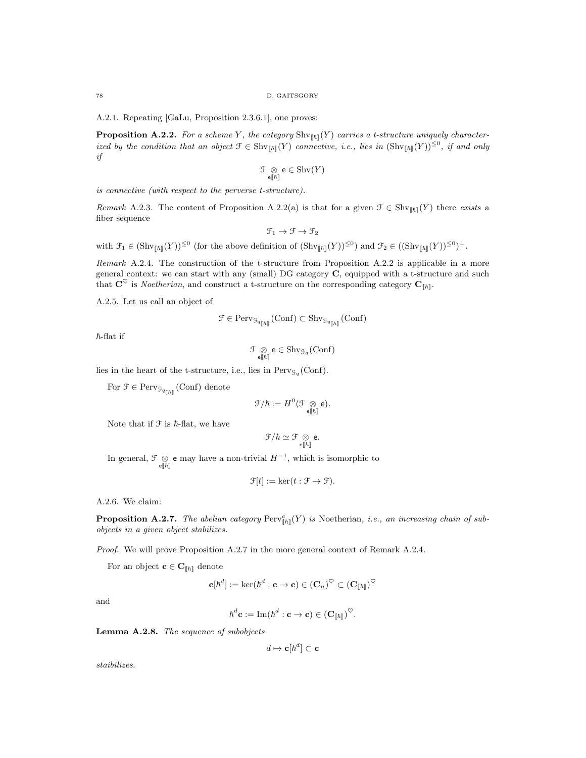A.2.1. Repeating [GaLu, Proposition 2.3.6.1], one proves:

**Proposition A.2.2.** *For a scheme $Y$, the category $\mathrm{Shv}_{[\![\hbar]\!]}(Y)$ carries a t-structure uniquely characterized by the condition that an object $\mathcal{F} \in \mathrm{Shv}_{[\![\hbar]\!]}(Y)$ connective, i.e., lies in $(\mathrm{Shv}_{[\![\hbar]\!]}(Y))^{\leq 0}$, if and only if*

$$\mathcal{F} \underset{\mathsf{e}[\![\hbar]\!]}{\otimes} \mathsf{e} \in \mathrm{Shv}(Y)$$

*is connective (with respect to the perverse t-structure).*

*Remark* A.2.3. The content of Proposition A.2.2(a) is that for a given $\mathcal{F} \in \mathrm{Shv}_{[\![\hbar]\!]}(Y)$ there *exists* a fiber sequence

$$\mathcal{F}_1 \to \mathcal{F} \to \mathcal{F}_2$$

with $\mathcal{F}_1 \in (\mathrm{Shv}_{[\![\hbar]\!]}(Y))^{\leq 0}$ (for the above definition of $(\mathrm{Shv}_{[\![\hbar]\!]}(Y))^{\leq 0}$) and $\mathcal{F}_2 \in ((\mathrm{Shv}_{[\![\hbar]\!]}(Y))^{\leq 0})^{\perp}$.

*Remark* A.2.4. The construction of the t-structure from Proposition A.2.2 is applicable in a more general context: we can start with any (small) DG category $\mathbf{C}$, equipped with a t-structure and such that $\mathbf{C}^{\heartsuit}$ is *Noetherian*, and construct a t-structure on the corresponding category $\mathbf{C}_{[\![\hbar]\!]}$.

A.2.5. Let us call an object of

$$\mathcal{F} \in \mathrm{Perv}_{\mathcal{G}_{q_{[\![\hbar]\!]}}}(\mathrm{Conf}) \subset \mathrm{Shv}_{\mathcal{G}_{q_{[\![\hbar]\!]}}}(\mathrm{Conf})$$

$\hbar$-flat if

$$\mathcal{F} \underset{\mathsf{e}[\![\hbar]\!]}{\otimes} \mathsf{e} \in \mathrm{Shv}_{\mathcal{G}_q}(\mathrm{Conf})$$

lies in the heart of the t-structure, i.e., lies in $\mathrm{Perv}_{\mathcal{G}_q}(\mathrm{Conf})$.

For $\mathcal{F} \in \mathrm{Perv}_{\mathcal{G}_{q_{[\![\hbar]\!]}}}(\mathrm{Conf})$ denote

$$\mathcal{F}/\hbar := H^0(\mathcal{F} \underset{\mathsf{e}[\![\hbar]\!]}{\otimes} \mathsf{e}).$$

Note that if $\mathcal{F}$ is $\hbar$-flat, we have

$$\mathcal{F}/\hbar \simeq \mathcal{F} \underset{\mathsf{e}[\![\hbar]\!]}{\otimes} \mathsf{e}.$$

In general, $\mathcal{F} \underset{\mathsf{e}[\![\hbar]\!]}{\otimes} \mathsf{e}$ may have a non-trivial $H^{-1}$, which is isomorphic to

$$\mathcal{F}[t] := \ker(t : \mathcal{F} \to \mathcal{F}).$$

A.2.6. We claim:

**Proposition A.2.7.** *The abelian category $\mathrm{Perv}^c_{[\![\hbar]\!]}(Y)$ is* Noetherian, *i.e., an increasing chain of subobjects in a given object stabilizes.*

*Proof.* We will prove Proposition A.2.7 in the more general context of Remark A.2.4.

For an object $\mathbf{c} \in \mathbf{C}_{[\![\hbar]\!]}$ denote

$$\mathbf{c}[\hbar^d] := \ker(\hbar^d : \mathbf{c} \to \mathbf{c}) \in (\mathbf{C}_n)^{\heartsuit} \subset (\mathbf{C}_{[\![\hbar]\!]})^{\heartsuit}$$

and

$$\hbar^d \mathbf{c} := \mathrm{Im}(\hbar^d : \mathbf{c} \to \mathbf{c}) \in (\mathbf{C}_{[\![\hbar]\!]})^{\heartsuit}.$$

**Lemma A.2.8.** *The sequence of subobjects*

$$d \mapsto \mathbf{c}[\hbar^d] \subset \mathbf{c}$$

*staibilizes.*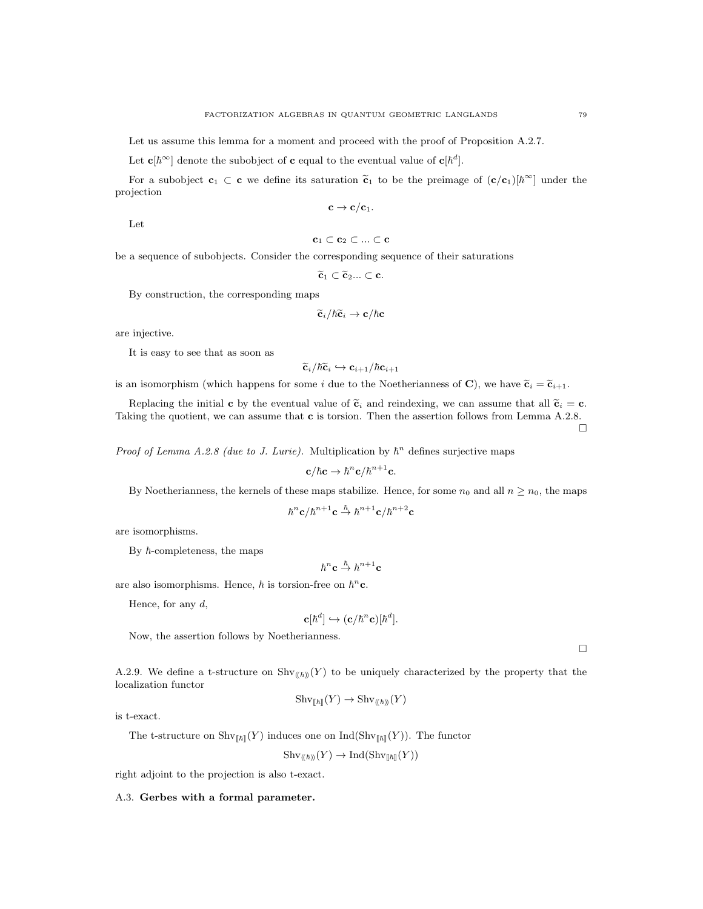Let us assume this lemma for a moment and proceed with the proof of Proposition A.2.7.

Let $\mathbf{c}[\hbar^\infty]$ denote the subobject of $\mathbf{c}$ equal to the eventual value of $\mathbf{c}[\hbar^d]$.

For a subobject $\mathbf{c}_1 \subset \mathbf{c}$ we define its saturation $\widetilde{\mathbf{c}}_1$ to be the preimage of $(\mathbf{c}/\mathbf{c}_1)[\hbar^\infty]$ under the projection

$$\mathbf{c} \to \mathbf{c}/\mathbf{c}_1.$$

Let

$$\mathbf{c}_1 \subset \mathbf{c}_2 \subset ... \subset \mathbf{c}$$

be a sequence of subobjects. Consider the corresponding sequence of their saturations

$$\widetilde{\mathbf{c}}_1 \subset \widetilde{\mathbf{c}}_2 ... \subset \mathbf{c}.$$

By construction, the corresponding maps

$$\widetilde{\mathbf{c}}_i/\hbar\widetilde{\mathbf{c}}_i \to \mathbf{c}/\hbar\mathbf{c}$$

are injective.

It is easy to see that as soon as

$$\widetilde{\mathbf{c}}_i/\hbar\widetilde{\mathbf{c}}_i \hookrightarrow \mathbf{c}_{i+1}/\hbar\mathbf{c}_{i+1}$$

is an isomorphism (which happens for some $i$ due to the Noetherianness of $\mathbf{C}$), we have $\widetilde{\mathbf{c}}_i = \widetilde{\mathbf{c}}_{i+1}$.

Replacing the initial $\mathbf{c}$ by the eventual value of $\widetilde{\mathbf{c}}_i$ and reindexing, we can assume that all $\widetilde{\mathbf{c}}_i = \mathbf{c}$. Taking the quotient, we can assume that $\mathbf{c}$ is torsion. Then the assertion follows from Lemma A.2.8. $\square$

*Proof of Lemma A.2.8 (due to J. Lurie).* Multiplication by $\hbar^n$ defines surjective maps

$$\mathbf{c}/\hbar\mathbf{c} \to \hbar^n\mathbf{c}/\hbar^{n+1}\mathbf{c}.$$

By Noetherianness, the kernels of these maps stabilize. Hence, for some $n_0$ and all $n \geq n_0$, the maps

$$\hbar^n\mathbf{c}/\hbar^{n+1}\mathbf{c} \xrightarrow{\hbar} \hbar^{n+1}\mathbf{c}/\hbar^{n+2}\mathbf{c}$$

are isomorphisms.

By $\hbar$-completeness, the maps

$$\hbar^n\mathbf{c} \xrightarrow{\hbar} \hbar^{n+1}\mathbf{c}$$

are also isomorphisms. Hence, $\hbar$ is torsion-free on $\hbar^n\mathbf{c}$.

Hence, for any $d$,

$$\mathbf{c}[\hbar^d] \hookrightarrow (\mathbf{c}/\hbar^n\mathbf{c})[\hbar^d].$$

Now, the assertion follows by Noetherianness. $\square$

A.2.9. We define a t-structure on $\mathrm{Shv}_{(\!(\hbar)\!)}(Y)$ to be uniquely characterized by the property that the localization functor

$$\mathrm{Shv}_{[\![\hbar]\!]}(Y) \to \mathrm{Shv}_{(\!(\hbar)\!)}(Y)$$

is t-exact.

The t-structure on $\mathrm{Shv}_{[\![\hbar]\!]}(Y)$ induces one on $\mathrm{Ind}(\mathrm{Shv}_{[\![\hbar]\!]}(Y))$. The functor

$$\mathrm{Shv}_{(\!(\hbar)\!)}(Y) \to \mathrm{Ind}(\mathrm{Shv}_{[\![\hbar]\!]}(Y))$$

right adjoint to the projection is also t-exact.

## A.3. **Gerbes with a formal parameter.**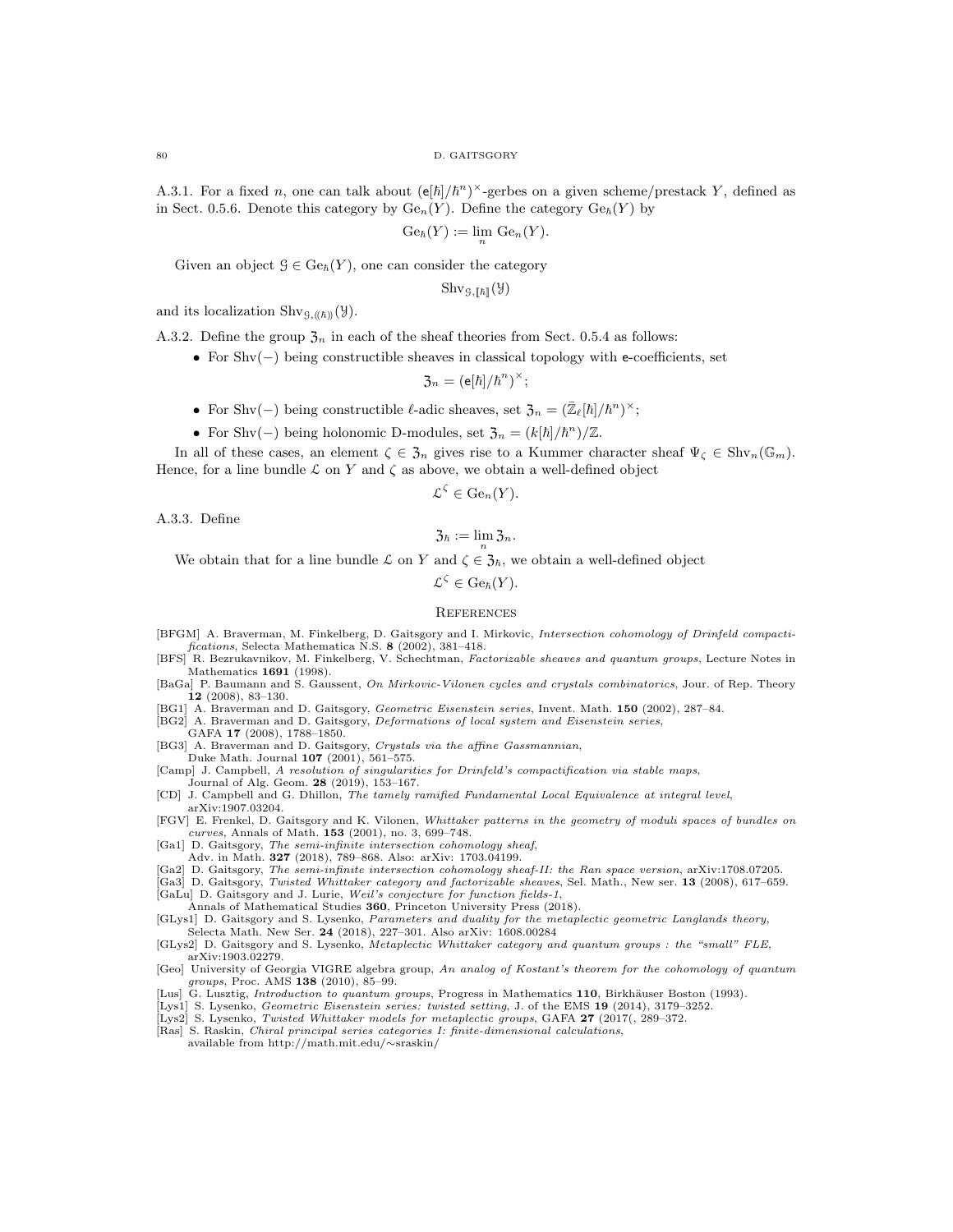A.3.1. For a fixed $n$, one can talk about $(\mathsf{e}[\hbar]/\hbar^n)^\times$-gerbes on a given scheme/prestack $Y$, defined as in Sect. 0.5.6. Denote this category by $\mathrm{Ge}_n(Y)$. Define the category $\mathrm{Ge}_\hbar(Y)$ by

$$\mathrm{Ge}_\hbar(Y) := \lim_n \mathrm{Ge}_n(Y).$$

Given an object $\mathcal{G} \in \mathrm{Ge}_\hbar(Y)$, one can consider the category

$$\mathrm{Shv}_{\mathcal{G},[\![\hbar]\!]}(\mathcal{Y})$$

and its localization $\mathrm{Shv}_{\mathcal{G},(\!(\hbar)\!)}(\mathcal{Y})$.

A.3.2. Define the group $\mathfrak{Z}_n$ in each of the sheaf theories from Sect. 0.5.4 as follows:

- For $\mathrm{Shv}(-)$ being constructible sheaves in classical topology with $\mathsf{e}$-coefficients, set

$$\mathfrak{Z}_n = (\mathsf{e}[\hbar]/\hbar^n)^\times;$$

- For $\mathrm{Shv}(-)$ being constructible $\ell$-adic sheaves, set $\mathfrak{Z}_n = (\bar{\mathbb{Z}}_\ell[\hbar]/\hbar^n)^\times$;
- For $\mathrm{Shv}(-)$ being holonomic D-modules, set $\mathfrak{Z}_n = (k[\hbar]/\hbar^n)/\mathbb{Z}$.

In all of these cases, an element $\zeta \in \mathfrak{Z}_n$ gives rise to a Kummer character sheaf $\Psi_\zeta \in \mathrm{Shv}_n(\mathbb{G}_m)$. Hence, for a line bundle $\mathcal{L}$ on $Y$ and $\zeta$ as above, we obtain a well-defined object

$$\mathcal{L}^\zeta \in \mathrm{Ge}_n(Y).$$

A.3.3. Define

$$\mathfrak{Z}_\hbar := \lim_n \mathfrak{Z}_n.$$

We obtain that for a line bundle $\mathcal{L}$ on $Y$ and $\zeta \in \mathfrak{Z}_\hbar$, we obtain a well-defined object

$$\mathcal{L}^\zeta \in \mathrm{Ge}_\hbar(Y).$$

## References

[BFGM] A. Braverman, M. Finkelberg, D. Gaitsgory and I. Mirkovic, *Intersection cohomology of Drinfeld compactifications*, Selecta Mathematica N.S. **8** (2002), 381–418.

[BFS] R. Bezrukavnikov, M. Finkelberg, V. Schechtman, *Factorizable sheaves and quantum groups*, Lecture Notes in Mathematics **1691** (1998).

[BaGa] P. Baumann and S. Gaussent, *On Mirkovic-Vilonen cycles and crystals combinatorics*, Jour. of Rep. Theory **12** (2008), 83–130.

[BG1] A. Braverman and D. Gaitsgory, *Geometric Eisenstein series*, Invent. Math. **150** (2002), 287–84.

[BG2] A. Braverman and D. Gaitsgory, *Deformations of local system and Eisenstein series*, GAFA **17** (2008), 1788–1850.

[BG3] A. Braverman and D. Gaitsgory, *Crystals via the affine Gassmannian*, Duke Math. Journal **107** (2001), 561–575.

[Camp] J. Campbell, *A resolution of singularities for Drinfeld's compactification via stable maps*, Journal of Alg. Geom. **28** (2019), 153–167.

[CD] J. Campbell and G. Dhillon, *The tamely ramified Fundamental Local Equivalence at integral level*, arXiv:1907.03204.

[FGV] E. Frenkel, D. Gaitsgory and K. Vilonen, *Whittaker patterns in the geometry of moduli spaces of bundles on curves*, Annals of Math. **153** (2001), no. 3, 699–748.

[Ga1] D. Gaitsgory, *The semi-infinite intersection cohomology sheaf*, Adv. in Math. **327** (2018), 789–868. Also: arXiv: 1703.04199.

[Ga2] D. Gaitsgory, *The semi-infinite intersection cohomology sheaf-II: the Ran space version*, arXiv:1708.07205.

[Ga3] D. Gaitsgory, *Twisted Whittaker category and factorizable sheaves*, Sel. Math., New ser. **13** (2008), 617–659.

[GaLu] D. Gaitsgory and J. Lurie, *Weil's conjecture for function fields-1*, Annals of Mathematical Studies **360**, Princeton University Press (2018).

[GLys1] D. Gaitsgory and S. Lysenko, *Parameters and duality for the metaplectic geometric Langlands theory*, Selecta Math. New Ser. **24** (2018), 227–301. Also arXiv: 1608.00284

[GLys2] D. Gaitsgory and S. Lysenko, *Metaplectic Whittaker category and quantum groups : the "small" FLE*, arXiv:1903.02279.

[Geo] University of Georgia VIGRE algebra group, *An analog of Kostant's theorem for the cohomology of quantum groups*, Proc. AMS **138** (2010), 85–99.

[Lus] G. Lusztig, *Introduction to quantum groups*, Progress in Mathematics **110**, Birkhäuser Boston (1993).

[Lys1] S. Lysenko, *Geometric Eisenstein series: twisted setting*, J. of the EMS **19** (2014), 3179–3252.

[Lys2] S. Lysenko, *Twisted Whittaker models for metaplectic groups*, GAFA **27** (2017(, 289–372.

[Ras] S. Raskin, *Chiral principal series categories I: finite-dimensional calculations*, available from http://math.mit.edu/∼sraskin/